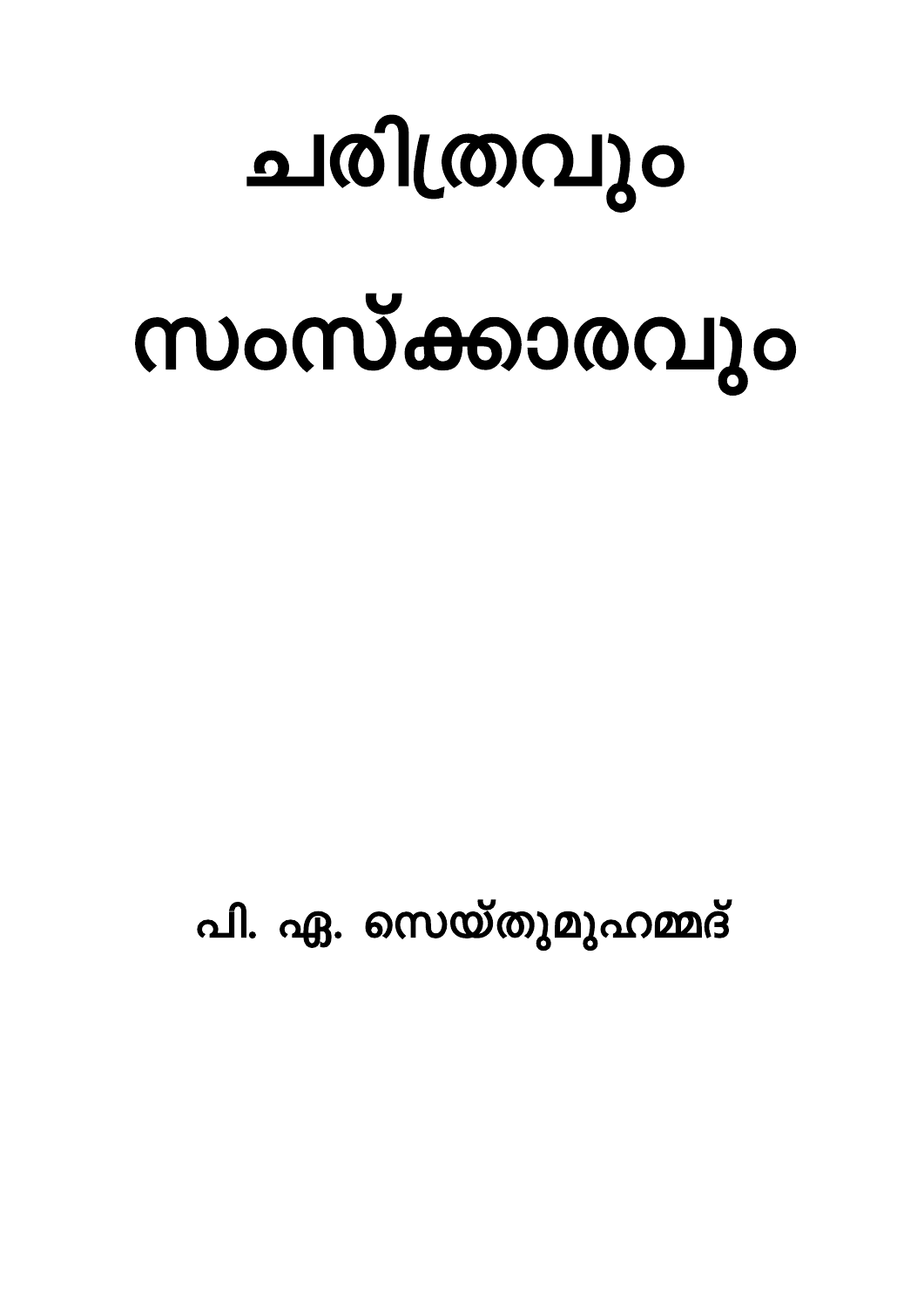# ചരിത്രവും സംസ്ക്കാരവും

**പി. ഏ. സെയ്തുമുഹമ്മദ്**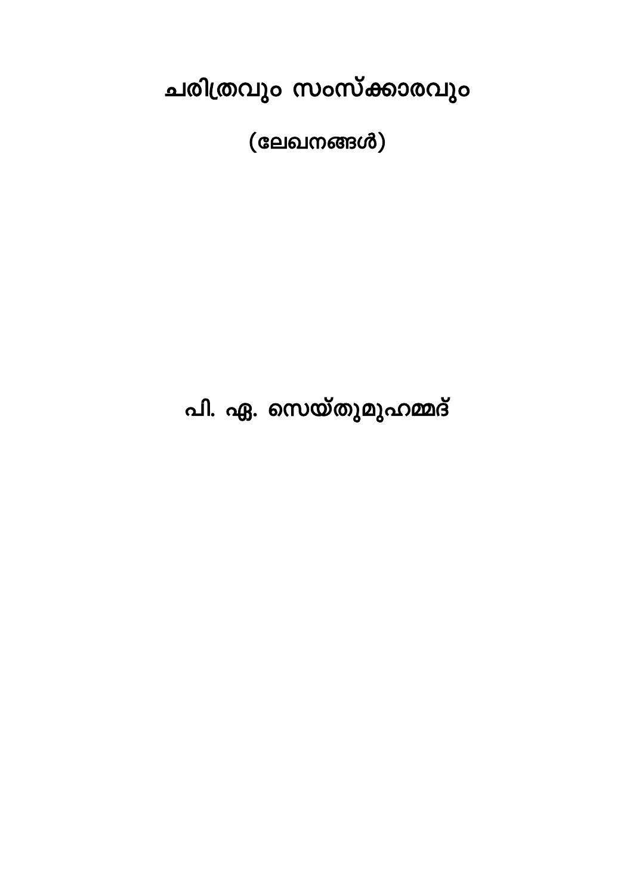# ചരിത്രവും സംസ്ക്കാരവും

## (ലേഖനങ്ങൾ)

## പി. ഏ. സെയ്തുമുഹമ്മദ്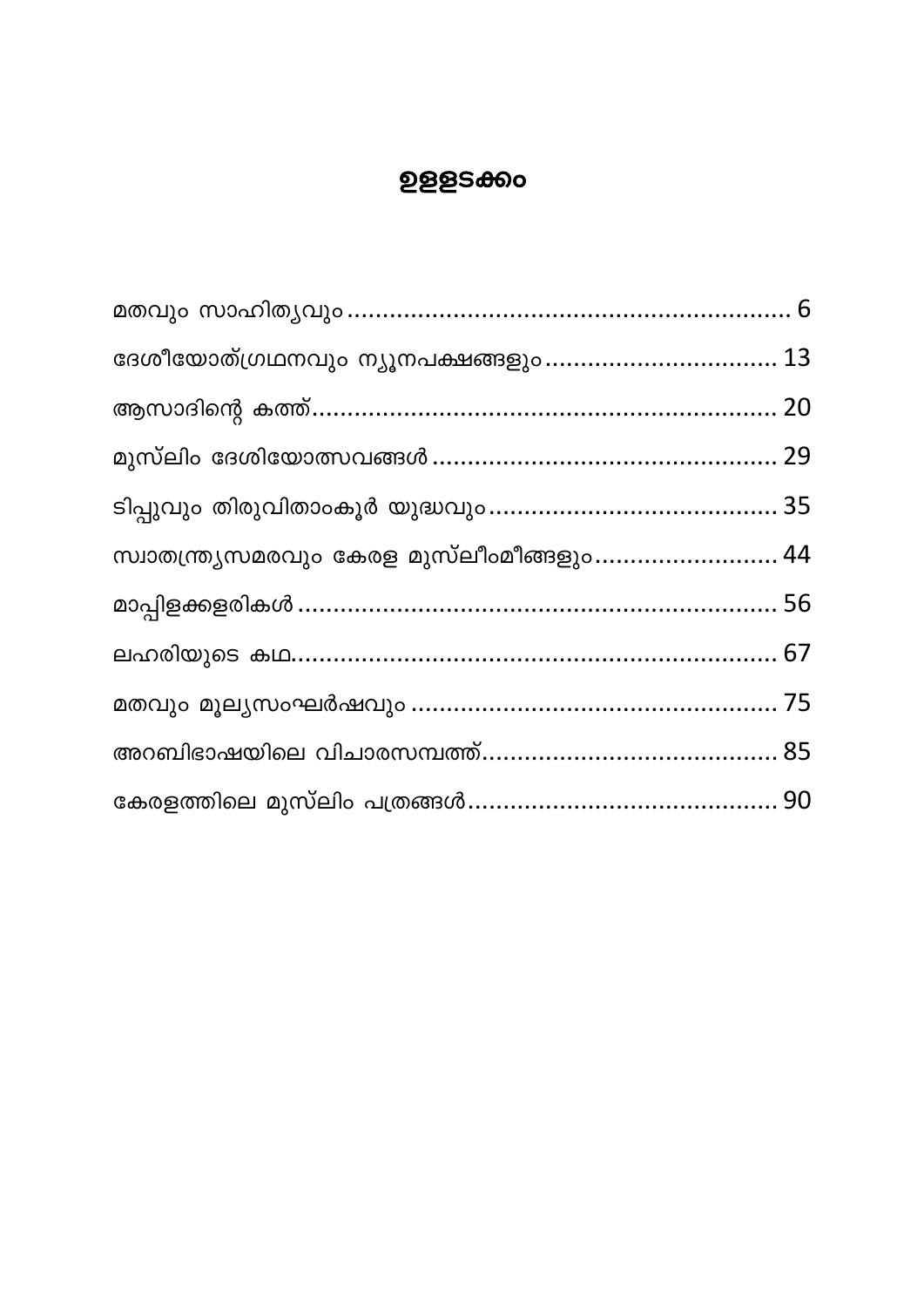# ഉള്ളടക്കം

മതവും സാഹിത്യവും ............................................................. 6

ദേശീയോത്ഗ്രഥനവും ന്യൂനപക്ഷങ്ങളും ................................ 13

ആസാദിന്റെ കത്ത്................................................................. 20

മുസ്‌ലിം ദേശിയോത്സവങ്ങൾ ................................................ 29

ടിപ്പുവും തിരുവിതാംകൂർ യുദ്ധവും........................................ 35

സ്വാതന്ത്ര്യസമരവും കേരള മുസ്‌ലീംമീങ്ങളും.......................... 44

മാപ്പിളക്കളരികൾ .................................................................. 56

ലഹരിയുടെ കഥ.................................................................... 67

മതവും മൂല്യസംഘർഷവും .................................................... 75

അറബിഭാഷയിലെ വിചാരസമ്പത്ത്......................................... 85

കേരളത്തിലെ മുസ്‌ലിം പത്രങ്ങൾ........................................... 90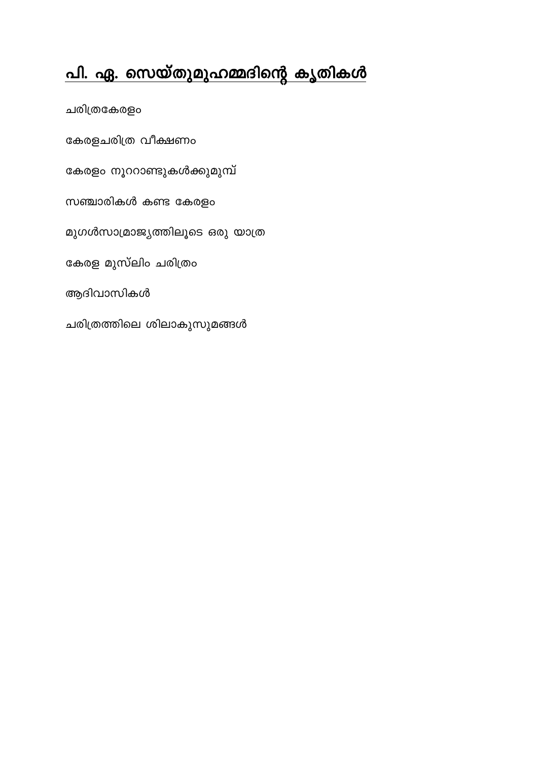# പി. ഏ. സെയ്തുമുഹമ്മദിന്റെ കൃതികൾ

ചരിത്രകേരളം

കേരളചരിത്ര വീക്ഷണം

കേരളം നൂററാണ്ടുകൾക്കുമുമ്പ്

സഞ്ചാരികൾ കണ്ട കേരളം

മുഗൾസാമ്രാജ്യത്തിലൂടെ ഒരു യാത്ര

കേരള മുസ്ലിം ചരിത്രം

ആദിവാസികൾ

ചരിത്രത്തിലെ ശിലാകുസുമങ്ങൾ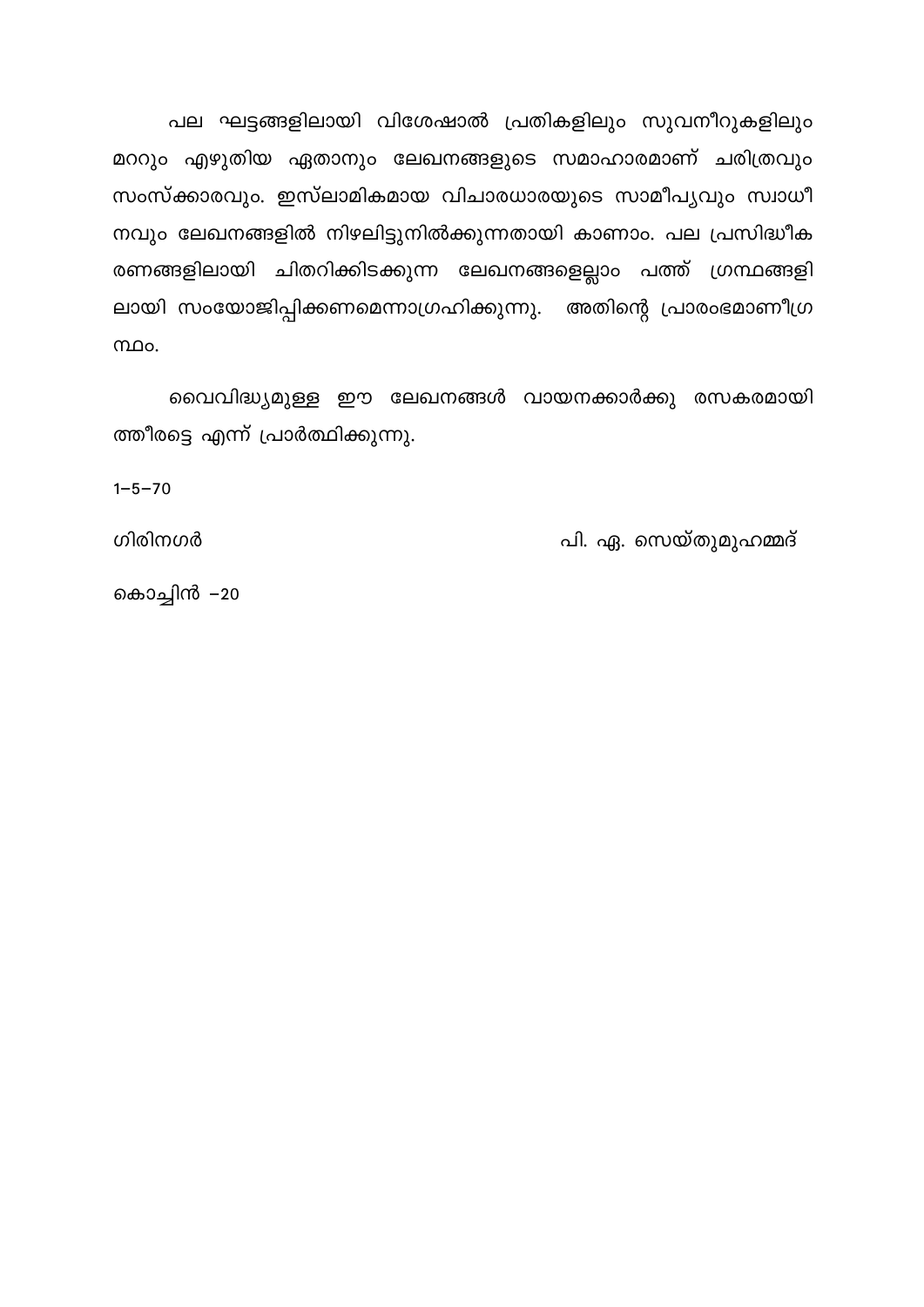പല ഘട്ടങ്ങളിലായി വിശേഷാൽ പ്രതികളിലും സുവനീറുകളിലും മററും എഴുതിയ ഏതാനും ലേഖനങ്ങളുടെ സമാഹാരമാണ് ചരിത്രവും സംസ്ക്കാരവും. ഇസ്ലാമികമായ വിചാരധാരയുടെ സാമീപ്യവും സ്വാധീനവും ലേഖനങ്ങളിൽ നിഴലിട്ടുനിൽക്കുന്നതായി കാണാം. പല പ്രസിദ്ധീകരണങ്ങളിലായി ചിതറിക്കിടക്കുന്ന ലേഖനങ്ങളെല്ലാം പത്ത് ഗ്രന്ഥങ്ങളിലായി സംയോജിപ്പിക്കണമെന്നാഗ്രഹിക്കുന്നു. അതിന്റെ പ്രാരംഭമാണീഗ്രന്ഥം.

വൈവിദ്ധ്യമുള്ള ഈ ലേഖനങ്ങൾ വായനക്കാർക്കു രസകരമായിത്തീരട്ടെ എന്ന് പ്രാർത്ഥിക്കുന്നു.

1–5–70

ഗിരിനഗർ　　　　　　　　　　　　　　　　　　പി. ഏ. സെയ്തുമുഹമ്മദ്

കൊച്ചിൻ –20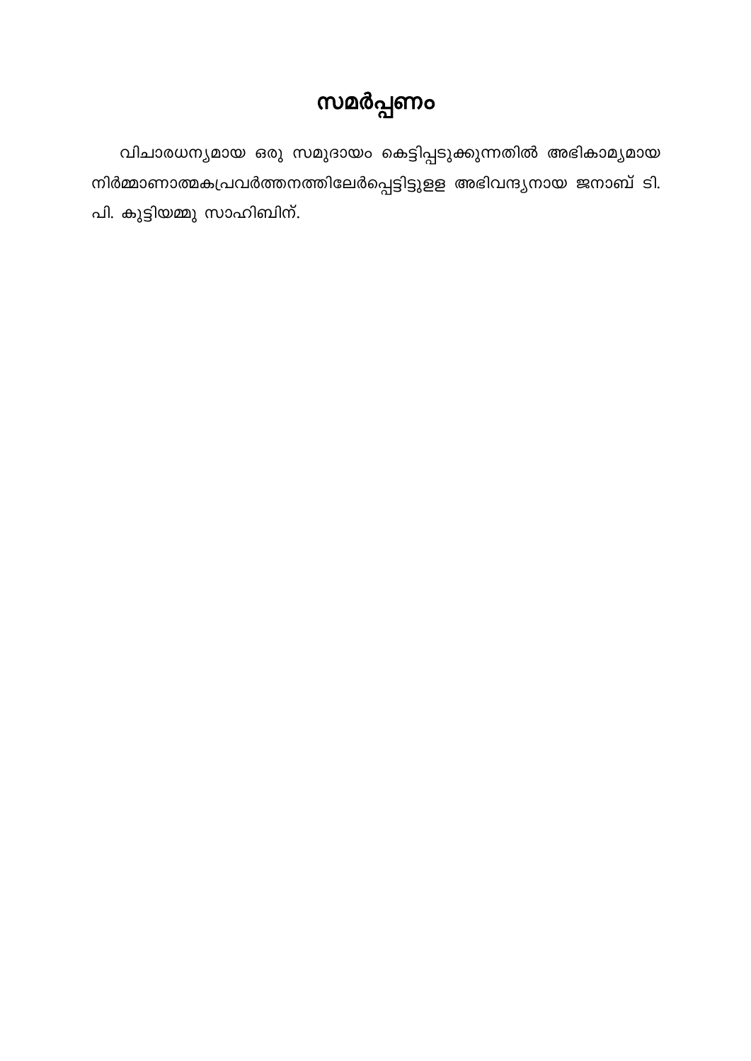# സമർപ്പണം

വിചാരധന്യമായ ഒരു സമുദായം കെട്ടിപ്പടുക്കുന്നതിൽ അഭികാമ്യമായ നിർമ്മാണാത്മകപ്രവർത്തനത്തിലേർപ്പെട്ടിട്ടുള്ള അഭിവന്ദ്യനായ ജനാബ് ടി. പി. കുട്ടിയമ്മു സാഹിബിന്.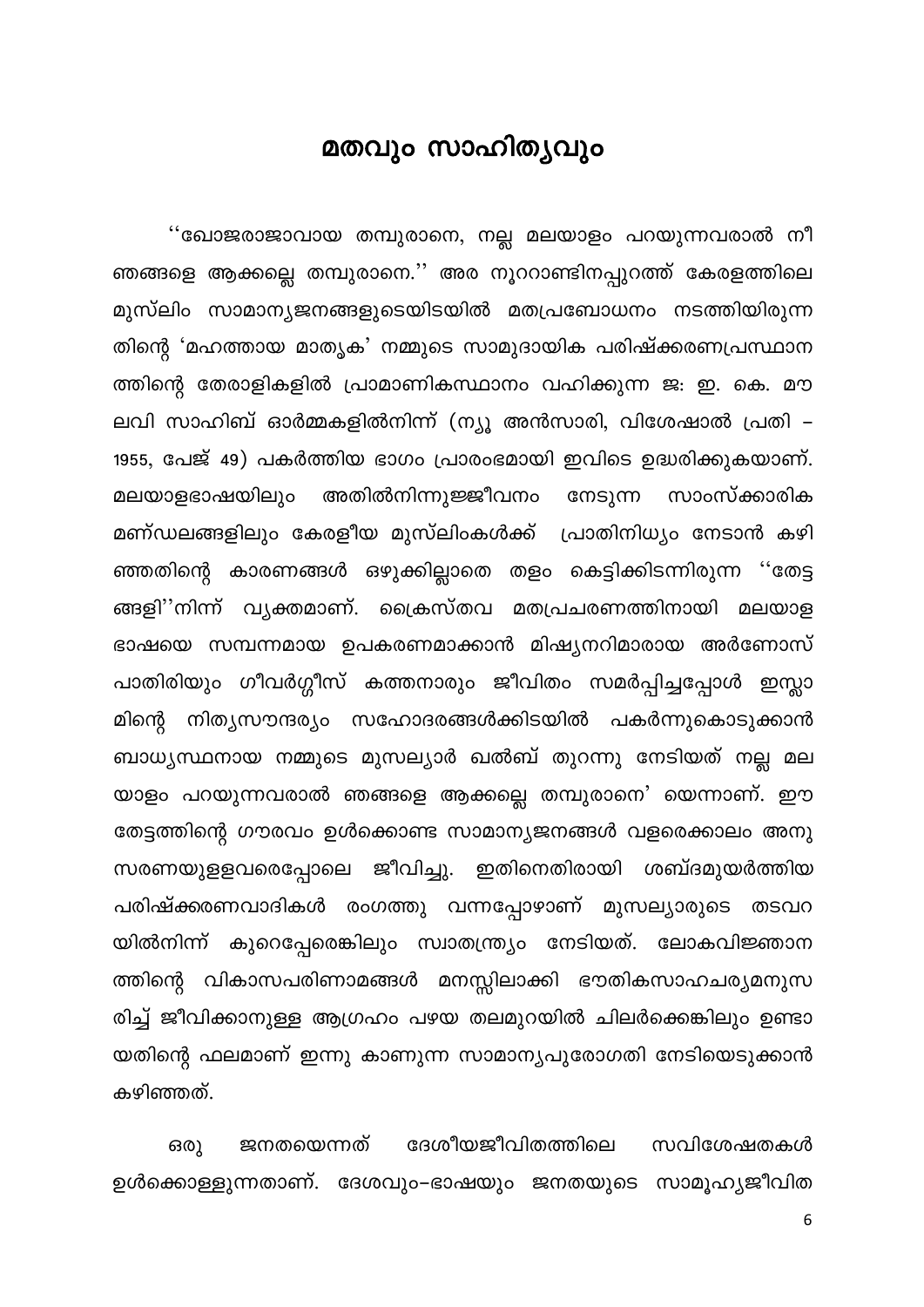# മതവും സാഹിത്യവും

''ഖോജരാജാവായ തമ്പുരാനെ, നല്ല മലയാളം പറയുന്നവരാൽ നീ ഞങ്ങളെ ആക്കല്ലെ തമ്പുരാനെ.'' അര നൂററാണ്ടിനപ്പുറത്ത് കേരളത്തിലെ മുസ്‌ലിം സാമാന്യജനങ്ങളുടെയിടയിൽ മതപ്രബോധനം നടത്തിയിരുന്നതിന്റെ 'മഹത്തായ മാതൃക' നമ്മുടെ സാമുദായിക പരിഷ്ക്കരണപ്രസ്ഥാനത്തിന്റെ തേരാളികളിൽ പ്രാമാണികസ്ഥാനം വഹിക്കുന്ന ജ: ഇ. കെ. മൗലവി സാഹിബ് ഓർമ്മകളിൽനിന്ന് (ന്യൂ അൻസാരി, വിശേഷാൽ പ്രതി – 1955, പേജ് 49) പകർത്തിയ ഭാഗം പ്രാരംഭമായി ഇവിടെ ഉദ്ധരിക്കുകയാണ്. മലയാളഭാഷയിലും അതിൽനിന്നുജ്ജീവനം നേടുന്ന സാംസ്ക്കാരിക മണ്ഡലങ്ങളിലും കേരളീയ മുസ്‌ലിംകൾക്ക് പ്രാതിനിധ്യം നേടാൻ കഴിഞ്ഞതിന്റെ കാരണങ്ങൾ ഒഴുക്കില്ലാതെ തളം കെട്ടിക്കിടന്നിരുന്ന ''തേട്ടങ്ങളി''നിന്ന് വ്യക്തമാണ്. ക്രൈസ്തവ മതപ്രചരണത്തിനായി മലയാള ഭാഷയെ സമ്പന്നമായ ഉപകരണമാക്കാൻ മിഷ്യനറിമാരായ അർണോസ് പാതിരിയും ഗീവർഗ്ഗീസ് കത്തനാരും ജീവിതം സമർപ്പിച്ചപ്പോൾ ഇസ്ലാമിന്റെ നിത്യസൗന്ദര്യം സഹോദരങ്ങൾക്കിടയിൽ പകർന്നുകൊടുക്കാൻ ബാധ്യസ്ഥനായ നമ്മുടെ മുസല്യാർ ഖൽബ് തുറന്നു നേടിയത് നല്ല മലയാളം പറയുന്നവരാൽ ഞങ്ങളെ ആക്കല്ലെ തമ്പുരാനെ' യെന്നാണ്. ഈ തേട്ടത്തിന്റെ ഗൗരവം ഉൾക്കൊണ്ട സാമാന്യജനങ്ങൾ വളരെക്കാലം അനുസരണയുള്ളവരെപ്പോലെ ജീവിച്ചു. ഇതിനെതിരായി ശബ്ദമുയർത്തിയ പരിഷ്ക്കരണവാദികൾ രംഗത്തു വന്നപ്പോഴാണ് മുസല്യാരുടെ തടവറയിൽനിന്ന് കുറെപ്പേരെങ്കിലും സ്വാതന്ത്ര്യം നേടിയത്. ലോകവിജ്ഞാനത്തിന്റെ വികാസപരിണാമങ്ങൾ മനസ്സിലാക്കി ഭൗതികസാഹചര്യമനുസരിച്ച് ജീവിക്കാനുള്ള ആഗ്രഹം പഴയ തലമുറയിൽ ചിലർക്കെങ്കിലും ഉണ്ടായതിന്റെ ഫലമാണ് ഇന്നു കാണുന്ന സാമാന്യപുരോഗതി നേടിയെടുക്കാൻ കഴിഞ്ഞത്.

ഒരു ജനതയെന്നത് ദേശീയജീവിതത്തിലെ സവിശേഷതകൾ ഉൾക്കൊള്ളുന്നതാണ്. ദേശവും–ഭാഷയും ജനതയുടെ സാമൂഹ്യജീവിത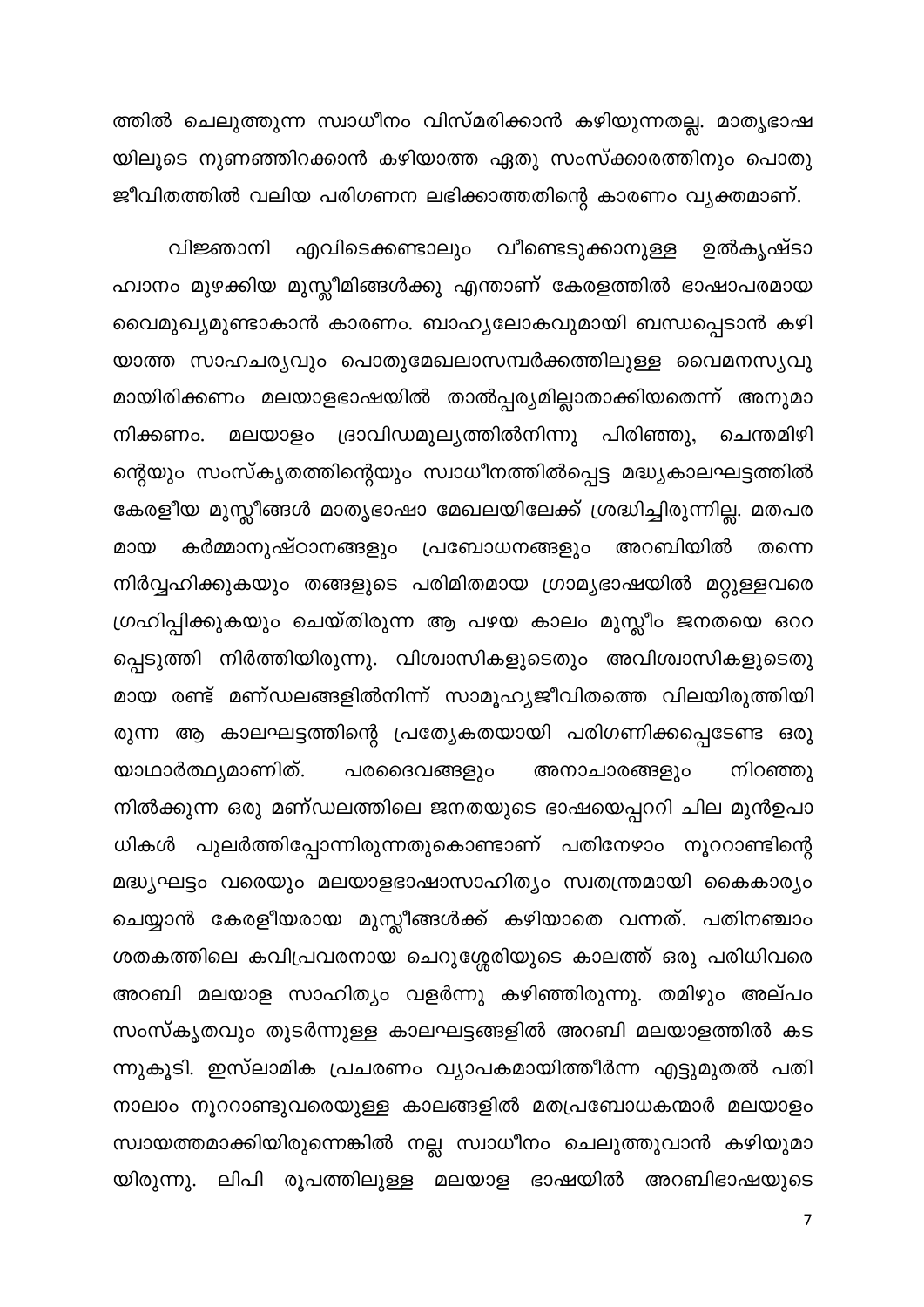ത്തിൽ ചെലുത്തുന്ന സ്വാധീനം വിസ്മരിക്കാൻ കഴിയുന്നതല്ല. മാതൃഭാഷയിലൂടെ നുണഞ്ഞിറക്കാൻ കഴിയാത്ത ഏതു സംസ്ക്കാരത്തിനും പൊതുജീവിതത്തിൽ വലിയ പരിഗണന ലഭിക്കാത്തതിന്റെ കാരണം വ്യക്തമാണ്.

വിജ്ഞാനി എവിടെക്കണ്ടാലും വീണ്ടെടുക്കാനുള്ള ഉൽകൃഷ്ടാഹ്വാനം മുഴക്കിയ മുസ്ലീമിങ്ങൾക്കു എന്താണ് കേരളത്തിൽ ഭാഷാപരമായ വൈമുഖ്യമുണ്ടാകാൻ കാരണം. ബാഹ്യലോകവുമായി ബന്ധപ്പെടാൻ കഴിയാത്ത സാഹചര്യവും പൊതുമേഖലാസമ്പർക്കത്തിലുള്ള വൈമനസ്യവുമായിരിക്കണം മലയാളഭാഷയിൽ താൽപ്പര്യമില്ലാതാക്കിയതെന്ന് അനുമാനിക്കണം. മലയാളം ദ്രാവിഡമൂല്യത്തിൽനിന്നു പിരിഞ്ഞു, ചെന്തമിഴിന്റെയും സംസ്കൃതത്തിന്റെയും സ്വാധീനത്തിൽപ്പെട്ട മദ്ധ്യകാലഘട്ടത്തിൽ കേരളീയ മുസ്ലീങ്ങൾ മാതൃഭാഷാ മേഖലയിലേക്ക് ശ്രദ്ധിച്ചിരുന്നില്ല. മതപരമായ കർമ്മാനുഷ്ഠാനങ്ങളും പ്രബോധനങ്ങളും അറബിയിൽ തന്നെ നിർവ്വഹിക്കുകയും തങ്ങളുടെ പരിമിതമായ ഗ്രാമ്യഭാഷയിൽ മറ്റുള്ളവരെ ഗ്രഹിപ്പിക്കുകയും ചെയ്തിരുന്ന ആ പഴയ കാലം മുസ്ലീം ജനതയെ ഒററപ്പെടുത്തി നിർത്തിയിരുന്നു. വിശ്വാസികളുടെതും അവിശ്വാസികളുടെതുമായ രണ്ട് മണ്ഡലങ്ങളിൽനിന്ന് സാമൂഹ്യജീവിതത്തെ വിലയിരുത്തിയിരുന്ന ആ കാലഘട്ടത്തിന്റെ പ്രത്യേകതയായി പരിഗണിക്കപ്പെടേണ്ട ഒരു യാഥാർത്ഥ്യമാണിത്. പരദൈവങ്ങളും അനാചാരങ്ങളും നിറഞ്ഞുനിൽക്കുന്ന ഒരു മണ്ഡലത്തിലെ ജനതയുടെ ഭാഷയെപ്പററി ചില മുൻഉപാധികൾ പുലർത്തിപ്പോന്നിരുന്നതുകൊണ്ടാണ് പതിനേഴാം നൂററാണ്ടിന്റെ മദ്ധ്യഘട്ടം വരെയും മലയാളഭാഷാസാഹിത്യം സ്വതന്ത്രമായി കൈകാര്യം ചെയ്യാൻ കേരളീയരായ മുസ്ലീങ്ങൾക്ക് കഴിയാതെ വന്നത്. പതിനഞ്ചാം ശതകത്തിലെ കവിപ്രവരനായ ചെറുശ്ശേരിയുടെ കാലത്ത് ഒരു പരിധിവരെ അറബി മലയാള സാഹിത്യം വളർന്നു കഴിഞ്ഞിരുന്നു. തമിഴും അല്പം സംസ്കൃതവും തുടർന്നുള്ള കാലഘട്ടങ്ങളിൽ അറബി മലയാളത്തിൽ കടന്നുകൂടി. ഇസ്ലാമിക പ്രചരണം വ്യാപകമായിത്തീർന്ന എട്ടുമുതൽ പതിനാലാം നൂററാണ്ടുവരെയുള്ള കാലങ്ങളിൽ മതപ്രബോധകന്മാർ മലയാളം സ്വായത്തമാക്കിയിരുന്നെങ്കിൽ നല്ല സ്വാധീനം ചെലുത്തുവാൻ കഴിയുമായിരുന്നു. ലിപി രൂപത്തിലുള്ള മലയാള ഭാഷയിൽ അറബിഭാഷയുടെ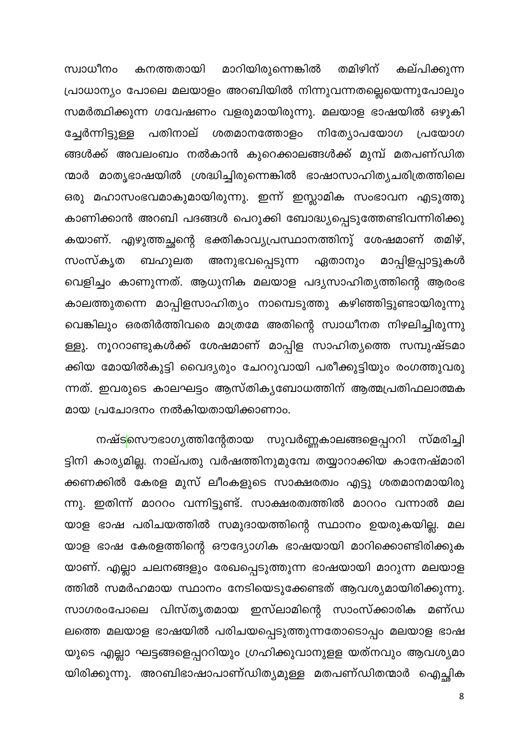സ്വാധീനം കനത്തതായി മാറിയിരുന്നെങ്കിൽ തമിഴിന് കല്പിക്കുന്ന പ്രാധാന്യം പോലെ മലയാളം അറബിയിൽ നിന്നുവന്നതല്ലെയെന്നുപോലും സമർത്ഥിക്കുന്ന ഗവേഷണം വളരുമായിരുന്നു. മലയാള ഭാഷയിൽ ഒഴുകി ച്ചേർന്നിട്ടുള്ള പതിനാല് ശതമാനത്തോളം നിത്യോപയോഗ പ്രയോഗ ങ്ങൾക്ക് അവലംബം നൽകാൻ കുറെക്കാലങ്ങൾക്ക് മുമ്പ് മതപണ്ഡിത ന്മാർ മാതൃഭാഷയിൽ ശ്രദ്ധിച്ചിരുന്നെങ്കിൽ ഭാഷാസാഹിത്യചരിത്രത്തിലെ ഒരു മഹാസംഭവമാകുമായിരുന്നു. ഇന്ന് ഇസ്ലാമിക സംഭാവന എടുത്തു കാണിക്കാൻ അറബി പദങ്ങൾ പെറുക്കി ബോദ്ധ്യപ്പെടുത്തേണ്ടിവന്നിരിക്കു കയാണ്. എഴുത്തച്ഛന്റെ ഭക്തികാവ്യപ്രസ്ഥാനത്തിനു് ശേഷമാണ് തമിഴ്, സംസ്കൃത ബഹുലത അനുഭവപ്പെടുന്ന ഏതാനും മാപ്പിളപ്പാട്ടുകൾ വെളിച്ചം കാണുന്നത്. ആധുനിക മലയാള പദ്യസാഹിത്യത്തിന്റെ ആരംഭ കാലത്തുതന്നെ മാപ്പിളസാഹിത്യം നാമ്പെടുത്തു കഴിഞ്ഞിട്ടുണ്ടായിരുന്നു വെങ്കിലും ഒരതിർത്തിവരെ മാത്രമേ അതിന്റെ സ്വാധീനത നിഴലിച്ചിരുന്നു ള്ളു. നൂററാണ്ടുകൾക്ക് ശേഷമാണ് മാപ്പിള സാഹിത്യത്തെ സമ്പുഷ്ടമാ ക്കിയ മോയിൽകുട്ടി വൈദ്യരും ചേററുവായി പരീക്കുട്ടിയും രംഗത്തുവരു ന്നത്. ഇവരുടെ കാലഘട്ടം ആസ്തിക്യബോധത്തിന് ആത്മപ്രതിഫലാത്മക മായ പ്രചോദനം നൽകിയതായിക്കാണാം.

നഷ്ടസൌഭാഗ്യത്തിന്റേതായ സുവർണ്ണകാലങ്ങളെപ്പററി സ്മരിച്ചി ട്ടിനി കാര്യമില്ല. നാല്പതു വർഷത്തിനുമുമ്പേ തയ്യാറാക്കിയ കാനേഷ്മാരി ക്കണക്കിൽ കേരള മുസ് ലീംകളുടെ സാക്ഷരത്വം എട്ടു ശതമാനമായിരു ന്നു. ഇതിന്ന് മാററം വന്നിട്ടുണ്ട്. സാക്ഷരത്വത്തിൽ മാററം വന്നാൽ മല യാള ഭാഷ പരിചയത്തിൽ സമുദായത്തിന്റെ സ്ഥാനം ഉയരുകയില്ല. മല യാള ഭാഷ കേരളത്തിന്റെ ഔദ്യോഗിക ഭാഷയായി മാറിക്കൊണ്ടിരിക്കുക യാണ്. എല്ലാ ചലനങ്ങളും രേഖപ്പെടുത്തുന്ന ഭാഷയായി മാറുന്ന മലയാള ത്തിൽ സമർഹമായ സ്ഥാനം നേടിയെടുക്കേണ്ടത് ആവശ്യമായിരിക്കുന്നു. സാഗരംപോലെ വിസ്തൃതമായ ഇസ്ലാമിന്റെ സാംസ്ക്കാരിക മണ്ഡ ലത്തെ മലയാള ഭാഷയിൽ പരിചയപ്പെടുത്തുന്നതോടൊപ്പം മലയാള ഭാഷ യുടെ എല്ലാ ഘട്ടങ്ങളെപ്പററിയും ഗ്രഹിക്കുവാനുളള യത്നവും ആവശ്യമാ യിരിക്കുന്നു. അറബിഭാഷാപാണ്ഡിത്യമുള്ള മതപണ്ഡിതന്മാർ ഐച്ഛിക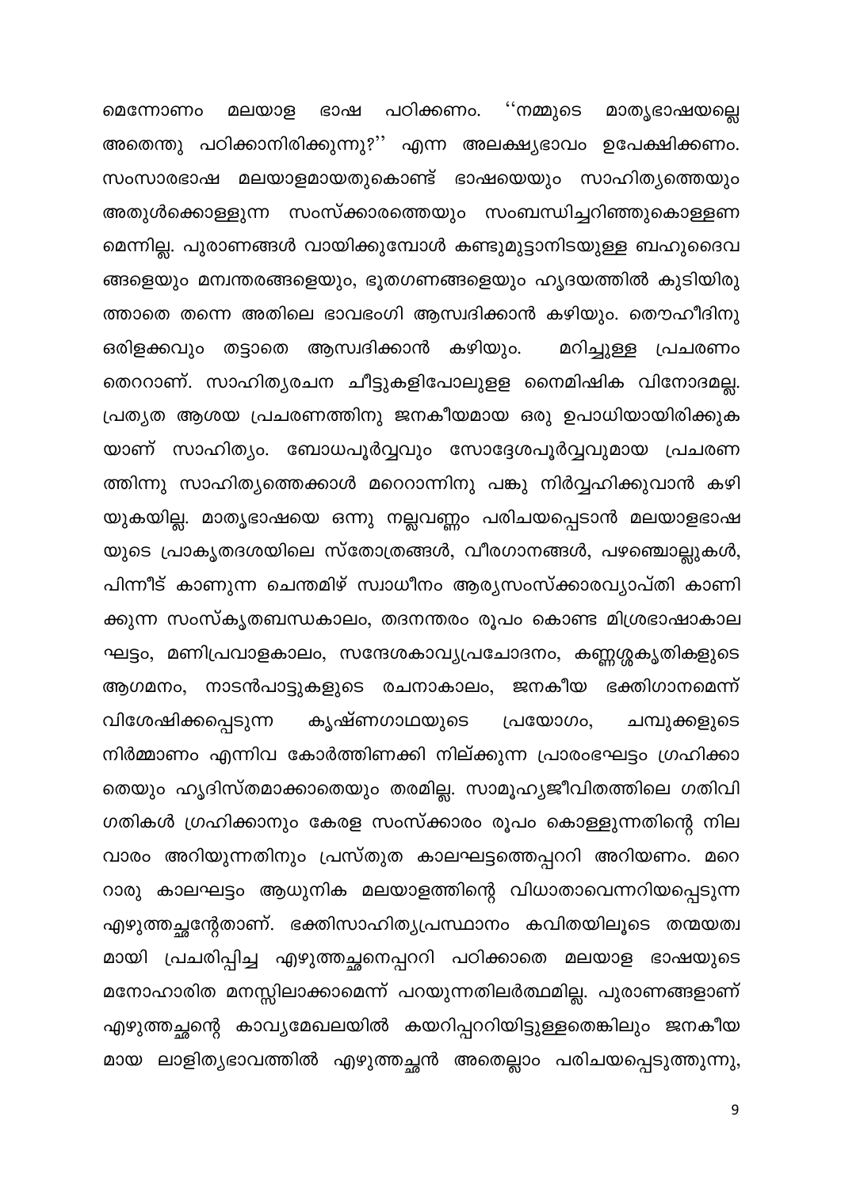മെന്നോണം മലയാള ഭാഷ പഠിക്കണം. ''നമ്മുടെ മാതൃഭാഷയല്ലെ അതെന്തു പഠിക്കാനിരിക്കുന്നു?'' എന്ന അലക്ഷ്യഭാവം ഉപേക്ഷിക്കണം. സംസാരഭാഷ മലയാളമായതുകൊണ്ട് ഭാഷയെയും സാഹിത്യത്തെയും അതുൾക്കൊള്ളുന്ന സംസ്ക്കാരത്തെയും സംബന്ധിച്ചറിഞ്ഞുകൊള്ളണമെന്നില്ല. പുരാണങ്ങൾ വായിക്കുമ്പോൾ കണ്ടുമുട്ടാനിടയുള്ള ബഹുദൈവങ്ങളെയും മന്വന്തരങ്ങളെയും, ഭൂതഗണങ്ങളെയും ഹൃദയത്തിൽ കുടിയിരുത്താതെ തന്നെ അതിലെ ഭാവഭംഗി ആസ്വദിക്കാൻ കഴിയും. തൌഹീദിനു ഒരിളക്കവും തട്ടാതെ ആസ്വദിക്കാൻ കഴിയും. മറിച്ചുള്ള പ്രചരണം തെററാണ്. സാഹിത്യരചന ചീട്ടുകളിപോലുള്ള നൈമിഷിക വിനോദമല്ല. പ്രത്യത ആശയ പ്രചരണത്തിനു ജനകീയമായ ഒരു ഉപാധിയായിരിക്കുകയാണ് സാഹിത്യം. ബോധപൂർവ്വവും സോദ്ദേശപൂർവ്വവുമായ പ്രചരണത്തിന്നു സാഹിത്യത്തെക്കാൾ മറെറാന്നിനു പങ്കു നിർവ്വഹിക്കുവാൻ കഴിയുകയില്ല. മാതൃഭാഷയെ ഒന്നു നല്ലവണ്ണം പരിചയപ്പെടാൻ മലയാളഭാഷയുടെ പ്രാകൃതദശയിലെ സ്തോത്രങ്ങൾ, വീരഗാനങ്ങൾ, പഴഞ്ചൊല്ലുകൾ, പിന്നീട് കാണുന്ന ചെന്തമിഴ് സ്വാധീനം ആര്യസംസ്ക്കാരവ്യാപ്തി കാണിക്കുന്ന സംസ്കൃതബന്ധകാലം, തദനന്തരം രൂപം കൊണ്ട മിശ്രഭാഷാകാലഘട്ടം, മണിപ്രവാളകാലം, സന്ദേശകാവ്യപ്രചോദനം, കണ്ണശ്ശകൃതികളുടെ ആഗമനം, നാടൻപാട്ടുകളുടെ രചനാകാലം, ജനകീയ ഭക്തിഗാനമെന്ന് വിശേഷിക്കപ്പെടുന്ന കൃഷ്ണഗാഥയുടെ പ്രയോഗം, ചമ്പുക്കളുടെ നിർമ്മാണം എന്നിവ കോർത്തിണക്കി നില്ക്കുന്ന പ്രാരംഭഘട്ടം ഗ്രഹിക്കാതെയും ഹൃദിസ്തമാക്കാതെയും തരമില്ല. സാമൂഹ്യജീവിതത്തിലെ ഗതിവിഗതികൾ ഗ്രഹിക്കാനും കേരള സംസ്ക്കാരം രൂപം കൊള്ളുന്നതിന്റെ നിലവാരം അറിയുന്നതിനും പ്രസ്തുത കാലഘട്ടത്തെപ്പററി അറിയണം. മറെറാരു കാലഘട്ടം ആധുനിക മലയാളത്തിന്റെ വിധാതാവെന്നറിയപ്പെടുന്ന എഴുത്തച്ഛന്റേതാണ്. ഭക്തിസാഹിത്യപ്രസ്ഥാനം കവിതയിലൂടെ തന്മയത്വമായി പ്രചരിപ്പിച്ച എഴുത്തച്ഛനെപ്പററി പഠിക്കാതെ മലയാള ഭാഷയുടെ മനോഹാരിത മനസ്സിലാക്കാമെന്ന് പറയുന്നതിലർത്ഥമില്ല. പുരാണങ്ങളാണ് എഴുത്തച്ഛന്റെ കാവ്യമേഖലയിൽ കയറിപ്പററിയിട്ടുള്ളതെങ്കിലും ജനകീയമായ ലാളിത്യഭാവത്തിൽ എഴുത്തച്ഛൻ അതെല്ലാം പരിചയപ്പെടുത്തുന്നു,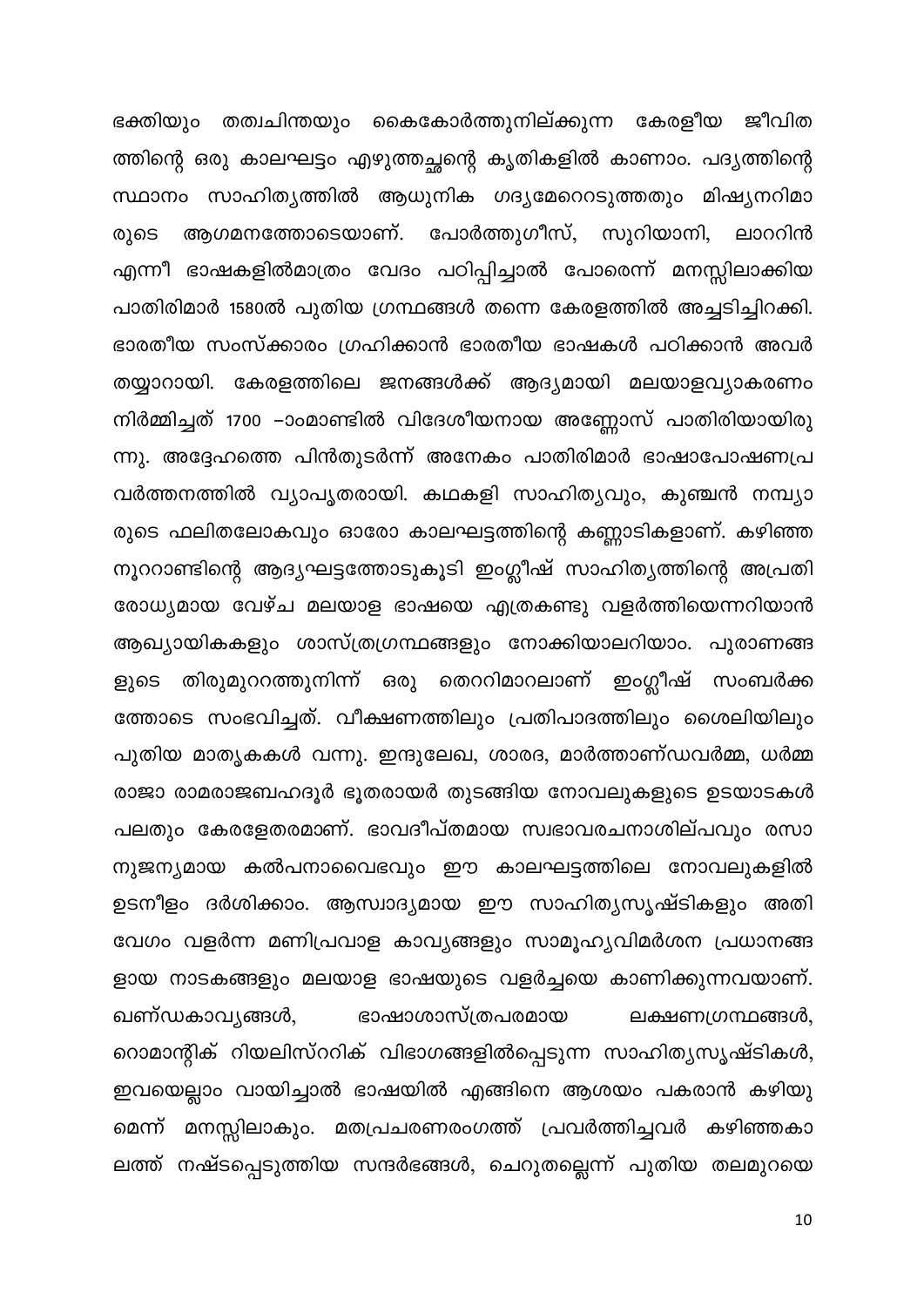ഭക്തിയും തത്വചിന്തയും കൈകോർത്തുനില്ക്കുന്ന കേരളീയ ജീവിതത്തിന്റെ ഒരു കാലഘട്ടം എഴുത്തച്ഛന്റെ കൃതികളിൽ കാണാം. പദ്യത്തിന്റെ സ്ഥാനം സാഹിത്യത്തിൽ ആധുനിക ഗദ്യമേറെറടുത്തതും മിഷ്യനറിമാരുടെ ആഗമനത്തോടെയാണ്. പോർത്തുഗീസ്, സുറിയാനി, ലാററിൻ എന്നീ ഭാഷകളിൽമാത്രം വേദം പഠിപ്പിച്ചാൽ പോരെന്ന് മനസ്സിലാക്കിയ പാതിരിമാർ 1580ൽ പുതിയ ഗ്രന്ഥങ്ങൾ തന്നെ കേരളത്തിൽ അച്ചടിച്ചിറക്കി. ഭാരതീയ സംസ്ക്കാരം ഗ്രഹിക്കാൻ ഭാരതീയ ഭാഷകൾ പഠിക്കാൻ അവർ തയ്യാറായി. കേരളത്തിലെ ജനങ്ങൾക്ക് ആദ്യമായി മലയാളവ്യാകരണം നിർമ്മിച്ചത് 1700 –ാംമാണ്ടിൽ വിദേശീയനായ അണ്ണോസ് പാതിരിയായിരുന്നു. അദ്ദേഹത്തെ പിൻതുടർന്ന് അനേകം പാതിരിമാർ ഭാഷാപോഷണപ്രവർത്തനത്തിൽ വ്യാപൃതരായി. കഥകളി സാഹിത്യവും, കുഞ്ചൻ നമ്പ്യാരുടെ ഫലിതലോകവും ഓരോ കാലഘട്ടത്തിന്റെ കണ്ണാടികളാണ്. കഴിഞ്ഞ നൂററാണ്ടിന്റെ ആദ്യഘട്ടത്തോടുകൂടി ഇംഗ്ലീഷ് സാഹിത്യത്തിന്റെ അപ്രതിരോധ്യമായ വേഴ്ച മലയാള ഭാഷയെ എത്രകണ്ടു വളർത്തിയെന്നറിയാൻ ആഖ്യായികകളും ശാസ്ത്രഗ്രന്ഥങ്ങളും നോക്കിയാലറിയാം. പുരാണങ്ങളുടെ തിരുമുററത്തുനിന്ന് ഒരു തെററിമാറലാണ് ഇംഗ്ലീഷ് സംബർക്കത്തോടെ സംഭവിച്ചത്. വീക്ഷണത്തിലും പ്രതിപാദത്തിലും ശൈലിയിലും പുതിയ മാതൃകകൾ വന്നു. ഇന്ദുലേഖ, ശാരദ, മാർത്താണ്ഡവർമ്മ, ധർമ്മരാജാ രാമരാജബഹദൂർ ഭൂതരായർ തുടങ്ങിയ നോവലുകളുടെ ഉടയാടകൾ പലതും കേരളേതരമാണ്. ഭാവദീപ്തമായ സ്വഭാവരചനാശില്പവും രസാനുജന്യമായ കൽപനാവൈഭവും ഈ കാലഘട്ടത്തിലെ നോവലുകളിൽ ഉടനീളം ദർശിക്കാം. ആസ്വാദ്യമായ ഈ സാഹിത്യസൃഷ്ടികളും അതിവേഗം വളർന്ന മണിപ്രവാള കാവ്യങ്ങളും സാമൂഹ്യവിമർശന പ്രധാനങ്ങളായ നാടകങ്ങളും മലയാള ഭാഷയുടെ വളർച്ചയെ കാണിക്കുന്നവയാണ്. ഖണ്ഡകാവ്യങ്ങൾ, ഭാഷാശാസ്ത്രപരമായ ലക്ഷണഗ്രന്ഥങ്ങൾ, റൊമാന്റിക് റിയലിസ്ററിക് വിഭാഗങ്ങളിൽപ്പെടുന്ന സാഹിത്യസൃഷ്ടികൾ, ഇവയെല്ലാം വായിച്ചാൽ ഭാഷയിൽ എങ്ങിനെ ആശയം പകരാൻ കഴിയുമെന്ന് മനസ്സിലാകും. മതപ്രചരണരംഗത്ത് പ്രവർത്തിച്ചവർ കഴിഞ്ഞകാലത്ത് നഷ്ടപ്പെടുത്തിയ സന്ദർഭങ്ങൾ, ചെറുതല്ലെന്ന് പുതിയ തലമുറയെ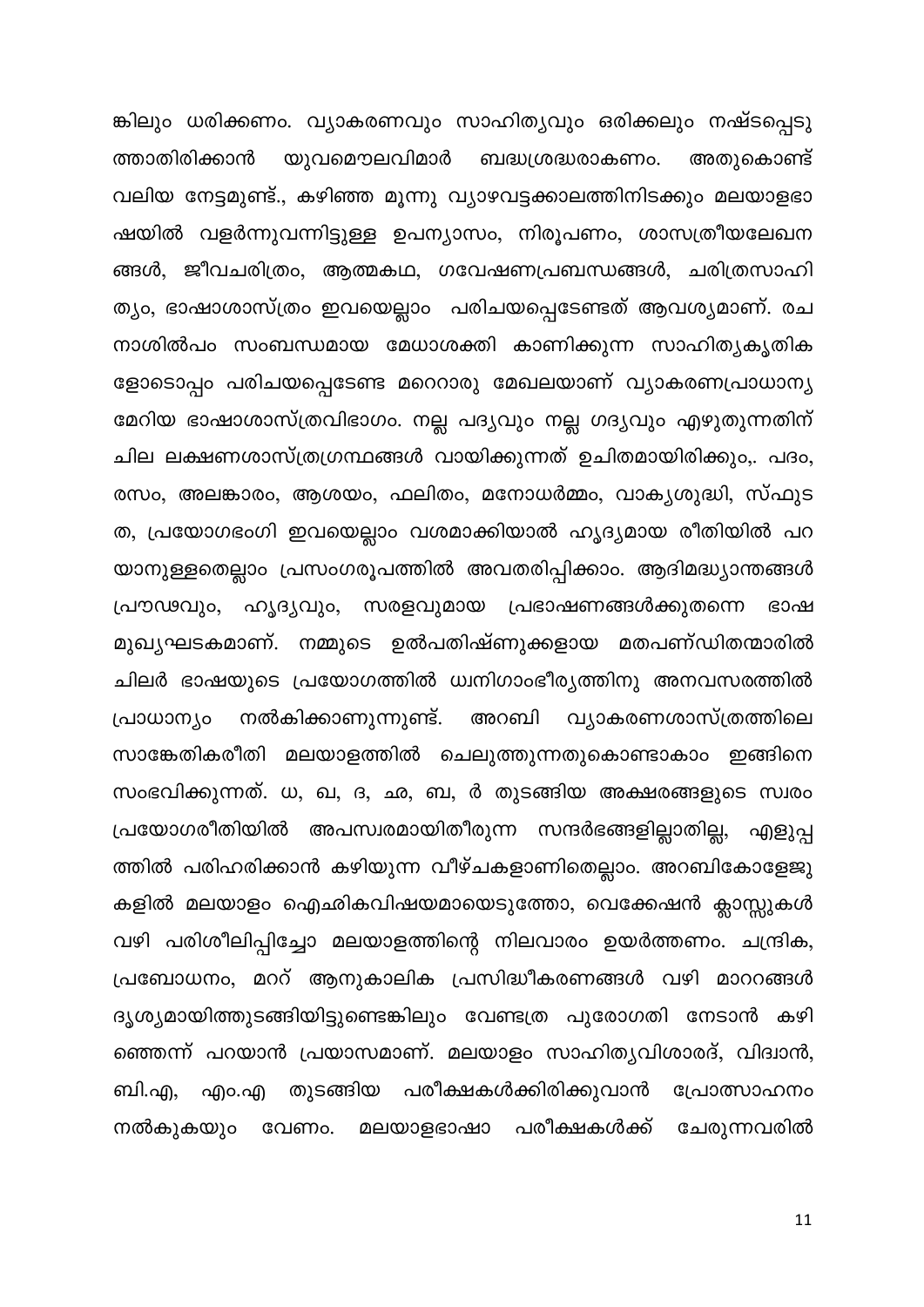ങ്കിലും ധരിക്കണം. വ്യാകരണവും സാഹിത്യവും ഒരിക്കലും നഷ്ടപ്പെടുത്താതിരിക്കാൻ യുവമൌലവിമാർ ബദ്ധശ്രദ്ധരാകണം. അതുകൊണ്ട് വലിയ നേട്ടമുണ്ട്., കഴിഞ്ഞ മൂന്നു വ്യാഴവട്ടക്കാലത്തിനിടക്കും മലയാളഭാഷയിൽ വളർന്നുവന്നിട്ടുള്ള ഉപന്യാസം, നിരൂപണം, ശാസത്രീയലേഖനങ്ങൾ, ജീവചരിത്രം, ആത്മകഥ, ഗവേഷണപ്രബന്ധങ്ങൾ, ചരിത്രസാഹിത്യം, ഭാഷാശാസ്ത്രം ഇവയെല്ലാം പരിചയപ്പെടേണ്ടത് ആവശ്യമാണ്. രചനാശിൽപം സംബന്ധമായ മേധാശക്തി കാണിക്കുന്ന സാഹിത്യകൃതികളോടൊപ്പം പരിചയപ്പെടേണ്ട മറെറാരു മേഖലയാണ് വ്യാകരണപ്രാധാന്യമേറിയ ഭാഷാശാസ്ത്രവിഭാഗം. നല്ല പദ്യവും നല്ല ഗദ്യവും എഴുതുന്നതിന് ചില ലക്ഷണശാസ്ത്രഗ്രന്ഥങ്ങൾ വായിക്കുന്നത് ഉചിതമായിരിക്കും,. പദം, രസം, അലങ്കാരം, ആശയം, ഫലിതം, മനോധർമ്മം, വാക്യശുദ്ധി, സ്ഫുടത, പ്രയോഗഭംഗി ഇവയെല്ലാം വശമാക്കിയാൽ ഹൃദ്യമായ രീതിയിൽ പറയാനുള്ളതെല്ലാം പ്രസംഗരൂപത്തിൽ അവതരിപ്പിക്കാം. ആദിമദ്ധ്യാന്തങ്ങൾ പ്രൗഢവും, ഹൃദ്യവും, സരളവുമായ പ്രഭാഷണങ്ങൾക്കുതന്നെ ഭാഷ മുഖ്യഘടകമാണ്. നമ്മുടെ ഉൽപതിഷ്ണുക്കളായ മതപണ്ഡിതന്മാരിൽ ചിലർ ഭാഷയുടെ പ്രയോഗത്തിൽ ധ്വനിഗാംഭീര്യത്തിനു അനവസരത്തിൽ പ്രാധാന്യം നൽകിക്കാണുന്നുണ്ട്. അറബി വ്യാകരണശാസ്ത്രത്തിലെ സാങ്കേതികരീതി മലയാളത്തിൽ ചെലുത്തുന്നതുകൊണ്ടാകാം ഇങ്ങിനെ സംഭവിക്കുന്നത്. ധ, ഖ, ദ, ഛ, ബ, ർ തുടങ്ങിയ അക്ഷരങ്ങളുടെ സ്വരം പ്രയോഗരീതിയിൽ അപസ്വരമായിതീരുന്ന സന്ദർഭങ്ങളില്ലാതില്ല, എളുപ്പത്തിൽ പരിഹരിക്കാൻ കഴിയുന്ന വീഴ്ചകളാണിതെല്ലാം. അറബികോളേജുകളിൽ മലയാളം ഐഛികവിഷയമായെടുത്തോ, വെക്കേഷൻ ക്ലാസ്സുകൾ വഴി പരിശീലിപ്പിച്ചോ മലയാളത്തിന്റെ നിലവാരം ഉയർത്തണം. ചന്ദ്രിക, പ്രബോധനം, മററ് ആനുകാലിക പ്രസിദ്ധീകരണങ്ങൾ വഴി മാററങ്ങൾ ദൃശ്യമായിത്തുടങ്ങിയിട്ടുണ്ടെങ്കിലും വേണ്ടത്ര പുരോഗതി നേടാൻ കഴിഞ്ഞെന്ന് പറയാൻ പ്രയാസമാണ്. മലയാളം സാഹിത്യവിശാരദ്, വിദ്വാൻ, ബി.എ, എം.എ തുടങ്ങിയ പരീക്ഷകൾക്കിരിക്കുവാൻ പ്രോത്സാഹനം നൽകുകയും വേണം. മലയാളഭാഷാ പരീക്ഷകൾക്ക് ചേരുന്നവരിൽ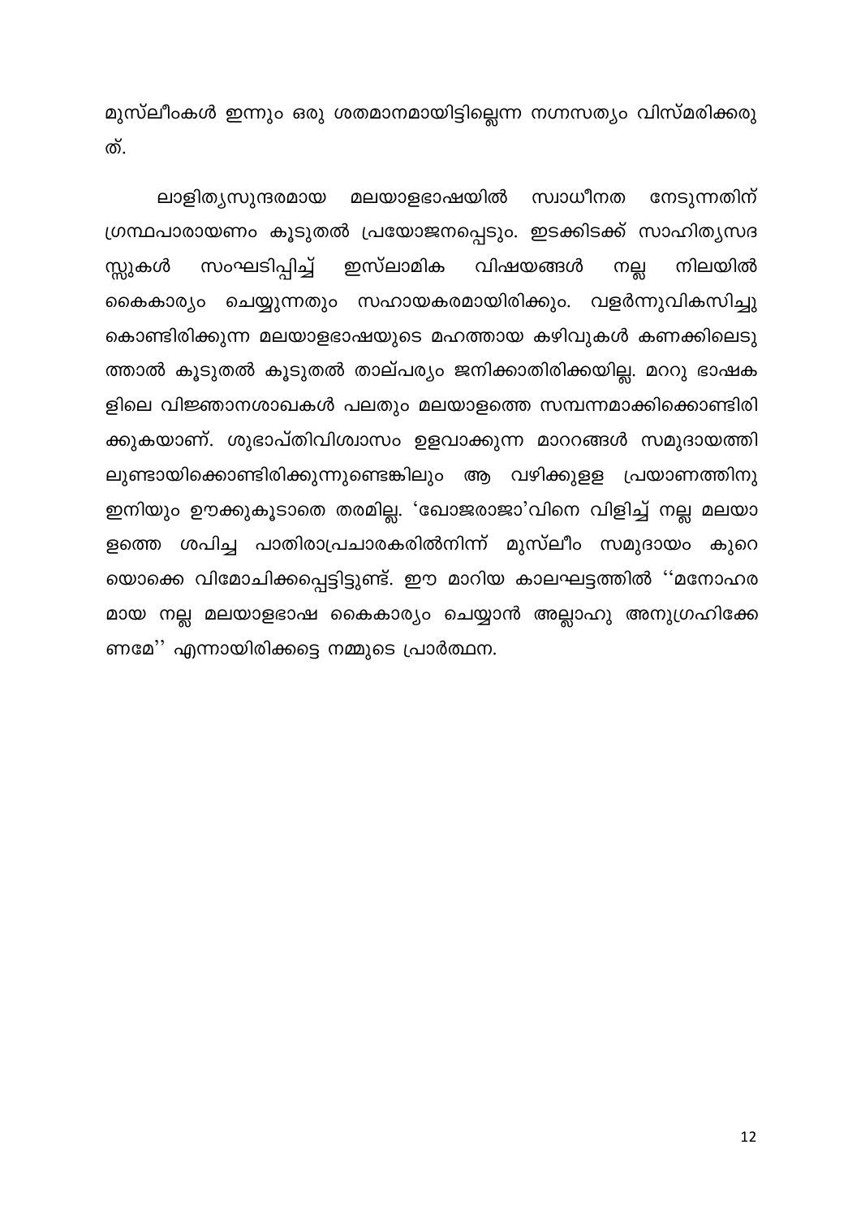മുസ്ലീംകൾ ഇന്നും ഒരു ശതമാനമായിട്ടില്ലെന്ന നഗ്നസത്യം വിസ്മരിക്കരുത്.

ലാളിത്യസുന്ദരമായ മലയാളഭാഷയിൽ സ്വാധീനത നേടുന്നതിന് ഗ്രന്ഥപാരായണം കൂടുതൽ പ്രയോജനപ്പെടും. ഇടക്കിടക്ക് സാഹിത്യസദസ്സുകൾ സംഘടിപ്പിച്ച് ഇസ്ലാമിക വിഷയങ്ങൾ നല്ല നിലയിൽ കൈകാര്യം ചെയ്യുന്നതും സഹായകരമായിരിക്കും. വളർന്നുവികസിച്ചുകൊണ്ടിരിക്കുന്ന മലയാളഭാഷയുടെ മഹത്തായ കഴിവുകൾ കണക്കിലെടുത്താൽ കൂടുതൽ കൂടുതൽ താല്പര്യം ജനിക്കാതിരിക്കയില്ല. മററു ഭാഷകളിലെ വിജ്ഞാനശാഖകൾ പലതും മലയാളത്തെ സമ്പന്നമാക്കിക്കൊണ്ടിരിക്കുകയാണ്. ശുഭാപ്തിവിശ്വാസം ഉളവാക്കുന്ന മാററങ്ങൾ സമുദായത്തിലുണ്ടായിക്കൊണ്ടിരിക്കുന്നുണ്ടെങ്കിലും ആ വഴിക്കുള്ള പ്രയാണത്തിനു ഇനിയും ഊക്കുകൂടാതെ തരമില്ല. 'ഖോജരാജാ'വിനെ വിളിച്ച് നല്ല മലയാളത്തെ ശപിച്ച പാതിരാപ്രചാരകരിൽനിന്ന് മുസ്ലീം സമുദായം കുറെയൊക്കെ വിമോചിക്കപ്പെട്ടിട്ടുണ്ട്. ഈ മാറിയ കാലഘട്ടത്തിൽ ''മനോഹരമായ നല്ല മലയാളഭാഷ കൈകാര്യം ചെയ്യാൻ അല്ലാഹു അനുഗ്രഹിക്കേണമേ'' എന്നായിരിക്കട്ടെ നമ്മുടെ പ്രാർത്ഥന.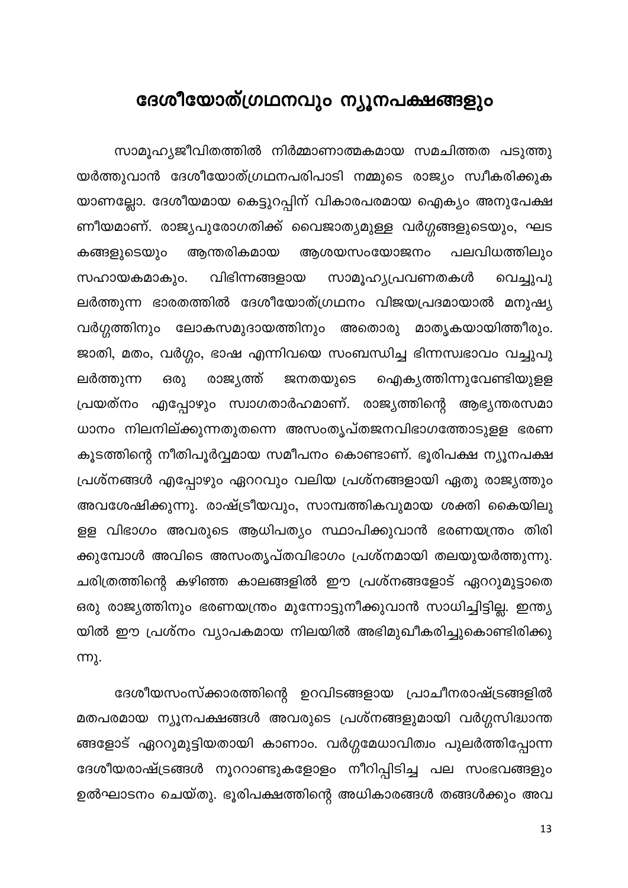# ദേശീയോത്ഗ്രഥനവും ന്യൂനപക്ഷങ്ങളും

സാമൂഹ്യജീവിതത്തിൽ നിർമ്മാണാത്മകമായ സമചിത്തത പടുത്തുയർത്തുവാൻ ദേശീയോത്ഗ്രഥനപരിപാടി നമ്മുടെ രാജ്യം സ്വീകരിക്കുകയാണല്ലോ. ദേശീയമായ കെട്ടുറപ്പിന് വികാരപരമായ ഐക്യം അനുപേക്ഷണീയമാണ്. രാജ്യപുരോഗതിക്ക് വൈജാത്യമുള്ള വർഗ്ഗങ്ങളുടെയും, ഘടകങ്ങളുടെയും ആന്തരികമായ ആശയസംയോജനം പലവിധത്തിലും സഹായകമാകും. വിഭിന്നങ്ങളായ സാമൂഹ്യപ്രവണതകൾ വെച്ചുപുലർത്തുന്ന ഭാരതത്തിൽ ദേശീയോത്ഗ്രഥനം വിജയപ്രദമായാൽ മനുഷ്യവർഗ്ഗത്തിനും ലോകസമുദായത്തിനും അതൊരു മാതൃകയായിത്തീരും. ജാതി, മതം, വർഗ്ഗം, ഭാഷ എന്നിവയെ സംബന്ധിച്ച ഭിന്നസ്വഭാവം വച്ചുപുലർത്തുന്ന ഒരു രാജ്യത്ത് ജനതയുടെ ഐക്യത്തിന്നുവേണ്ടിയുള്ള പ്രയത്നം എപ്പോഴും സ്വാഗതാർഹമാണ്. രാജ്യത്തിന്റെ ആഭ്യന്തരസമാധാനം നിലനില്ക്കുന്നതുതന്നെ അസംതൃപ്തജനവിഭാഗത്തോടുള്ള ഭരണകൂടത്തിന്റെ നീതിപൂർവ്വമായ സമീപനം കൊണ്ടാണ്. ഭൂരിപക്ഷ ന്യൂനപക്ഷ പ്രശ്നങ്ങൾ എപ്പോഴും ഏററവും വലിയ പ്രശ്നങ്ങളായി ഏതു രാജ്യത്തും അവശേഷിക്കുന്നു. രാഷ്ട്രീയവും, സാമ്പത്തികവുമായ ശക്തി കൈയിലുള്ള വിഭാഗം അവരുടെ ആധിപത്യം സ്ഥാപിക്കുവാൻ ഭരണയന്ത്രം തിരിക്കുമ്പോൾ അവിടെ അസംതൃപ്തവിഭാഗം പ്രശ്നമായി തലയുയർത്തുന്നു. ചരിത്രത്തിന്റെ കഴിഞ്ഞ കാലങ്ങളിൽ ഈ പ്രശ്നങ്ങളോട് ഏററുമുട്ടാതെ ഒരു രാജ്യത്തിനും ഭരണയന്ത്രം മുന്നോട്ടുനീക്കുവാൻ സാധിച്ചിട്ടില്ല. ഇന്ത്യയിൽ ഈ പ്രശ്നം വ്യാപകമായ നിലയിൽ അഭിമുഖീകരിച്ചുകൊണ്ടിരിക്കുന്നു.

ദേശീയസംസ്ക്കാരത്തിന്റെ ഉറവിടങ്ങളായ പ്രാചീനരാഷ്ട്രങ്ങളിൽ മതപരമായ ന്യൂനപക്ഷങ്ങൾ അവരുടെ പ്രശ്നങ്ങളുമായി വർഗ്ഗസിദ്ധാന്തങ്ങളോട് ഏററുമുട്ടിയതായി കാണാം. വർഗ്ഗമേധാവിത്വം പുലർത്തിപ്പോന്ന ദേശീയരാഷ്ട്രങ്ങൾ നൂററാണ്ടുകളോളം നീറിപ്പിടിച്ച പല സംഭവങ്ങളും ഉൽഘാടനം ചെയ്തു. ഭൂരിപക്ഷത്തിന്റെ അധികാരങ്ങൾ തങ്ങൾക്കും അവ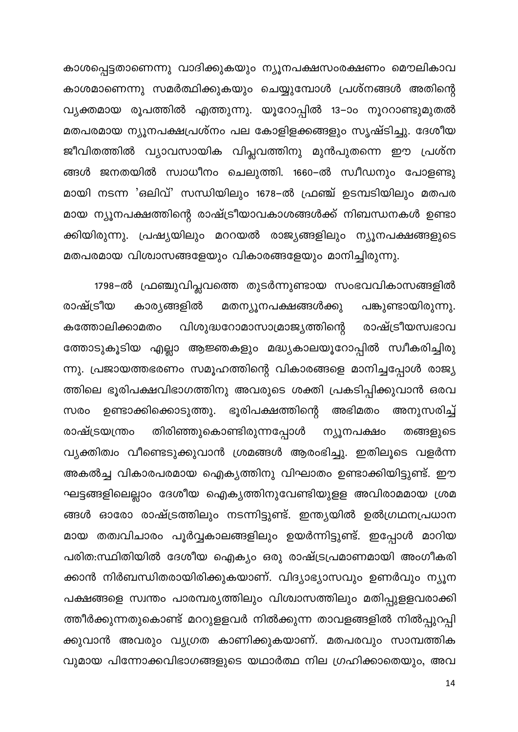കാശപ്പെട്ടതാണെന്നു വാദിക്കുകയും ന്യൂനപക്ഷസംരക്ഷണം മൌലികാവകാശമാണെന്നു സമർത്ഥിക്കുകയും ചെയ്യുമ്പോൾ പ്രശ്നങ്ങൾ അതിന്റെ വ്യക്തമായ രൂപത്തിൽ എത്തുന്നു. യൂറോപ്പിൽ 13–ാം നൂററാണ്ടുമുതൽ മതപരമായ ന്യൂനപക്ഷപ്രശ്നം പല കോളിളക്കങ്ങളും സൃഷ്ടിച്ചു. ദേശീയ ജീവിതത്തിൽ വ്യാവസായിക വിപ്ലവത്തിനു മുൻപുതന്നെ ഈ പ്രശ്നങ്ങൾ ജനതയിൽ സ്വാധീനം ചെലുത്തി. 1660–ൽ സ്വീഡനും പോളണ്ടുമായി നടന്ന 'ഒലിവ്' സന്ധിയിലും 1678–ൽ ഫ്രഞ്ച് ഉടമ്പടിയിലും മതപരമായ ന്യൂനപക്ഷത്തിന്റെ രാഷ്ട്രീയാവകാശങ്ങൾക്ക് നിബന്ധനകൾ ഉണ്ടാക്കിയിരുന്നു. പ്രഷ്യയിലും മററയൽ രാജ്യങ്ങളിലും ന്യൂനപക്ഷങ്ങളുടെ മതപരമായ വിശ്വാസങ്ങളേയും വികാരങ്ങളേയും മാനിച്ചിരുന്നു.

1798–ൽ ഫ്രഞ്ചുവിപ്ലവത്തെ തുടർന്നുണ്ടായ സംഭവവികാസങ്ങളിൽ രാഷ്ട്രീയ കാര്യങ്ങളിൽ മതന്യൂനപക്ഷങ്ങൾക്കു പങ്കുണ്ടായിരുന്നു. കത്തോലിക്കാമതം വിശുദ്ധറോമാസാമ്രാജ്യത്തിന്റെ രാഷ്ട്രീയസ്വഭാവത്തോടുകൂടിയ എല്ലാ ആജ്ഞകളും മദ്ധ്യകാലയൂറോപ്പിൽ സ്വീകരിച്ചിരുന്നു. പ്രജായത്തഭരണം സമൂഹത്തിന്റെ വികാരങ്ങളെ മാനിച്ചപ്പോൾ രാജ്യത്തിലെ ഭൂരിപക്ഷവിഭാഗത്തിനു അവരുടെ ശക്തി പ്രകടിപ്പിക്കുവാൻ ഒരവസരം ഉണ്ടാക്കിക്കൊടുത്തു. ഭൂരിപക്ഷത്തിന്റെ അഭിമതം അനുസരിച്ച് രാഷ്ട്രയന്ത്രം തിരിഞ്ഞുകൊണ്ടിരുന്നപ്പോൾ ന്യൂനപക്ഷം തങ്ങളുടെ വ്യക്തിത്വം വീണ്ടെടുക്കുവാൻ ശ്രമങ്ങൾ ആരംഭിച്ചു. ഇതിലൂടെ വളർന്ന അകൽച്ച വികാരപരമായ ഐക്യത്തിനു വിഘാതം ഉണ്ടാക്കിയിട്ടുണ്ട്. ഈ ഘട്ടങ്ങളിലെല്ലാം ദേശീയ ഐക്യത്തിനുവേണ്ടിയുള്ള അവിരാമമായ ശ്രമങ്ങൾ ഓരോ രാഷ്ട്രത്തിലും നടന്നിട്ടുണ്ട്. ഇന്ത്യയിൽ ഉൽഗ്രഥനപ്രധാനമായ തത്വവിചാരം പൂർവ്വകാലങ്ങളിലും ഉയർന്നിട്ടുണ്ട്. ഇപ്പോൾ മാറിയ പരിത:സ്ഥിതിയിൽ ദേശീയ ഐക്യം ഒരു രാഷ്ട്രപ്രമാണമായി അംഗീകരിക്കാൻ നിർബന്ധിതരായിരിക്കുകയാണ്. വിദ്യാഭ്യാസവും ഉണർവും ന്യൂനപക്ഷങ്ങളെ സ്വന്തം പാരമ്പര്യത്തിലും വിശ്വാസത്തിലും മതിപ്പുള്ളവരാക്കിത്തീർക്കുന്നതുകൊണ്ട് മററുള്ളവർ നിൽക്കുന്ന താവളങ്ങളിൽ നിൽപ്പുറപ്പിക്കുവാൻ അവരും വ്യഗ്രത കാണിക്കുകയാണ്. മതപരവും സാമ്പത്തികവുമായ പിന്നോക്കവിഭാഗങ്ങളുടെ യഥാർത്ഥ നില ഗ്രഹിക്കാതെയും, അവ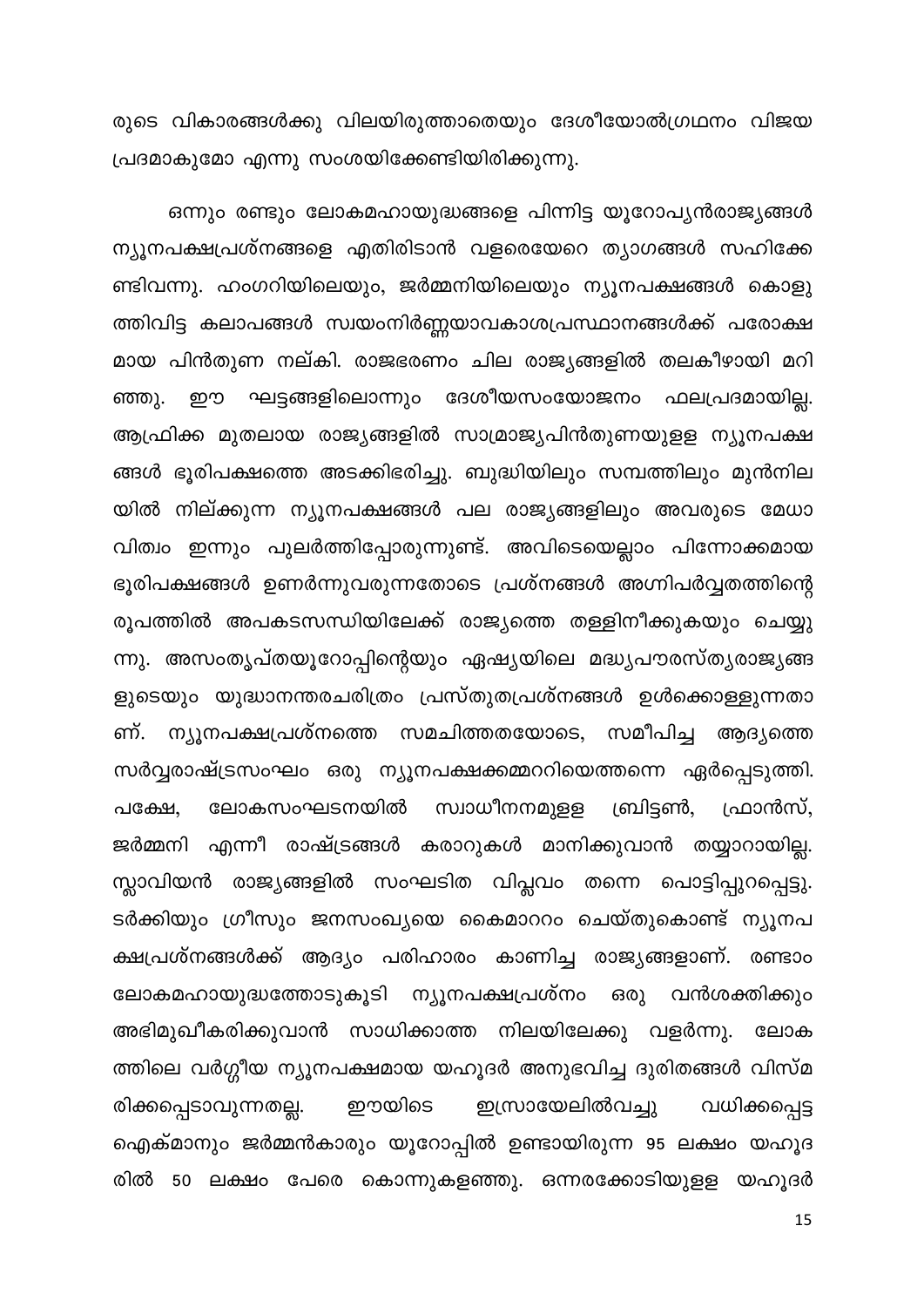രുടെ വികാരങ്ങൾക്കു വിലയിരുത്താതെയും ദേശീയോൽഗ്രഥനം വിജയ പ്രദമാകുമോ എന്നു സംശയിക്കേണ്ടിയിരിക്കുന്നു.

ഒന്നും രണ്ടും ലോകമഹായുദ്ധങ്ങളെ പിന്നിട്ട യൂറോപ്യൻരാജ്യങ്ങൾ ന്യൂനപക്ഷപ്രശ്നങ്ങളെ എതിരിടാൻ വളരെയേറെ ത്യാഗങ്ങൾ സഹിക്കേണ്ടിവന്നു. ഹംഗറിയിലെയും, ജർമ്മനിയിലെയും ന്യൂനപക്ഷങ്ങൾ കൊളുത്തിവിട്ട കലാപങ്ങൾ സ്വയംനിർണ്ണയാവകാശപ്രസ്ഥാനങ്ങൾക്ക് പരോക്ഷമായ പിൻതുണ നല്കി. രാജഭരണം ചില രാജ്യങ്ങളിൽ തലകീഴായി മറിഞ്ഞു. ഈ ഘട്ടങ്ങളിലൊന്നും ദേശീയസംയോജനം ഫലപ്രദമായില്ല. ആഫ്രിക്ക മുതലായ രാജ്യങ്ങളിൽ സാമ്രാജ്യപിൻതുണയുള്ള ന്യൂനപക്ഷങ്ങൾ ഭൂരിപക്ഷത്തെ അടക്കിഭരിച്ചു. ബുദ്ധിയിലും സമ്പത്തിലും മുൻനിലയിൽ നില്ക്കുന്ന ന്യൂനപക്ഷങ്ങൾ പല രാജ്യങ്ങളിലും അവരുടെ മേധാവിത്വം ഇന്നും പുലർത്തിപ്പോരുന്നുണ്ട്. അവിടെയെല്ലാം പിന്നോക്കമായ ഭൂരിപക്ഷങ്ങൾ ഉണർന്നുവരുന്നതോടെ പ്രശ്നങ്ങൾ അഗ്നിപർവ്വതത്തിന്റെ രൂപത്തിൽ അപകടസന്ധിയിലേക്ക് രാജ്യത്തെ തള്ളിനീക്കുകയും ചെയ്യുന്നു. അസംതൃപ്തയൂറോപ്പിന്റെയും ഏഷ്യയിലെ മദ്ധ്യപൗരസ്ത്യരാജ്യങ്ങളുടെയും യുദ്ധാനന്തരചരിത്രം പ്രസ്തുതപ്രശ്നങ്ങൾ ഉൾക്കൊള്ളുന്നതാണ്. ന്യൂനപക്ഷപ്രശ്നത്തെ സമചിത്തതയോടെ, സമീപിച്ച ആദ്യത്തെ സർവ്വരാഷ്ട്രസംഘം ഒരു ന്യൂനപക്ഷക്കമ്മററിയെത്തന്നെ ഏർപ്പെടുത്തി. പക്ഷേ, ലോകസംഘടനയിൽ സ്വാധീനനമുളള ബ്രിട്ടൺ, ഫ്രാൻസ്, ജർമ്മനി എന്നീ രാഷ്ട്രങ്ങൾ കരാറുകൾ മാനിക്കുവാൻ തയ്യാറായില്ല. സ്ലാവിയൻ രാജ്യങ്ങളിൽ സംഘടിത വിപ്ലവം തന്നെ പൊട്ടിപ്പുറപ്പെട്ടു. ടർക്കിയും ഗ്രീസും ജനസംഖ്യയെ കൈമാററം ചെയ്തുകൊണ്ട് ന്യൂനപക്ഷപ്രശ്നങ്ങൾക്ക് ആദ്യം പരിഹാരം കാണിച്ച രാജ്യങ്ങളാണ്. രണ്ടാം ലോകമഹായുദ്ധത്തോടുകൂടി ന്യൂനപക്ഷപ്രശ്നം ഒരു വൻശക്തിക്കും അഭിമുഖീകരിക്കുവാൻ സാധിക്കാത്ത നിലയിലേക്കു വളർന്നു. ലോകത്തിലെ വർഗ്ഗീയ ന്യൂനപക്ഷമായ യഹൂദർ അനുഭവിച്ച ദുരിതങ്ങൾ വിസ്മരിക്കപ്പെടാവുന്നതല്ല. ഈയിടെ ഇസ്രായേലിൽവച്ചു വധിക്കപ്പെട്ട ഐക്മാനും ജർമ്മൻകാരും യൂറോപ്പിൽ ഉണ്ടായിരുന്ന 95 ലക്ഷം യഹൂദരിൽ 50 ലക്ഷം പേരെ കൊന്നുകളഞ്ഞു. ഒന്നരക്കോടിയുള്ള യഹൂദർ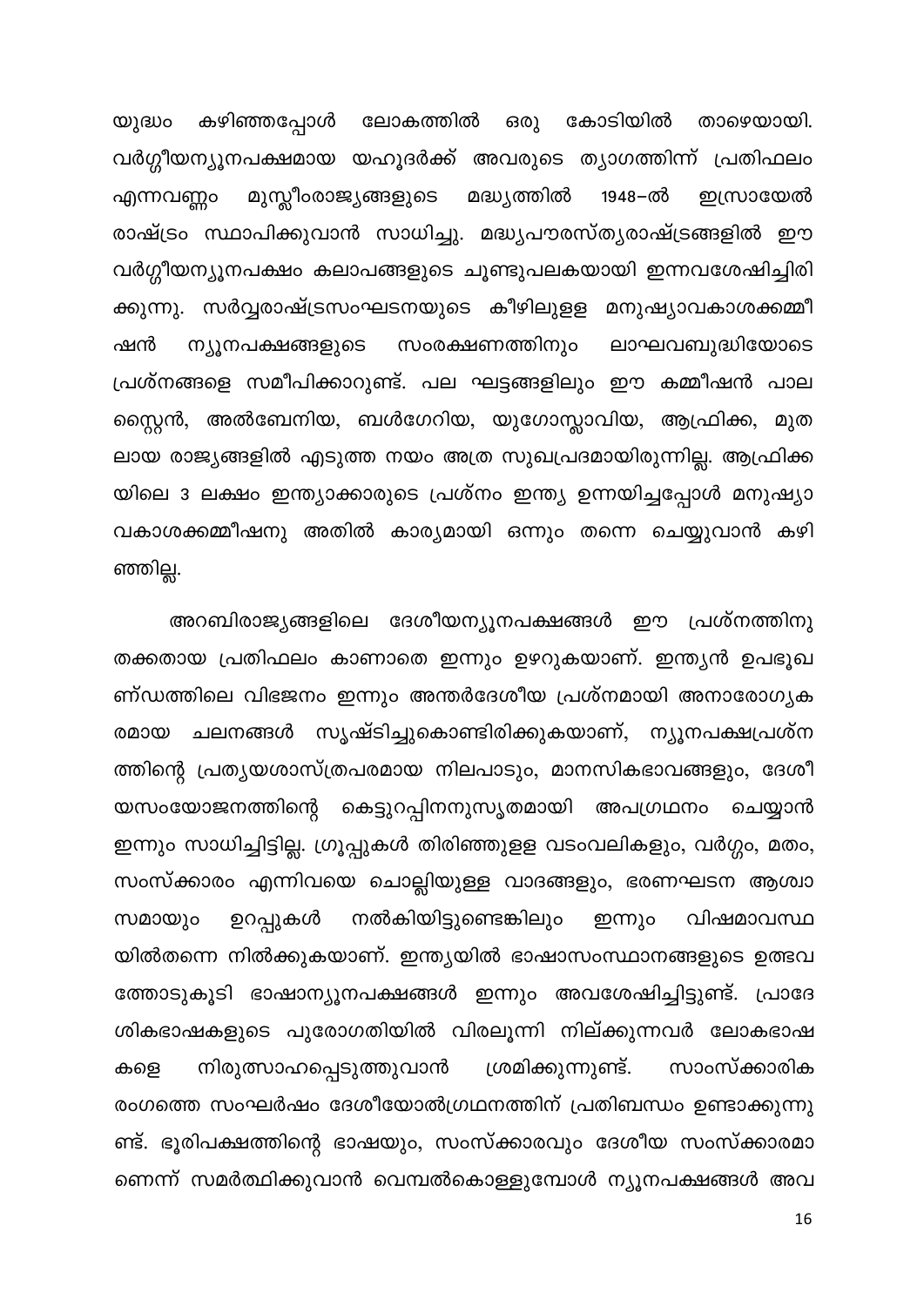യുദ്ധം കഴിഞ്ഞപ്പോൾ ലോകത്തിൽ ഒരു കോടിയിൽ താഴെയായി. വർഗ്ഗീയന്യൂനപക്ഷമായ യഹൂദർക്ക് അവരുടെ ത്യാഗത്തിന്ന് പ്രതിഫലം എന്നവണ്ണം മുസ്ലീംരാജ്യങ്ങളുടെ മദ്ധ്യത്തിൽ 1948–ൽ ഇസ്രായേൽ രാഷ്ട്രം സ്ഥാപിക്കുവാൻ സാധിച്ചു. മദ്ധ്യപൗരസ്ത്യരാഷ്ട്രങ്ങളിൽ ഈ വർഗ്ഗീയന്യൂനപക്ഷം കലാപങ്ങളുടെ ചൂണ്ടുപലകയായി ഇന്നവശേഷിച്ചിരിക്കുന്നു. സർവ്വരാഷ്ട്രസംഘടനയുടെ കീഴിലുള്ള മനുഷ്യാവകാശക്കമ്മീഷൻ ന്യൂനപക്ഷങ്ങളുടെ സംരക്ഷണത്തിനും ലാഘവബുദ്ധിയോടെ പ്രശ്നങ്ങളെ സമീപിക്കാറുണ്ട്. പല ഘട്ടങ്ങളിലും ഈ കമ്മീഷൻ പാലസ്റ്റൈൻ, അൽബേനിയ, ബൾഗേറിയ, യുഗോസ്ലാവിയ, ആഫ്രിക്ക, മുതലായ രാജ്യങ്ങളിൽ എടുത്ത നയം അത്ര സുഖപ്രദമായിരുന്നില്ല. ആഫ്രിക്കയിലെ 3 ലക്ഷം ഇന്ത്യാക്കാരുടെ പ്രശ്നം ഇന്ത്യ ഉന്നയിച്ചപ്പോൾ മനുഷ്യാവകാശക്കമ്മീഷനു അതിൽ കാര്യമായി ഒന്നും തന്നെ ചെയ്യുവാൻ കഴിഞ്ഞില്ല.

അറബിരാജ്യങ്ങളിലെ ദേശീയന്യൂനപക്ഷങ്ങൾ ഈ പ്രശ്നത്തിനു തക്കതായ പ്രതിഫലം കാണാതെ ഇന്നും ഉഴറുകയാണ്. ഇന്ത്യൻ ഉപഭൂഖണ്ഡത്തിലെ വിഭജനം ഇന്നും അന്തർദേശീയ പ്രശ്നമായി അനാരോഗ്യകരമായ ചലനങ്ങൾ സൃഷ്ടിച്ചുകൊണ്ടിരിക്കുകയാണ്, ന്യൂനപക്ഷപ്രശ്നത്തിന്റെ പ്രത്യയശാസ്ത്രപരമായ നിലപാടും, മാനസികഭാവങ്ങളും, ദേശീയസംയോജനത്തിന്റെ കെട്ടുറപ്പിനനുസൃതമായി അപഗ്രഥനം ചെയ്യാൻ ഇന്നും സാധിച്ചിട്ടില്ല. ഗ്രൂപ്പുകൾ തിരിഞ്ഞുള്ള വടംവലികളും, വർഗ്ഗം, മതം, സംസ്ക്കാരം എന്നിവയെ ചൊല്ലിയുള്ള വാദങ്ങളും, ഭരണഘടന ആശ്വാസമായും ഉറപ്പുകൾ നൽകിയിട്ടുണ്ടെങ്കിലും ഇന്നും വിഷമാവസ്ഥയിൽതന്നെ നിൽക്കുകയാണ്. ഇന്ത്യയിൽ ഭാഷാസംസ്ഥാനങ്ങളുടെ ഉത്ഭവത്തോടുകൂടി ഭാഷാന്യൂനപക്ഷങ്ങൾ ഇന്നും അവശേഷിച്ചിട്ടുണ്ട്. പ്രാദേശികഭാഷകളുടെ പുരോഗതിയിൽ വിരലൂന്നി നില്ക്കുന്നവർ ലോകഭാഷകളെ നിരുത്സാഹപ്പെടുത്തുവാൻ ശ്രമിക്കുന്നുണ്ട്. സാംസ്ക്കാരിക രംഗത്തെ സംഘർഷം ദേശീയോൽഗ്രഥനത്തിന് പ്രതിബന്ധം ഉണ്ടാക്കുന്നുണ്ട്. ഭൂരിപക്ഷത്തിന്റെ ഭാഷയും, സംസ്ക്കാരവും ദേശീയ സംസ്ക്കാരമാണെന്ന് സമർത്ഥിക്കുവാൻ വെമ്പൽകൊള്ളുമ്പോൾ ന്യൂനപക്ഷങ്ങൾ അവ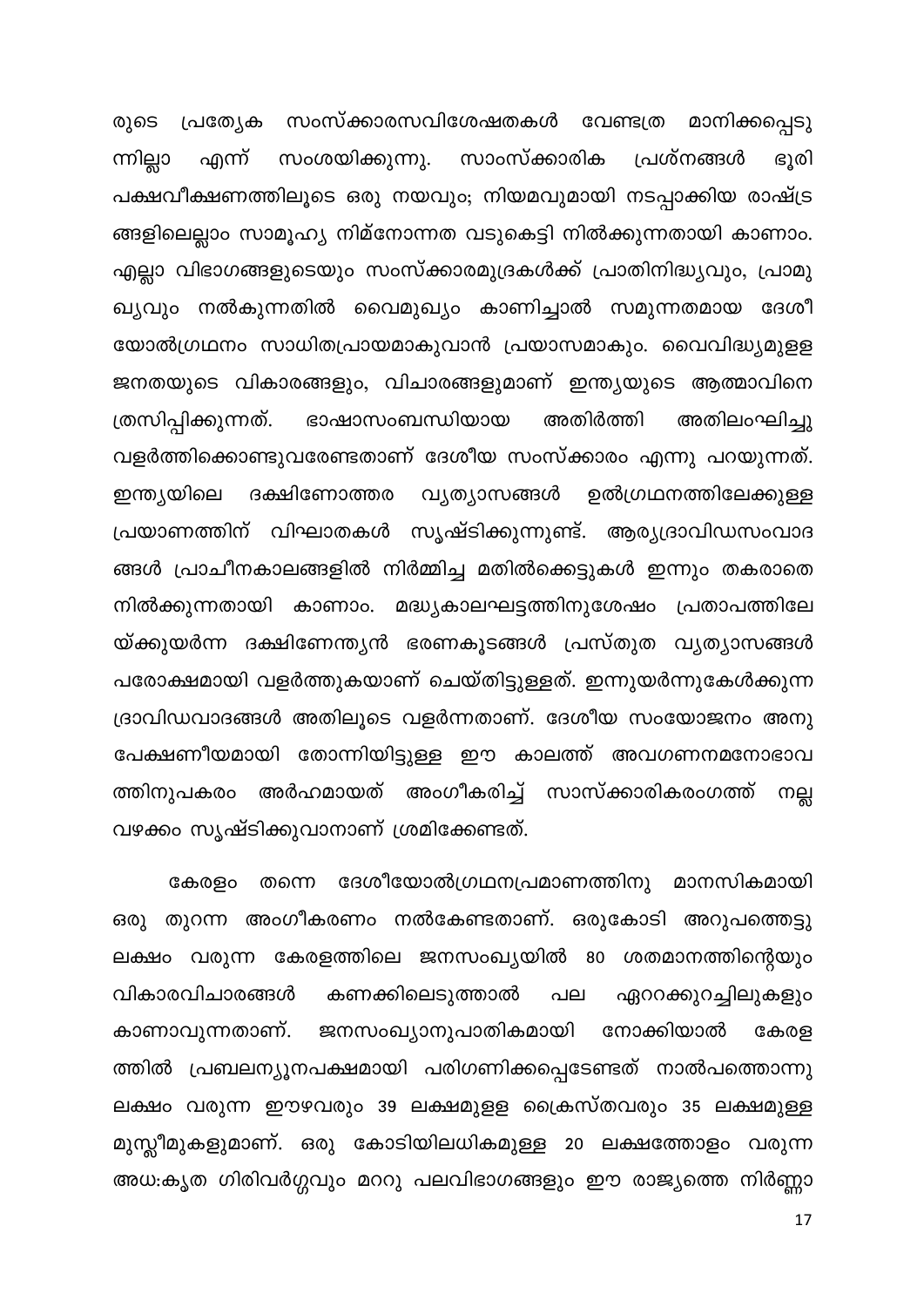രുടെ പ്രത്യേക സംസ്ക്കാരസവിശേഷതകൾ വേണ്ടത്ര മാനിക്കപ്പെടുന്നില്ലാ എന്ന് സംശയിക്കുന്നു. സാംസ്ക്കാരിക പ്രശ്നങ്ങൾ ഭൂരിപക്ഷവീക്ഷണത്തിലൂടെ ഒരു നയവും; നിയമവുമായി നടപ്പാക്കിയ രാഷ്ട്രങ്ങളിലെല്ലാം സാമൂഹ്യ നിമ്നോന്നത വടുകെട്ടി നിൽക്കുന്നതായി കാണാം. എല്ലാ വിഭാഗങ്ങളുടെയും സംസ്ക്കാരമുദ്രകൾക്ക് പ്രാതിനിദ്ധ്യവും, പ്രാമുഖ്യവും നൽകുന്നതിൽ വൈമുഖ്യം കാണിച്ചാൽ സമുന്നതമായ ദേശീയോൽഗ്രഥനം സാധിതപ്രായമാകുവാൻ പ്രയാസമാകും. വൈവിദ്ധ്യമുള്ള ജനതയുടെ വികാരങ്ങളും, വിചാരങ്ങളുമാണ് ഇന്ത്യയുടെ ആത്മാവിനെ ത്രസിപ്പിക്കുന്നത്. ഭാഷാസംബന്ധിയായ അതിർത്തി അതിലംഘിച്ചു വളർത്തിക്കൊണ്ടുവരേണ്ടതാണ് ദേശീയ സംസ്ക്കാരം എന്നു പറയുന്നത്. ഇന്ത്യയിലെ ദക്ഷിണോത്തര വ്യത്യാസങ്ങൾ ഉൽഗ്രഥനത്തിലേക്കുള്ള പ്രയാണത്തിന് വിഘാതകൾ സൃഷ്ടിക്കുന്നുണ്ട്. ആര്യദ്രാവിഡസംവാദങ്ങൾ പ്രാചീനകാലങ്ങളിൽ നിർമ്മിച്ച മതിൽക്കെട്ടുകൾ ഇന്നും തകരാതെ നിൽക്കുന്നതായി കാണാം. മദ്ധ്യകാലഘട്ടത്തിനുശേഷം പ്രതാപത്തിലേയ്ക്കുയർന്ന ദക്ഷിണേന്ത്യൻ ഭരണകൂടങ്ങൾ പ്രസ്തുത വ്യത്യാസങ്ങൾ പരോക്ഷമായി വളർത്തുകയാണ് ചെയ്തിട്ടുള്ളത്. ഇന്നുയർന്നുകേൾക്കുന്ന ദ്രാവിഡവാദങ്ങൾ അതിലൂടെ വളർന്നതാണ്. ദേശീയ സംയോജനം അനുപേക്ഷണീയമായി തോന്നിയിട്ടുള്ള ഈ കാലത്ത് അവഗണനമനോഭാവത്തിനുപകരം അർഹമായത് അംഗീകരിച്ച് സാസ്ക്കാരികരംഗത്ത് നല്ല വഴക്കം സൃഷ്ടിക്കുവാനാണ് ശ്രമിക്കേണ്ടത്.

കേരളം തന്നെ ദേശീയോൽഗ്രഥനപ്രമാണത്തിനു മാനസികമായി ഒരു തുറന്ന അംഗീകരണം നൽകേണ്ടതാണ്. ഒരുകോടി അറുപത്തെട്ടു ലക്ഷം വരുന്ന കേരളത്തിലെ ജനസംഖ്യയിൽ 80 ശതമാനത്തിന്റെയും വികാരവിചാരങ്ങൾ കണക്കിലെടുത്താൽ പല ഏററക്കുറച്ചിലുകളും കാണാവുന്നതാണ്. ജനസംഖ്യാനുപാതികമായി നോക്കിയാൽ കേരളത്തിൽ പ്രബലന്യൂനപക്ഷമായി പരിഗണിക്കപ്പെടേണ്ടത് നാൽപത്തൊന്നു ലക്ഷം വരുന്ന ഈഴവരും 39 ലക്ഷമുള്ള ക്രൈസ്തവരും 35 ലക്ഷമുള്ള മുസ്ലീമുകളുമാണ്. ഒരു കോടിയിലധികമുള്ള 20 ലക്ഷത്തോളം വരുന്ന അധ:കൃത ഗിരിവർഗ്ഗവും മററു പലവിഭാഗങ്ങളും ഈ രാജ്യത്തെ നിർണ്ണാ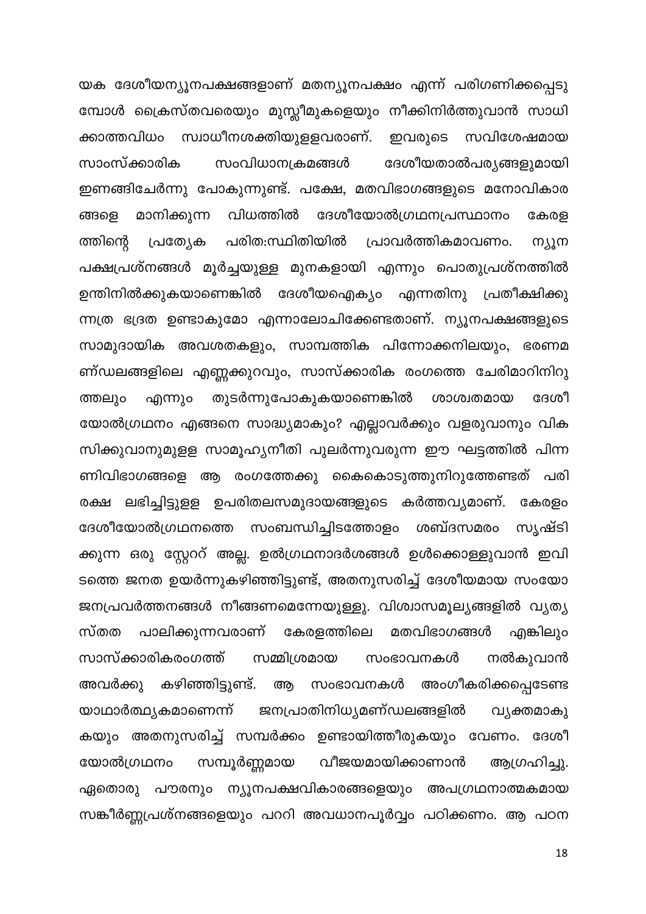യക ദേശീയന്യൂനപക്ഷങ്ങളാണ് മതന്യൂനപക്ഷം എന്ന് പരിഗണിക്കപ്പെടുമ്പോൾ ക്രൈസ്തവരെയും മുസ്ലീമുകളെയും നീക്കിനിർത്തുവാൻ സാധിക്കാത്തവിധം സ്വാധീനശക്തിയുള്ളവരാണ്. ഇവരുടെ സവിശേഷമായ സാംസ്ക്കാരിക സംവിധാനക്രമങ്ങൾ ദേശീയതാൽപര്യങ്ങളുമായി ഇണങ്ങിചേർന്നു പോകുന്നുണ്ട്. പക്ഷേ, മതവിഭാഗങ്ങളുടെ മനോവികാരങ്ങളെ മാനിക്കുന്ന വിധത്തിൽ ദേശീയോൽഗ്രഥനപ്രസ്ഥാനം കേരളത്തിന്റെ പ്രത്യേക പരിത:സ്ഥിതിയിൽ പ്രാവർത്തികമാവണം. ന്യൂനപക്ഷപ്രശ്നങ്ങൾ മൂർച്ചയുള്ള മുനകളായി എന്നും പൊതുപ്രശ്നത്തിൽ ഉന്തിനിൽക്കുകയാണെങ്കിൽ ദേശീയഐക്യം എന്നതിനു പ്രതീക്ഷിക്കുന്നത്ര ഭദ്രത ഉണ്ടാകുമോ എന്നാലോചിക്കേണ്ടതാണ്. ന്യൂനപക്ഷങ്ങളുടെ സാമുദായിക അവശതകളും, സാമ്പത്തിക പിന്നോക്കനിലയും, ഭരണമണ്ഡലങ്ങളിലെ എണ്ണക്കുറവും, സാസ്ക്കാരിക രംഗത്തെ ചേരിമാറിനിറുത്തലും എന്നും തുടർന്നുപോകുകയാണെങ്കിൽ ശാശ്വതമായ ദേശീയോൽഗ്രഥനം എങ്ങനെ സാദ്ധ്യമാകും? എല്ലാവർക്കും വളരുവാനും വികസിക്കുവാനുമുള്ള സാമൂഹ്യനീതി പുലർന്നുവരുന്ന ഈ ഘട്ടത്തിൽ പിന്നണിവിഭാഗങ്ങളെ ആ രംഗത്തേക്കു കൈകൊടുത്തുനിറുത്തേണ്ടത് പരിരക്ഷ ലഭിച്ചിട്ടുള്ള ഉപരിതലസമുദായങ്ങളുടെ കർത്തവ്യമാണ്. കേരളം ദേശീയോൽഗ്രഥനത്തെ സംബന്ധിച്ചിടത്തോളം ശബ്ദസമരം സൃഷ്ടിക്കുന്ന ഒരു സ്റ്റേററ് അല്ല. ഉൽഗ്രഥനാദർശങ്ങൾ ഉൾക്കൊള്ളുവാൻ ഇവിടത്തെ ജനത ഉയർന്നുകഴിഞ്ഞിട്ടുണ്ട്, അതനുസരിച്ച് ദേശീയമായ സംയോജനപ്രവർത്തനങ്ങൾ നീങ്ങണമെന്നേയുള്ളു. വിശ്വാസമൂല്യങ്ങളിൽ വ്യത്യസ്തത പാലിക്കുന്നവരാണ് കേരളത്തിലെ മതവിഭാഗങ്ങൾ എങ്കിലും സാസ്ക്കാരികരംഗത്ത് സമ്മിശ്രമായ സംഭാവനകൾ നൽകുവാൻ അവർക്കു കഴിഞ്ഞിട്ടുണ്ട്. ആ സംഭാവനകൾ അംഗീകരിക്കപ്പെടേണ്ട യാഥാർത്ഥ്യകമാണെന്ന് ജനപ്രാതിനിധ്യമണ്ഡലങ്ങളിൽ വ്യക്തമാകുകയും അതനുസരിച്ച് സമ്പർക്കം ഉണ്ടായിത്തീരുകയും വേണം. ദേശീയോൽഗ്രഥനം സമ്പൂർണ്ണമായ വിജയമായിക്കാണാൻ ആഗ്രഹിച്ചു. ഏതൊരു പൗരനും ന്യൂനപക്ഷവികാരങ്ങളെയും അപഗ്രഥനാത്മകമായ സങ്കീർണ്ണപ്രശ്നങ്ങളെയും പററി അവധാനപൂർവ്വം പഠിക്കണം. ആ പഠന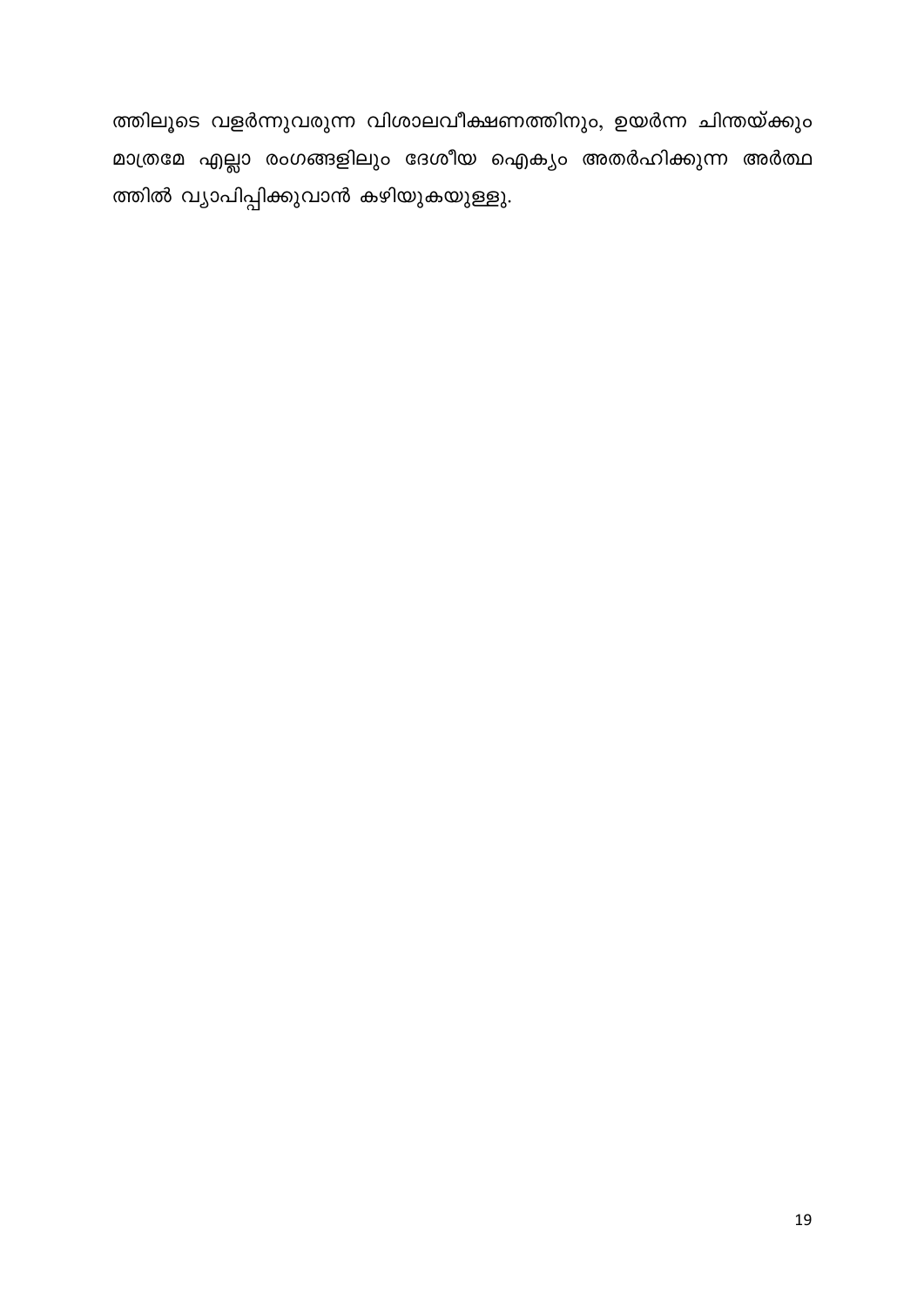ത്തിലൂടെ വളർന്നുവരുന്ന വിശാലവീക്ഷണത്തിനും, ഉയർന്ന ചിന്തയ്ക്കും മാത്രമേ എല്ലാ രംഗങ്ങളിലും ദേശീയ ഐക്യം അതർഹിക്കുന്ന അർത്ഥ ത്തിൽ വ്യാപിപ്പിക്കുവാൻ കഴിയുകയുള്ളു.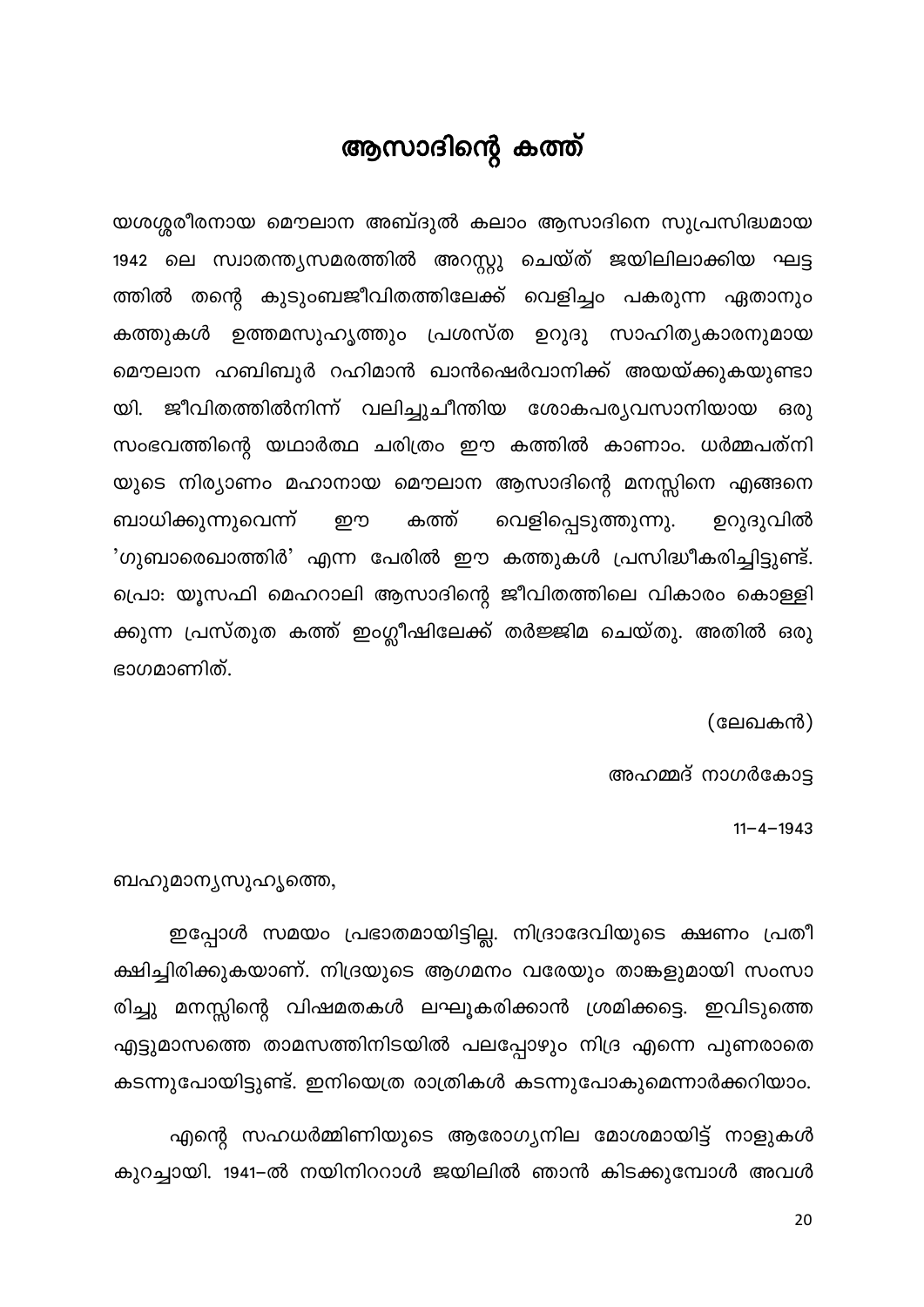# ആസാദിന്റെ കത്ത്

യശശ്ശരീരനായ മൌലാന അബ്ദുൽ കലാം ആസാദിനെ സുപ്രസിദ്ധമായ 1942 ലെ സ്വാതന്ത്ര്യസമരത്തിൽ അറസ്റ്റു ചെയ്ത് ജയിലിലാക്കിയ ഘട്ടത്തിൽ തന്റെ കുടുംബജീവിതത്തിലേക്ക് വെളിച്ചം പകരുന്ന ഏതാനും കത്തുകൾ ഉത്തമസുഹൃത്തും പ്രശസ്ത ഉറുദു സാഹിത്യകാരനുമായ മൌലാന ഹബിബുർ റഹിമാൻ ഖാൻഷെർവാനിക്ക് അയയ്ക്കുകയുണ്ടായി. ജീവിതത്തിൽനിന്ന് വലിച്ചുചീന്തിയ ശോകപര്യവസാനിയായ ഒരു സംഭവത്തിന്റെ യഥാർത്ഥ ചരിത്രം ഈ കത്തിൽ കാണാം. ധർമ്മപത്നിയുടെ നിര്യാണം മഹാനായ മൌലാന ആസാദിന്റെ മനസ്സിനെ എങ്ങനെ ബാധിക്കുന്നുവെന്ന് ഈ കത്ത് വെളിപ്പെടുത്തുന്നു. ഉറുദുവിൽ 'ഗുബാരെഖാത്തിർ' എന്ന പേരിൽ ഈ കത്തുകൾ പ്രസിദ്ധീകരിച്ചിട്ടുണ്ട്. പ്രൊ: യൂസഫി മെഹറാലി ആസാദിന്റെ ജീവിതത്തിലെ വികാരം കൊള്ളിക്കുന്ന പ്രസ്തുത കത്ത് ഇംഗ്ലീഷിലേക്ക് തർജ്ജിമ ചെയ്തു. അതിൽ ഒരു ഭാഗമാണിത്.

(ലേഖകൻ)

അഹമ്മദ് നാഗർകോട്ട

11–4–1943

ബഹുമാന്യസുഹൃത്തെ,

ഇപ്പോൾ സമയം പ്രഭാതമായിട്ടില്ല. നിദ്രാദേവിയുടെ ക്ഷണം പ്രതീക്ഷിച്ചിരിക്കുകയാണ്. നിദ്രയുടെ ആഗമനം വരേയും താങ്കളുമായി സംസാരിച്ചു മനസ്സിന്റെ വിഷമതകൾ ലഘൂകരിക്കാൻ ശ്രമിക്കട്ടെ. ഇവിടുത്തെ എട്ടുമാസത്തെ താമസത്തിനിടയിൽ പലപ്പോഴും നിദ്ര എന്നെ പുണരാതെ കടന്നുപോയിട്ടുണ്ട്. ഇനിയെത്ര രാത്രികൾ കടന്നുപോകുമെന്നാർക്കറിയാം.

എന്റെ സഹധർമ്മിണിയുടെ ആരോഗ്യനില മോശമായിട്ട് നാളുകൾ കുറച്ചായി. 1941–ൽ നയിനിററാൾ ജയിലിൽ ഞാൻ കിടക്കുമ്പോൾ അവൾ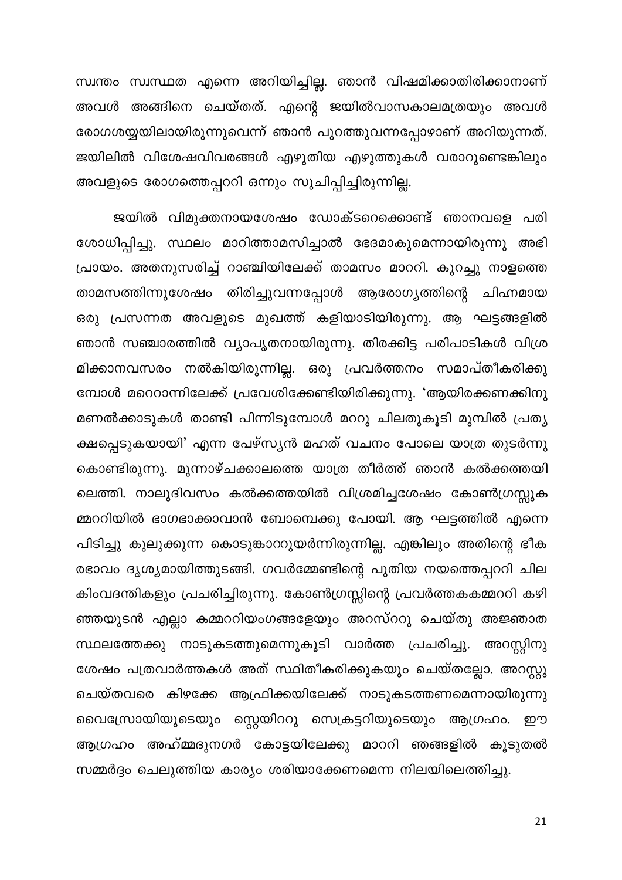സ്വന്തം സ്വസ്ഥത എന്നെ അറിയിച്ചില്ല. ഞാൻ വിഷമിക്കാതിരിക്കാനാണ് അവൾ അങ്ങിനെ ചെയ്തത്. എന്റെ ജയിൽവാസകാലമത്രയും അവൾ രോഗശയ്യയിലായിരുന്നുവെന്ന് ഞാൻ പുറത്തുവന്നപ്പോഴാണ് അറിയുന്നത്. ജയിലിൽ വിശേഷവിവരങ്ങൾ എഴുതിയ എഴുത്തുകൾ വരാറുണ്ടെങ്കിലും അവളുടെ രോഗത്തെപ്പററി ഒന്നും സൂചിപ്പിച്ചിരുന്നില്ല.

ജയിൽ വിമുക്തനായശേഷം ഡോക്ടറെക്കൊണ്ട് ഞാനവളെ പരിശോധിപ്പിച്ചു. സ്ഥലം മാറിത്താമസിച്ചാൽ ഭേദമാകുമെന്നായിരുന്നു അഭിപ്രായം. അതനുസരിച്ച് റാഞ്ചിയിലേക്ക് താമസം മാററി. കുറച്ചു നാളത്തെ താമസത്തിന്നുശേഷം തിരിച്ചുവന്നപ്പോൾ ആരോഗ്യത്തിന്റെ ചിഹ്നമായ ഒരു പ്രസന്നത അവളുടെ മുഖത്ത് കളിയാടിയിരുന്നു. ആ ഘട്ടങ്ങളിൽ ഞാൻ സഞ്ചാരത്തിൽ വ്യാപൃതനായിരുന്നു. തിരക്കിട്ട പരിപാടികൾ വിശ്രമിക്കാനവസരം നൽകിയിരുന്നില്ല. ഒരു പ്രവർത്തനം സമാപ്തീകരിക്കുമ്പോൾ മറെറാന്നിലേക്ക് പ്രവേശിക്കേണ്ടിയിരിക്കുന്നു. 'ആയിരക്കണക്കിനു മണൽക്കാടുകൾ താണ്ടി പിന്നിടുമ്പോൾ മററു ചിലതുകൂടി മുമ്പിൽ പ്രത്യക്ഷപ്പെടുകയായി' എന്ന പേഴ്സ്യൻ മഹത് വചനം പോലെ യാത്ര തുടർന്നു കൊണ്ടിരുന്നു. മൂന്നാഴ്ചക്കാലത്തെ യാത്ര തീർത്ത് ഞാൻ കൽക്കത്തയിലെത്തി. നാലുദിവസം കൽക്കത്തയിൽ വിശ്രമിച്ചശേഷം കോൺഗ്രസ്സുകമ്മററിയിൽ ഭാഗഭാക്കാവാൻ ബോമ്പെക്കു പോയി. ആ ഘട്ടത്തിൽ എന്നെ പിടിച്ചു കുലുക്കുന്ന കൊടുങ്കാററുയർന്നിരുന്നില്ല. എങ്കിലും അതിന്റെ ഭീകരഭാവം ദൃശ്യമായിത്തുടങ്ങി. ഗവർമ്മേണ്ടിന്റെ പുതിയ നയത്തെപ്പററി ചില കിംവദന്തികളും പ്രചരിച്ചിരുന്നു. കോൺഗ്രസ്സിന്റെ പ്രവർത്തകകമ്മററി കഴിഞ്ഞയുടൻ എല്ലാ കമ്മററിയംഗങ്ങളേയും അറസ്ററു ചെയ്തു അജ്ഞാത സ്ഥലത്തേക്കു നാടുകടത്തുമെന്നുകൂടി വാർത്ത പ്രചരിച്ചു. അറസ്റ്റിനു ശേഷം പത്രവാർത്തകൾ അത് സ്ഥിതീകരിക്കുകയും ചെയ്തല്ലോ. അറസ്റ്റു ചെയ്തവരെ കിഴക്കേ ആഫ്രിക്കയിലേക്ക് നാടുകടത്തണമെന്നായിരുന്നു വൈസ്രോയിയുടെയും സ്റ്റെയിററു സെക്രട്ടറിയുടെയും ആഗ്രഹം. ഈ ആഗ്രഹം അഹ്മ്മദുനഗർ കോട്ടയിലേക്കു മാററി ഞങ്ങളിൽ കൂടുതൽ സമ്മർദ്ദം ചെലുത്തിയ കാര്യം ശരിയാക്കേണമെന്ന നിലയിലെത്തിച്ചു.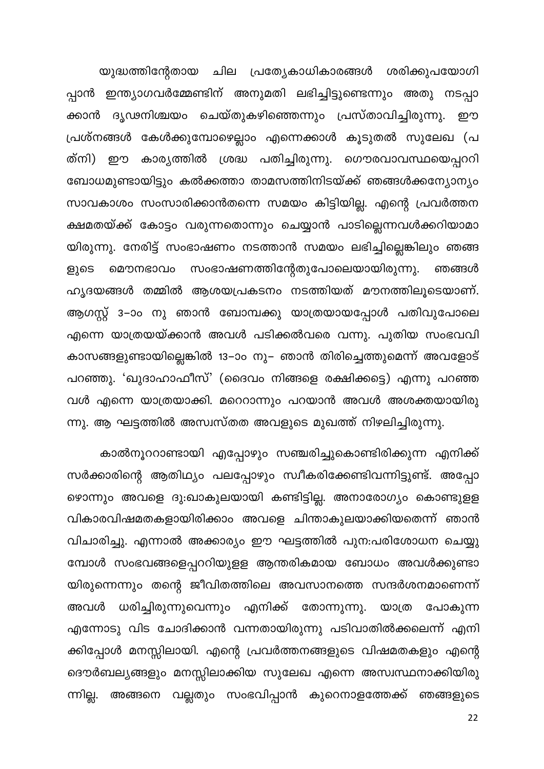യുദ്ധത്തിന്റേതായ ചില പ്രത്യേകാധികാരങ്ങൾ ശരിക്കുപയോഗിപ്പാൻ ഇന്ത്യാഗവർമ്മേണ്ടിന് അനുമതി ലഭിച്ചിട്ടുണ്ടെന്നും അതു നടപ്പാക്കാൻ ദൃഢനിശ്ചയം ചെയ്തുകഴിഞ്ഞെന്നും പ്രസ്താവിച്ചിരുന്നു. ഈ പ്രശ്നങ്ങൾ കേൾക്കുമ്പോഴെല്ലാം എന്നെക്കാൾ കൂടുതൽ സുലേഖ (പത്നി) ഈ കാര്യത്തിൽ ശ്രദ്ധ പതിച്ചിരുന്നു. ഗൌരവാവസ്ഥയെപ്പററി ബോധമുണ്ടായിട്ടും കൽക്കത്താ താമസത്തിനിടയ്ക്ക് ഞങ്ങൾക്കന്യോന്യം സാവകാശം സംസാരിക്കാൻതന്നെ സമയം കിട്ടിയില്ല. എന്റെ പ്രവർത്തനക്ഷമതയ്ക്ക് കോട്ടം വരുന്നതൊന്നും ചെയ്യാൻ പാടില്ലെന്നവൾക്കറിയാമായിരുന്നു. നേരിട്ട് സംഭാഷണം നടത്താൻ സമയം ലഭിച്ചില്ലെങ്കിലും ഞങ്ങളുടെ മൌനഭാവം സംഭാഷണത്തിന്റേതുപോലെയായിരുന്നു. ഞങ്ങൾ ഹൃദയങ്ങൾ തമ്മിൽ ആശയപ്രകടനം നടത്തിയത് മൗനത്തിലൂടെയാണ്. ആഗസ്റ്റ് 3–ാം നു ഞാൻ ബോമ്പക്കു യാത്രയായപ്പോൾ പതിവുപോലെ എന്നെ യാത്രയയ്ക്കാൻ അവൾ പടിക്കൽവരെ വന്നു. പുതിയ സംഭവവികാസങ്ങളുണ്ടായില്ലെങ്കിൽ 13–ാം നു– ഞാൻ തിരിച്ചെത്തുമെന്ന് അവളോട് പറഞ്ഞു. 'ഖുദാഹാഫീസ്' (ദൈവം നിങ്ങളെ രക്ഷിക്കട്ടെ) എന്നു പറഞ്ഞവൾ എന്നെ യാത്രയാക്കി. മററൊന്നും പറയാൻ അവൾ അശക്തയായിരുന്നു. ആ ഘട്ടത്തിൽ അസ്വസ്തത അവളുടെ മുഖത്ത് നിഴലിച്ചിരുന്നു.

കാൽനൂററാണ്ടായി എപ്പോഴും സഞ്ചരിച്ചുകൊണ്ടിരിക്കുന്ന എനിക്ക് സർക്കാരിന്റെ ആതിഥ്യം പലപ്പോഴും സ്വീകരിക്കേണ്ടിവന്നിട്ടുണ്ട്. അപ്പോഴൊന്നും അവളെ ദു:ഖാകുലയായി കണ്ടിട്ടില്ല. അനാരോഗ്യം കൊണ്ടുളള വികാരവിഷമതകളായിരിക്കാം അവളെ ചിന്താകുലയാക്കിയതെന്ന് ഞാൻ വിചാരിച്ചു. എന്നാൽ അക്കാര്യം ഈ ഘട്ടത്തിൽ പുന:പരിശോധന ചെയ്യുമ്പോൾ സംഭവങ്ങളെപ്പററിയുള്ള ആന്തരികമായ ബോധം അവൾക്കുണ്ടായിരുന്നെന്നും തന്റെ ജീവിതത്തിലെ അവസാനത്തെ സന്ദർശനമാണെന്ന് അവൾ ധരിച്ചിരുന്നുവെന്നും എനിക്ക് തോന്നുന്നു. യാത്ര പോകുന്ന എന്നോടു വിട ചോദിക്കാൻ വന്നതായിരുന്നു പടിവാതിൽക്കലെന്ന് എനിക്കിപ്പോൾ മനസ്സിലായി. എന്റെ പ്രവർത്തനങ്ങളുടെ വിഷമതകളും എന്റെ ദൌർബല്യങ്ങളും മനസ്സിലാക്കിയ സുലേഖ എന്നെ അസ്വസ്ഥനാക്കിയിരുന്നില്ല. അങ്ങനെ വല്ലതും സംഭവിപ്പാൻ കുറെനാളത്തേക്ക് ഞങ്ങളുടെ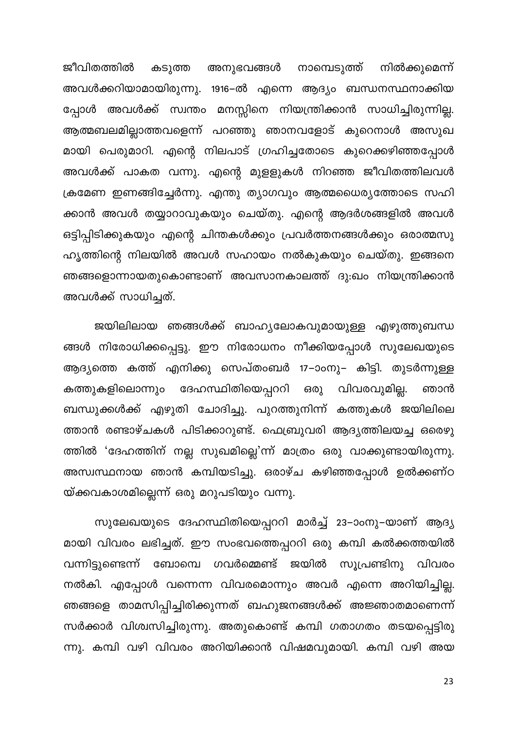ജീവിതത്തിൽ കടുത്ത അനുഭവങ്ങൾ നാമെടുത്ത് നിൽക്കുമെന്ന് അവൾക്കറിയാമായിരുന്നു. 1916–ൽ എന്നെ ആദ്യം ബന്ധനസ്ഥനാക്കിയപ്പോൾ അവൾക്ക് സ്വന്തം മനസ്സിനെ നിയന്ത്രിക്കാൻ സാധിച്ചിരുന്നില്ല. ആത്മബലമില്ലാത്തവളെന്ന് പറഞ്ഞു ഞാനവളോട് കുറെനാൾ അസുഖമായി പെരുമാറി. എന്റെ നിലപാട് ഗ്രഹിച്ചതോടെ കുറെക്കഴിഞ്ഞപ്പോൾ അവൾക്ക് പാകത വന്നു. എന്റെ മുള്ളുകൾ നിറഞ്ഞ ജീവിതത്തിലവൾ ക്രമേണ ഇണങ്ങിച്ചേർന്നു. എന്തു ത്യാഗവും ആത്മധൈര്യത്തോടെ സഹിക്കാൻ അവൾ തയ്യാറാവുകയും ചെയ്തു. എന്റെ ആദർശങ്ങളിൽ അവൾ ഒട്ടിപ്പിടിക്കുകയും എന്റെ ചിന്തകൾക്കും പ്രവർത്തനങ്ങൾക്കും ഒരാത്മസുഹൃത്തിന്റെ നിലയിൽ അവൾ സഹായം നൽകുകയും ചെയ്തു. ഇങ്ങനെ ഞങ്ങളൊന്നായതുകൊണ്ടാണ് അവസാനകാലത്ത് ദു:ഖം നിയന്ത്രിക്കാൻ അവൾക്ക് സാധിച്ചത്.

ജയിലിലായ ഞങ്ങൾക്ക് ബാഹ്യലോകവുമായുള്ള എഴുത്തുബന്ധങ്ങൾ നിരോധിക്കപ്പെട്ടു. ഈ നിരോധനം നീക്കിയപ്പോൾ സുലേഖയുടെ ആദ്യത്തെ കത്ത് എനിക്കു സെപ്തംബർ 17–ാംനു– കിട്ടി. തുടർന്നുള്ള കത്തുകളിലൊന്നും ദേഹസ്ഥിതിയെപ്പററി ഒരു വിവരവുമില്ല. ഞാൻ ബന്ധുക്കൾക്ക് എഴുതി ചോദിച്ചു. പുറത്തുനിന്ന് കത്തുകൾ ജയിലിലെത്താൻ രണ്ടാഴ്ചകൾ പിടിക്കാറുണ്ട്. ഫെബ്രുവരി ആദ്യത്തിലയച്ച ഒരെഴുത്തിൽ 'ദേഹത്തിന് നല്ല സുഖമില്ലെ'ന്ന് മാത്രം ഒരു വാക്കുണ്ടായിരുന്നു. അസ്വസ്ഥനായ ഞാൻ കമ്പിയടിച്ചു. ഒരാഴ്ച കഴിഞ്ഞപ്പോൾ ഉൽക്കണ്ഠയ്ക്കവകാശമില്ലെന്ന് ഒരു മറുപടിയും വന്നു.

സുലേഖയുടെ ദേഹസ്ഥിതിയെപ്പററി മാർച്ച് 23–ാംനു–യാണ് ആദ്യമായി വിവരം ലഭിച്ചത്. ഈ സംഭവത്തെപ്പററി ഒരു കമ്പി കൽക്കത്തയിൽ വന്നിട്ടുണ്ടെന്ന് ബോംബെ ഗവർമ്മെണ്ട് ജയിൽ സൂപ്രണ്ടിനു വിവരം നൽകി. എപ്പോൾ വന്നെന്ന വിവരമൊന്നും അവർ എന്നെ അറിയിച്ചില്ല. ഞങ്ങളെ താമസിപ്പിച്ചിരിക്കുന്നത് ബഹുജനങ്ങൾക്ക് അജ്ഞാതമാണെന്ന് സർക്കാർ വിശ്വസിച്ചിരുന്നു. അതുകൊണ്ട് കമ്പി ഗതാഗതം തടയപ്പെട്ടിരുന്നു. കമ്പി വഴി വിവരം അറിയിക്കാൻ വിഷമവുമായി. കമ്പി വഴി അയ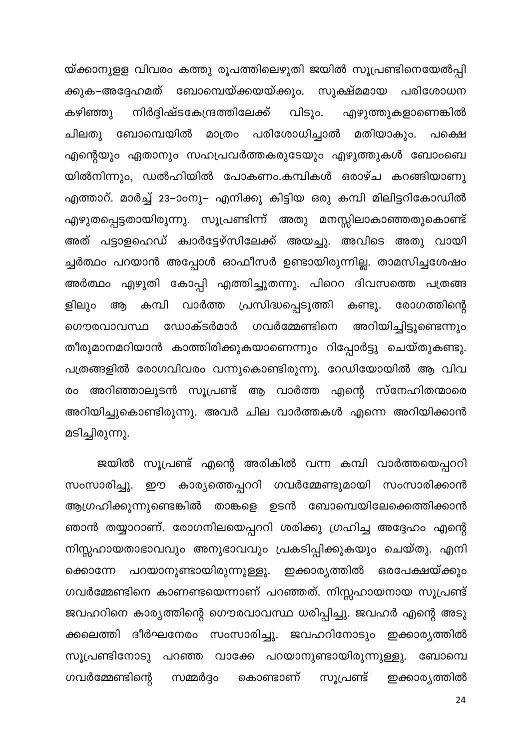യ്ക്കാനുള്ള വിവരം കത്തു രൂപത്തിലെഴുതി ജയിൽ സൂപ്രണ്ടിനെയേൽപ്പിക്കുക–അദ്ദേഹമത് ബോമ്പെയ്ക്കയയ്ക്കും. സൂക്ഷ്മമായ പരിശോധന കഴിഞ്ഞു നിർദ്ദിഷ്ടകേന്ദ്രത്തിലേക്ക് വിടും. എഴുത്തുകളാണെങ്കിൽ ചിലതു ബോമ്പെയിൽ മാത്രം പരിശോധിച്ചാൽ മതിയാകും. പക്ഷെ എന്റെയും ഏതാനും സഹപ്രവർത്തകരുടേയും എഴുത്തുകൾ ബോംബെയിൽനിന്നും, ഡൽഹിയിൽ പോകണം.കമ്പികൾ ഒരാഴ്ച കറങ്ങിയാണു എത്താറ്. മാർച്ച് 23–ാംനു– എനിക്കു കിട്ടിയ ഒരു കമ്പി മിലിട്ടറികോഡിൽ എഴുതപ്പെട്ടതായിരുന്നു. സൂപ്രണ്ടിന്ന് അതു മനസ്സിലാകാഞ്ഞതുകൊണ്ട് അത് പട്ടാളഹെഡ് ക്വാർട്ടേഴ്സിലേക്ക് അയച്ചു. അവിടെ അതു വായിച്ചർത്ഥം പറയാൻ അപ്പോൾ ഓഫീസർ ഉണ്ടായിരുന്നില്ല. താമസിച്ചശേഷം അർത്ഥം എഴുതി കോപ്പി എത്തിച്ചുതന്നു. പിറെറ ദിവസത്തെ പത്രങ്ങളിലും ആ കമ്പി വാർത്ത പ്രസിദ്ധപ്പെടുത്തി കണ്ടു. രോഗത്തിന്റെ ഗൌരവാവസ്ഥ ഡോക്ടർമാർ ഗവർമ്മേണ്ടിനെ അറിയിച്ചിട്ടുണ്ടെന്നും തീരുമാനമറിയാൻ കാത്തിരിക്കുകയാണെന്നും റിപ്പോർട്ടു ചെയ്തുകണ്ടു. പത്രങ്ങളിൽ രോഗവിവരം വന്നുകൊണ്ടിരുന്നു. റേഡിയോയിൽ ആ വിവരം അറിഞ്ഞാലുടൻ സൂപ്രണ്ട് ആ വാർത്ത എന്റെ സ്നേഹിതന്മാരെ അറിയിച്ചുകൊണ്ടിരുന്നു. അവർ ചില വാർത്തകൾ എന്നെ അറിയിക്കാൻ മടിച്ചിരുന്നു.

ജയിൽ സൂപ്രണ്ട് എന്റെ അരികിൽ വന്ന കമ്പി വാർത്തയെപ്പററി സംസാരിച്ചു. ഈ കാര്യത്തെപ്പററി ഗവർമ്മേണ്ടുമായി സംസാരിക്കാൻ ആഗ്രഹിക്കുന്നുണ്ടെങ്കിൽ താങ്കളെ ഉടൻ ബോമ്പെയിലേക്കെത്തിക്കാൻ ഞാൻ തയ്യാറാണ്. രോഗനിലയെപ്പററി ശരിക്കു ഗ്രഹിച്ച അദ്ദേഹം എന്റെ നിസ്സഹായതാഭാവവും അനുഭാവവും പ്രകടിപ്പിക്കുകയും ചെയ്തു. എനിക്കൊന്നേ പറയാനുണ്ടായിരുന്നുള്ളു. ഇക്കാര്യത്തിൽ ഒരപേക്ഷയ്ക്കും ഗവർമ്മേണ്ടിനെ കാണണ്ടയെന്നാണ് പറഞ്ഞത്. നിസ്സഹായനായ സൂപ്രണ്ട് ജവഹറിനെ കാര്യത്തിന്റെ ഗൌരവാവസ്ഥ ധരിപ്പിച്ചു. ജവഹർ എന്റെ അടുക്കലെത്തി ദീർഘനേരം സംസാരിച്ചു. ജവഹറിനോടും ഇക്കാര്യത്തിൽ സൂപ്രണ്ടിനോടു പറഞ്ഞ വാക്കേ പറയാനുണ്ടായിരുന്നുള്ളു. ബോമ്പെ ഗവർമ്മേണ്ടിന്റെ സമ്മർദ്ദം കൊണ്ടാണ് സൂപ്രണ്ട് ഇക്കാര്യത്തിൽ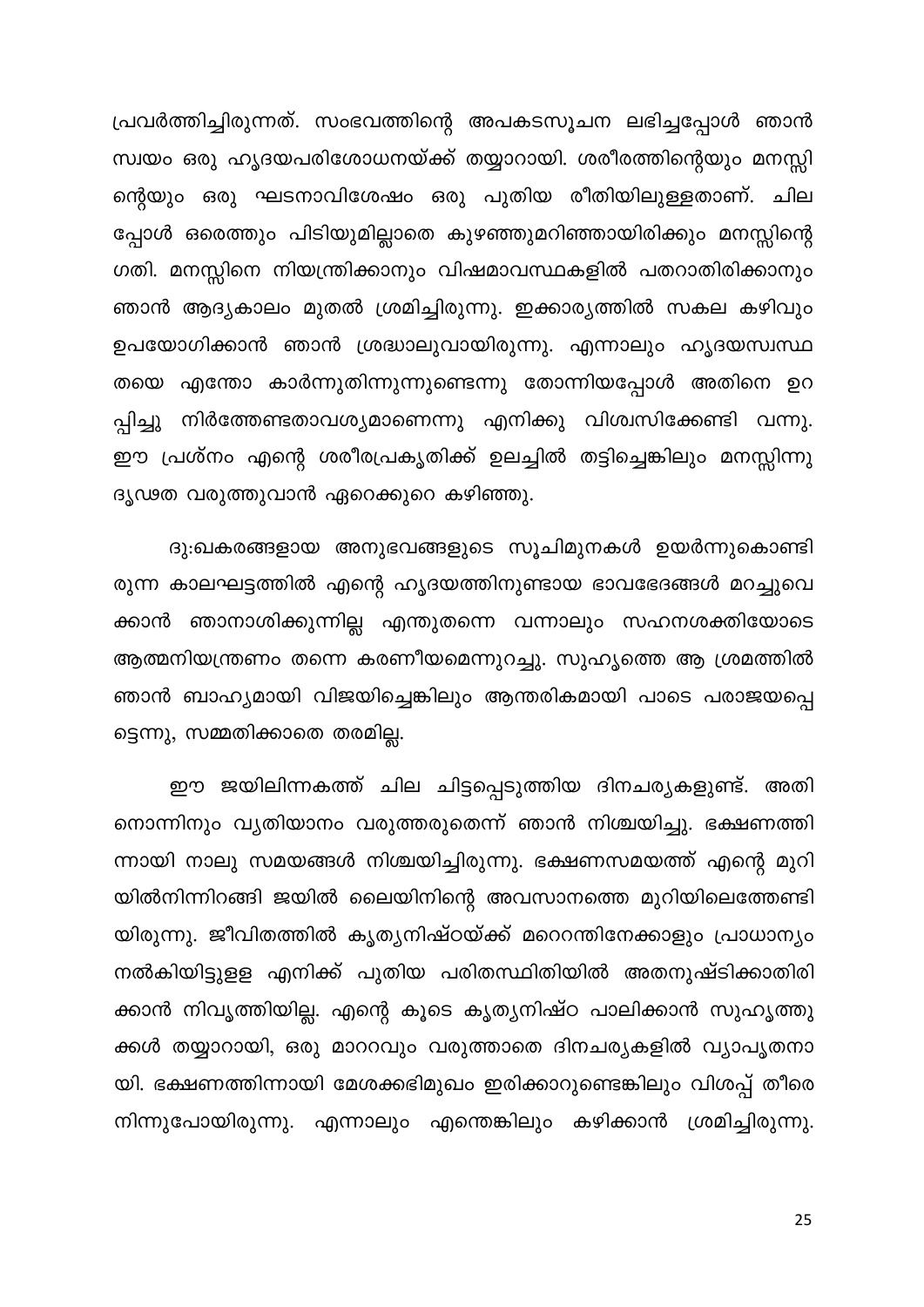പ്രവർത്തിച്ചിരുന്നത്. സംഭവത്തിന്റെ അപകടസൂചന ലഭിച്ചപ്പോൾ ഞാൻ സ്വയം ഒരു ഹൃദയപരിശോധനയ്ക്ക് തയ്യാറായി. ശരീരത്തിന്റെയും മനസ്സിന്റെയും ഒരു ഘടനാവിശേഷം ഒരു പുതിയ രീതിയിലുള്ളതാണ്. ചിലപ്പോൾ ഒരെത്തും പിടിയുമില്ലാതെ കുഴഞ്ഞുമറിഞ്ഞായിരിക്കും മനസ്സിന്റെ ഗതി. മനസ്സിനെ നിയന്ത്രിക്കാനും വിഷമാവസ്ഥകളിൽ പതറാതിരിക്കാനും ഞാൻ ആദ്യകാലം മുതൽ ശ്രമിച്ചിരുന്നു. ഇക്കാര്യത്തിൽ സകല കഴിവും ഉപയോഗിക്കാൻ ഞാൻ ശ്രദ്ധാലുവായിരുന്നു. എന്നാലും ഹൃദയസ്വസ്ഥതയെ എന്തോ കാർന്നുതിന്നുന്നുണ്ടെന്നു തോന്നിയപ്പോൾ അതിനെ ഉറപ്പിച്ചു നിർത്തേണ്ടതാവശ്യമാണെന്നു എനിക്കു വിശ്വസിക്കേണ്ടി വന്നു. ഈ പ്രശ്നം എന്റെ ശരീരപ്രകൃതിക്ക് ഉലച്ചിൽ തട്ടിച്ചെങ്കിലും മനസ്സിന്നു ദൃഢത വരുത്തുവാൻ ഏറെക്കുറെ കഴിഞ്ഞു.

ദു:ഖകരങ്ങളായ അനുഭവങ്ങളുടെ സൂചിമുനകൾ ഉയർന്നുകൊണ്ടിരുന്ന കാലഘട്ടത്തിൽ എന്റെ ഹൃദയത്തിനുണ്ടായ ഭാവഭേദങ്ങൾ മറച്ചുവെക്കാൻ ഞാനാശിക്കുന്നില്ല എന്തുതന്നെ വന്നാലും സഹനശക്തിയോടെ ആത്മനിയന്ത്രണം തന്നെ കരണീയമെന്നുറച്ചു. സുഹൃത്തെ ആ ശ്രമത്തിൽ ഞാൻ ബാഹ്യമായി വിജയിച്ചെങ്കിലും ആന്തരികമായി പാടെ പരാജയപ്പെട്ടെന്നു, സമ്മതിക്കാതെ തരമില്ല.

ഈ ജയിലിന്നകത്ത് ചില ചിട്ടപ്പെടുത്തിയ ദിനചര്യകളുണ്ട്. അതിനൊന്നിനും വ്യതിയാനം വരുത്തരുതെന്ന് ഞാൻ നിശ്ചയിച്ചു. ഭക്ഷണത്തിന്നായി നാലു സമയങ്ങൾ നിശ്ചയിച്ചിരുന്നു. ഭക്ഷണസമയത്ത് എന്റെ മുറിയിൽനിന്നിറങ്ങി ജയിൽ ലൈയിനിന്റെ അവസാനത്തെ മുറിയിലെത്തേണ്ടിയിരുന്നു. ജീവിതത്തിൽ കൃത്യനിഷ്ഠയ്ക്ക് മററെന്തിനേക്കാളും പ്രാധാന്യം നൽകിയിട്ടുള്ള എനിക്ക് പുതിയ പരിതസ്ഥിതിയിൽ അതനുഷ്ടിക്കാതിരിക്കാൻ നിവൃത്തിയില്ല. എന്റെ കൂടെ കൃത്യനിഷ്ഠ പാലിക്കാൻ സുഹൃത്തുക്കൾ തയ്യാറായി, ഒരു മാററവും വരുത്താതെ ദിനചര്യകളിൽ വ്യാപൃതനായി. ഭക്ഷണത്തിന്നായി മേശക്കഭിമുഖം ഇരിക്കാറുണ്ടെങ്കിലും വിശപ്പ് തീരെ നിന്നുപോയിരുന്നു. എന്നാലും എന്തെങ്കിലും കഴിക്കാൻ ശ്രമിച്ചിരുന്നു.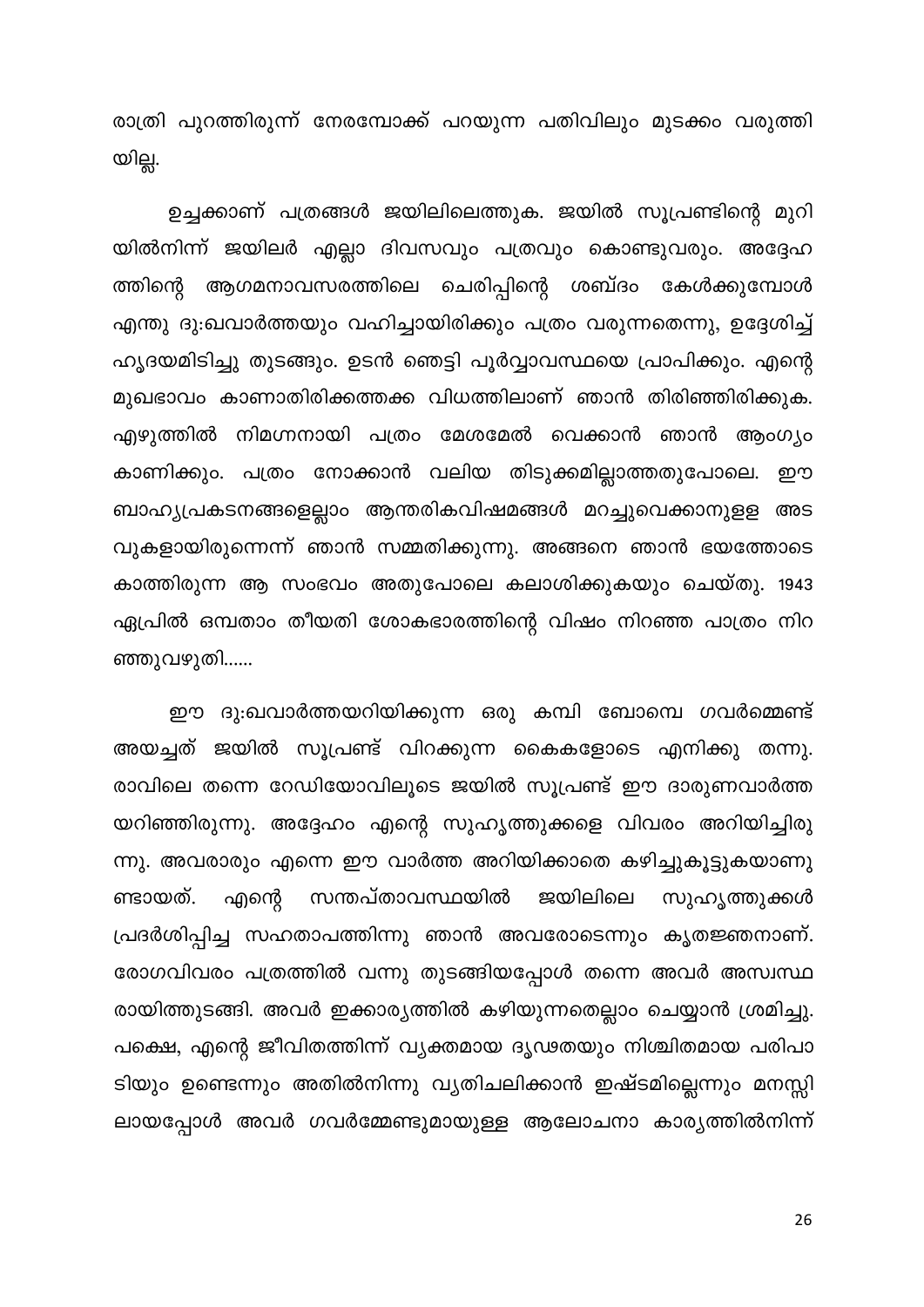രാത്രി പുറത്തിരുന്ന് നേരമ്പോക്ക് പറയുന്ന പതിവിലും മുടക്കം വരുത്തിയില്ല.

ഉച്ചക്കാണ് പത്രങ്ങൾ ജയിലിലെത്തുക. ജയിൽ സൂപ്രണ്ടിന്റെ മുറിയിൽനിന്ന് ജയിലർ എല്ലാ ദിവസവും പത്രവും കൊണ്ടുവരും. അദ്ദേഹത്തിന്റെ ആഗമനാവസരത്തിലെ ചെരിപ്പിന്റെ ശബ്ദം കേൾക്കുമ്പോൾ എന്തു ദു:ഖവാർത്തയും വഹിച്ചായിരിക്കും പത്രം വരുന്നതെന്നു, ഉദ്ദേശിച്ച് ഹൃദയമിടിച്ചു തുടങ്ങും. ഉടൻ ഞെട്ടി പൂർവ്വാവസ്ഥയെ പ്രാപിക്കും. എന്റെ മുഖഭാവം കാണാതിരിക്കത്തക്ക വിധത്തിലാണ് ഞാൻ തിരിഞ്ഞിരിക്കുക. എഴുത്തിൽ നിമഗ്നനായി പത്രം മേശമേൽ വെക്കാൻ ഞാൻ ആംഗ്യം കാണിക്കും. പത്രം നോക്കാൻ വലിയ തിടുക്കമില്ലാത്തതുപോലെ. ഈ ബാഹ്യപ്രകടനങ്ങളെല്ലാം ആന്തരികവിഷമങ്ങൾ മറച്ചുവെക്കാനുളള അടവുകളായിരുന്നെന്ന് ഞാൻ സമ്മതിക്കുന്നു. അങ്ങനെ ഞാൻ ഭയത്തോടെ കാത്തിരുന്ന ആ സംഭവം അതുപോലെ കലാശിക്കുകയും ചെയ്തു. 1943 ഏപ്രിൽ ഒമ്പതാം തീയതി ശോകഭാരത്തിന്റെ വിഷം നിറഞ്ഞ പാത്രം നിറഞ്ഞുവഴുതി......

ഈ ദു:ഖവാർത്തയറിയിക്കുന്ന ഒരു കമ്പി ബോമ്പെ ഗവർമ്മെണ്ട് അയച്ചത് ജയിൽ സൂപ്രണ്ട് വിറക്കുന്ന കൈകളോടെ എനിക്കു തന്നു. രാവിലെ തന്നെ റേഡിയോവിലൂടെ ജയിൽ സൂപ്രണ്ട് ഈ ദാരുണവാർത്തയറിഞ്ഞിരുന്നു. അദ്ദേഹം എന്റെ സുഹൃത്തുക്കളെ വിവരം അറിയിച്ചിരുന്നു. അവരാരും എന്നെ ഈ വാർത്ത അറിയിക്കാതെ കഴിച്ചുകൂട്ടുകയാണുണ്ടായത്. എന്റെ സന്തപ്താവസ്ഥയിൽ ജയിലിലെ സുഹൃത്തുക്കൾ പ്രദർശിപ്പിച്ച സഹതാപത്തിന്നു ഞാൻ അവരോടെന്നും കൃതജ്ഞനാണ്. രോഗവിവരം പത്രത്തിൽ വന്നു തുടങ്ങിയപ്പോൾ തന്നെ അവർ അസ്വസ്ഥരായിത്തുടങ്ങി. അവർ ഇക്കാര്യത്തിൽ കഴിയുന്നതെല്ലാം ചെയ്യാൻ ശ്രമിച്ചു. പക്ഷെ, എന്റെ ജീവിതത്തിന്ന് വ്യക്തമായ ദൃഢതയും നിശ്ചിതമായ പരിപാടിയും ഉണ്ടെന്നും അതിൽനിന്നു വ്യതിചലിക്കാൻ ഇഷ്ടമില്ലെന്നും മനസ്സിലായപ്പോൾ അവർ ഗവർമ്മേണ്ടുമായുള്ള ആലോചനാ കാര്യത്തിൽനിന്ന്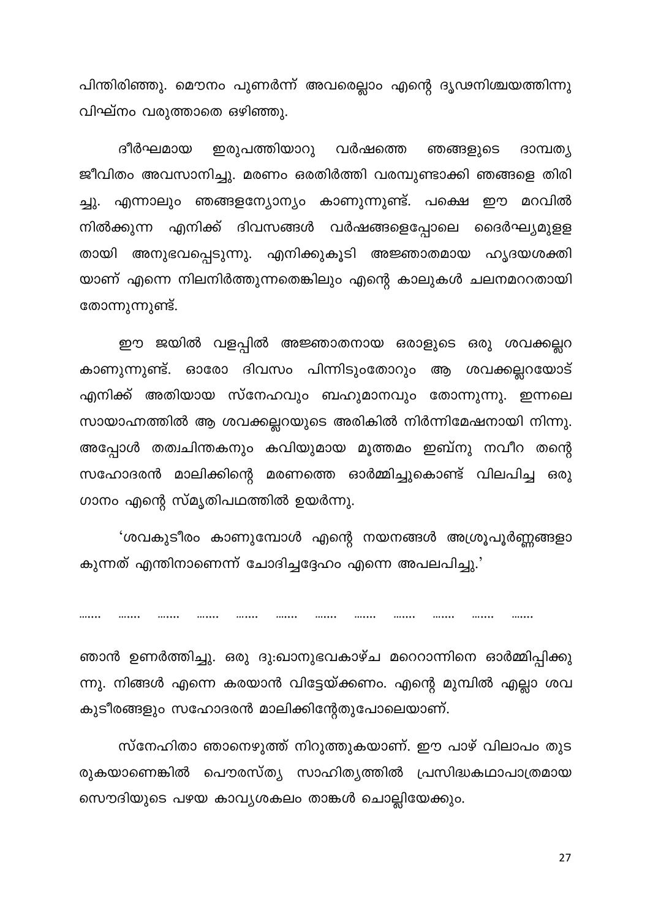പിന്തിരിഞ്ഞു. മൌനം പുണർന്ന് അവരെല്ലാം എന്റെ ദൃഢനിശ്ചയത്തിന്നു വിഘ്നം വരുത്താതെ ഒഴിഞ്ഞു.

ദീർഘമായ ഇരുപത്തിയാറു വർഷത്തെ ഞങ്ങളുടെ ദാമ്പത്യ ജീവിതം അവസാനിച്ചു. മരണം ഒരതിർത്തി വരമ്പുണ്ടാക്കി ഞങ്ങളെ തിരിച്ചു. എന്നാലും ഞങ്ങളന്യോന്യം കാണുന്നുണ്ട്. പക്ഷെ ഈ മറവിൽ നിൽക്കുന്ന എനിക്ക് ദിവസങ്ങൾ വർഷങ്ങളെപ്പോലെ ദൈർഘ്യമുള്ളതായി അനുഭവപ്പെടുന്നു. എനിക്കുകൂടി അജ്ഞാതമായ ഹൃദയശക്തിയാണ് എന്നെ നിലനിർത്തുന്നതെങ്കിലും എന്റെ കാലുകൾ ചലനമററതായി തോന്നുന്നുണ്ട്.

ഈ ജയിൽ വളപ്പിൽ അജ്ഞാതനായ ഒരാളുടെ ഒരു ശവക്കല്ലറ കാണുന്നുണ്ട്. ഓരോ ദിവസം പിന്നിടുംതോറും ആ ശവക്കല്ലറയോട് എനിക്ക് അതിയായ സ്നേഹവും ബഹുമാനവും തോന്നുന്നു. ഇന്നലെ സായാഹ്നത്തിൽ ആ ശവക്കല്ലറയുടെ അരികിൽ നിർന്നിമേഷനായി നിന്നു. അപ്പോൾ തത്വചിന്തകനും കവിയുമായ മൂത്തമം ഇബ്നു നവീറ തന്റെ സഹോദരൻ മാലിക്കിന്റെ മരണത്തെ ഓർമ്മിച്ചുകൊണ്ട് വിലപിച്ച ഒരു ഗാനം എന്റെ സ്മൃതിപഥത്തിൽ ഉയർന്നു.

'ശവകുടീരം കാണുമ്പോൾ എന്റെ നയനങ്ങൾ അശ്രുപൂർണ്ണങ്ങളാകുന്നത് എന്തിനാണെന്ന് ചോദിച്ചദ്ദേഹം എന്നെ അപലപിച്ചു.'

....... ....... ....... ....... ....... ....... ....... ....... ....... ....... ....... .......

ഞാൻ ഉണർത്തിച്ചു. ഒരു ദു:ഖാനുഭവകാഴ്ച മറെറാന്നിനെ ഓർമ്മിപ്പിക്കുന്നു. നിങ്ങൾ എന്നെ കരയാൻ വിട്ടേയ്ക്കണം. എന്റെ മുമ്പിൽ എല്ലാ ശവകുടീരങ്ങളും സഹോദരൻ മാലിക്കിന്റേതുപോലെയാണ്.

സ്നേഹിതാ ഞാനെഴുത്ത് നിറുത്തുകയാണ്. ഈ പാഴ് വിലാപം തുടരുകയാണെങ്കിൽ പൌരസ്ത്യ സാഹിത്യത്തിൽ പ്രസിദ്ധകഥാപാത്രമായ സൌദിയുടെ പഴയ കാവ്യശകലം താങ്കൾ ചൊല്ലിയേക്കും.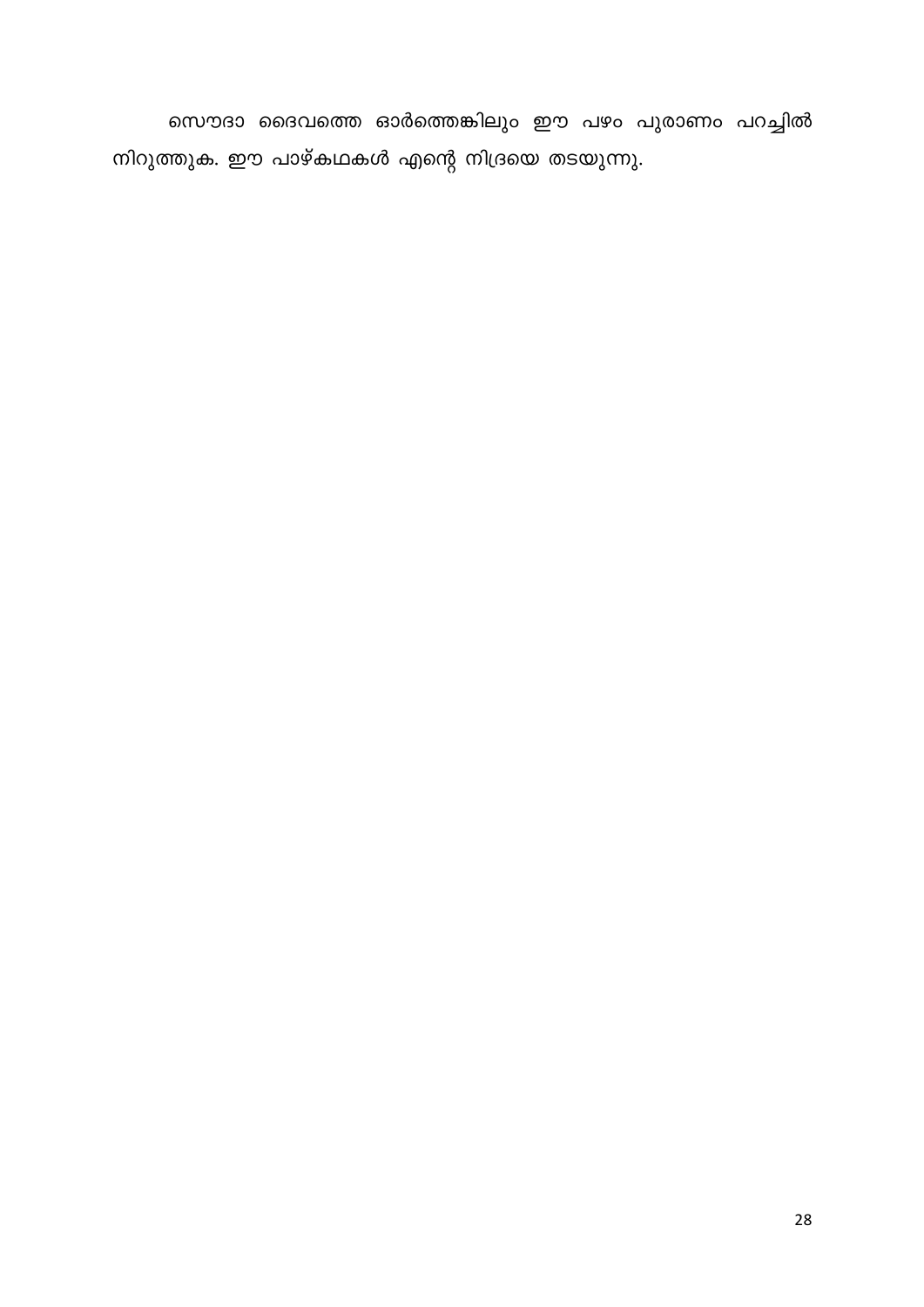സൌദാ ദൈവത്തെ ഓർത്തെങ്കിലും ഈ പഴം പുരാണം പറച്ചിൽ നിറുത്തുക. ഈ പാഴ്കഥകൾ എന്റെ നിദ്രയെ തടയുന്നു.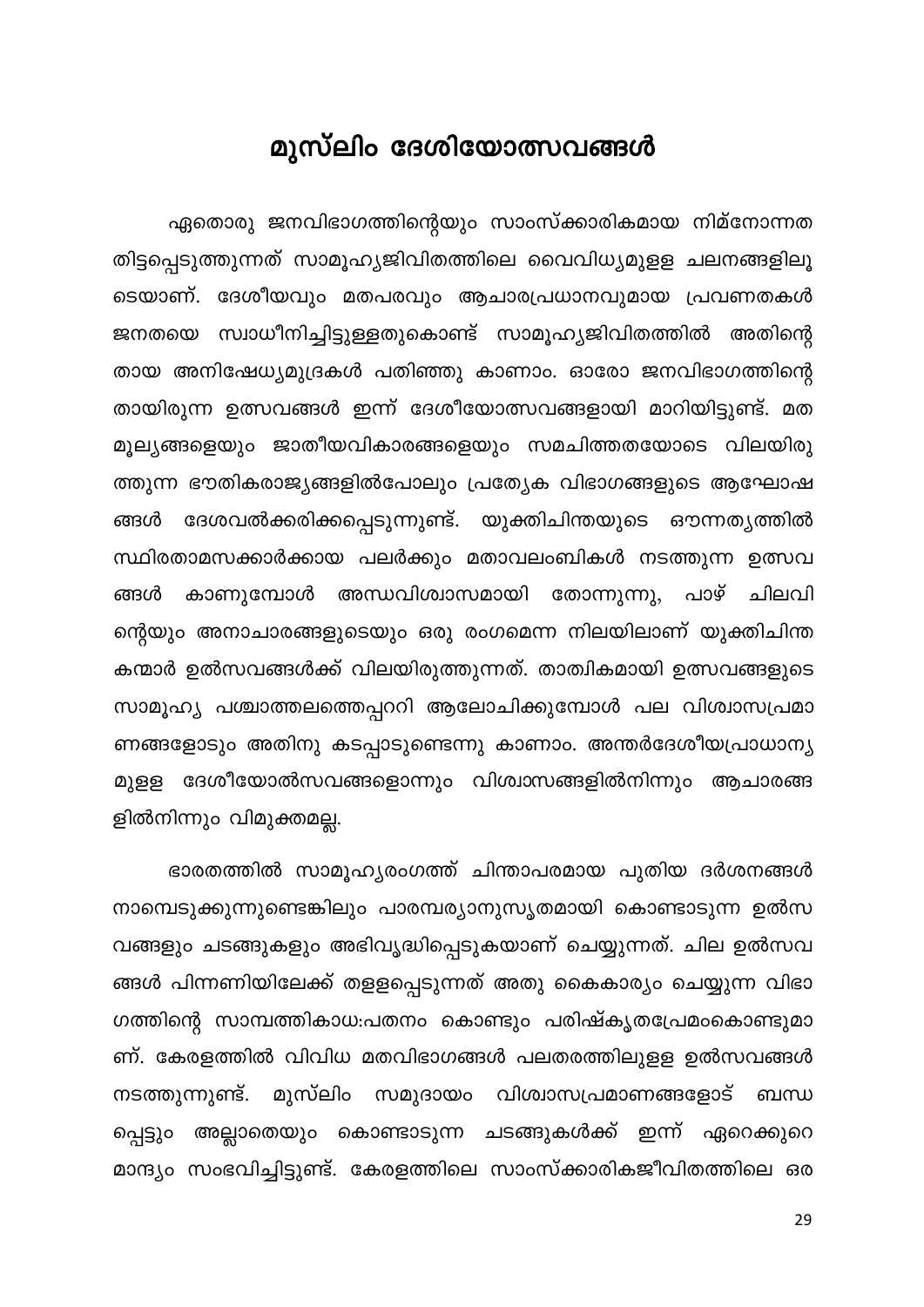# മുസ്ലിം ദേശിയോത്സവങ്ങൾ

ഏതൊരു ജനവിഭാഗത്തിന്റെയും സാംസ്ക്കാരികമായ നിമ്നോന്നത തിട്ടപ്പെടുത്തുന്നത് സാമൂഹ്യജിവിതത്തിലെ വൈവിധ്യമുളള ചലനങ്ങളിലൂടെയാണ്. ദേശീയവും മതപരവും ആചാരപ്രധാനവുമായ പ്രവണതകൾ ജനതയെ സ്വാധീനിച്ചിട്ടുള്ളതുകൊണ്ട് സാമൂഹ്യജിവിതത്തിൽ അതിന്റെതായ അനിഷേധ്യമുദ്രകൾ പതിഞ്ഞു കാണാം. ഓരോ ജനവിഭാഗത്തിന്റെതായിരുന്ന ഉത്സവങ്ങൾ ഇന്ന് ദേശീയോത്സവങ്ങളായി മാറിയിട്ടുണ്ട്. മത മൂല്യങ്ങളെയും ജാതീയവികാരങ്ങളെയും സമചിത്തതയോടെ വിലയിരുത്തുന്ന ഭൗതികരാജ്യങ്ങളിൽപോലും പ്രത്യേക വിഭാഗങ്ങളുടെ ആഘോഷങ്ങൾ ദേശവൽക്കരിക്കപ്പെടുന്നുണ്ട്. യുക്തിചിന്തയുടെ ഔന്നത്യത്തിൽ സ്ഥിരതാമസക്കാർക്കായ പലർക്കും മതാവലംബികൾ നടത്തുന്ന ഉത്സവങ്ങൾ കാണുമ്പോൾ അന്ധവിശ്വാസമായി തോന്നുന്നു, പാഴ് ചിലവിന്റെയും അനാചാരങ്ങളുടെയും ഒരു രംഗമെന്ന നിലയിലാണ് യുക്തിചിന്തകന്മാർ ഉൽസവങ്ങൾക്ക് വിലയിരുത്തുന്നത്. താത്വികമായി ഉത്സവങ്ങളുടെ സാമൂഹ്യ പശ്ചാത്തലത്തെപ്പററി ആലോചിക്കുമ്പോൾ പല വിശ്വാസപ്രമാണങ്ങളോടും അതിനു കടപ്പാടുണ്ടെന്നു കാണാം. അന്തർദേശീയപ്രാധാന്യമുളള ദേശീയോൽസവങ്ങളൊന്നും വിശ്വാസങ്ങളിൽനിന്നും ആചാരങ്ങളിൽനിന്നും വിമുക്തമല്ല.

ഭാരതത്തിൽ സാമൂഹ്യരംഗത്ത് ചിന്താപരമായ പുതിയ ദർശനങ്ങൾ നാമ്പെടുക്കുന്നുണ്ടെങ്കിലും പാരമ്പര്യാനുസൃതമായി കൊണ്ടാടുന്ന ഉൽസവങ്ങളും ചടങ്ങുകളും അഭിവൃദ്ധിപ്പെടുകയാണ് ചെയ്യുന്നത്. ചില ഉൽസവങ്ങൾ പിന്നണിയിലേക്ക് തളളപ്പെടുന്നത് അതു കൈകാര്യം ചെയ്യുന്ന വിഭാഗത്തിന്റെ സാമ്പത്തികാധ:പതനം കൊണ്ടും പരിഷ്കൃതപ്രേമംകൊണ്ടുമാണ്. കേരളത്തിൽ വിവിധ മതവിഭാഗങ്ങൾ പലതരത്തിലുളള ഉൽസവങ്ങൾ നടത്തുന്നുണ്ട്. മുസ്ലിം സമുദായം വിശ്വാസപ്രമാണങ്ങളോട് ബന്ധപ്പെട്ടും അല്ലാതെയും കൊണ്ടാടുന്ന ചടങ്ങുകൾക്ക് ഇന്ന് ഏറെക്കുറെ മാന്ദ്യം സംഭവിച്ചിട്ടുണ്ട്. കേരളത്തിലെ സാംസ്ക്കാരികജീവിതത്തിലെ ഒര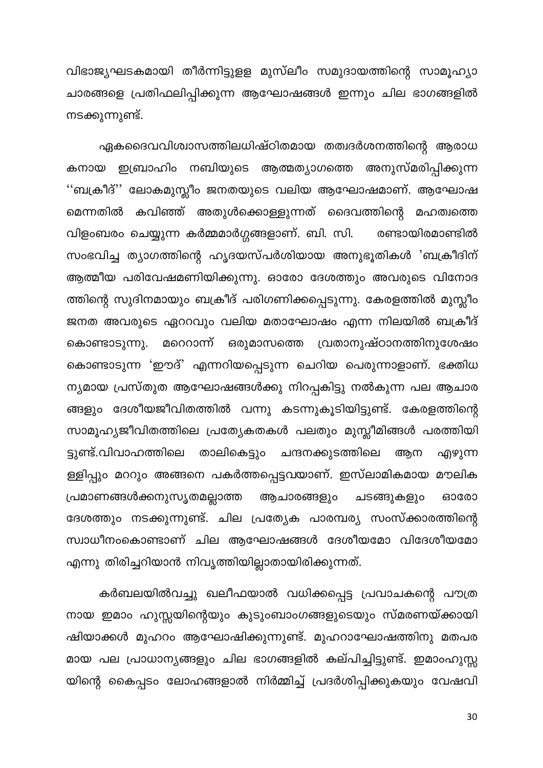വിഭാജ്യഘടകമായി തീർന്നിട്ടുള്ള മുസ്ലീം സമുദായത്തിന്റെ സാമൂഹ്യാ ചാരങ്ങളെ പ്രതിഫലിപ്പിക്കുന്ന ആഘോഷങ്ങൾ ഇന്നും ചില ഭാഗങ്ങളിൽ നടക്കുന്നുണ്ട്.

ഏകദൈവവിശ്വാസത്തിലധിഷ്ഠിതമായ തത്വദർശനത്തിന്റെ ആരാധ കനായ ഇബ്രാഹിം നബിയുടെ ആത്മത്യാഗത്തെ അനുസ്മരിപ്പിക്കുന്ന ''ബക്രീദ്'' ലോകമുസ്ലീം ജനതയുടെ വലിയ ആഘോഷമാണ്. ആഘോഷ മെന്നതിൽ കവിഞ്ഞ് അതുൾക്കൊള്ളുന്നത് ദൈവത്തിന്റെ മഹത്വത്തെ വിളംബരം ചെയ്യുന്ന കർമ്മമാർഗ്ഗങ്ങളാണ്. ബി. സി. രണ്ടായിരമാണ്ടിൽ സംഭവിച്ച ത്യാഗത്തിന്റെ ഹൃദയസ്പർശിയായ അനുഭൂതികൾ 'ബക്രീദിന് ആത്മീയ പരിവേഷമണിയിക്കുന്നു. ഓരോ ദേശത്തും അവരുടെ വിനോദ ത്തിന്റെ സുദിനമായും ബക്രീദ് പരിഗണിക്കപ്പെടുന്നു. കേരളത്തിൽ മുസ്ലീം ജനത അവരുടെ ഏററവും വലിയ മതാഘോഷം എന്ന നിലയിൽ ബക്രീദ് കൊണ്ടാടുന്നു. മറെറാന്ന് ഒരുമാസത്തെ വ്രതാനുഷ്ഠാനത്തിനുശേഷം കൊണ്ടാടുന്ന 'ഈദ്' എന്നറിയപ്പെടുന്ന ചെറിയ പെരുന്നാളാണ്. ഭക്തിധ ന്യമായ പ്രസ്തുത ആഘോഷങ്ങൾക്കു നിറപ്പകിട്ടു നൽകുന്ന പല ആചാര ങ്ങളും ദേശീയജീവിതത്തിൽ വന്നു കടന്നുകൂടിയിട്ടുണ്ട്. കേരളത്തിന്റെ സാമൂഹ്യജീവിതത്തിലെ പ്രത്യേകതകൾ പലതും മുസ്ലീമിങ്ങൾ പരത്തിയി ട്ടുണ്ട്.വിവാഹത്തിലെ താലികെട്ടും ചന്ദനക്കുടത്തിലെ ആന എഴുന്ന ള്ളിപ്പും മററും അങ്ങനെ പകർത്തപ്പെട്ടവയാണ്. ഇസ്ലാമികമായ മൗലിക പ്രമാണങ്ങൾക്കനുസൃതമല്ലാത്ത ആചാരങ്ങളും ചടങ്ങുകളും ഓരോ ദേശത്തും നടക്കുന്നുണ്ട്. ചില പ്രത്യേക പാരമ്പര്യ സംസ്ക്കാരത്തിന്റെ സ്വാധീനംകൊണ്ടാണ് ചില ആഘോഷങ്ങൾ ദേശീയമോ വിദേശീയമോ എന്നു തിരിച്ചറിയാൻ നിവൃത്തിയില്ലാതായിരിക്കുന്നത്.

കർബലയിൽവച്ചു ഖലീഫയാൽ വധിക്കപ്പെട്ട പ്രവാചകന്റെ പൗത്ര നായ ഇമാം ഹുസ്സയിന്റെയും കുടുംബാംഗങ്ങളുടെയും സ്മരണയ്ക്കായി ഷിയാക്കൾ മുഹററം ആഘോഷിക്കുന്നുണ്ട്. മുഹററാഘോഷത്തിനു മതപര മായ പല പ്രാധാന്യങ്ങളും ചില ഭാഗങ്ങളിൽ കല്പിച്ചിട്ടുണ്ട്. ഇമാംഹുസ്സ യിന്റെ കൈപ്പടം ലോഹങ്ങളാൽ നിർമ്മിച്ച് പ്രദർശിപ്പിക്കുകയും വേഷവി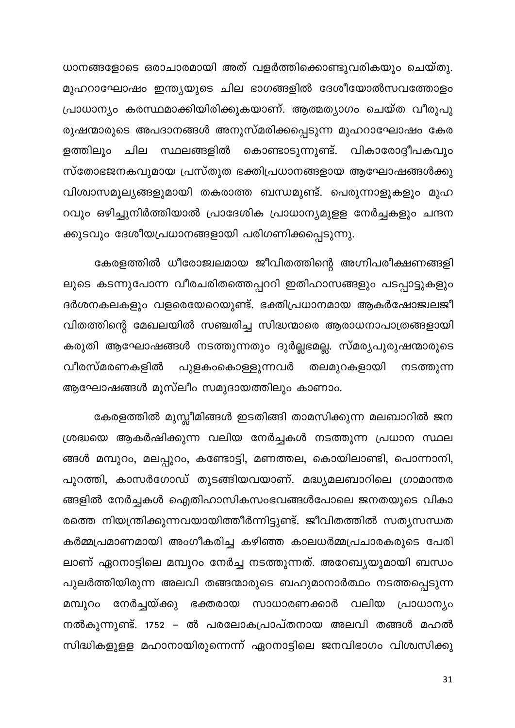ധാനങ്ങളോടെ ഒരാചാരമായി അത് വളർത്തിക്കൊണ്ടുവരികയും ചെയ്തു. മുഹറാഘോഷം ഇന്ത്യയുടെ ചില ഭാഗങ്ങളിൽ ദേശീയോൽസവത്തോളം പ്രാധാന്യം കരസ്ഥമാക്കിയിരിക്കുകയാണ്. ആത്മത്യാഗം ചെയ്ത വീരുപുരുഷന്മാരുടെ അപദാനങ്ങൾ അനുസ്മരിക്കപ്പെടുന്ന മുഹറാഘോഷം കേരളത്തിലും ചില സ്ഥലങ്ങളിൽ കൊണ്ടാടുന്നുണ്ട്. വികാരോദ്ദീപകവും സ്തോഭജനകവുമായ പ്രസ്തുത ഭക്തിപ്രധാനങ്ങളായ ആഘോഷങ്ങൾക്കു വിശ്വാസമൂല്യങ്ങളുമായി തകരാത്ത ബന്ധമുണ്ട്. പെരുന്നാളുകളും മുഹറവും ഒഴിച്ചുനിർത്തിയാൽ പ്രാദേശിക പ്രാധാന്യമുളള നേർച്ചകളും ചന്ദനക്കുടവും ദേശീയപ്രധാനങ്ങളായി പരിഗണിക്കപ്പെടുന്നു.

കേരളത്തിൽ ധീരോജ്ജ്വലമായ ജീവിതത്തിന്റെ അഗ്നിപരീക്ഷണങ്ങളിലൂടെ കടന്നുപോന്ന വീരചരിതത്തെപ്പററി ഇതിഹാസങ്ങളും പടപ്പാട്ടുകളും ദർശനകലകളും വളരെയേറെയുണ്ട്. ഭക്തിപ്രധാനമായ ആകർഷോജ്ജ്വലജീവിതത്തിന്റെ മേഖലയിൽ സഞ്ചരിച്ച സിദ്ധന്മാരെ ആരാധനാപാത്രങ്ങളായി കരുതി ആഘോഷങ്ങൾ നടത്തുന്നതും ദുർല്ലഭമല്ല. സ്മര്യപുരുഷന്മാരുടെ വീരസ്മരണകളിൽ പുളകംകൊള്ളുന്നവർ തലമുറകളായി നടത്തുന്ന ആഘോഷങ്ങൾ മുസ്ലീം സമുദായത്തിലും കാണാം.

കേരളത്തിൽ മുസ്ലീമിങ്ങൾ ഇടതിങ്ങി താമസിക്കുന്ന മലബാറിൽ ജനശ്രദ്ധയെ ആകർഷിക്കുന്ന വലിയ നേർച്ചകൾ നടത്തുന്ന പ്രധാന സ്ഥലങ്ങൾ മമ്പുറം, മലപ്പുറം, കണ്ടോട്ടി, മണത്തല, കൊയിലാണ്ടി, പൊന്നാനി, പുറത്തി, കാസർഗോഡ് തുടങ്ങിയവയാണ്. മദ്ധ്യമലബാറിലെ ഗ്രാമാന്തരങ്ങളിൽ നേർച്ചകൾ ഐതിഹാസികസംഭവങ്ങൾപോലെ ജനതയുടെ വികാരത്തെ നിയന്ത്രിക്കുന്നവയായിത്തീർന്നിട്ടുണ്ട്. ജീവിതത്തിൽ സത്യസന്ധത കർമ്മപ്രമാണമായി അംഗീകരിച്ച കഴിഞ്ഞ കാലധർമ്മപ്രചാരകരുടെ പേരിലാണ് ഏറനാട്ടിലെ മമ്പുറം നേർച്ച നടത്തുന്നത്. അറേബ്യയുമായി ബന്ധം പുലർത്തിയിരുന്ന അലവി തങ്ങന്മാരുടെ ബഹുമാനാർത്ഥം നടത്തപ്പെടുന്ന മമ്പുറം നേർച്ചയ്ക്കു ഭക്തരായ സാധാരണക്കാർ വലിയ പ്രാധാന്യം നൽകുന്നുണ്ട്. 1752 – ൽ പരലോകപ്രാപ്തനായ അലവി തങ്ങൾ മഹൽ സിദ്ധികളുളള മഹാനായിരുന്നെന്ന് ഏറനാട്ടിലെ ജനവിഭാഗം വിശ്വസിക്കു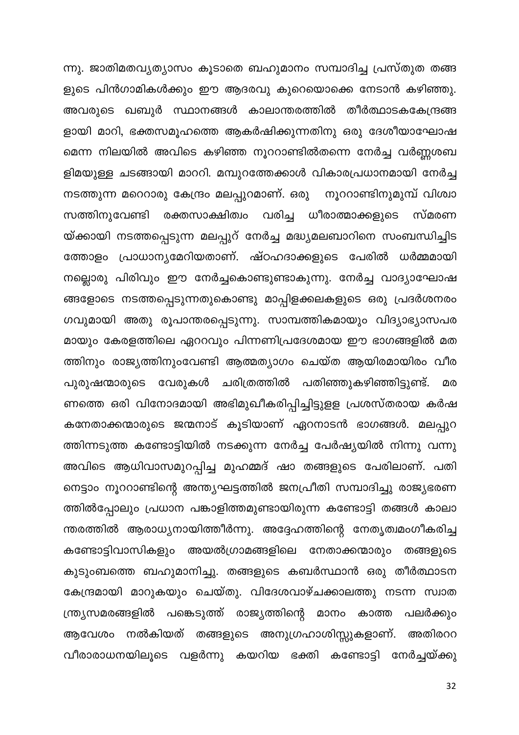ന്നു. ജാതിമതവ്യത്യാസം കൂടാതെ ബഹുമാനം സമ്പാദിച്ച പ്രസ്തുത തങ്ങളുടെ പിൻഗാമികൾക്കും ഈ ആദരവു കുറെയൊക്കെ നേടാൻ കഴിഞ്ഞു. അവരുടെ ഖബൂർ സ്ഥാനങ്ങൾ കാലാന്തരത്തിൽ തീർത്ഥാടകകേന്ദ്രങ്ങളായി മാറി, ഭക്തസമൂഹത്തെ ആകർഷിക്കുന്നതിനു ഒരു ദേശീയാഘോഷമെന്ന നിലയിൽ അവിടെ കഴിഞ്ഞ നൂററാണ്ടിൽതന്നെ നേർച്ച വർണ്ണശബളിമയുള്ള ചടങ്ങായി മാററി. മമ്പുറത്തേക്കാൾ വികാരപ്രധാനമായി നേർച്ച നടത്തുന്ന മറെറാരു കേന്ദ്രം മലപ്പുറമാണ്. ഒരു നൂററാണ്ടിനുമുമ്പ് വിശ്വാസത്തിനുവേണ്ടി രക്തസാക്ഷിത്വം വരിച്ച ധീരാത്മാക്കളുടെ സ്മരണയ്ക്കായി നടത്തപ്പെടുന്ന മലപ്പുറ് നേർച്ച മദ്ധ്യമലബാറിനെ സംബന്ധിച്ചിടത്തോളം പ്രാധാന്യമേറിയതാണ്. ഷ്ഹദാക്കളുടെ പേരിൽ ധർമ്മമായി നല്ലൊരു പിരിവും ഈ നേർച്ചകൊണ്ടുണ്ടാകുന്നു. നേർച്ച വാദ്യാഘോഷങ്ങളോടെ നടത്തപ്പെടുന്നതുകൊണ്ടു മാപ്പിളക്കലകളുടെ ഒരു പ്രദർശനരംഗവുമായി അതു രൂപാന്തരപ്പെടുന്നു. സാമ്പത്തികമായും വിദ്യാഭ്യാസപരമായും കേരളത്തിലെ ഏററവും പിന്നണിപ്രദേശമായ ഈ ഭാഗങ്ങളിൽ മതത്തിനും രാജ്യത്തിനുംവേണ്ടി ആത്മത്യാഗം ചെയ്ത ആയിരമായിരം വീരപുരുഷന്മാരുടെ വേരുകൾ ചരിത്രത്തിൽ പതിഞ്ഞുകഴിഞ്ഞിട്ടുണ്ട്. മരണത്തെ ഒരി വിനോദമായി അഭിമുഖീകരിപ്പിച്ചിട്ടുള്ള പ്രശസ്തരായ കർഷകനേതാക്കന്മാരുടെ ജന്മനാട് കൂടിയാണ് ഏറനാടൻ ഭാഗങ്ങൾ. മലപ്പുറത്തിന്നടുത്ത കണ്ടോട്ടിയിൽ നടക്കുന്ന നേർച്ച പേർഷ്യയിൽ നിന്നു വന്നു അവിടെ ആധിവാസമുറപ്പിച്ച മുഹമ്മദ് ഷാ തങ്ങളുടെ പേരിലാണ്. പതിനെട്ടാം നൂററാണ്ടിന്റെ അന്ത്യഘട്ടത്തിൽ ജനപ്രീതി സമ്പാദിച്ചു രാജ്യഭരണത്തിൽപ്പോലും പ്രധാന പങ്കാളിത്തമുണ്ടായിരുന്ന കണ്ടോട്ടി തങ്ങൾ കാലാന്തരത്തിൽ ആരാധ്യനായിത്തീർന്നു. അദ്ദേഹത്തിന്റെ നേതൃത്വമംഗീകരിച്ച കണ്ടോട്ടിവാസികളും അയൽഗ്രാമങ്ങളിലെ നേതാക്കന്മാരും തങ്ങളുടെ കുടുംബത്തെ ബഹുമാനിച്ചു. തങ്ങളുടെ കബർസ്ഥാൻ ഒരു തീർത്ഥാടന കേന്ദ്രമായി മാറുകയും ചെയ്തു. വിദേശവാഴ്ചക്കാലത്തു നടന്ന സ്വാതന്ത്ര്യസമരങ്ങളിൽ പങ്കെടുത്ത് രാജ്യത്തിന്റെ മാനം കാത്ത പലർക്കും ആവേശം നൽകിയത് തങ്ങളുടെ അനുഗ്രഹാശിസ്സുകളാണ്. അതിരററ വീരാരാധനയിലൂടെ വളർന്നു കയറിയ ഭക്തി കണ്ടോട്ടി നേർച്ചയ്ക്കു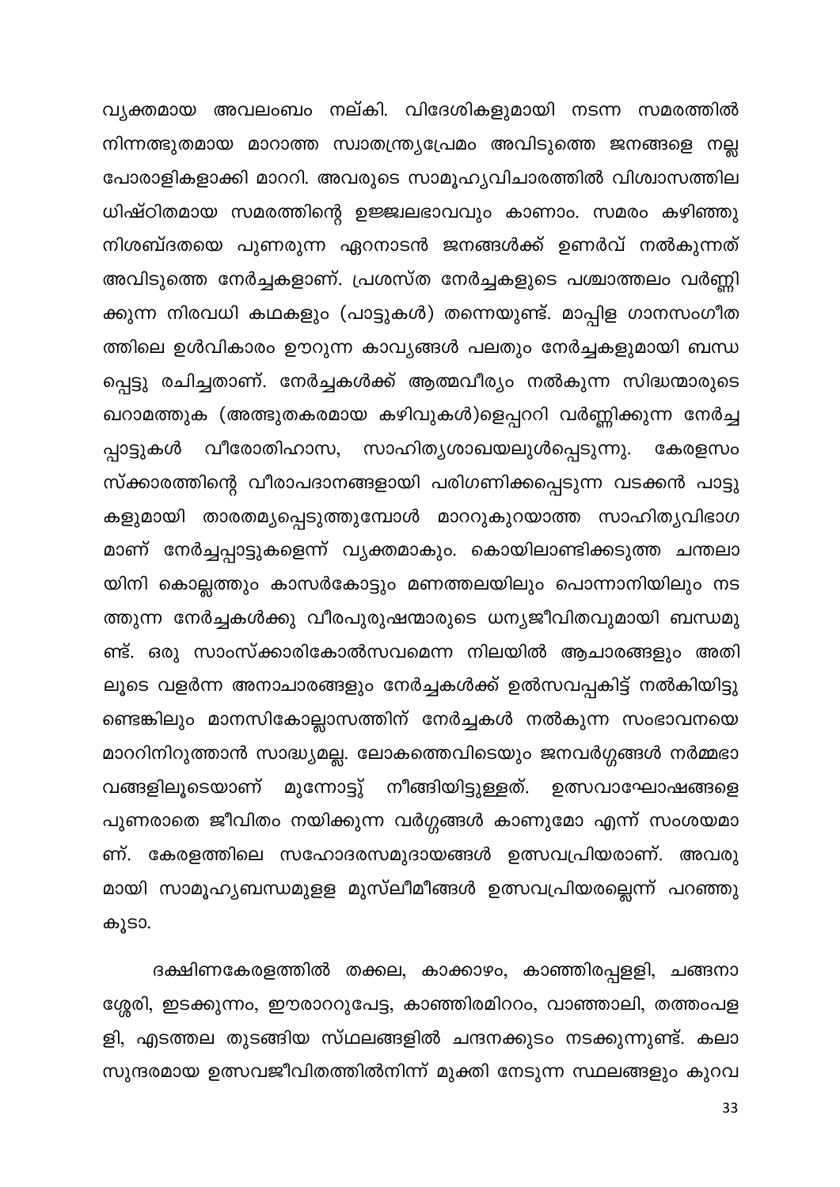വ്യക്തമായ അവലംബം നല്കി. വിദേശികളുമായി നടന്ന സമരത്തിൽ നിന്നത്ഭുതമായ മാറാത്ത സ്വാതന്ത്ര്യപ്രേമം അവിടുത്തെ ജനങ്ങളെ നല്ല പോരാളികളാക്കി മാററി. അവരുടെ സാമൂഹ്യവിചാരത്തിൽ വിശ്വാസത്തില ധിഷ്ഠിതമായ സമരത്തിന്റെ ഉജ്ജ്വലഭാവവും കാണാം. സമരം കഴിഞ്ഞു നിശബ്ദതയെ പുണരുന്ന ഏറനാടൻ ജനങ്ങൾക്ക് ഉണർവ് നൽകുന്നത് അവിടുത്തെ നേർച്ചകളാണ്. പ്രശസ്ത നേർച്ചകളുടെ പശ്ചാത്തലം വർണ്ണി ക്കുന്ന നിരവധി കഥകളും (പാട്ടുകൾ) തന്നെയുണ്ട്. മാപ്പിള ഗാനസംഗീത ത്തിലെ ഉൾവികാരം ഊറുന്ന കാവ്യങ്ങൾ പലതും നേർച്ചകളുമായി ബന്ധ പ്പെട്ടു രചിച്ചതാണ്. നേർച്ചകൾക്ക് ആത്മവീര്യം നൽകുന്ന സിദ്ധന്മാരുടെ ഖറാമത്തുക (അത്ഭുതകരമായ കഴിവുകൾ)ളെപ്പററി വർണ്ണിക്കുന്ന നേർച്ച പ്പാട്ടുകൾ വീരോതിഹാസ, സാഹിത്യശാഖയലുൾപ്പെടുന്നു. കേരളസം സ്ക്കാരത്തിന്റെ വീരാപദാനങ്ങളായി പരിഗണിക്കപ്പെടുന്ന വടക്കൻ പാട്ടു കളുമായി താരതമ്യപ്പെടുത്തുമ്പോൾ മാററുകുറയാത്ത സാഹിത്യവിഭാഗ മാണ് നേർച്ചപ്പാട്ടുകളെന്ന് വ്യക്തമാകും. കൊയിലാണ്ടിക്കടുത്ത ചന്തലാ യിനി കൊല്ലത്തും കാസർകോട്ടും മണത്തലയിലും പൊന്നാനിയിലും നട ത്തുന്ന നേർച്ചകൾക്കു വീരപുരുഷന്മാരുടെ ധന്യജീവിതവുമായി ബന്ധമു ണ്ട്. ഒരു സാംസ്ക്കാരികോൽസവമെന്ന നിലയിൽ ആചാരങ്ങളും അതി ലൂടെ വളർന്ന അനാചാരങ്ങളും നേർച്ചകൾക്ക് ഉൽസവപ്പകിട്ട് നൽകിയിട്ടു ണ്ടെങ്കിലും മാനസികോല്ലാസത്തിന് നേർച്ചകൾ നൽകുന്ന സംഭാവനയെ മാററിനിറുത്താൻ സാദ്ധ്യമല്ല. ലോകത്തെവിടെയും ജനവർഗ്ഗങ്ങൾ നർമ്മഭാ വങ്ങളിലൂടെയാണ് മുന്നോട്ട് നീങ്ങിയിട്ടുള്ളത്. ഉത്സവാഘോഷങ്ങളെ പുണരാതെ ജീവിതം നയിക്കുന്ന വർഗ്ഗങ്ങൾ കാണുമോ എന്ന് സംശയമാ ണ്. കേരളത്തിലെ സഹോദരസമുദായങ്ങൾ ഉത്സവപ്രിയരാണ്. അവരു മായി സാമൂഹ്യബന്ധമുളള മുസ്‌ലീമീങ്ങൾ ഉത്സവപ്രിയരല്ലെന്ന് പറഞ്ഞു കൂടാ.

ദക്ഷിണകേരളത്തിൽ തക്കല, കാക്കാഴം, കാഞ്ഞിരപ്പള്ളി, ചങ്ങനാ ശ്ശേരി, ഇടക്കുന്നം, ഈരാററുപേട്ട, കാഞ്ഞിരമിററം, വാഞ്ഞാലി, തത്തംപള ളി, എടത്തല തുടങ്ങിയ സ്ഥലങ്ങളിൽ ചന്ദനക്കുടം നടക്കുന്നുണ്ട്. കലാ സുന്ദരമായ ഉത്സവജീവിതത്തിൽനിന്ന് മുക്തി നേടുന്ന സ്ഥലങ്ങളും കുറവ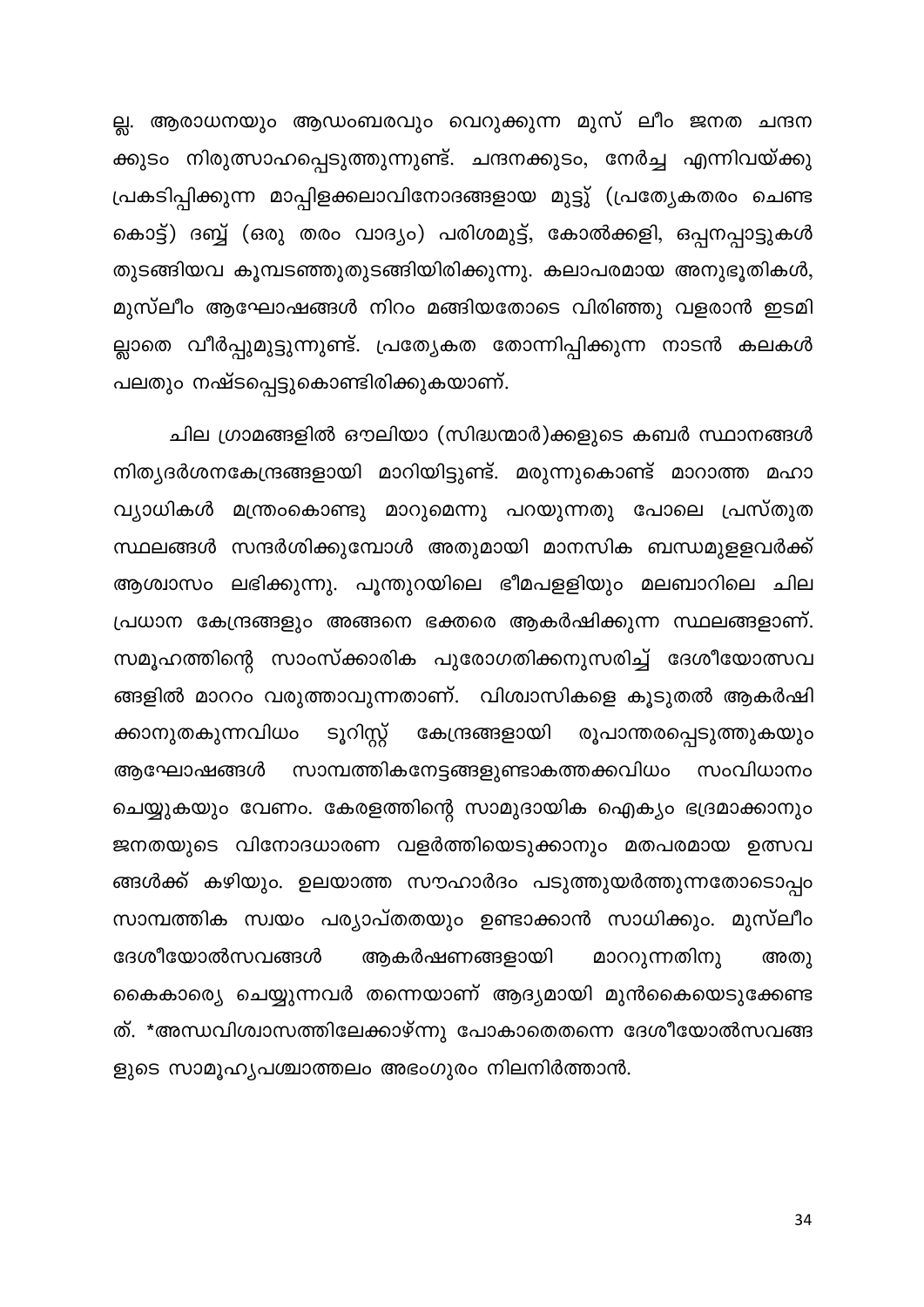ല്ല. ആരാധനയും ആഡംബരവും വെറുക്കുന്ന മുസ് ലീം ജനത ചന്ദന ക്കുടം നിരുത്സാഹപ്പെടുത്തുന്നുണ്ട്. ചന്ദനക്കുടം, നേർച്ച എന്നിവയ്ക്കു പ്രകടിപ്പിക്കുന്ന മാപ്പിളക്കലാവിനോദങ്ങളായ മുട്ട് (പ്രത്യേകതരം ചെണ്ട കൊട്ട്) ദബ്ബ് (ഒരു തരം വാദ്യം) പരിശമുട്ട്, കോൽക്കളി, ഒപ്പനപ്പാട്ടുകൾ തുടങ്ങിയവ കൂമ്പടഞ്ഞുതുടങ്ങിയിരിക്കുന്നു. കലാപരമായ അനുഭൂതികൾ, മുസ്ലീം ആഘോഷങ്ങൾ നിറം മങ്ങിയതോടെ വിരിഞ്ഞു വളരാൻ ഇടമി ല്ലാതെ വീർപ്പുമുട്ടുന്നുണ്ട്. പ്രത്യേകത തോന്നിപ്പിക്കുന്ന നാടൻ കലകൾ പലതും നഷ്ടപ്പെട്ടുകൊണ്ടിരിക്കുകയാണ്.

ചില ഗ്രാമങ്ങളിൽ ഔലിയാ (സിദ്ധന്മാർ)ക്കളുടെ കബർ സ്ഥാനങ്ങൾ നിത്യദർശനകേന്ദ്രങ്ങളായി മാറിയിട്ടുണ്ട്. മരുന്നുകൊണ്ട് മാറാത്ത മഹാ വ്യാധികൾ മന്ത്രംകൊണ്ടു മാറുമെന്നു പറയുന്നതു പോലെ പ്രസ്തുത സ്ഥലങ്ങൾ സന്ദർശിക്കുമ്പോൾ അതുമായി മാനസിക ബന്ധമുള്ളവർക്ക് ആശ്വാസം ലഭിക്കുന്നു. പൂന്തുറയിലെ ഭീമപള്ളിയും മലബാറിലെ ചില പ്രധാന കേന്ദ്രങ്ങളും അങ്ങനെ ഭക്തരെ ആകർഷിക്കുന്ന സ്ഥലങ്ങളാണ്. സമൂഹത്തിന്റെ സാംസ്ക്കാരിക പുരോഗതിക്കനുസരിച്ച് ദേശീയോത്സവ ങ്ങളിൽ മാററം വരുത്താവുന്നതാണ്. വിശ്വാസികളെ കൂടുതൽ ആകർഷി ക്കാനുതകുന്നവിധം ടൂറിസ്റ്റ് കേന്ദ്രങ്ങളായി രൂപാന്തരപ്പെടുത്തുകയും ആഘോഷങ്ങൾ സാമ്പത്തികനേട്ടങ്ങളുണ്ടാകത്തക്കവിധം സംവിധാനം ചെയ്യുകയും വേണം. കേരളത്തിന്റെ സാമുദായിക ഐക്യം ഭദ്രമാക്കാനും ജനതയുടെ വിനോദധാരണ വളർത്തിയെടുക്കാനും മതപരമായ ഉത്സവ ങ്ങൾക്ക് കഴിയും. ഉലയാത്ത സൗഹാർദം പടുത്തുയർത്തുന്നതോടൊപ്പം സാമ്പത്തിക സ്വയം പര്യാപ്തതയും ഉണ്ടാക്കാൻ സാധിക്കും. മുസ്ലീം ദേശീയോൽസവങ്ങൾ ആകർഷണങ്ങളായി മാററുന്നതിനു അതു കൈകാര്യ ചെയ്യുന്നവർ തന്നെയാണ് ആദ്യമായി മുൻകൈയെടുക്കേണ്ട ത്. *അന്ധവിശ്വാസത്തിലേക്കാഴ്ന്നു പോകാതെതന്നെ ദേശീയോൽസവങ്ങ ളുടെ സാമൂഹ്യപശ്ചാത്തലം അഭംഗുരം നിലനിർത്താൻ.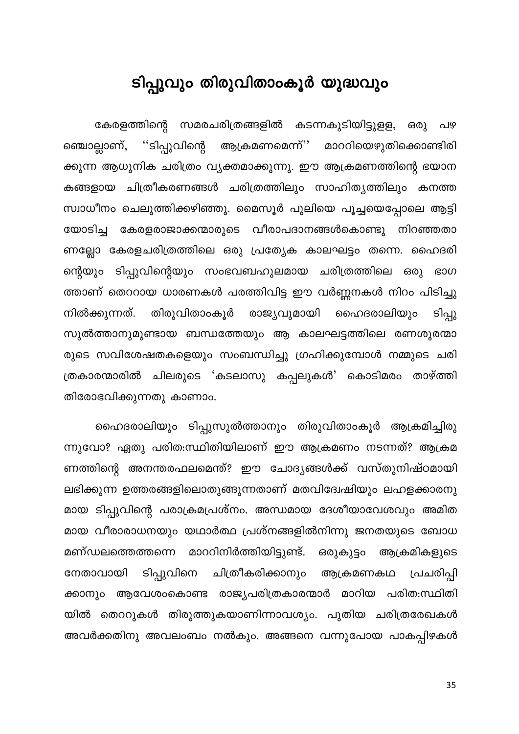# ടിപ്പുവും തിരുവിതാംകൂർ യുദ്ധവും

കേരളത്തിന്റെ സമരചരിത്രങ്ങളിൽ കടന്നകൂടിയിട്ടുള്ള, ഒരു പഴഞ്ചൊല്ലാണ്, ''ടിപ്പുവിന്റെ ആക്രമണമെന്ന്'' മാററിയെഴുതിക്കൊണ്ടിരിക്കുന്ന ആധുനിക ചരിത്രം വ്യക്തമാക്കുന്നു. ഈ ആക്രമണത്തിന്റെ ഭയാനകങ്ങളായ ചിത്രീകരണങ്ങൾ ചരിത്രത്തിലും സാഹിത്യത്തിലും കനത്ത സ്വാധീനം ചെലുത്തിക്കഴിഞ്ഞു. മൈസൂർ പുലിയെ പൂച്ചയെപ്പോലെ ആട്ടിയോടിച്ച കേരളരാജാക്കന്മാരുടെ വീരാപദാനങ്ങൾകൊണ്ടു നിറഞ്ഞതാണല്ലോ കേരളചരിത്രത്തിലെ ഒരു പ്രത്യേക കാലഘട്ടം തന്നെ. ഹൈദരിന്റെയും ടിപ്പുവിന്റെയും സംഭവബഹുലമായ ചരിത്രത്തിലെ ഒരു ഭാഗത്താണ് തെററായ ധാരണകൾ പരത്തിവിട്ട ഈ വർണ്ണനകൾ നിറം പിടിച്ചു നിൽക്കുന്നത്. തിരുവിതാംകൂർ രാജ്യവുമായി ഹൈദരാലിയും ടിപ്പുസുൽത്താനുമുണ്ടായ ബന്ധത്തേയും ആ കാലഘട്ടത്തിലെ രണശൂരന്മാരുടെ സവിശേഷതകളെയും സംബന്ധിച്ചു ഗ്രഹിക്കുമ്പോൾ നമ്മുടെ ചരിത്രകാരന്മാരിൽ ചിലരുടെ 'കടലാസു കപ്പലുകൾ' കൊടിമരം താഴ്ത്തി തിരോഭവിക്കുന്നതു കാണാം.

ഹൈദരാലിയും ടിപ്പുസുൽത്താനും തിരുവിതാംകൂർ ആക്രമിച്ചിരുന്നുവോ? ഏതു പരിത:സ്ഥിതിയിലാണ് ഈ ആക്രമണം നടന്നത്? ആക്രമണത്തിന്റെ അനന്തരഫലമെന്ത്? ഈ ചോദ്യങ്ങൾക്ക് വസ്തുനിഷ്ഠമായി ലഭിക്കുന്ന ഉത്തരങ്ങളിലൊതുങ്ങുന്നതാണ് മതവിദ്വേഷിയും ലഹളക്കാരനുമായ ടിപ്പുവിന്റെ പരാക്രമപ്രശ്നം. അന്ധമായ ദേശീയാവേശവും അമിതമായ വീരാരാധനയും യഥാർത്ഥ പ്രശ്നങ്ങളിൽനിന്നു ജനതയുടെ ബോധമണ്ഡലത്തെത്തന്നെ മാററിനിർത്തിയിട്ടുണ്ട്. ഒരുകൂട്ടം ആക്രമികളുടെ നേതാവായി ടിപ്പുവിനെ ചിത്രീകരിക്കാനും ആക്രമണകഥ പ്രചരിപ്പിക്കാനും ആവേശംകൊണ്ട രാജ്യപരിത്രകാരന്മാർ മാറിയ പരിത:സ്ഥിതിയിൽ തെററുകൾ തിരുത്തുകയാണിന്നാവശ്യം. പുതിയ ചരിത്രരേഖകൾ അവർക്കതിനു അവലംബം നൽകും. അങ്ങനെ വന്നുപോയ പാകപ്പിഴകൾ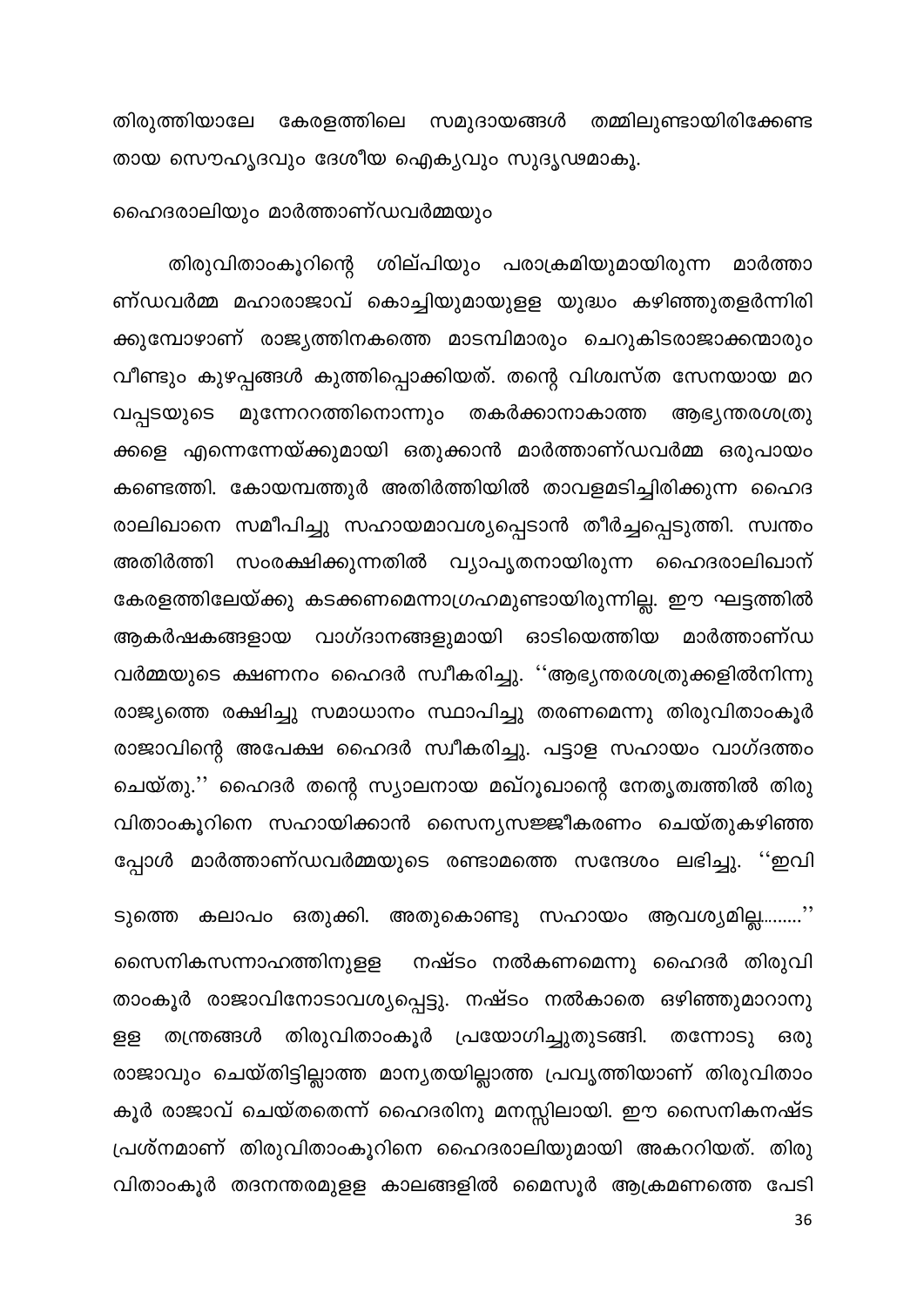തിരുത്തിയാലേ കേരളത്തിലെ സമുദായങ്ങൾ തമ്മിലുണ്ടായിരിക്കേണ്ട തായ സൌഹൃദവും ദേശീയ ഐക്യവും സുദൃഢമാകൂ.

ഹൈദരാലിയും മാർത്താണ്ഡവർമ്മയും

തിരുവിതാംകൂറിന്റെ ശില്പിയും പരാക്രമിയുമായിരുന്ന മാർത്താണ്ഡവർമ്മ മഹാരാജാവ് കൊച്ചിയുമായുള്ള യുദ്ധം കഴിഞ്ഞുതളർന്നിരിക്കുമ്പോഴാണ് രാജ്യത്തിനകത്തെ മാടമ്പിമാരും ചെറുകിടരാജാക്കന്മാരും വീണ്ടും കുഴപ്പങ്ങൾ കുത്തിപ്പൊക്കിയത്. തന്റെ വിശ്വസ്ത സേനയായ മറവപ്പടയുടെ മുന്നേററത്തിനൊന്നും തകർക്കാനാകാത്ത ആഭ്യന്തരശത്രുക്കളെ എന്നെന്നേയ്ക്കുമായി ഒതുക്കാൻ മാർത്താണ്ഡവർമ്മ ഒരുപായം കണ്ടെത്തി. കോയമ്പത്തൂർ അതിർത്തിയിൽ താവളമടിച്ചിരിക്കുന്ന ഹൈദരാലിഖാനെ സമീപിച്ചു സഹായമാവശ്യപ്പെടാൻ തീർച്ചപ്പെടുത്തി. സ്വന്തം അതിർത്തി സംരക്ഷിക്കുന്നതിൽ വ്യാപൃതനായിരുന്ന ഹൈദരാലിഖാന് കേരളത്തിലേയ്ക്കു കടക്കണമെന്നാഗ്രഹമുണ്ടായിരുന്നില്ല. ഈ ഘട്ടത്തിൽ ആകർഷകങ്ങളായ വാഗ്ദാനങ്ങളുമായി ഓടിയെത്തിയ മാർത്താണ്ഡവർമ്മയുടെ ക്ഷണനം ഹൈദർ സ്വീകരിച്ചു. ''ആഭ്യന്തരശത്രുക്കളിൽനിന്നു രാജ്യത്തെ രക്ഷിച്ചു സമാധാനം സ്ഥാപിച്ചു തരണമെന്നു തിരുവിതാംകൂർ രാജാവിന്റെ അപേക്ഷ ഹൈദർ സ്വീകരിച്ചു. പട്ടാള സഹായം വാഗ്ദത്തം ചെയ്തു.'' ഹൈദർ തന്റെ സ്യാലനായ മഖ്റൂഖാന്റെ നേതൃത്വത്തിൽ തിരുവിതാംകൂറിനെ സഹായിക്കാൻ സൈന്യസജ്ജീകരണം ചെയ്തുകഴിഞ്ഞപ്പോൾ മാർത്താണ്ഡവർമ്മയുടെ രണ്ടാമത്തെ സന്ദേശം ലഭിച്ചു. ''ഇവിടുത്തെ കലാപം ഒതുക്കി. അതുകൊണ്ടു സഹായം ആവശ്യമില്ല........'' സൈനികസന്നാഹത്തിനുള്ള നഷ്ടം നൽകണമെന്നു ഹൈദർ തിരുവിതാംകൂർ രാജാവിനോടാവശ്യപ്പെട്ടു. നഷ്ടം നൽകാതെ ഒഴിഞ്ഞുമാറാനുള്ള തന്ത്രങ്ങൾ തിരുവിതാംകൂർ പ്രയോഗിച്ചുതുടങ്ങി. തന്നോടു ഒരു രാജാവും ചെയ്തിട്ടില്ലാത്ത മാന്യതയില്ലാത്ത പ്രവൃത്തിയാണ് തിരുവിതാംകൂർ രാജാവ് ചെയ്തതെന്ന് ഹൈദരിനു മനസ്സിലായി. ഈ സൈനികനഷ്ടപ്രശ്നമാണ് തിരുവിതാംകൂറിനെ ഹൈദരാലിയുമായി അകററിയത്. തിരുവിതാംകൂർ തദനന്തരമുള്ള കാലങ്ങളിൽ മൈസൂർ ആക്രമണത്തെ പേടി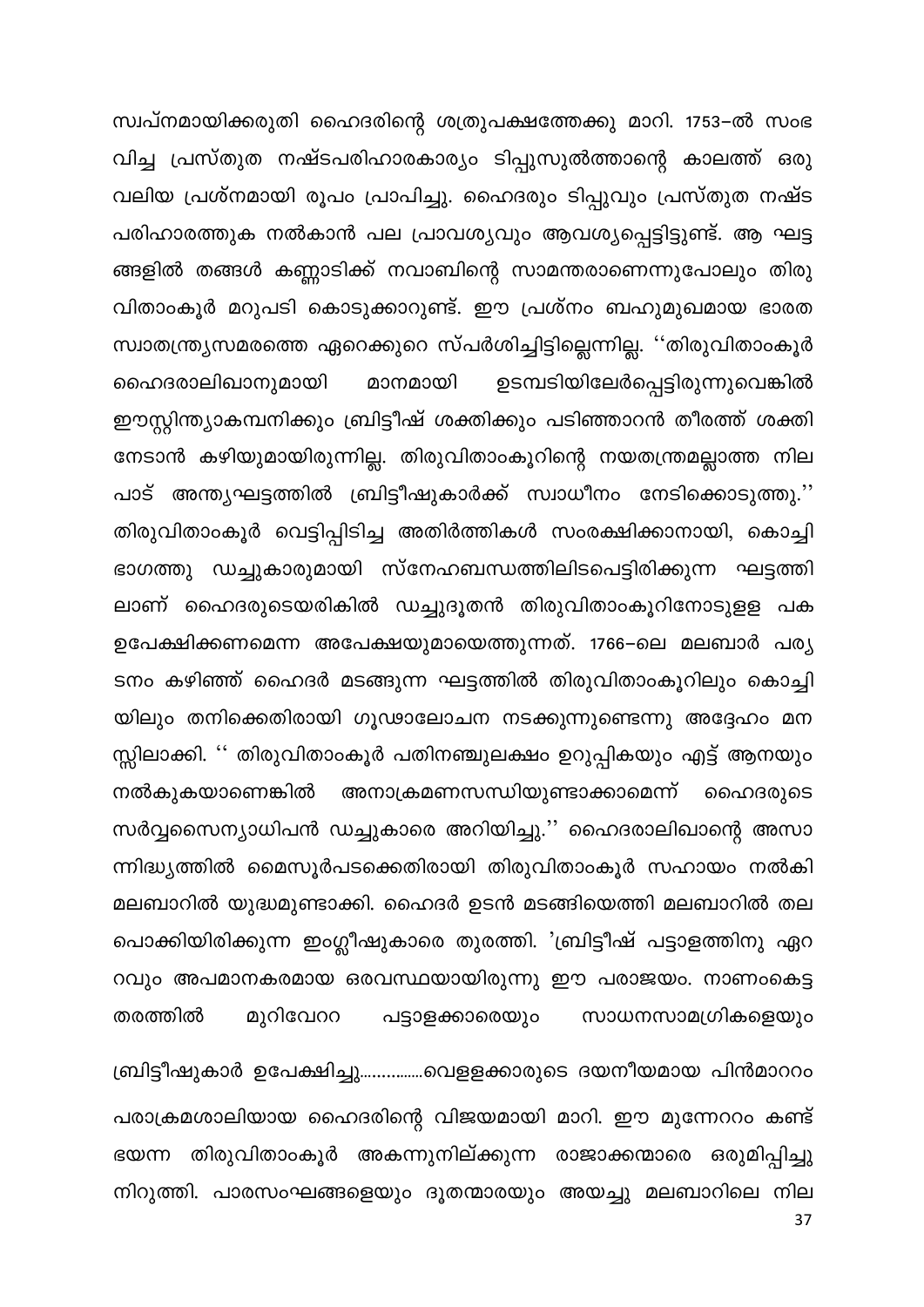സ്വപ്നമായിക്കരുതി ഹൈദരിന്റെ ശത്രുപക്ഷത്തേക്കു മാറി. 1753–ൽ സംഭവിച്ച പ്രസ്തുത നഷ്ടപരിഹാരകാര്യം ടിപ്പുസുൽത്താന്റെ കാലത്ത് ഒരു വലിയ പ്രശ്നമായി രൂപം പ്രാപിച്ചു. ഹൈദരും ടിപ്പുവും പ്രസ്തുത നഷ്ടപരിഹാരത്തുക നൽകാൻ പല പ്രാവശ്യവും ആവശ്യപ്പെട്ടിട്ടുണ്ട്. ആ ഘട്ടങ്ങളിൽ തങ്ങൾ കണ്ണാടിക്ക് നവാബിന്റെ സാമന്തരാണെന്നുപോലും തിരുവിതാംകൂർ മറുപടി കൊടുക്കാറുണ്ട്. ഈ പ്രശ്നം ബഹുമുഖമായ ഭാരത സ്വാതന്ത്ര്യസമരത്തെ ഏറെക്കുറെ സ്പർശിച്ചിട്ടില്ലെന്നില്ല. ''തിരുവിതാംകൂർ ഹൈദരാലിഖാനുമായി മാനമായി ഉടമ്പടിയിലേർപ്പെട്ടിരുന്നുവെങ്കിൽ ഈസ്റ്റിന്ത്യാകമ്പനിക്കും ബ്രിട്ടീഷ് ശക്തിക്കും പടിഞ്ഞാറൻ തീരത്ത് ശക്തി നേടാൻ കഴിയുമായിരുന്നില്ല. തിരുവിതാംകൂറിന്റെ നയതന്ത്രമല്ലാത്ത നിലപാട് അന്ത്യഘട്ടത്തിൽ ബ്രിട്ടീഷുകാർക്ക് സ്വാധീനം നേടിക്കൊടുത്തു.'' തിരുവിതാംകൂർ വെട്ടിപ്പിടിച്ച അതിർത്തികൾ സംരക്ഷിക്കാനായി, കൊച്ചി ഭാഗത്തു ഡച്ചുകാരുമായി സ്നേഹബന്ധത്തിലിടപെട്ടിരിക്കുന്ന ഘട്ടത്തിലാണ് ഹൈദരുടെയരികിൽ ഡച്ചുദൂതൻ തിരുവിതാംകൂറിനോടുള്ള പക ഉപേക്ഷിക്കണമെന്ന അപേക്ഷയുമായെത്തുന്നത്. 1766–ലെ മലബാർ പര്യടനം കഴിഞ്ഞ് ഹൈദർ മടങ്ങുന്ന ഘട്ടത്തിൽ തിരുവിതാംകൂറിലും കൊച്ചിയിലും തനിക്കെതിരായി ഗൂഢാലോചന നടക്കുന്നുണ്ടെന്നു അദ്ദേഹം മനസ്സിലാക്കി. '' തിരുവിതാംകൂർ പതിനഞ്ചുലക്ഷം ഉറുപ്പികയും എട്ട് ആനയും നൽകുകയാണെങ്കിൽ അനാക്രമണസന്ധിയുണ്ടാക്കാമെന്ന് ഹൈദരുടെ സർവ്വസൈന്യാധിപൻ ഡച്ചുകാരെ അറിയിച്ചു.'' ഹൈദരാലിഖാന്റെ അസാന്നിദ്ധ്യത്തിൽ മൈസൂർപടക്കെതിരായി തിരുവിതാംകൂർ സഹായം നൽകി മലബാറിൽ യുദ്ധമുണ്ടാക്കി. ഹൈദർ ഉടൻ മടങ്ങിയെത്തി മലബാറിൽ തലപൊക്കിയിരിക്കുന്ന ഇംഗ്ലീഷുകാരെ തുരത്തി. 'ബ്രിട്ടീഷ് പട്ടാളത്തിനു ഏററവും അപമാനകരമായ ഒരവസ്ഥയായിരുന്നു ഈ പരാജയം. നാണംകെട്ട തരത്തിൽ മുറിവേററ പട്ടാളക്കാരെയും സാധനസാമഗ്രികളെയും ബ്രിട്ടീഷുകാർ ഉപേക്ഷിച്ചു..............വെളളക്കാരുടെ ദയനീയമായ പിൻമാററം പരാക്രമശാലിയായ ഹൈദരിന്റെ വിജയമായി മാറി. ഈ മുന്നേററം കണ്ട് ഭയന്ന തിരുവിതാംകൂർ അകന്നുനില്ക്കുന്ന രാജാക്കന്മാരെ ഒരുമിപ്പിച്ചു നിറുത്തി. പാരസംഘങ്ങളെയും ദൂതന്മാരയും അയച്ചു മലബാറിലെ നില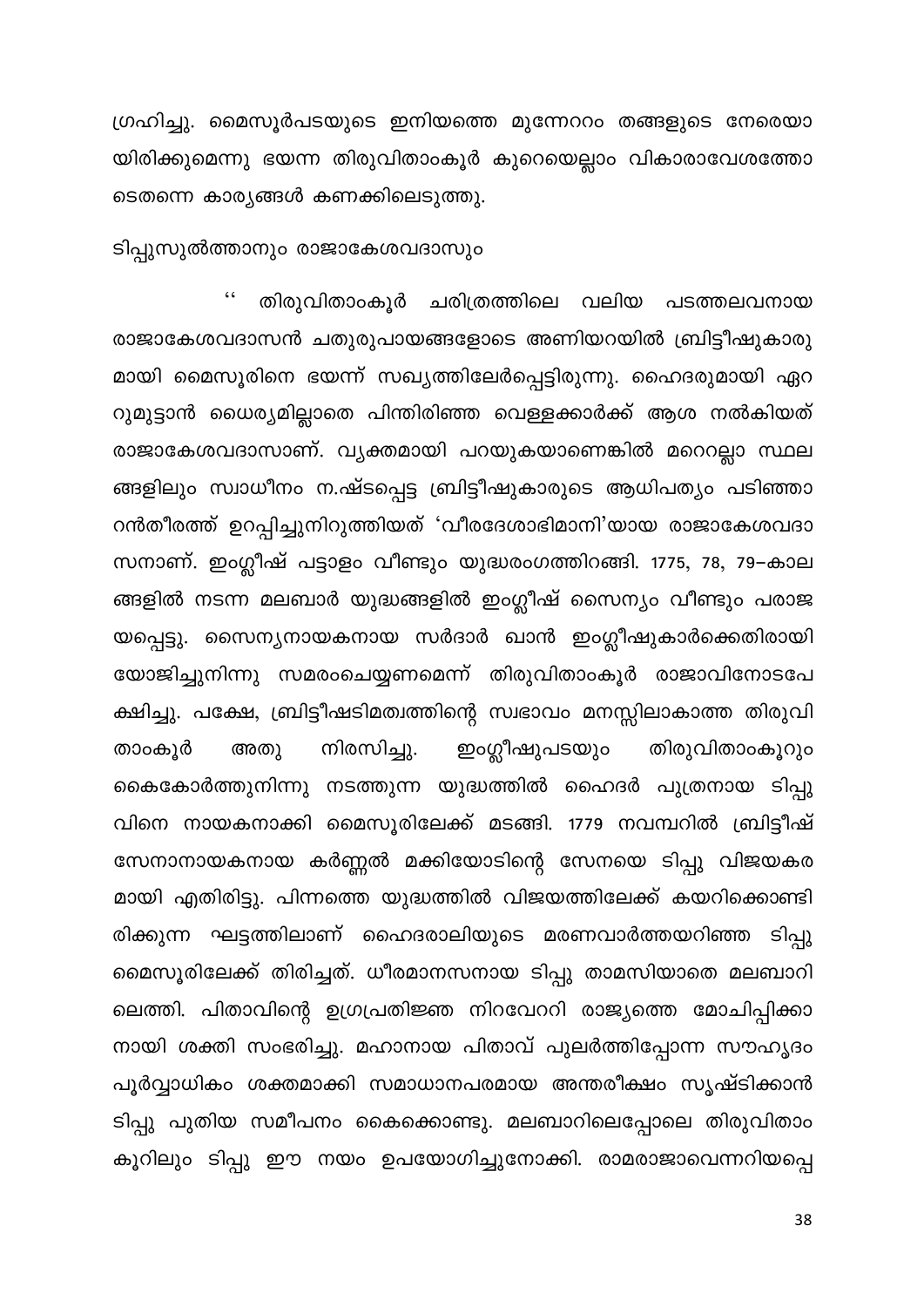ഗ്രഹിച്ചു. മൈസൂർപടയുടെ ഇനിയത്തെ മുന്നേററം തങ്ങളുടെ നേരെയായിരിക്കുമെന്നു ഭയന്ന തിരുവിതാംകൂർ കുറെയെല്ലാം വികാരാവേശത്തോടെതന്നെ കാര്യങ്ങൾ കണക്കിലെടുത്തു.

## ടിപ്പുസുൽത്താനും രാജാകേശവദാസും

" തിരുവിതാംകൂർ ചരിത്രത്തിലെ വലിയ പടത്തലവനായ രാജാകേശവദാസൻ ചതുരുപായങ്ങളോടെ അണിയറയിൽ ബ്രിട്ടീഷുകാരുമായി മൈസൂരിനെ ഭയന്ന് സഖ്യത്തിലേർപ്പെട്ടിരുന്നു. ഹൈദരുമായി ഏററുമുട്ടാൻ ധൈര്യമില്ലാതെ പിന്തിരിഞ്ഞ വെള്ളക്കാർക്ക് ആശ നൽകിയത് രാജാകേശവദാസാണ്. വ്യക്തമായി പറയുകയാണെങ്കിൽ മററെല്ലാ സ്ഥലങ്ങളിലും സ്വാധീനം ന.ഷ്ടപ്പെട്ട ബ്രിട്ടീഷുകാരുടെ ആധിപത്യം പടിഞ്ഞാറൻതീരത്ത് ഉറപ്പിച്ചുനിറുത്തിയത് 'വീരദേശാഭിമാനി'യായ രാജാകേശവദാസനാണ്. ഇംഗ്ലീഷ് പട്ടാളം വീണ്ടും യുദ്ധരംഗത്തിറങ്ങി. 1775, 78, 79–കാലങ്ങളിൽ നടന്ന മലബാർ യുദ്ധങ്ങളിൽ ഇംഗ്ലീഷ് സൈന്യം വീണ്ടും പരാജയപ്പെട്ടു. സൈന്യനായകനായ സർദാർ ഖാൻ ഇംഗ്ലീഷുകാർക്കെതിരായി യോജിച്ചുനിന്നു സമരംചെയ്യണമെന്ന് തിരുവിതാംകൂർ രാജാവിനോടപേക്ഷിച്ചു. പക്ഷേ, ബ്രിട്ടീഷടിമത്വത്തിന്റെ സ്വഭാവം മനസ്സിലാകാത്ത തിരുവിതാംകൂർ അതു നിരസിച്ചു. ഇംഗ്ലീഷുപടയും തിരുവിതാംകൂറും കൈകോർത്തുനിന്നു നടത്തുന്ന യുദ്ധത്തിൽ ഹൈദർ പുത്രനായ ടിപ്പുവിനെ നായകനാക്കി മൈസൂരിലേക്ക് മടങ്ങി. 1779 നവമ്പറിൽ ബ്രിട്ടീഷ് സേനാനായകനായ കർണ്ണൽ മക്കിയോടിന്റെ സേനയെ ടിപ്പു വിജയകരമായി എതിരിട്ടു. പിന്നത്തെ യുദ്ധത്തിൽ വിജയത്തിലേക്ക് കയറിക്കൊണ്ടിരിക്കുന്ന ഘട്ടത്തിലാണ് ഹൈദരാലിയുടെ മരണവാർത്തയറിഞ്ഞ ടിപ്പു മൈസൂരിലേക്ക് തിരിച്ചത്. ധീരമാനസനായ ടിപ്പു താമസിയാതെ മലബാറിലെത്തി. പിതാവിന്റെ ഉഗ്രപ്രതിജ്ഞ നിറവേററി രാജ്യത്തെ മോചിപ്പിക്കാനായി ശക്തി സംഭരിച്ചു. മഹാനായ പിതാവ് പുലർത്തിപ്പോന്ന സൗഹൃദം പൂർവ്വാധികം ശക്തമാക്കി സമാധാനപരമായ അന്തരീക്ഷം സൃഷ്ടിക്കാൻ ടിപ്പു പുതിയ സമീപനം കൈക്കൊണ്ടു. മലബാറിലെപ്പോലെ തിരുവിതാംകൂറിലും ടിപ്പു ഈ നയം ഉപയോഗിച്ചുനോക്കി. രാമരാജാവെന്നറിയപ്പെ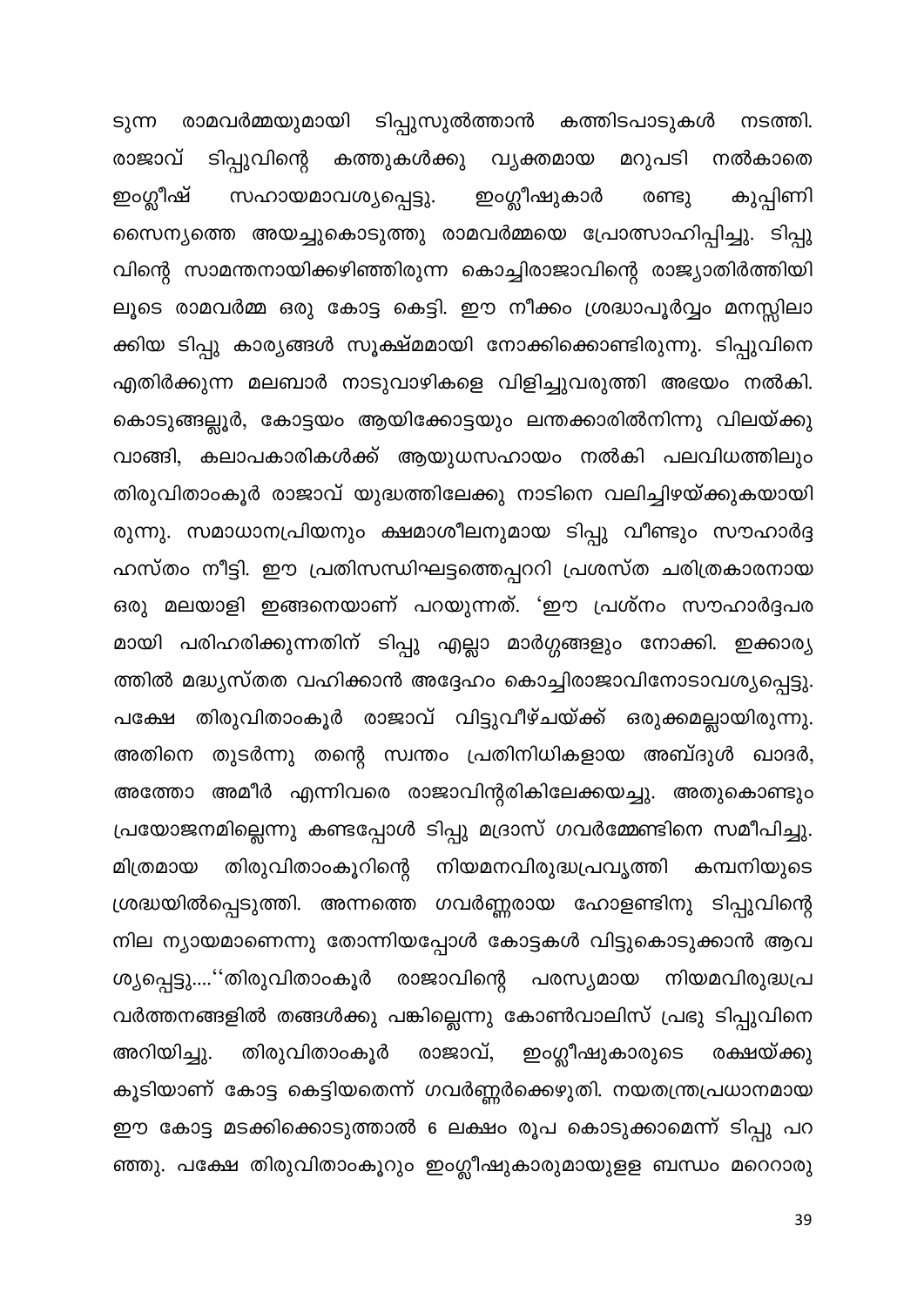ടുന്ന രാമവർമ്മയുമായി ടിപ്പുസുൽത്താൻ കത്തിടപാടുകൾ നടത്തി. രാജാവ് ടിപ്പുവിന്റെ കത്തുകൾക്കു വ്യക്തമായ മറുപടി നൽകാതെ ഇംഗ്ലീഷ് സഹായമാവശ്യപ്പെട്ടു. ഇംഗ്ലീഷുകാർ രണ്ടു കുപ്പിണി സൈന്യത്തെ അയച്ചുകൊടുത്തു രാമവർമ്മയെ പ്രോത്സാഹിപ്പിച്ചു. ടിപ്പുവിന്റെ സാമന്തനായിക്കഴിഞ്ഞിരുന്ന കൊച്ചിരാജാവിന്റെ രാജ്യാതിർത്തിയിലൂടെ രാമവർമ്മ ഒരു കോട്ട കെട്ടി. ഈ നീക്കം ശ്രദ്ധാപൂർവ്വം മനസ്സിലാക്കിയ ടിപ്പു കാര്യങ്ങൾ സൂക്ഷ്മമായി നോക്കിക്കൊണ്ടിരുന്നു. ടിപ്പുവിനെ എതിർക്കുന്ന മലബാർ നാടുവാഴികളെ വിളിച്ചുവരുത്തി അഭയം നൽകി. കൊടുങ്ങല്ലൂർ, കോട്ടയം ആയിക്കോട്ടയും ലന്തക്കാരിൽനിന്നു വിലയ്ക്കു വാങ്ങി, കലാപകാരികൾക്ക് ആയുധസഹായം നൽകി പലവിധത്തിലും തിരുവിതാംകൂർ രാജാവ് യുദ്ധത്തിലേക്കു നാടിനെ വലിച്ചിഴയ്ക്കുകയായിരുന്നു. സമാധാനപ്രിയനും ക്ഷമാശീലനുമായ ടിപ്പു വീണ്ടും സൗഹാർദ്ദ ഹസ്തം നീട്ടി. ഈ പ്രതിസന്ധിഘട്ടത്തെപ്പററി പ്രശസ്ത ചരിത്രകാരനായ ഒരു മലയാളി ഇങ്ങനെയാണ് പറയുന്നത്. 'ഈ പ്രശ്നം സൗഹാർദ്ദപരമായി പരിഹരിക്കുന്നതിന് ടിപ്പു എല്ലാ മാർഗ്ഗങ്ങളും നോക്കി. ഇക്കാര്യത്തിൽ മദ്ധ്യസ്തത വഹിക്കാൻ അദ്ദേഹം കൊച്ചിരാജാവിനോടാവശ്യപ്പെട്ടു. പക്ഷേ തിരുവിതാംകൂർ രാജാവ് വിട്ടുവീഴ്ചയ്ക്ക് ഒരുക്കമല്ലായിരുന്നു. അതിനെ തുടർന്നു തന്റെ സ്വന്തം പ്രതിനിധികളായ അബ്ദുൾ ഖാദർ, അത്തോ അമീർ എന്നിവരെ രാജാവിന്റരികിലേക്കയച്ചു. അതുകൊണ്ടും പ്രയോജനമില്ലെന്നു കണ്ടപ്പോൾ ടിപ്പു മദ്രാസ് ഗവർമ്മേണ്ടിനെ സമീപിച്ചു. മിത്രമായ തിരുവിതാംകൂറിന്റെ നിയമനവിരുദ്ധപ്രവൃത്തി കമ്പനിയുടെ ശ്രദ്ധയിൽപ്പെടുത്തി. അന്നത്തെ ഗവർണ്ണരായ ഹോളണ്ടിനു ടിപ്പുവിന്റെ നില ന്യായമാണെന്നു തോന്നിയപ്പോൾ കോട്ടകൾ വിട്ടുകൊടുക്കാൻ ആവശ്യപ്പെട്ടു....''തിരുവിതാംകൂർ രാജാവിന്റെ പരസ്യമായ നിയമവിരുദ്ധപ്രവർത്തനങ്ങളിൽ തങ്ങൾക്കു പങ്കില്ലെന്നു കോൺവാലിസ് പ്രഭു ടിപ്പുവിനെ അറിയിച്ചു. തിരുവിതാംകൂർ രാജാവ്, ഇംഗ്ലീഷുകാരുടെ രക്ഷയ്ക്കു കൂടിയാണ് കോട്ട കെട്ടിയതെന്ന് ഗവർണ്ണർക്കെഴുതി. നയതന്ത്രപ്രധാനമായ ഈ കോട്ട മടക്കിക്കൊടുത്താൽ 6 ലക്ഷം രൂപ കൊടുക്കാമെന്ന് ടിപ്പു പറഞ്ഞു. പക്ഷേ തിരുവിതാംകൂറും ഇംഗ്ലീഷുകാരുമായുള്ള ബന്ധം മറെറാരു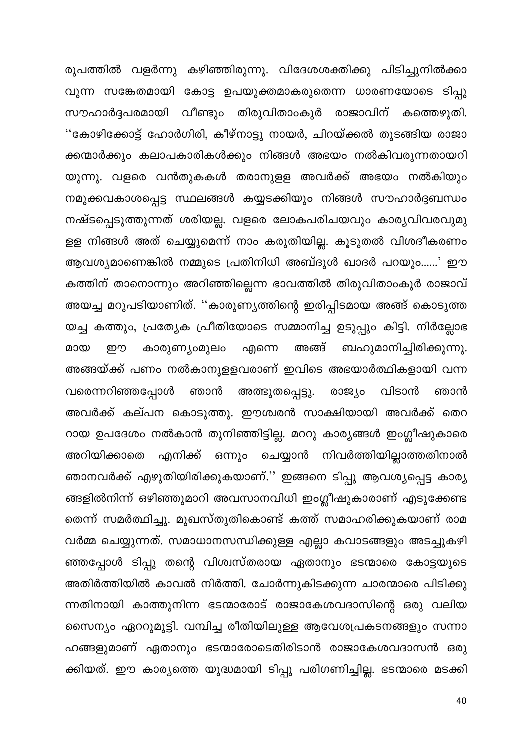രൂപത്തിൽ വളർന്നു കഴിഞ്ഞിരുന്നു. വിദേശശക്തിക്കു പിടിച്ചുനിൽക്കാവുന്ന സങ്കേതമായി കോട്ട ഉപയുക്തമാകരുതെന്ന ധാരണയോടെ ടിപ്പു സൗഹാർദ്ദപരമായി വീണ്ടും തിരുവിതാംകൂർ രാജാവിന് കത്തെഴുതി. ''കോഴിക്കോട്ട് ഹോർഗിരി, കീഴ്നാട്ടു നായർ, ചിറയ്ക്കൽ തുടങ്ങിയ രാജാക്കന്മാർക്കും കലാപകാരികൾക്കും നിങ്ങൾ അഭയം നൽകിവരുന്നതായറിയുന്നു. വളരെ വൻതുകകൾ തരാനുളള അവർക്ക് അഭയം നൽകിയും നമുക്കവകാശപ്പെട്ട സ്ഥലങ്ങൾ കയ്യടക്കിയും നിങ്ങൾ സൗഹാർദ്ദബന്ധം നഷ്ടപ്പെടുത്തുന്നത് ശരിയല്ല. വളരെ ലോകപരിചയവും കാര്യവിവരവുമുളള നിങ്ങൾ അത് ചെയ്യുമെന്ന് നാം കരുതിയില്ല. കൂടുതൽ വിശദീകരണം ആവശ്യമാണെങ്കിൽ നമ്മുടെ പ്രതിനിധി അബ്ദുൾ ഖാദർ പറയും......' ഈ കത്തിന് താനൊന്നും അറിഞ്ഞില്ലെന്ന ഭാവത്തിൽ തിരുവിതാംകൂർ രാജാവ് അയച്ച മറുപടിയാണിത്. ''കാരുണ്യത്തിന്റെ ഇരിപ്പിടമായ അങ്ങ് കൊടുത്തയച്ച കത്തും, പ്രത്യേക പ്രീതിയോടെ സമ്മാനിച്ച ഉടുപ്പും കിട്ടി. നിർല്ലോഭമായ ഈ കാരുണ്യംമൂലം എന്നെ അങ്ങ് ബഹുമാനിച്ചിരിക്കുന്നു. അങ്ങയ്ക്ക് പണം നൽകാനുളളവരാണ് ഇവിടെ അഭയാർത്ഥികളായി വന്നവരെന്നറിഞ്ഞപ്പോൾ ഞാൻ അത്ഭുതപ്പെട്ടു. രാജ്യം വിടാൻ ഞാൻ അവർക്ക് കല്പന കൊടുത്തു. ഈശ്വരൻ സാക്ഷിയായി അവർക്ക് തെററായ ഉപദേശം നൽകാൻ തുനിഞ്ഞിട്ടില്ല. മററു കാര്യങ്ങൾ ഇംഗ്ലീഷുകാരെ അറിയിക്കാതെ എനിക്ക് ഒന്നും ചെയ്യാൻ നിവർത്തിയില്ലാത്തതിനാൽ ഞാനവർക്ക് എഴുതിയിരിക്കുകയാണ്.'' ഇങ്ങനെ ടിപ്പു ആവശ്യപ്പെട്ട കാര്യങ്ങളിൽനിന്ന് ഒഴിഞ്ഞുമാറി അവസാനവിധി ഇംഗ്ലീഷുകാരാണ് എടുക്കേണ്ടതെന്ന് സമർത്ഥിച്ചു. മുഖസ്തുതികൊണ്ട് കത്ത് സമാഹരിക്കുകയാണ് രാമവർമ്മ ചെയ്യുന്നത്. സമാധാനസന്ധിക്കുള്ള എല്ലാ കവാടങ്ങളും അടച്ചുകഴിഞ്ഞപ്പോൾ ടിപ്പു തന്റെ വിശ്വസ്തരായ ഏതാനും ഭടന്മാരെ കോട്ടയുടെ അതിർത്തിയിൽ കാവൽ നിർത്തി. ചോർന്നുകിടക്കുന്ന ചാരന്മാരെ പിടിക്കുന്നതിനായി കാത്തുനിന്ന ഭടന്മാരോട് രാജാകേശവദാസിന്റെ ഒരു വലിയ സൈന്യം ഏററുമുട്ടി. വമ്പിച്ച രീതിയിലുള്ള ആവേശപ്രകടനങ്ങളും സന്നാഹങ്ങളുമാണ് ഏതാനും ഭടന്മാരോടെതിരിടാൻ രാജാകേശവദാസൻ ഒരുക്കിയത്. ഈ കാര്യത്തെ യുദ്ധമായി ടിപ്പു പരിഗണിച്ചില്ല. ഭടന്മാരെ മടക്കി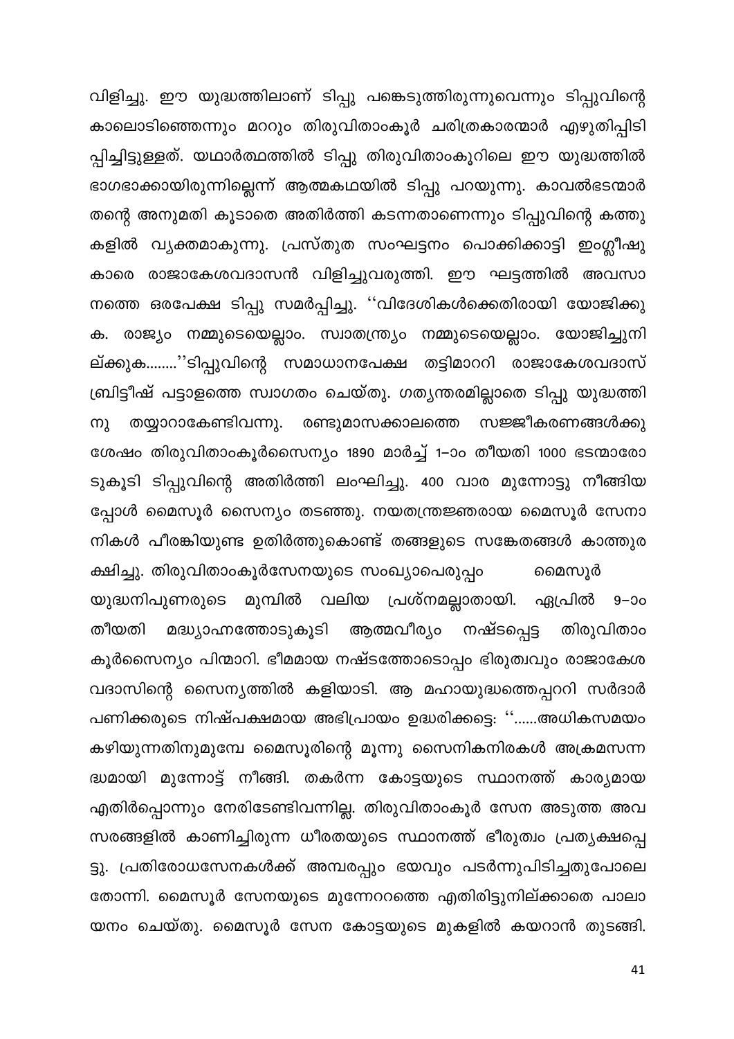വിളിച്ചു. ഈ യുദ്ധത്തിലാണ് ടിപ്പു പങ്കെടുത്തിരുന്നുവെന്നും ടിപ്പുവിന്റെ കാലൊടിഞ്ഞെന്നും മററും തിരുവിതാംകൂർ ചരിത്രകാരന്മാർ എഴുതിപ്പിടിപ്പിച്ചിട്ടുള്ളത്. യഥാർത്ഥത്തിൽ ടിപ്പു തിരുവിതാംകൂറിലെ ഈ യുദ്ധത്തിൽ ഭാഗഭാക്കായിരുന്നില്ലെന്ന് ആത്മകഥയിൽ ടിപ്പു പറയുന്നു. കാവൽഭടന്മാർ തന്റെ അനുമതി കൂടാതെ അതിർത്തി കടന്നതാണെന്നും ടിപ്പുവിന്റെ കത്തുകളിൽ വ്യക്തമാകുന്നു. പ്രസ്തുത സംഘട്ടനം പൊക്കിക്കാട്ടി ഇംഗ്ലീഷുകാരെ രാജാകേശവദാസൻ വിളിച്ചുവരുത്തി. ഈ ഘട്ടത്തിൽ അവസാനത്തെ ഒരപേക്ഷ ടിപ്പു സമർപ്പിച്ചു. ''വിദേശികൾക്കെതിരായി യോജിക്കുക. രാജ്യം നമ്മുടെയെല്ലാം. സ്വാതന്ത്ര്യം നമ്മുടെയെല്ലാം. യോജിച്ചുനില്ക്കുക........''ടിപ്പുവിന്റെ സമാധാനപേക്ഷ തട്ടിമാററി രാജാകേശവദാസ് ബ്രിട്ടീഷ് പട്ടാളത്തെ സ്വാഗതം ചെയ്തു. ഗത്യന്തരമില്ലാതെ ടിപ്പു യുദ്ധത്തിനു തയ്യാറാകേണ്ടിവന്നു. രണ്ടുമാസക്കാലത്തെ സജ്ജീകരണങ്ങൾക്കു ശേഷം തിരുവിതാംകൂർസൈന്യം 1890 മാർച്ച് 1–ാം തീയതി 1000 ഭടന്മാരോടുകൂടി ടിപ്പുവിന്റെ അതിർത്തി ലംഘിച്ചു. 400 വാര മുന്നോട്ടു നീങ്ങിയപ്പോൾ മൈസൂർ സൈന്യം തടഞ്ഞു. നയതന്ത്രജ്ഞരായ മൈസൂർ സേനാനികൾ പീരങ്കിയുണ്ട ഉതിർത്തുകൊണ്ട് തങ്ങളുടെ സങ്കേതങ്ങൾ കാത്തുരക്ഷിച്ചു. തിരുവിതാംകൂർസേനയുടെ സംഖ്യാപെരുപ്പം മൈസൂർ യുദ്ധനിപുണരുടെ മുമ്പിൽ വലിയ പ്രശ്നമല്ലാതായി. ഏപ്രിൽ 9–ാം തീയതി മദ്ധ്യാഹ്നത്തോടുകൂടി ആത്മവീര്യം നഷ്ടപ്പെട്ട തിരുവിതാംകൂർസൈന്യം പിന്മാറി. ഭീമമായ നഷ്ടത്തോടൊപ്പം ഭിരുത്വവും രാജാകേശവദാസിന്റെ സൈന്യത്തിൽ കളിയാടി. ആ മഹായുദ്ധത്തെപ്പററി സർദാർ പണിക്കരുടെ നിഷ്പക്ഷമായ അഭിപ്രായം ഉദ്ധരിക്കട്ടെ: ''......അധികസമയം കഴിയുന്നതിനുമുമ്പേ മൈസൂരിന്റെ മൂന്നു സൈനികനിരകൾ അക്രമസന്നദ്ധമായി മുന്നോട്ട് നീങ്ങി. തകർന്ന കോട്ടയുടെ സ്ഥാനത്ത് കാര്യമായ എതിർപ്പൊന്നും നേരിടേണ്ടിവന്നില്ല. തിരുവിതാംകൂർ സേന അടുത്ത അവസരങ്ങളിൽ കാണിച്ചിരുന്ന ധീരതയുടെ സ്ഥാനത്ത് ഭീരുത്വം പ്രത്യക്ഷപ്പെട്ടു. പ്രതിരോധസേനകൾക്ക് അമ്പരപ്പും ഭയവും പടർന്നുപിടിച്ചതുപോലെ തോന്നി. മൈസൂർ സേനയുടെ മുന്നേററത്തെ എതിരിട്ടുനില്ക്കാതെ പാലായനം ചെയ്തു. മൈസൂർ സേന കോട്ടയുടെ മുകളിൽ കയറാൻ തുടങ്ങി.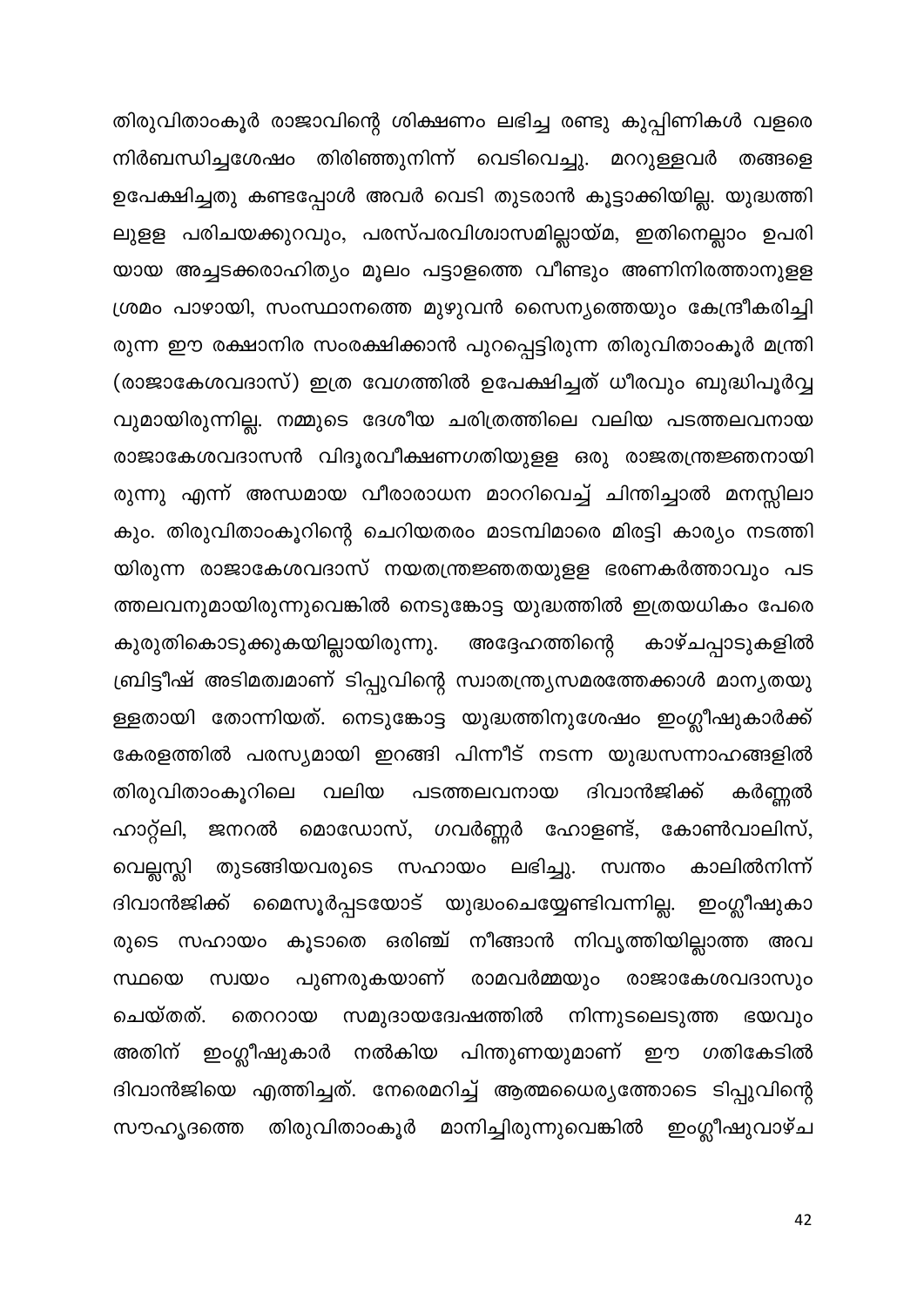തിരുവിതാംകൂർ രാജാവിന്റെ ശിക്ഷണം ലഭിച്ച രണ്ടു കുപ്പിണികൾ വളരെ നിർബന്ധിച്ചശേഷം തിരിഞ്ഞുനിന്ന് വെടിവെച്ചു. മററുള്ളവർ തങ്ങളെ ഉപേക്ഷിച്ചതു കണ്ടപ്പോൾ അവർ വെടി തുടരാൻ കൂട്ടാക്കിയില്ല. യുദ്ധത്തിലുള്ള പരിചയക്കുറവും, പരസ്പരവിശ്വാസമില്ലായ്മ, ഇതിനെല്ലാം ഉപരിയായ അച്ചടക്കരാഹിത്യം മൂലം പട്ടാളത്തെ വീണ്ടും അണിനിരത്താനുള്ള ശ്രമം പാഴായി, സംസ്ഥാനത്തെ മുഴുവൻ സൈന്യത്തെയും കേന്ദ്രീകരിച്ചിരുന്ന ഈ രക്ഷാനിര സംരക്ഷിക്കാൻ പുറപ്പെട്ടിരുന്ന തിരുവിതാംകൂർ മന്ത്രി (രാജാകേശവദാസ്) ഇത്ര വേഗത്തിൽ ഉപേക്ഷിച്ചത് ധീരവും ബുദ്ധിപൂർവ്വവുമായിരുന്നില്ല. നമ്മുടെ ദേശീയ ചരിത്രത്തിലെ വലിയ പടത്തലവനായ രാജാകേശവദാസൻ വിദൂരവീക്ഷണഗതിയുള്ള ഒരു രാജതന്ത്രജ്ഞനായിരുന്നു എന്ന് അന്ധമായ വീരാരാധന മാററിവെച്ച് ചിന്തിച്ചാൽ മനസ്സിലാകും. തിരുവിതാംകൂറിന്റെ ചെറിയതരം മാടമ്പിമാരെ മിരട്ടി കാര്യം നടത്തിയിരുന്ന രാജാകേശവദാസ് നയതന്ത്രജ്ഞതയുള്ള ഭരണകർത്താവും പടത്തലവനുമായിരുന്നുവെങ്കിൽ നെടുങ്കോട്ട യുദ്ധത്തിൽ ഇത്രയധികം പേരെ കുരുതികൊടുക്കുകയില്ലായിരുന്നു. അദ്ദേഹത്തിന്റെ കാഴ്ചപ്പാടുകളിൽ ബ്രിട്ടീഷ് അടിമത്വമാണ് ടിപ്പുവിന്റെ സ്വാതന്ത്ര്യസമരത്തേക്കാൾ മാന്യതയുള്ളതായി തോന്നിയത്. നെടുങ്കോട്ട യുദ്ധത്തിനുശേഷം ഇംഗ്ലീഷുകാർക്ക് കേരളത്തിൽ പരസ്യമായി ഇറങ്ങി പിന്നീട് നടന്ന യുദ്ധസന്നാഹങ്ങളിൽ തിരുവിതാംകൂറിലെ വലിയ പടത്തലവനായ ദിവാൻജിക്ക് കർണ്ണൽ ഹാറ്റ്ലി, ജനറൽ മൊഡോസ്, ഗവർണ്ണർ ഹോളണ്ട്, കോൺവാലിസ്, വെല്ലസ്ലി തുടങ്ങിയവരുടെ സഹായം ലഭിച്ചു. സ്വന്തം കാലിൽനിന്ന് ദിവാൻജിക്ക് മൈസൂർപ്പടയോട് യുദ്ധംചെയ്യേണ്ടിവന്നില്ല. ഇംഗ്ലീഷുകാരുടെ സഹായം കൂടാതെ ഒരിഞ്ച് നീങ്ങാൻ നിവൃത്തിയില്ലാത്ത അവസ്ഥയെ സ്വയം പുണരുകയാണ് രാമവർമ്മയും രാജാകേശവദാസും ചെയ്തത്. തെററായ സമുദായദ്വേഷത്തിൽ നിന്നുടലെടുത്ത ഭയവും അതിന് ഇംഗ്ലീഷുകാർ നൽകിയ പിന്തുണയുമാണ് ഈ ഗതികേടിൽ ദിവാൻജിയെ എത്തിച്ചത്. നേരെമറിച്ച് ആത്മധൈര്യത്തോടെ ടിപ്പുവിന്റെ സൗഹൃദത്തെ തിരുവിതാംകൂർ മാനിച്ചിരുന്നുവെങ്കിൽ ഇംഗ്ലീഷുവാഴ്ച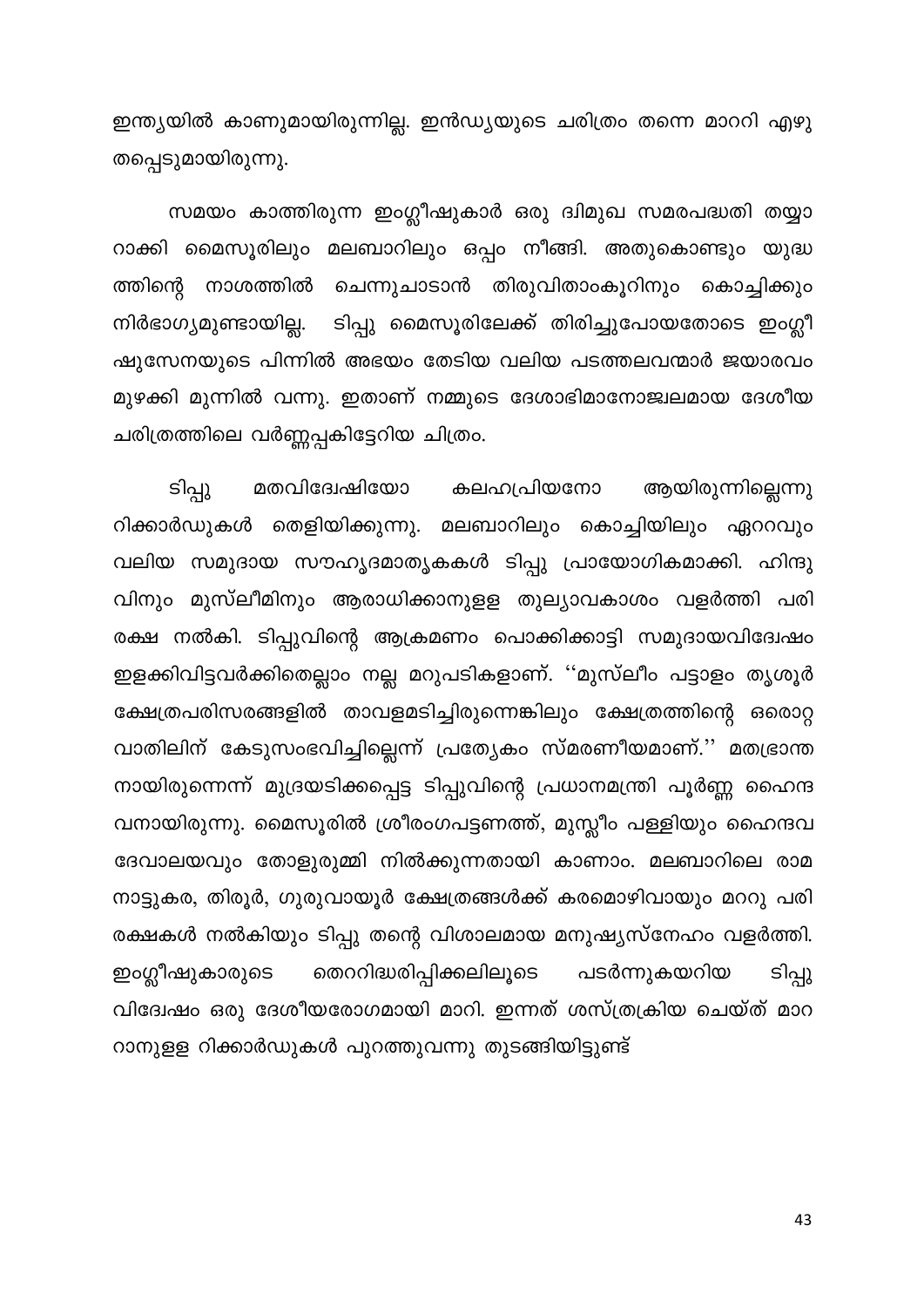ഇന്ത്യയിൽ കാണുമായിരുന്നില്ല. ഇൻഡ്യയുടെ ചരിത്രം തന്നെ മാററി എഴുതപ്പെടുമായിരുന്നു.

സമയം കാത്തിരുന്ന ഇംഗ്ലീഷുകാർ ഒരു ദ്വിമുഖ സമരപദ്ധതി തയ്യാറാക്കി മൈസൂരിലും മലബാറിലും ഒപ്പം നീങ്ങി. അതുകൊണ്ടും യുദ്ധത്തിന്റെ നാശത്തിൽ ചെന്നുചാടാൻ തിരുവിതാംകൂറിനും കൊച്ചിക്കും നിർഭാഗ്യമുണ്ടായില്ല. ടിപ്പു മൈസൂരിലേക്ക് തിരിച്ചുപോയതോടെ ഇംഗ്ലീഷുസേനയുടെ പിന്നിൽ അഭയം തേടിയ വലിയ പടത്തലവന്മാർ ജയാരവം മുഴക്കി മുന്നിൽ വന്നു. ഇതാണ് നമ്മുടെ ദേശാഭിമാനോജ്വലമായ ദേശീയ ചരിത്രത്തിലെ വർണ്ണപ്പകിട്ടേറിയ ചിത്രം.

ടിപ്പു മതവിദ്വേഷിയോ കലഹപ്രിയനോ ആയിരുന്നില്ലെന്നു റിക്കാർഡുകൾ തെളിയിക്കുന്നു. മലബാറിലും കൊച്ചിയിലും ഏററവും വലിയ സമുദായ സൗഹൃദമാതൃകകൾ ടിപ്പു പ്രായോഗികമാക്കി. ഹിന്ദുവിനും മുസ്ലീമിനും ആരാധിക്കാനുള്ള തുല്യാവകാശം വളർത്തി പരിരക്ഷ നൽകി. ടിപ്പുവിന്റെ ആക്രമണം പൊക്കിക്കാട്ടി സമുദായവിദ്വേഷം ഇളക്കിവിട്ടവർക്കിതെല്ലാം നല്ല മറുപടികളാണ്. ''മുസ്ലീം പട്ടാളം തൃശൂർ ക്ഷേത്രപരിസരങ്ങളിൽ താവളമടിച്ചിരുന്നെങ്കിലും ക്ഷേത്രത്തിന്റെ ഒരൊറ്റ വാതിലിന് കേടുസംഭവിച്ചില്ലെന്ന് പ്രത്യേകം സ്മരണീയമാണ്.'' മതഭ്രാന്തനായിരുന്നെന്ന് മുദ്രയടിക്കപ്പെട്ട ടിപ്പുവിന്റെ പ്രധാനമന്ത്രി പൂർണ്ണ ഹൈന്ദവനായിരുന്നു. മൈസൂരിൽ ശ്രീരംഗപട്ടണത്ത്, മുസ്ലീം പള്ളിയും ഹൈന്ദവ ദേവാലയവും തോളുരുമ്മി നിൽക്കുന്നതായി കാണാം. മലബാറിലെ രാമനാട്ടുകര, തിരൂർ, ഗുരുവായൂർ ക്ഷേത്രങ്ങൾക്ക് കരമൊഴിവായും മററു പരിരക്ഷകൾ നൽകിയും ടിപ്പു തന്റെ വിശാലമായ മനുഷ്യസ്നേഹം വളർത്തി. ഇംഗ്ലീഷുകാരുടെ തെററിദ്ധരിപ്പിക്കലിലൂടെ പടർന്നുകയറിയ ടിപ്പു വിദ്വേഷം ഒരു ദേശീയരോഗമായി മാറി. ഇന്നത് ശസ്ത്രക്രിയ ചെയ്ത് മാററാനുള്ള റിക്കാർഡുകൾ പുറത്തുവന്നു തുടങ്ങിയിട്ടുണ്ട്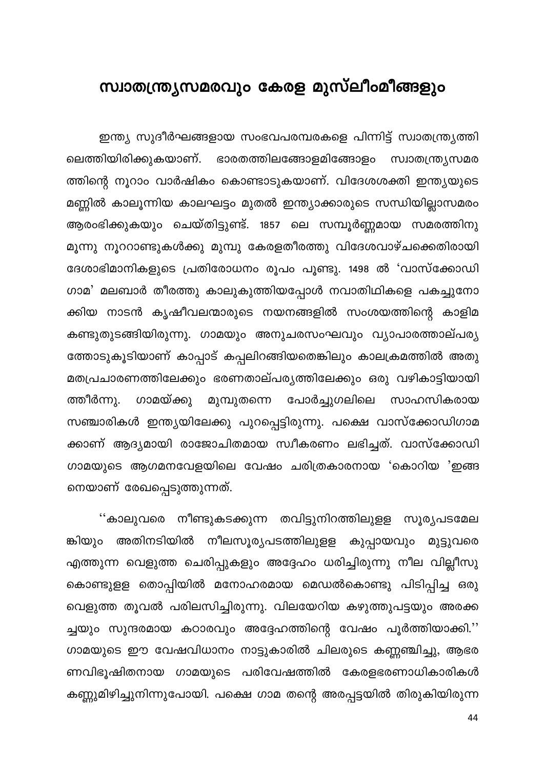# സ്വാതന്ത്ര്യസമരവും കേരള മുസ്‌ലീംമീങ്ങളും

ഇന്ത്യ സുദീർഘങ്ങളായ സംഭവപരമ്പരകളെ പിന്നിട്ട് സ്വാതന്ത്ര്യത്തിലെത്തിയിരിക്കുകയാണ്. ഭാരതത്തിലങ്ങോളമിങ്ങോളം സ്വാതന്ത്ര്യസമരത്തിന്റെ നൂറാം വാർഷികം കൊണ്ടാടുകയാണ്. വിദേശശക്തി ഇന്ത്യയുടെ മണ്ണിൽ കാലൂന്നിയ കാലഘട്ടം മുതൽ ഇന്ത്യാക്കാരുടെ സന്ധിയില്ലാസമരം ആരംഭിക്കുകയും ചെയ്തിട്ടുണ്ട്. 1857 ലെ സമ്പൂർണ്ണമായ സമരത്തിനു മൂന്നു നൂററാണ്ടുകൾക്കു മുമ്പു കേരളതീരത്തു വിദേശവാഴ്ചക്കെതിരായി ദേശാഭിമാനികളുടെ പ്രതിരോധനം രൂപം പൂണ്ടു. 1498 ൽ 'വാസ്ക്കോഡിഗാമ' മലബാർ തീരത്തു കാലുകുത്തിയപ്പോൾ നവാതിഥികളെ പകച്ചുനോക്കിയ നാടൻ കൃഷീവലന്മാരുടെ നയനങ്ങളിൽ സംശയത്തിന്റെ കാളിമ കണ്ടുതുടങ്ങിയിരുന്നു. ഗാമയും അനുചരസംഘവും വ്യാപാരത്താല്പര്യത്തോടുകൂടിയാണ് കാപ്പാട് കപ്പലിറങ്ങിയതെങ്കിലും കാലക്രമത്തിൽ അതു മതപ്രചാരണത്തിലേക്കും ഭരണതാല്പര്യത്തിലേക്കും ഒരു വഴികാട്ടിയായിത്തീർന്നു. ഗാമയ്ക്കു മുമ്പുതന്നെ പോർച്ചുഗലിലെ സാഹസികരായ സഞ്ചാരികൾ ഇന്ത്യയിലേക്കു പുറപ്പെട്ടിരുന്നു. പക്ഷെ വാസ്ക്കോഡിഗാമക്കാണ് ആദ്യമായി രാജോചിതമായ സ്വീകരണം ലഭിച്ചത്. വാസ്ക്കോഡിഗാമയുടെ ആഗമനവേളയിലെ വേഷം ചരിത്രകാരനായ 'കൊറിയ 'ഇങ്ങനെയാണ് രേഖപ്പെടുത്തുന്നത്.

''കാലുവരെ നീണ്ടുകടക്കുന്ന തവിട്ടുനിറത്തിലുള്ള സൂര്യപടമേലങ്കിയും അതിനടിയിൽ നീലസൂര്യപടത്തിലുള്ള കുപ്പായവും മുട്ടുവരെ എത്തുന്ന വെളുത്ത ചെരിപ്പുകളും അദ്ദേഹം ധരിച്ചിരുന്നു നീല വില്ലീസു കൊണ്ടുള്ള തൊപ്പിയിൽ മനോഹരമായ മെഡൽകൊണ്ടു പിടിപ്പിച്ച ഒരു വെളുത്ത തൂവൽ പരിലസിച്ചിരുന്നു. വിലയേറിയ കഴുത്തുപട്ടയും അരക്കച്ചയും സുന്ദരമായ കഠാരവും അദ്ദേഹത്തിന്റെ വേഷം പൂർത്തിയാക്കി.'' ഗാമയുടെ ഈ വേഷവിധാനം നാട്ടുകാരിൽ ചിലരുടെ കണ്ണഞ്ചിച്ചു, ആഭരണവിഭൂഷിതനായ ഗാമയുടെ പരിവേഷത്തിൽ കേരളഭരണാധികാരികൾ കണ്ണുമിഴിച്ചുനിന്നുപോയി. പക്ഷെ ഗാമ തന്റെ അരപ്പട്ടയിൽ തിരുകിയിരുന്ന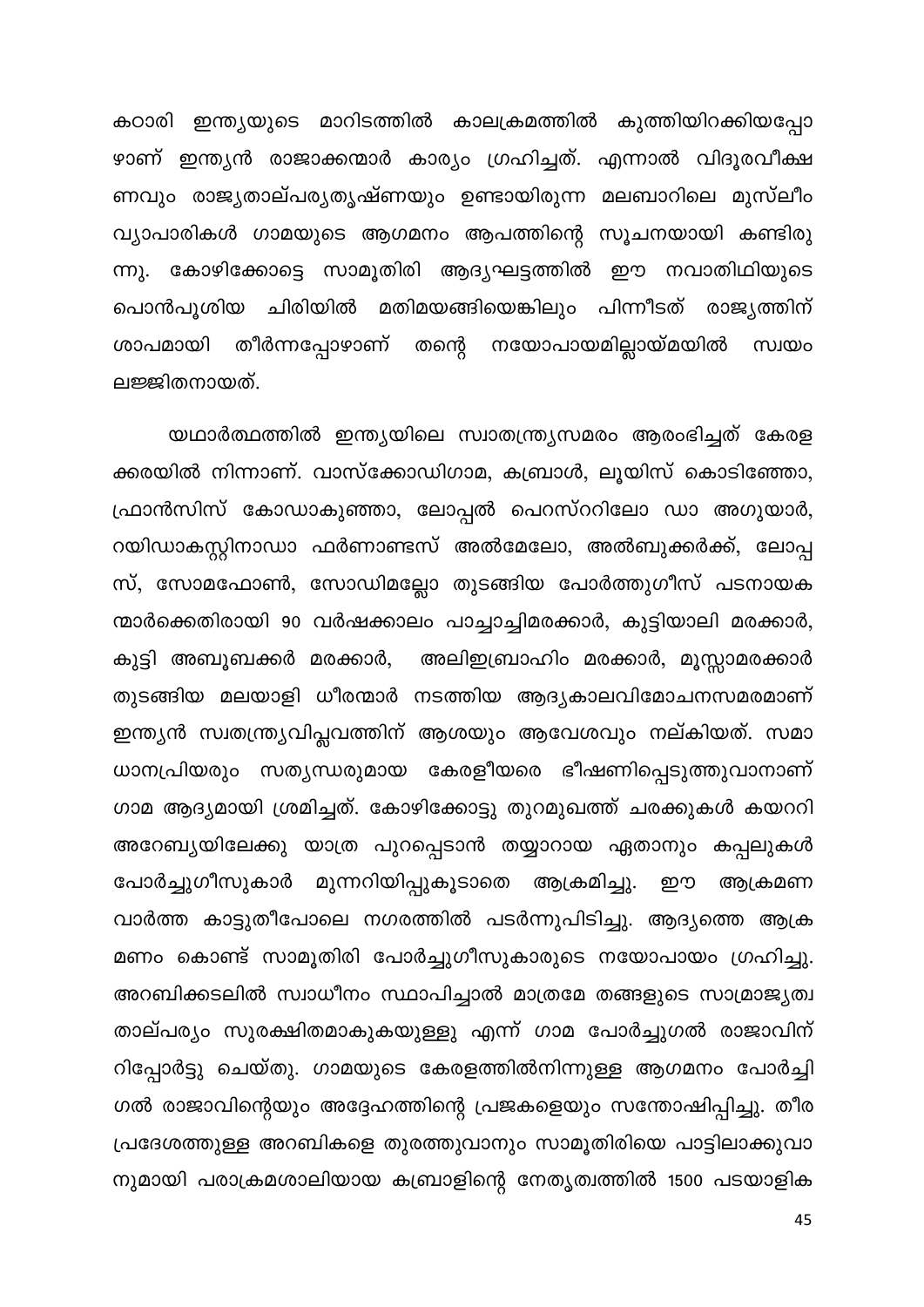കഠാരി ഇന്ത്യയുടെ മാറിടത്തിൽ കാലക്രമത്തിൽ കുത്തിയിറക്കിയപ്പോഴാണ് ഇന്ത്യൻ രാജാക്കന്മാർ കാര്യം ഗ്രഹിച്ചത്. എന്നാൽ വിദൂരവീക്ഷണവും രാജ്യതാല്പര്യതൃഷ്ണയും ഉണ്ടായിരുന്ന മലബാറിലെ മുസ്‌ലീം വ്യാപാരികൾ ഗാമയുടെ ആഗമനം ആപത്തിന്റെ സൂചനയായി കണ്ടിരുന്നു. കോഴിക്കോട്ടെ സാമൂതിരി ആദ്യഘട്ടത്തിൽ ഈ നവാതിഥിയുടെ പൊൻപൂശിയ ചിരിയിൽ മതിമയങ്ങിയെങ്കിലും പിന്നീടത് രാജ്യത്തിന് ശാപമായി തീർന്നപ്പോഴാണ് തന്റെ നയോപായമില്ലായ്മയിൽ സ്വയം ലജ്ജിതനായത്.

യഥാർത്ഥത്തിൽ ഇന്ത്യയിലെ സ്വാതന്ത്ര്യസമരം ആരംഭിച്ചത് കേരളക്കരയിൽ നിന്നാണ്. വാസ്ക്കോഡിഗാമ, കബ്രാൾ, ലൂയിസ് കൊടിഞ്ഞോ, ഫ്രാൻസിസ് കോഡാകുഞ്ഞാ, ലോപ്പൽ പെറസ്ററിലോ ഡാ അഗുയാർ, റയിഡാകസ്റ്റിനാഡാ ഫർണാണ്ടസ് അൽമേലോ, അൽബുക്കർക്ക്, ലോപ്പസ്, സോമഫോൺ, സോഡിമല്ലോ തുടങ്ങിയ പോർത്തുഗീസ് പടനായകന്മാർക്കെതിരായി 90 വർഷക്കാലം പാച്ചാച്ചിമരക്കാർ, കുട്ടിയാലി മരക്കാർ, കുട്ടി അബൂബക്കർ മരക്കാർ, അലിഇബ്രാഹിം മരക്കാർ, മൂസ്സാമരക്കാർ തുടങ്ങിയ മലയാളി ധീരന്മാർ നടത്തിയ ആദ്യകാലവിമോചനസമരമാണ് ഇന്ത്യൻ സ്വതന്ത്ര്യവിപ്ലവത്തിന് ആശയും ആവേശവും നല്കിയത്. സമാധാനപ്രിയരും സത്യന്ധരുമായ കേരളീയരെ ഭീഷണിപ്പെടുത്തുവാനാണ് ഗാമ ആദ്യമായി ശ്രമിച്ചത്. കോഴിക്കോട്ടു തുറമുഖത്ത് ചരക്കുകൾ കയററി അറേബ്യയിലേക്കു യാത്ര പുറപ്പെടാൻ തയ്യാറായ ഏതാനും കപ്പലുകൾ പോർച്ചുഗീസുകാർ മുന്നറിയിപ്പുകൂടാതെ ആക്രമിച്ചു. ഈ ആക്രമണവാർത്ത കാട്ടുതീപോലെ നഗരത്തിൽ പടർന്നുപിടിച്ചു. ആദ്യത്തെ ആക്രമണം കൊണ്ട് സാമൂതിരി പോർച്ചുഗീസുകാരുടെ നയോപായം ഗ്രഹിച്ചു. അറബിക്കടലിൽ സ്വാധീനം സ്ഥാപിച്ചാൽ മാത്രമേ തങ്ങളുടെ സാമ്രാജ്യത്വതാല്പര്യം സുരക്ഷിതമാകുകയുള്ളു എന്ന് ഗാമ പോർച്ചുഗൽ രാജാവിന് റിപ്പോർട്ടു ചെയ്തു. ഗാമയുടെ കേരളത്തിൽനിന്നുള്ള ആഗമനം പോർച്ചിഗൽ രാജാവിന്റെയും അദ്ദേഹത്തിന്റെ പ്രജകളെയും സന്തോഷിപ്പിച്ചു. തീരപ്രദേശത്തുള്ള അറബികളെ തുരത്തുവാനും സാമൂതിരിയെ പാട്ടിലാക്കുവാനുമായി പരാക്രമശാലിയായ കബ്രാളിന്റെ നേതൃത്വത്തിൽ 1500 പടയാളിക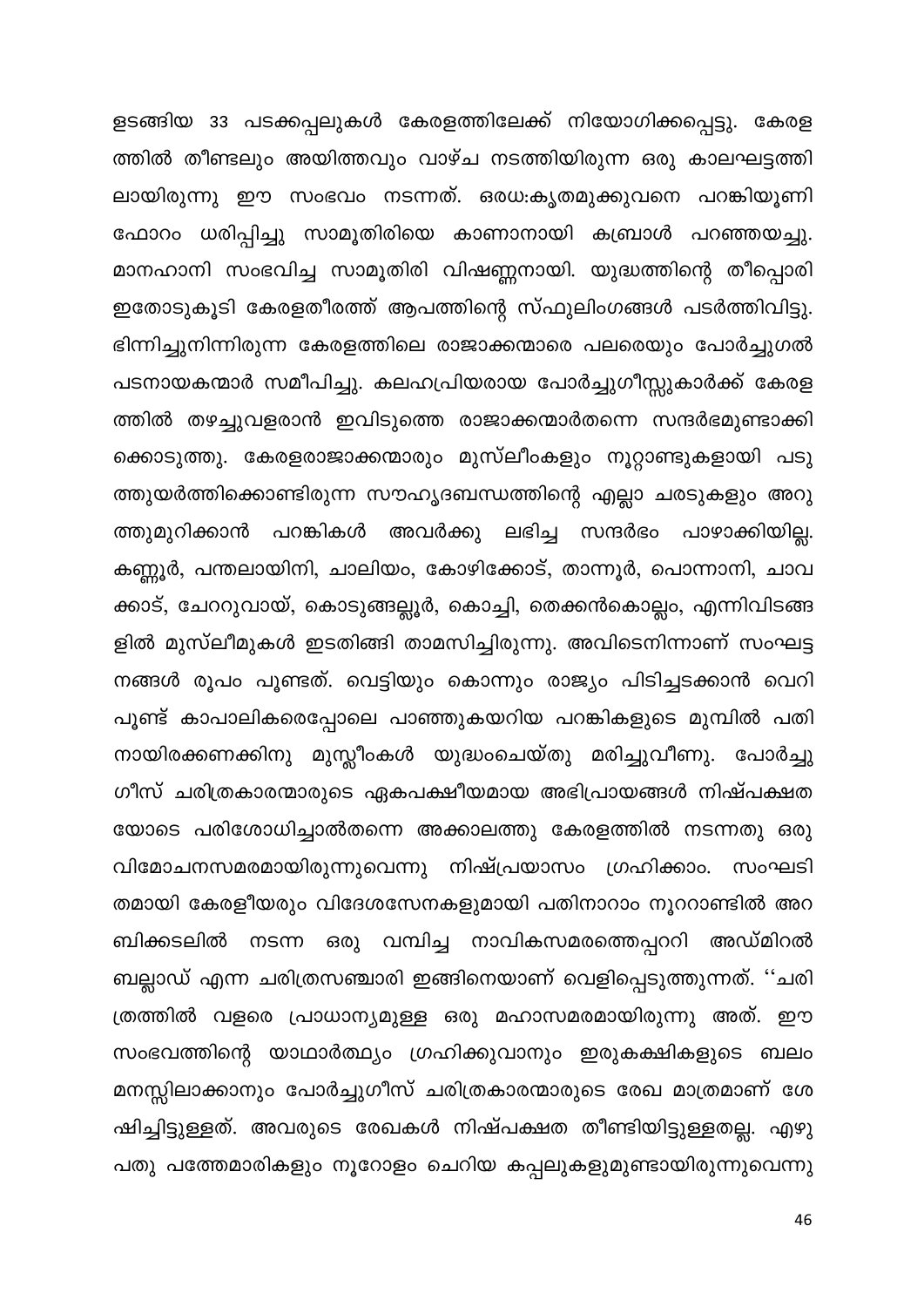ളടങ്ങിയ 33 പടക്കപ്പലുകൾ കേരളത്തിലേക്ക് നിയോഗിക്കപ്പെട്ടു. കേരളത്തിൽ തീണ്ടലും അയിത്തവും വാഴ്ച നടത്തിയിരുന്ന ഒരു കാലഘട്ടത്തിലായിരുന്നു ഈ സംഭവം നടന്നത്. ഒരധഃകൃതമുക്കുവനെ പറങ്കിയൂണിഫോറം ധരിപ്പിച്ചു സാമൂതിരിയെ കാണാനായി കബ്രാൾ പറഞ്ഞയച്ചു. മാനഹാനി സംഭവിച്ച സാമൂതിരി വിഷണ്ണനായി. യുദ്ധത്തിന്റെ തീപ്പൊരി ഇതോടുകൂടി കേരളതീരത്ത് ആപത്തിന്റെ സ്ഫുലിംഗങ്ങൾ പടർത്തിവിട്ടു. ഭിന്നിച്ചുനിന്നിരുന്ന കേരളത്തിലെ രാജാക്കന്മാരെ പലരെയും പോർച്ചുഗൽ പടനായകന്മാർ സമീപിച്ചു. കലഹപ്രിയരായ പോർച്ചുഗീസ്സുകാർക്ക് കേരളത്തിൽ തഴച്ചുവളരാൻ ഇവിടുത്തെ രാജാക്കന്മാർതന്നെ സന്ദർഭമുണ്ടാക്കിക്കൊടുത്തു. കേരളരാജാക്കന്മാരും മുസ്‌ലീംകളും നൂറ്റാണ്ടുകളായി പടുത്തുയർത്തിക്കൊണ്ടിരുന്ന സൗഹൃദബന്ധത്തിന്റെ എല്ലാ ചരടുകളും അറുത്തുമുറിക്കാൻ പറങ്കികൾ അവർക്കു ലഭിച്ച സന്ദർഭം പാഴാക്കിയില്ല. കണ്ണൂർ, പന്തലായിനി, ചാലിയം, കോഴിക്കോട്, താന്നൂർ, പൊന്നാനി, ചാവക്കാട്, ചേററുവായ്, കൊടുങ്ങല്ലൂർ, കൊച്ചി, തെക്കൻകൊല്ലം, എന്നിവിടങ്ങളിൽ മുസ്‌ലീമുകൾ ഇടതിങ്ങി താമസിച്ചിരുന്നു. അവിടെനിന്നാണ് സംഘട്ടനങ്ങൾ രൂപം പൂണ്ടത്. വെട്ടിയും കൊന്നും രാജ്യം പിടിച്ചടക്കാൻ വെറിപൂണ്ട് കാപാലികരെപ്പോലെ പാഞ്ഞുകയറിയ പറങ്കികളുടെ മുമ്പിൽ പതിനായിരക്കണക്കിനു മുസ്ലീംകൾ യുദ്ധംചെയ്തു മരിച്ചുവീണു. പോർച്ചുഗീസ് ചരിത്രകാരന്മാരുടെ ഏകപക്ഷീയമായ അഭിപ്രായങ്ങൾ നിഷ്പക്ഷതയോടെ പരിശോധിച്ചാൽതന്നെ അക്കാലത്തു കേരളത്തിൽ നടന്നതു ഒരു വിമോചനസമരമായിരുന്നുവെന്നു നിഷ്പ്രയാസം ഗ്രഹിക്കാം. സംഘടിതമായി കേരളീയരും വിദേശസേനകളുമായി പതിനാറാം നൂററാണ്ടിൽ അറബിക്കടലിൽ നടന്ന ഒരു വമ്പിച്ച നാവികസമരത്തെപ്പററി അഡ്മിറൽ ബല്ലാഡ് എന്ന ചരിത്രസഞ്ചാരി ഇങ്ങിനെയാണ് വെളിപ്പെടുത്തുന്നത്. ''ചരിത്രത്തിൽ വളരെ പ്രാധാന്യമുള്ള ഒരു മഹാസമരമായിരുന്നു അത്. ഈ സംഭവത്തിന്റെ യാഥാർത്ഥ്യം ഗ്രഹിക്കുവാനും ഇരുകക്ഷികളുടെ ബലം മനസ്സിലാക്കാനും പോർച്ചുഗീസ് ചരിത്രകാരന്മാരുടെ രേഖ മാത്രമാണ് ശേഷിച്ചിട്ടുള്ളത്. അവരുടെ രേഖകൾ നിഷ്പക്ഷത തീണ്ടിയിട്ടുള്ളതല്ല. എഴുപതു പത്തേമാരികളും നൂറോളം ചെറിയ കപ്പലുകളുമുണ്ടായിരുന്നുവെന്നു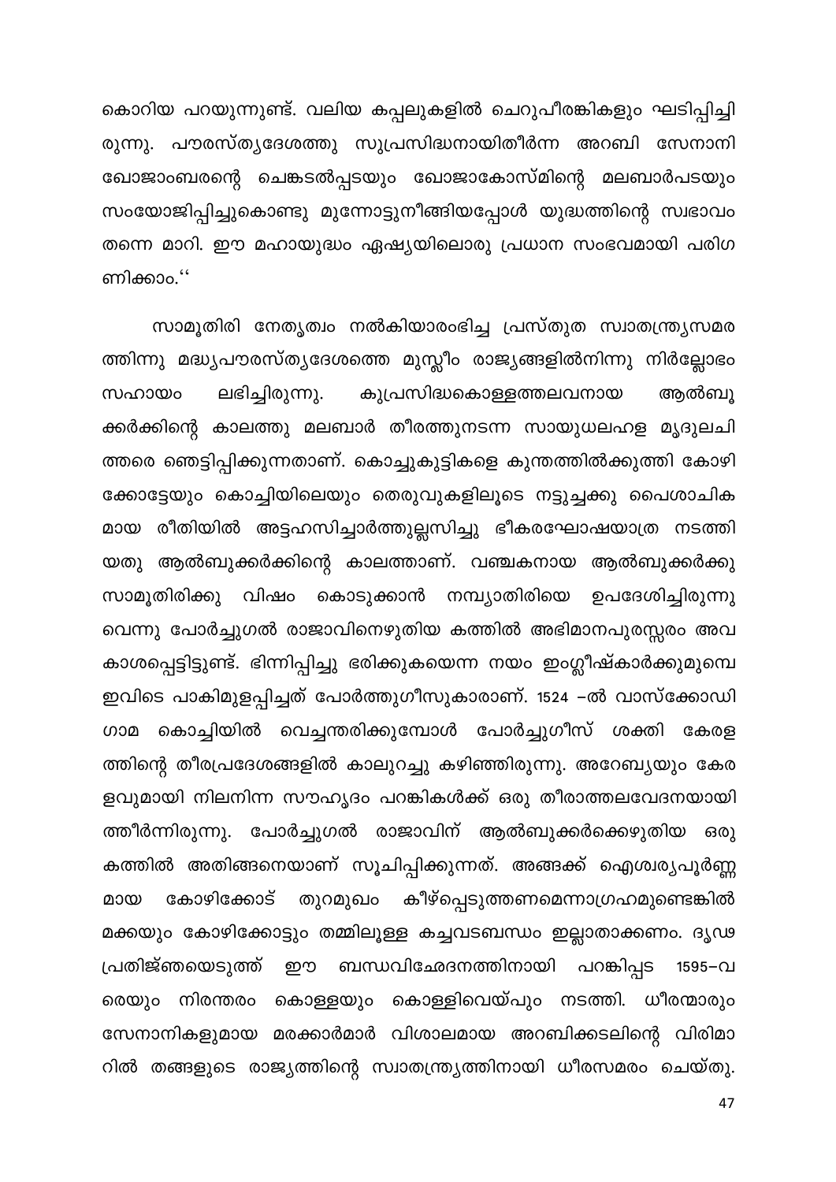കൊറിയ പറയുന്നുണ്ട്. വലിയ കപ്പലുകളിൽ ചെറുപീരങ്കികളും ഘടിപ്പിച്ചിരുന്നു. പൗരസ്ത്യദേശത്തു സുപ്രസിദ്ധനായിതീർന്ന അറബി സേനാനി ഖോജാംബരന്റെ ചെങ്കടൽപ്പടയും ഖോജാകോസ്മിന്റെ മലബാർപടയും സംയോജിപ്പിച്ചുകൊണ്ടു മുന്നോട്ടുനീങ്ങിയപ്പോൾ യുദ്ധത്തിന്റെ സ്വഭാവം തന്നെ മാറി. ഈ മഹായുദ്ധം ഏഷ്യയിലൊരു പ്രധാന സംഭവമായി പരിഗണിക്കാം.''

സാമൂതിരി നേതൃത്വം നൽകിയാരംഭിച്ച പ്രസ്തുത സ്വാതന്ത്ര്യസമരത്തിന്നു മദ്ധ്യപൗരസ്ത്യദേശത്തെ മുസ്ലീം രാജ്യങ്ങളിൽനിന്നു നിർല്ലോഭം സഹായം ലഭിച്ചിരുന്നു. കുപ്രസിദ്ധകൊള്ളത്തലവനായ ആൽബൂക്കർക്കിന്റെ കാലത്തു മലബാർ തീരത്തുനടന്ന സായുധലഹള മൃദുലചിത്തരെ ഞെട്ടിപ്പിക്കുന്നതാണ്. കൊച്ചുകുട്ടികളെ കുന്തത്തിൽക്കുത്തി കോഴിക്കോട്ടേയും കൊച്ചിയിലെയും തെരുവുകളിലൂടെ നട്ടുച്ചക്കു പൈശാചികമായ രീതിയിൽ അട്ടഹസിച്ചാർത്തുല്ലസിച്ചു ഭീകരഘോഷയാത്ര നടത്തിയതു ആൽബുക്കർക്കിന്റെ കാലത്താണ്. വഞ്ചകനായ ആൽബുക്കർക്കു സാമൂതിരിക്കു വിഷം കൊടുക്കാൻ നമ്പ്യാതിരിയെ ഉപദേശിച്ചിരുന്നുവെന്നു പോർച്ചുഗൽ രാജാവിനെഴുതിയ കത്തിൽ അഭിമാനപുരസ്സരം അവകാശപ്പെട്ടിട്ടുണ്ട്. ഭിന്നിപ്പിച്ചു ഭരിക്കുകയെന്ന നയം ഇംഗ്ലീഷ്കാർക്കുമുമ്പെ ഇവിടെ പാകിമുളപ്പിച്ചത് പോർത്തുഗീസുകാരാണ്. 1524 –ൽ വാസ്ക്കോഡിഗാമ കൊച്ചിയിൽ വെച്ചന്തരിക്കുമ്പോൾ പോർച്ചുഗീസ് ശക്തി കേരളത്തിന്റെ തീരപ്രദേശങ്ങളിൽ കാലുറച്ചു കഴിഞ്ഞിരുന്നു. അറേബ്യയും കേരളവുമായി നിലനിന്ന സൗഹൃദം പറങ്കികൾക്ക് ഒരു തീരാത്തലവേദനയായിത്തീർന്നിരുന്നു. പോർച്ചുഗൽ രാജാവിന് ആൽബുക്കർക്കെഴുതിയ ഒരു കത്തിൽ അതിങ്ങനെയാണ് സൂചിപ്പിക്കുന്നത്. അങ്ങക്ക് ഐശ്വര്യപൂർണ്ണമായ കോഴിക്കോട് തുറമുഖം കീഴ്പ്പെടുത്തണമെന്നാഗ്രഹമുണ്ടെങ്കിൽ മക്കയും കോഴിക്കോട്ടും തമ്മിലൂള്ള കച്ചവടബന്ധം ഇല്ലാതാക്കണം. ദൃഢപ്രതിജ്ഞയെടുത്ത് ഈ ബന്ധവിഛേദനത്തിനായി പറങ്കിപ്പട 1595–വരെയും നിരന്തരം കൊള്ളയും കൊള്ളിവെയ്പും നടത്തി. ധീരന്മാരും സേനാനികളുമായ മരക്കാർമാർ വിശാലമായ അറബിക്കടലിന്റെ വിരിമാറിൽ തങ്ങളുടെ രാജ്യത്തിന്റെ സ്വാതന്ത്ര്യത്തിനായി ധീരസമരം ചെയ്തു.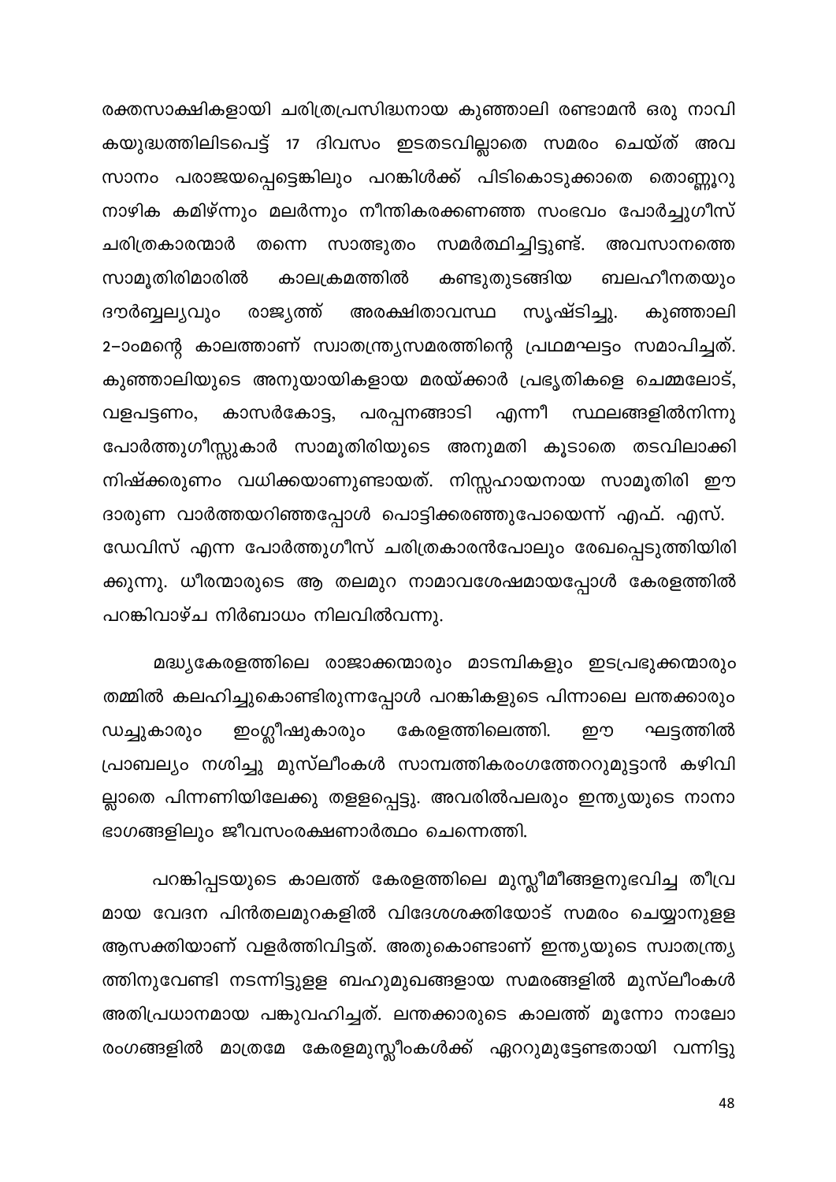രക്തസാക്ഷികളായി ചരിത്രപ്രസിദ്ധനായ കുഞ്ഞാലി രണ്ടാമൻ ഒരു നാവികയുദ്ധത്തിലിടപെട്ട് 17 ദിവസം ഇടതടവില്ലാതെ സമരം ചെയ്ത് അവസാനം പരാജയപ്പെട്ടെങ്കിലും പറങ്കിൾക്ക് പിടികൊടുക്കാതെ തൊണ്ണൂറു നാഴിക കമിഴ്ന്നും മലർന്നും നീന്തികരക്കണഞ്ഞ സംഭവം പോർച്ചുഗീസ് ചരിത്രകാരന്മാർ തന്നെ സാത്ഭുതം സമർത്ഥിച്ചിട്ടുണ്ട്. അവസാനത്തെ സാമൂതിരിമാരിൽ കാലക്രമത്തിൽ കണ്ടുതുടങ്ങിയ ബലഹീനതയും ദൗർബ്ബല്യവും രാജ്യത്ത് അരക്ഷിതാവസ്ഥ സൃഷ്ടിച്ചു. കുഞ്ഞാലി 2–ാംമന്റെ കാലത്താണ് സ്വാതന്ത്ര്യസമരത്തിന്റെ പ്രഥമഘട്ടം സമാപിച്ചത്. കുഞ്ഞാലിയുടെ അനുയായികളായ മരയ്ക്കാർ പ്രഭൃതികളെ ചെമ്മലോട്, വളപട്ടണം, കാസർകോട്ട, പരപ്പനങ്ങാടി എന്നീ സ്ഥലങ്ങളിൽനിന്നു പോർത്തുഗീസ്സുകാർ സാമൂതിരിയുടെ അനുമതി കൂടാതെ തടവിലാക്കി നിഷ്ക്കരുണം വധിക്കയാണുണ്ടായത്. നിസ്സഹായനായ സാമൂതിരി ഈ ദാരുണ വാർത്തയറിഞ്ഞപ്പോൾ പൊട്ടിക്കരഞ്ഞുപോയെന്ന് എഫ്. എസ്. ഡേവിസ് എന്ന പോർത്തുഗീസ് ചരിത്രകാരൻപോലും രേഖപ്പെടുത്തിയിരിക്കുന്നു. ധീരന്മാരുടെ ആ തലമുറ നാമാവശേഷമായപ്പോൾ കേരളത്തിൽ പറങ്കിവാഴ്ച നിർബാധം നിലവിൽവന്നു.

മദ്ധ്യകേരളത്തിലെ രാജാക്കന്മാരും മാടമ്പികളും ഇടപ്രഭുക്കന്മാരും തമ്മിൽ കലഹിച്ചുകൊണ്ടിരുന്നപ്പോൾ പറങ്കികളുടെ പിന്നാലെ ലന്തക്കാരും ഡച്ചുകാരും ഇംഗ്ലീഷുകാരും കേരളത്തിലെത്തി. ഈ ഘട്ടത്തിൽ പ്രാബല്യം നശിച്ചു മുസ്ലീംകൾ സാമ്പത്തികരംഗത്തേററുമുട്ടാൻ കഴിവില്ലാതെ പിന്നണിയിലേക്കു തളളപ്പെട്ടു. അവരിൽപലരും ഇന്ത്യയുടെ നാനാഭാഗങ്ങളിലും ജീവസംരക്ഷണാർത്ഥം ചെന്നെത്തി.

പറങ്കിപ്പടയുടെ കാലത്ത് കേരളത്തിലെ മുസ്ലീമീങ്ങളനുഭവിച്ച തീവ്രമായ വേദന പിൻതലമുറകളിൽ വിദേശശക്തിയോട് സമരം ചെയ്യാനുളള ആസക്തിയാണ് വളർത്തിവിട്ടത്. അതുകൊണ്ടാണ് ഇന്ത്യയുടെ സ്വാതന്ത്ര്യത്തിനുവേണ്ടി നടന്നിട്ടുളള ബഹുമുഖങ്ങളായ സമരങ്ങളിൽ മുസ്ലീംകൾ അതിപ്രധാനമായ പങ്കുവഹിച്ചത്. ലന്തക്കാരുടെ കാലത്ത് മൂന്നോ നാലോ രംഗങ്ങളിൽ മാത്രമേ കേരളമുസ്ലീംകൾക്ക് ഏററുമുട്ടേണ്ടതായി വന്നിട്ടു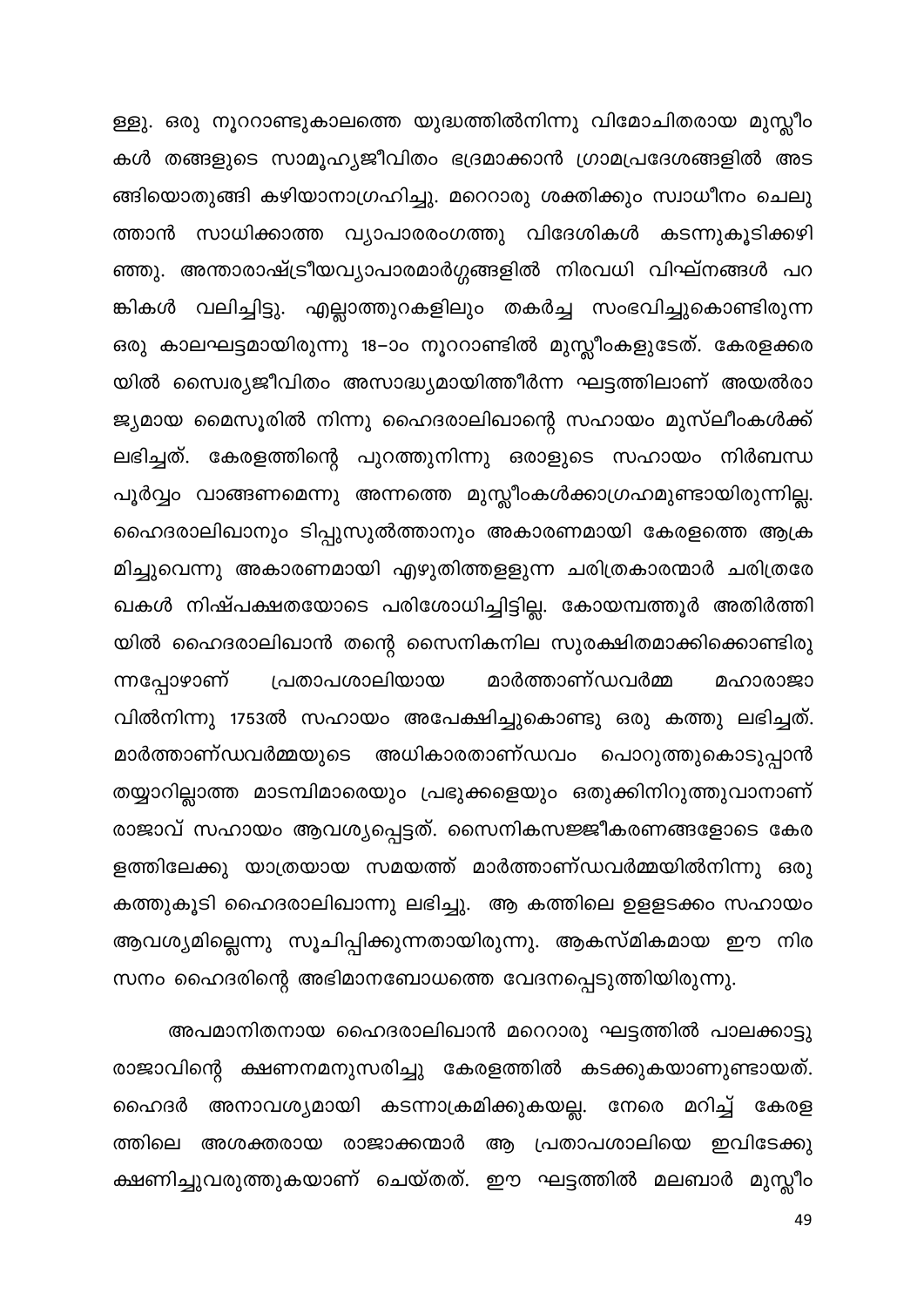ള്ളു. ഒരു നൂററാണ്ടുകാലത്തെ യുദ്ധത്തിൽനിന്നു വിമോചിതരായ മുസ്ലീംകൾ തങ്ങളുടെ സാമൂഹ്യജീവിതം ഭദ്രമാക്കാൻ ഗ്രാമപ്രദേശങ്ങളിൽ അടങ്ങിയൊതുങ്ങി കഴിയാനാഗ്രഹിച്ചു. മററൊരു ശക്തിക്കും സ്വാധീനം ചെലുത്താൻ സാധിക്കാത്ത വ്യാപാരരംഗത്തു വിദേശികൾ കടന്നുകൂടിക്കഴിഞ്ഞു. അന്താരാഷ്ട്രീയവ്യാപാരമാർഗ്ഗങ്ങളിൽ നിരവധി വിഘ്നങ്ങൾ പറങ്കികൾ വലിച്ചിട്ടു. എല്ലാത്തുറകളിലും തകർച്ച സംഭവിച്ചുകൊണ്ടിരുന്ന ഒരു കാലഘട്ടമായിരുന്നു 18–ാം നൂററാണ്ടിൽ മുസ്ലീംകളുടേത്. കേരളക്കരയിൽ സ്വൈര്യജീവിതം അസാദ്ധ്യമായിത്തീർന്ന ഘട്ടത്തിലാണ് അയൽരാജ്യമായ മൈസൂരിൽ നിന്നു ഹൈദരാലിഖാന്റെ സഹായം മുസ്ലീംകൾക്ക് ലഭിച്ചത്. കേരളത്തിന്റെ പുറത്തുനിന്നു ഒരാളുടെ സഹായം നിർബന്ധപൂർവ്വം വാങ്ങണമെന്നു അന്നത്തെ മുസ്ലീംകൾക്കാഗ്രഹമുണ്ടായിരുന്നില്ല. ഹൈദരാലിഖാനും ടിപ്പുസുൽത്താനും അകാരണമായി കേരളത്തെ ആക്രമിച്ചുവെന്നു അകാരണമായി എഴുതിത്തള്ളുന്ന ചരിത്രകാരന്മാർ ചരിത്രരേഖകൾ നിഷ്പക്ഷതയോടെ പരിശോധിച്ചിട്ടില്ല. കോയമ്പത്തൂർ അതിർത്തിയിൽ ഹൈദരാലിഖാൻ തന്റെ സൈനികനില സുരക്ഷിതമാക്കിക്കൊണ്ടിരുന്നപ്പോഴാണ് പ്രതാപശാലിയായ മാർത്താണ്ഡവർമ്മ മഹാരാജാവിൽനിന്നു 1753ൽ സഹായം അപേക്ഷിച്ചുകൊണ്ടു ഒരു കത്തു ലഭിച്ചത്. മാർത്താണ്ഡവർമ്മയുടെ അധികാരതാണ്ഡവം പൊറുത്തുകൊടുപ്പാൻ തയ്യാറില്ലാത്ത മാടമ്പിമാരെയും പ്രഭുക്കളെയും ഒതുക്കിനിറുത്തുവാനാണ് രാജാവ് സഹായം ആവശ്യപ്പെട്ടത്. സൈനികസജ്ജീകരണങ്ങളോടെ കേരളത്തിലേക്കു യാത്രയായ സമയത്ത് മാർത്താണ്ഡവർമ്മയിൽനിന്നു ഒരു കത്തുകൂടി ഹൈദരാലിഖാന്നു ലഭിച്ചു. ആ കത്തിലെ ഉള്ളടക്കം സഹായം ആവശ്യമില്ലെന്നു സൂചിപ്പിക്കുന്നതായിരുന്നു. ആകസ്മികമായ ഈ നിരസനം ഹൈദരിന്റെ അഭിമാനബോധത്തെ വേദനപ്പെടുത്തിയിരുന്നു.

അപമാനിതനായ ഹൈദരാലിഖാൻ മററൊരു ഘട്ടത്തിൽ പാലക്കാട്ടു രാജാവിന്റെ ക്ഷണനമനുസരിച്ചു കേരളത്തിൽ കടക്കുകയാണുണ്ടായത്. ഹൈദർ അനാവശ്യമായി കടന്നാക്രമിക്കുകയല്ല. നേരെ മറിച്ച് കേരളത്തിലെ അശക്തരായ രാജാക്കന്മാർ ആ പ്രതാപശാലിയെ ഇവിടേക്കു ക്ഷണിച്ചുവരുത്തുകയാണ് ചെയ്തത്. ഈ ഘട്ടത്തിൽ മലബാർ മുസ്ലീം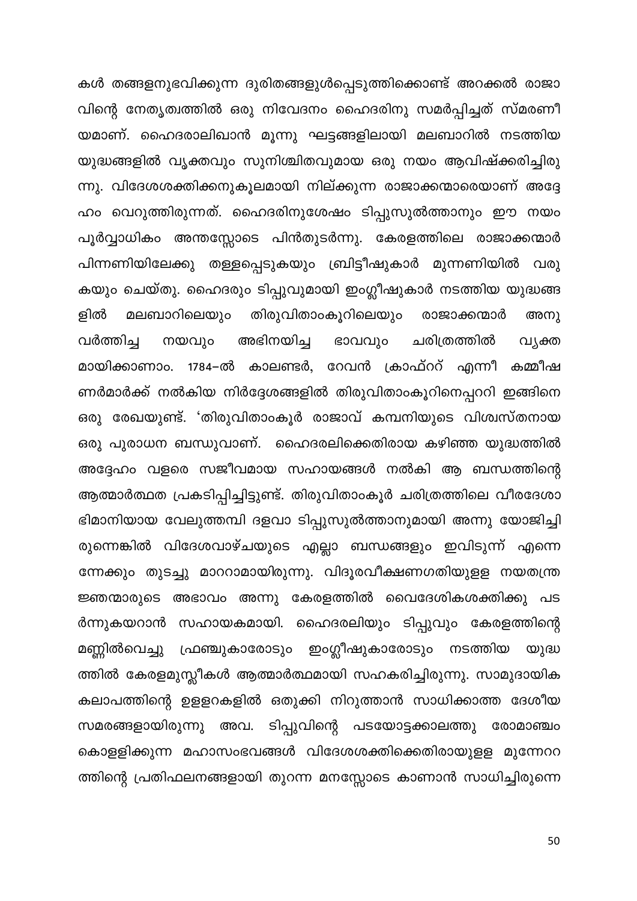കൾ തങ്ങളനുഭവിക്കുന്ന ദുരിതങ്ങളുൾപ്പെടുത്തിക്കൊണ്ട് അറക്കൽ രാജാവിന്റെ നേതൃത്വത്തിൽ ഒരു നിവേദനം ഹൈദരിനു സമർപ്പിച്ചത് സ്മരണീയമാണ്. ഹൈദരാലിഖാൻ മൂന്നു ഘട്ടങ്ങളിലായി മലബാറിൽ നടത്തിയ യുദ്ധങ്ങളിൽ വ്യക്തവും സുനിശ്ചിതവുമായ ഒരു നയം ആവിഷ്ക്കരിച്ചിരുന്നു. വിദേശശക്തിക്കനുകൂലമായി നില്ക്കുന്ന രാജാക്കന്മാരെയാണ് അദ്ദേഹം വെറുത്തിരുന്നത്. ഹൈദരിനുശേഷം ടിപ്പുസുൽത്താനും ഈ നയം പൂർവ്വാധികം അന്തസ്സോടെ പിൻതുടർന്നു. കേരളത്തിലെ രാജാക്കന്മാർ പിന്നണിയിലേക്കു തള്ളപ്പെടുകയും ബ്രിട്ടീഷുകാർ മുന്നണിയിൽ വരുകയും ചെയ്തു. ഹൈദരും ടിപ്പുവുമായി ഇംഗ്ലീഷുകാർ നടത്തിയ യുദ്ധങ്ങളിൽ മലബാറിലെയും തിരുവിതാംകൂറിലെയും രാജാക്കന്മാർ അനുവർത്തിച്ച നയവും അഭിനയിച്ച ഭാവവും ചരിത്രത്തിൽ വ്യക്തമായിക്കാണാം. 1784–ൽ കാലണ്ടർ, റേവൻ ക്രാഫ്ററ് എന്നീ കമ്മീഷണർമാർക്ക് നൽകിയ നിർദ്ദേശങ്ങളിൽ തിരുവിതാംകൂറിനെപ്പററി ഇങ്ങിനെ ഒരു രേഖയുണ്ട്. 'തിരുവിതാംകൂർ രാജാവ് കമ്പനിയുടെ വിശ്വസ്തനായ ഒരു പുരാധന ബന്ധുവാണ്. ഹൈദരലിക്കെതിരായ കഴിഞ്ഞ യുദ്ധത്തിൽ അദ്ദേഹം വളരെ സജീവമായ സഹായങ്ങൾ നൽകി ആ ബന്ധത്തിന്റെ ആത്മാർത്ഥത പ്രകടിപ്പിച്ചിട്ടുണ്ട്. തിരുവിതാംകൂർ ചരിത്രത്തിലെ വീരദേശാഭിമാനിയായ വേലുത്തമ്പി ദളവാ ടിപ്പുസുൽത്താനുമായി അന്നു യോജിച്ചിരുന്നെങ്കിൽ വിദേശവാഴ്ചയുടെ എല്ലാ ബന്ധങ്ങളും ഇവിടുന്ന് എന്നെന്നേക്കും തുടച്ചു മാററാമായിരുന്നു. വിദൂരവീക്ഷണഗതിയുള്ള നയതന്ത്രജ്ഞന്മാരുടെ അഭാവം അന്നു കേരളത്തിൽ വൈദേശികശക്തിക്കു പടർന്നുകയറാൻ സഹായകമായി. ഹൈദരലിയും ടിപ്പുവും കേരളത്തിന്റെ മണ്ണിൽവെച്ചു ഫ്രഞ്ചുകാരോടും ഇംഗ്ലീഷുകാരോടും നടത്തിയ യുദ്ധത്തിൽ കേരളമുസ്ലീകൾ ആത്മാർത്ഥമായി സഹകരിച്ചിരുന്നു. സാമുദായിക കലാപത്തിന്റെ ഉള്ളറകളിൽ ഒതുക്കി നിറുത്താൻ സാധിക്കാത്ത ദേശീയ സമരങ്ങളായിരുന്നു അവ. ടിപ്പുവിന്റെ പടയോട്ടക്കാലത്തു രോമാഞ്ചം കൊള്ളിക്കുന്ന മഹാസംഭവങ്ങൾ വിദേശശക്തിക്കെതിരായുള്ള മുന്നേററത്തിന്റെ പ്രതിഫലനങ്ങളായി തുറന്ന മനസ്സോടെ കാണാൻ സാധിച്ചിരുന്നെ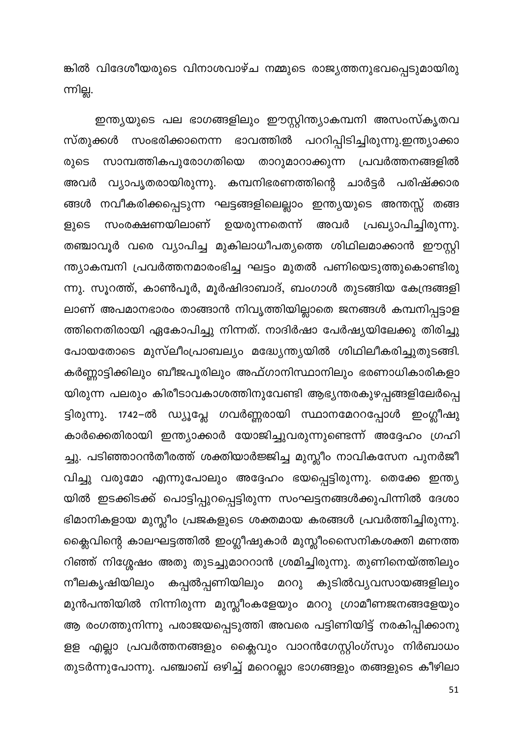ങ്കിൽ വിദേശീയരുടെ വിനാശവാഴ്ച നമ്മുടെ രാജ്യത്തനുഭവപ്പെടുമായിരുന്നില്ല.

ഇന്ത്യയുടെ പല ഭാഗങ്ങളിലും ഈസ്റ്റിന്ത്യാകമ്പനി അസംസ്കൃതവസ്തുക്കൾ സംഭരിക്കാനെന്ന ഭാവത്തിൽ പററിപ്പിടിച്ചിരുന്നു.ഇന്ത്യാക്കാരുടെ സാമ്പത്തികപുരോഗതിയെ താറുമാറാക്കുന്ന പ്രവർത്തനങ്ങളിൽ അവർ വ്യാപൃതരായിരുന്നു. കമ്പനിഭരണത്തിന്റെ ചാർട്ടർ പരിഷ്ക്കാരങ്ങൾ നവീകരിക്കപ്പെടുന്ന ഘട്ടങ്ങളിലെല്ലാം ഇന്ത്യയുടെ അന്തസ്സ് തങ്ങളുടെ സംരക്ഷണയിലാണ് ഉയരുന്നതെന്ന് അവർ പ്രഖ്യാപിച്ചിരുന്നു. തഞ്ചാവൂർ വരെ വ്യാപിച്ച മുകിലാധീപത്യത്തെ ശിഥിലമാക്കാൻ ഈസ്റ്റിന്ത്യാകമ്പനി പ്രവർത്തനമാരംഭിച്ച ഘട്ടം മുതൽ പണിയെടുത്തുകൊണ്ടിരുന്നു. സൂറത്ത്, കാൺപൂർ, മൂർഷിദാബാദ്, ബംഗാൾ തുടങ്ങിയ കേന്ദ്രങ്ങളിലാണ് അപമാനഭാരം താങ്ങാൻ നിവൃത്തിയില്ലാതെ ജനങ്ങൾ കമ്പനിപ്പട്ടാളത്തിനെതിരായി ഏകോപിച്ചു നിന്നത്. നാദിർഷാ പേർഷ്യയിലേക്കു തിരിച്ചു പോയതോടെ മുസ്ലീംപ്രാബല്യം മദ്ധ്യേന്ത്യയിൽ ശിഥിലീകരിച്ചുതുടങ്ങി. കർണ്ണാട്ടിക്കിലും ബീജപൂരിലും അഫ്ഗാനിസ്ഥാനിലും ഭരണാധികാരികളായിരുന്ന പലരും കിരീടാവകാശത്തിനുവേണ്ടി ആഭ്യന്തരകുഴപ്പങ്ങളിലേർപ്പെട്ടിരുന്നു. 1742–ൽ ഡ്യൂപ്ലേ ഗവർണ്ണരായി സ്ഥാനമേററപ്പോൾ ഇംഗ്ലീഷുകാർക്കെതിരായി ഇന്ത്യാക്കാർ യോജിച്ചുവരുന്നുണ്ടെന്ന് അദ്ദേഹം ഗ്രഹിച്ചു. പടിഞ്ഞാറൻതീരത്ത് ശക്തിയാർജ്ജിച്ച മുസ്ലീം നാവികസേന പുനർജീവിച്ചു വരുമോ എന്നുപോലും അദ്ദേഹം ഭയപ്പെട്ടിരുന്നു. തെക്കേ ഇന്ത്യയിൽ ഇടക്കിടക്ക് പൊട്ടിപ്പുറപ്പെട്ടിരുന്ന സംഘട്ടനങ്ങൾക്കുപിന്നിൽ ദേശാഭിമാനികളായ മുസ്ലീം പ്രജകളുടെ ശക്തമായ കരങ്ങൾ പ്രവർത്തിച്ചിരുന്നു. ക്ലൈവിന്റെ കാലഘട്ടത്തിൽ ഇംഗ്ലീഷുകാർ മുസ്ലീംസൈനികശക്തി മണത്തറിഞ്ഞ് നിശ്ശേഷം അതു തുടച്ചുമാററാൻ ശ്രമിച്ചിരുന്നു. തുണിനെയ്ത്തിലും നീലകൃഷിയിലും കപ്പൽപ്പണിയിലും മററു കുടിൽവ്യവസായങ്ങളിലും മുൻപന്തിയിൽ നിന്നിരുന്ന മുസ്ലീംകളേയും മററു ഗ്രാമീണജനങ്ങളേയും ആ രംഗത്തുനിന്നു പരാജയപ്പെടുത്തി അവരെ പട്ടിണിയിട്ട് നരകിപ്പിക്കാനുള്ള എല്ലാ പ്രവർത്തനങ്ങളും ക്ലൈവും വാറൻഗേസ്റ്റിംഗ്സും നിർബാധം തുടർന്നുപോന്നു. പഞ്ചാബ് ഒഴിച്ച് മറെറല്ലാ ഭാഗങ്ങളും തങ്ങളുടെ കീഴിലാ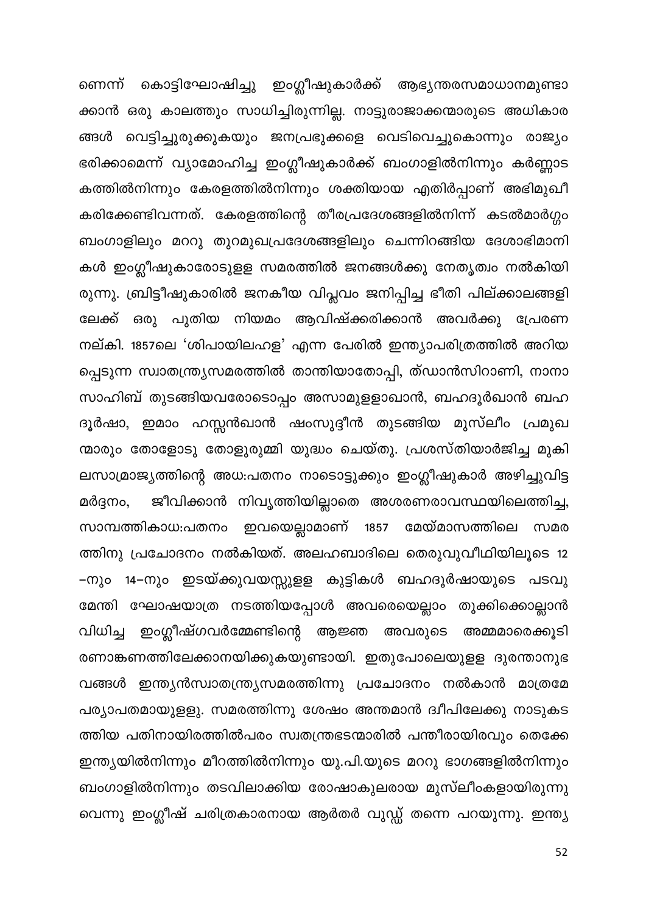ണെന്ന് കൊട്ടിഘോഷിച്ചു ഇംഗ്ലീഷുകാർക്ക് ആഭ്യന്തരസമാധാനമുണ്ടാക്കാൻ ഒരു കാലത്തും സാധിച്ചിരുന്നില്ല. നാട്ടുരാജാക്കന്മാരുടെ അധികാരങ്ങൾ വെട്ടിച്ചുരുക്കുകയും ജനപ്രഭുക്കളെ വെടിവെച്ചുകൊന്നും രാജ്യം ഭരിക്കാമെന്ന് വ്യാമോഹിച്ച ഇംഗ്ലീഷുകാർക്ക് ബംഗാളിൽനിന്നും കർണ്ണാടകത്തിൽനിന്നും കേരളത്തിൽനിന്നും ശക്തിയായ എതിർപ്പാണ് അഭിമുഖീകരിക്കേണ്ടിവന്നത്. കേരളത്തിന്റെ തീരപ്രദേശങ്ങളിൽനിന്ന് കടൽമാർഗ്ഗം ബംഗാളിലും മററു തുറമുഖപ്രദേശങ്ങളിലും ചെന്നിറങ്ങിയ ദേശാഭിമാനികൾ ഇംഗ്ലീഷുകാരോടുള്ള സമരത്തിൽ ജനങ്ങൾക്കു നേതൃത്വം നൽകിയിരുന്നു. ബ്രിട്ടീഷുകാരിൽ ജനകീയ വിപ്ലവം ജനിപ്പിച്ച ഭീതി പില്ക്കാലങ്ങളിലേക്ക് ഒരു പുതിയ നിയമം ആവിഷ്ക്കരിക്കാൻ അവർക്കു പ്രേരണ നല്കി. 1857ലെ 'ശിപായിലഹള' എന്ന പേരിൽ ഇന്ത്യാപരിത്രത്തിൽ അറിയപ്പെടുന്ന സ്വാതന്ത്ര്യസമരത്തിൽ താന്തിയാതോപ്പി, ഝാൻസിറാണി, നാനാസാഹിബ് തുടങ്ങിയവരോടൊപ്പം അസാമുള്ളാഖാൻ, ബഹദൂർഖാൻ ബഹദൂർഷാ, ഇമാം ഹസ്സൻഖാൻ ഷംസുദ്ദീൻ തുടങ്ങിയ മുസ്ലീം പ്രമുഖന്മാരും തോളോടു തോളുരുമ്മി യുദ്ധം ചെയ്തു. പ്രശസ്തിയാർജിച്ച മുകിലസാമ്രാജ്യത്തിന്റെ അധഃപതനം നാടൊട്ടുക്കും ഇംഗ്ലീഷുകാർ അഴിച്ചുവിട്ട മർദ്ദനം, ജീവിക്കാൻ നിവൃത്തിയില്ലാതെ അശരണരാവസ്ഥയിലെത്തിച്ച, സാമ്പത്തികാധഃപതനം ഇവയെല്ലാമാണ് 1857 മേയ്മാസത്തിലെ സമരത്തിനു പ്രചോദനം നൽകിയത്. അലഹബാദിലെ തെരുവുവീഥിയിലൂടെ 12–നും 14–നും ഇടയ്ക്കുവയസ്സുള്ള കുട്ടികൾ ബഹദൂർഷായുടെ പടവുമേന്തി ഘോഷയാത്ര നടത്തിയപ്പോൾ അവരെയെല്ലാം തൂക്കിക്കൊല്ലാൻ വിധിച്ച ഇംഗ്ലീഷ്ഗവർമ്മേണ്ടിന്റെ ആജ്ഞ അവരുടെ അമ്മമാരെക്കൂടി രണാങ്കണത്തിലേക്കാനയിക്കുകയുണ്ടായി. ഇതുപോലെയുള്ള ദുരന്താനുഭവങ്ങൾ ഇന്ത്യൻസ്വാതന്ത്ര്യസമരത്തിന്നു പ്രചോദനം നൽകാൻ മാത്രമേ പര്യാപതമായുള്ളു. സമരത്തിന്നു ശേഷം അന്തമാൻ ദ്വീപിലേക്കു നാടുകടത്തിയ പതിനായിരത്തിൽപരം സ്വതന്ത്രഭടന്മാരിൽ പന്തീരായിരവും തെക്കേ ഇന്ത്യയിൽനിന്നും മീററത്തിൽനിന്നും യു.പി.യുടെ മററു ഭാഗങ്ങളിൽനിന്നും ബംഗാളിൽനിന്നും തടവിലാക്കിയ രോഷാകുലരായ മുസ്ലീംകളായിരുന്നുവെന്നു ഇംഗ്ലീഷ് ചരിത്രകാരനായ ആർതർ വുഡ്സ് തന്നെ പറയുന്നു. ഇന്ത്യ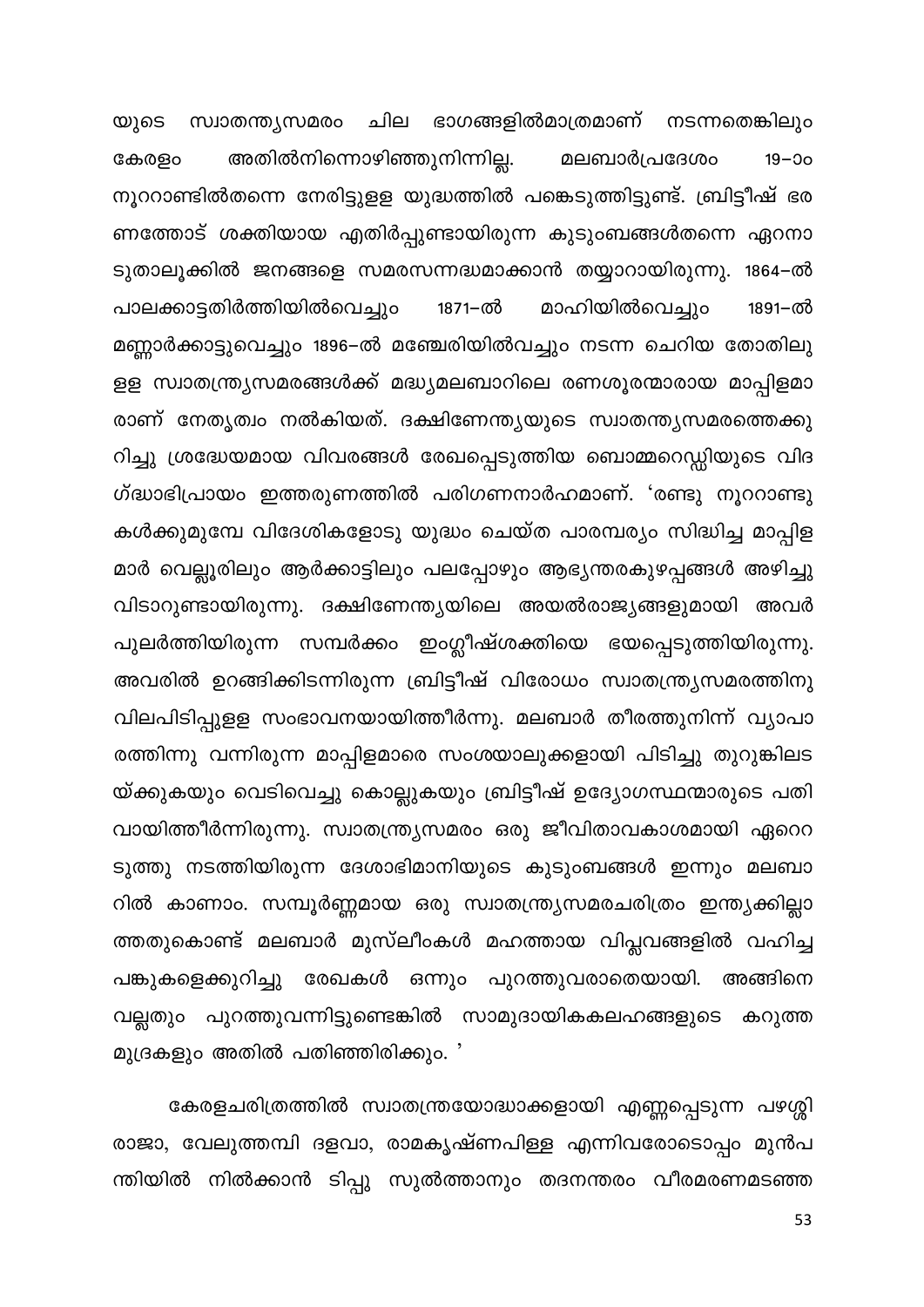യുടെ സ്വാതന്ത്ര്യസമരം ചില ഭാഗങ്ങളിൽമാത്രമാണ് നടന്നതെങ്കിലും കേരളം അതിൽനിന്നൊഴിഞ്ഞുനിന്നില്ല. മലബാർപ്രദേശം 19–ാം നൂററാണ്ടിൽതന്നെ നേരിട്ടുളള യുദ്ധത്തിൽ പങ്കെടുത്തിട്ടുണ്ട്. ബ്രിട്ടീഷ് ഭരണത്തോട് ശക്തിയായ എതിർപ്പുണ്ടായിരുന്ന കുടുംബങ്ങൾതന്നെ ഏറനാടുതാലൂക്കിൽ ജനങ്ങളെ സമരസന്നദ്ധമാക്കാൻ തയ്യാറായിരുന്നു. 1864–ൽ പാലക്കാട്ടതിർത്തിയിൽവെച്ചും 1871–ൽ മാഹിയിൽവെച്ചും 1891–ൽ മണ്ണാർക്കാട്ടുവെച്ചും 1896–ൽ മഞ്ചേരിയിൽവച്ചും നടന്ന ചെറിയ തോതിലുളള സ്വാതന്ത്ര്യസമരങ്ങൾക്ക് മദ്ധ്യമലബാറിലെ രണശൂരന്മാരായ മാപ്പിളമാരാണ് നേതൃത്വം നൽകിയത്. ദക്ഷിണേന്ത്യയുടെ സ്വാതന്ത്ര്യസമരത്തെക്കുറിച്ചു ശ്രദ്ധേയമായ വിവരങ്ങൾ രേഖപ്പെടുത്തിയ ബൊമ്മറെഡ്ഡിയുടെ വിദഗ്ദ്ധാഭിപ്രായം ഇത്തരുണത്തിൽ പരിഗണനാർഹമാണ്. 'രണ്ടു നൂററാണ്ടുകൾക്കുമുമ്പേ വിദേശികളോടു യുദ്ധം ചെയ്ത പാരമ്പര്യം സിദ്ധിച്ച മാപ്പിളമാർ വെല്ലൂരിലും ആർക്കാട്ടിലും പലപ്പോഴും ആഭ്യന്തരകുഴപ്പങ്ങൾ അഴിച്ചുവിടാറുണ്ടായിരുന്നു. ദക്ഷിണേന്ത്യയിലെ അയൽരാജ്യങ്ങളുമായി അവർ പുലർത്തിയിരുന്ന സമ്പർക്കം ഇംഗ്ലീഷ്ശക്തിയെ ഭയപ്പെടുത്തിയിരുന്നു. അവരിൽ ഉറങ്ങിക്കിടന്നിരുന്ന ബ്രിട്ടീഷ് വിരോധം സ്വാതന്ത്ര്യസമരത്തിനു വിലപിടിപ്പുളള സംഭാവനയായിത്തീർന്നു. മലബാർ തീരത്തുനിന്ന് വ്യാപാരത്തിന്നു വന്നിരുന്ന മാപ്പിളമാരെ സംശയാലുക്കളായി പിടിച്ചു തുറുങ്കിലടയ്ക്കുകയും വെടിവെച്ചു കൊല്ലുകയും ബ്രിട്ടീഷ് ഉദ്യോഗസ്ഥന്മാരുടെ പതിവായിത്തീർന്നിരുന്നു. സ്വാതന്ത്ര്യസമരം ഒരു ജീവിതാവകാശമായി ഏറെറടുത്തു നടത്തിയിരുന്ന ദേശാഭിമാനിയുടെ കുടുംബങ്ങൾ ഇന്നും മലബാറിൽ കാണാം. സമ്പൂർണ്ണമായ ഒരു സ്വാതന്ത്ര്യസമരചരിത്രം ഇന്ത്യക്കില്ലാത്തതുകൊണ്ട് മലബാർ മുസ്ലീംകൾ മഹത്തായ വിപ്ലവങ്ങളിൽ വഹിച്ച പങ്കുകളെക്കുറിച്ചു രേഖകൾ ഒന്നും പുറത്തുവരാതെയായി. അങ്ങിനെ വല്ലതും പുറത്തുവന്നിട്ടുണ്ടെങ്കിൽ സാമുദായികകലഹങ്ങളുടെ കറുത്ത മുദ്രകളും അതിൽ പതിഞ്ഞിരിക്കും. '

കേരളചരിത്രത്തിൽ സ്വാതന്ത്രയോദ്ധാക്കളായി എണ്ണപ്പെടുന്ന പഴശ്ശി രാജാ, വേലുത്തമ്പി ദളവാ, രാമകൃഷ്ണപിള്ള എന്നിവരോടൊപ്പം മുൻപന്തിയിൽ നിൽക്കാൻ ടിപ്പു സുൽത്താനും തദനന്തരം വീരമരണമടഞ്ഞ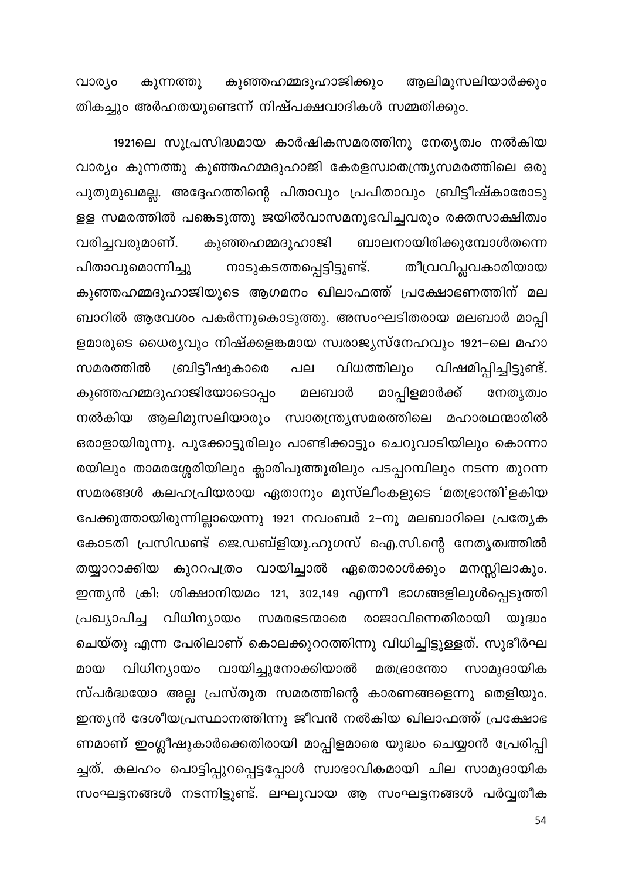വാര്യം കുന്നത്തു കുഞ്ഞഹമ്മദുഹാജിക്കും ആലിമുസലിയാർക്കും തികച്ചും അർഹതയുണ്ടെന്ന് നിഷ്പക്ഷവാദികൾ സമ്മതിക്കും.

1921ലെ സുപ്രസിദ്ധമായ കാർഷികസമരത്തിനു നേതൃത്വം നൽകിയ വാര്യം കുന്നത്തു കുഞ്ഞഹമ്മദുഹാജി കേരളസ്വാതന്ത്ര്യസമരത്തിലെ ഒരു പുതുമുഖമല്ല. അദ്ദേഹത്തിന്റെ പിതാവും പ്രപിതാവും ബ്രിട്ടീഷ്കാരോടുളള സമരത്തിൽ പങ്കെടുത്തു ജയിൽവാസമനുഭവിച്ചവരും രക്തസാക്ഷിത്വം വരിച്ചവരുമാണ്. കുഞ്ഞഹമ്മദുഹാജി ബാലനായിരിക്കുമ്പോൾതന്നെ പിതാവുമൊന്നിച്ചു നാടുകടത്തപ്പെട്ടിട്ടുണ്ട്. തീവ്രവിപ്ലവകാരിയായ കുഞ്ഞഹമ്മദുഹാജിയുടെ ആഗമനം ഖിലാഫത്ത് പ്രക്ഷോഭണത്തിന് മലബാറിൽ ആവേശം പകർന്നുകൊടുത്തു. അസംഘടിതരായ മലബാർ മാപ്പിളമാരുടെ ധൈര്യവും നിഷ്ക്കളങ്കമായ സ്വരാജ്യസ്നേഹവും 1921–ലെ മഹാസമരത്തിൽ ബ്രിട്ടീഷുകാരെ പല വിധത്തിലും വിഷമിപ്പിച്ചിട്ടുണ്ട്. കുഞ്ഞഹമ്മദുഹാജിയോടൊപ്പം മലബാർ മാപ്പിളമാർക്ക് നേതൃത്വം നൽകിയ ആലിമുസലിയാരും സ്വാതന്ത്ര്യസമരത്തിലെ മഹാരഥന്മാരിൽ ഒരാളായിരുന്നു. പൂക്കോട്ടൂരിലും പാണ്ടിക്കാട്ടും ചെറുവാടിയിലും കൊന്നാരയിലും താമരശ്ശേരിയിലും ക്ലാരിപുത്തൂരിലും പടപ്പറമ്പിലും നടന്ന തുറന്ന സമരങ്ങൾ കലഹപ്രിയരായ ഏതാനും മുസ്ലീംകളുടെ 'മതഭ്രാന്തി'ളകിയ പേക്കൂത്തായിരുന്നില്ലായെന്നു 1921 നവംബർ 2–നു മലബാറിലെ പ്രത്യേക കോടതി പ്രസിഡണ്ട് ജെ.ഡബ്ളിയു.ഹുഗസ് ഐ.സി.ന്റെ നേതൃത്വത്തിൽ തയ്യാറാക്കിയ കുററപത്രം വായിച്ചാൽ ഏതൊരാൾക്കും മനസ്സിലാകും. ഇന്ത്യൻ ക്രി: ശിക്ഷാനിയമം 121, 302,149 എന്നീ ഭാഗങ്ങളിലുൾപ്പെടുത്തി പ്രഖ്യാപിച്ച വിധിന്യായം സമരഭടന്മാരെ രാജാവിന്നെതിരായി യുദ്ധം ചെയ്തു എന്ന പേരിലാണ് കൊലക്കുററത്തിന്നു വിധിച്ചിട്ടുള്ളത്. സുദീർഘമായ വിധിന്യായം വായിച്ചുനോക്കിയാൽ മതഭ്രാന്തോ സാമുദായിക സ്പർദ്ധയോ അല്ല പ്രസ്തുത സമരത്തിന്റെ കാരണങ്ങളെന്നു തെളിയും. ഇന്ത്യൻ ദേശീയപ്രസ്ഥാനത്തിന്നു ജീവൻ നൽകിയ ഖിലാഫത്ത് പ്രക്ഷോഭണമാണ് ഇംഗ്ലീഷുകാർക്കെതിരായി മാപ്പിളമാരെ യുദ്ധം ചെയ്യാൻ പ്രേരിപ്പിച്ചത്. കലഹം പൊട്ടിപ്പുറപ്പെട്ടപ്പോൾ സ്വാഭാവികമായി ചില സാമുദായിക സംഘട്ടനങ്ങൾ നടന്നിട്ടുണ്ട്. ലഘുവായ ആ സംഘട്ടനങ്ങൾ പർവ്വതീക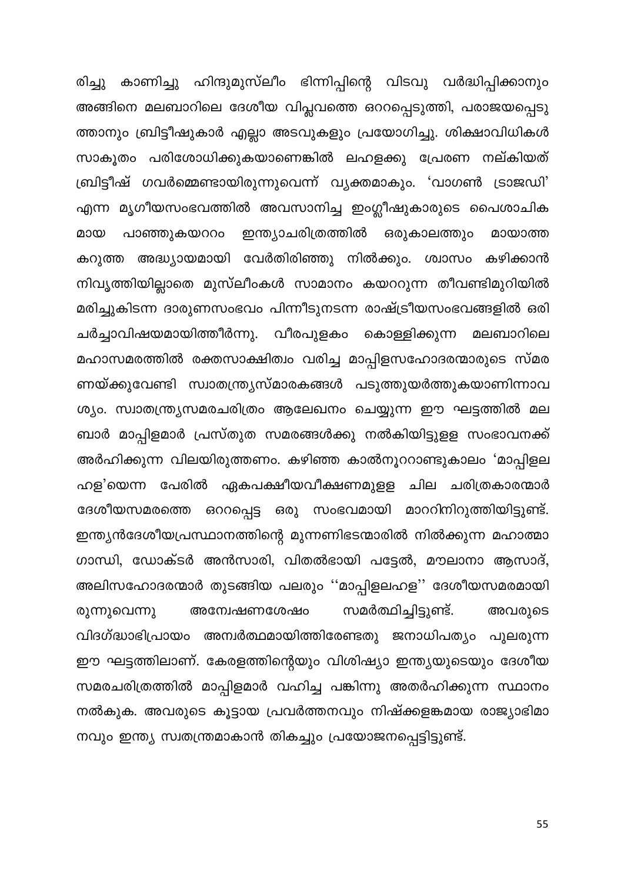രിച്ചു കാണിച്ചു ഹിന്ദുമുസ്ലീം ഭിന്നിപ്പിന്റെ വിടവു വർദ്ധിപ്പിക്കാനും അങ്ങിനെ മലബാറിലെ ദേശീയ വിപ്ലവത്തെ ഒററപ്പെടുത്തി, പരാജയപ്പെടുത്താനും ബ്രിട്ടീഷുകാർ എല്ലാ അടവുകളും പ്രയോഗിച്ചു. ശിക്ഷാവിധികൾ സാകൂതം പരിശോധിക്കുകയാണെങ്കിൽ ലഹളക്കു പ്രേരണ നല്കിയത് ബ്രിട്ടീഷ് ഗവർമ്മെണ്ടായിരുന്നുവെന്ന് വ്യക്തമാകും. 'വാഗൺ ട്രാജഡി' എന്ന മൃഗീയസംഭവത്തിൽ അവസാനിച്ച ഇംഗ്ലീഷുകാരുടെ പൈശാചികമായ പാഞ്ഞുകയററം ഇന്ത്യാചരിത്രത്തിൽ ഒരുകാലത്തും മായാത്ത കറുത്ത അദ്ധ്യായമായി വേർതിരിഞ്ഞു നിൽക്കും. ശ്വാസം കഴിക്കാൻ നിവൃത്തിയില്ലാതെ മുസ്ലീംകൾ സാമാനം കയററുന്ന തീവണ്ടിമുറിയിൽ മരിച്ചുകിടന്ന ദാരുണസംഭവം പിന്നീടുനടന്ന രാഷ്ട്രീയസംഭവങ്ങളിൽ ഒരി ചർച്ചാവിഷയമായിത്തീർന്നു. വീരപുളകം കൊള്ളിക്കുന്ന മലബാറിലെ മഹാസമരത്തിൽ രക്തസാക്ഷിത്വം വരിച്ച മാപ്പിളസഹോദരന്മാരുടെ സ്മരണയ്ക്കുവേണ്ടി സ്വാതന്ത്ര്യസ്മാരകങ്ങൾ പടുത്തുയർത്തുകയാണിന്നാവശ്യം. സ്വാതന്ത്ര്യസമരചരിത്രം ആലേഖനം ചെയ്യുന്ന ഈ ഘട്ടത്തിൽ മലബാർ മാപ്പിളമാർ പ്രസ്തുത സമരങ്ങൾക്കു നൽകിയിട്ടുള്ള സംഭാവനക്ക് അർഹിക്കുന്ന വിലയിരുത്തണം. കഴിഞ്ഞ കാൽനൂററാണ്ടുകാലം 'മാപ്പിളലഹള'യെന്ന പേരിൽ ഏകപക്ഷീയവീക്ഷണമുള്ള ചില ചരിത്രകാരന്മാർ ദേശീയസമരത്തെ ഒററപ്പെട്ട ഒരു സംഭവമായി മാററിനിറുത്തിയിട്ടുണ്ട്. ഇന്ത്യൻദേശീയപ്രസ്ഥാനത്തിന്റെ മുന്നണിഭടന്മാരിൽ നിൽക്കുന്ന മഹാത്മാ ഗാന്ധി, ഡോക്ടർ അൻസാരി, വിതൽഭായി പട്ടേൽ, മൗലാനാ ആസാദ്, അലിസഹോദരന്മാർ തുടങ്ങിയ പലരും ''മാപ്പിളലഹള'' ദേശീയസമരമായിരുന്നുവെന്നു അന്വേഷണശേഷം സമർത്ഥിച്ചിട്ടുണ്ട്. അവരുടെ വിദഗ്ദ്ധാഭിപ്രായം അന്വർത്ഥമായിത്തിരേണ്ടതു ജനാധിപത്യം പുലരുന്ന ഈ ഘട്ടത്തിലാണ്. കേരളത്തിന്റെയും വിശിഷ്യാ ഇന്ത്യയുടെയും ദേശീയ സമരചരിത്രത്തിൽ മാപ്പിളമാർ വഹിച്ച പങ്കിന്നു അതർഹിക്കുന്ന സ്ഥാനം നൽകുക. അവരുടെ കൂട്ടായ പ്രവർത്തനവും നിഷ്ക്കളങ്കമായ രാജ്യാഭിമാനവും ഇന്ത്യ സ്വതന്ത്രമാകാൻ തികച്ചും പ്രയോജനപ്പെട്ടിട്ടുണ്ട്.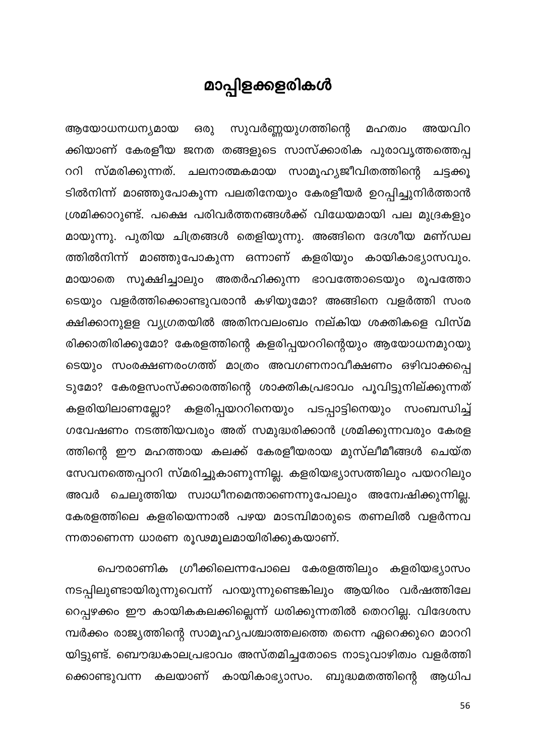# മാപ്പിളക്കളരികൾ

ആയോധനധന്യമായ ഒരു സുവർണ്ണയുഗത്തിന്റെ മഹത്വം അയവിറക്കിയാണ് കേരളീയ ജനത തങ്ങളുടെ സാസ്ക്കാരിക പുരാവൃത്തത്തെപ്പററി സ്മരിക്കുന്നത്. ചലനാത്മകമായ സാമൂഹ്യജീവിതത്തിന്റെ ചട്ടക്കൂടിൽനിന്ന് മാഞ്ഞുപോകുന്ന പലതിനേയും കേരളീയർ ഉറപ്പിച്ചുനിർത്താൻ ശ്രമിക്കാറുണ്ട്. പക്ഷെ പരിവർത്തനങ്ങൾക്ക് വിധേയമായി പല മുദ്രകളും മായുന്നു. പുതിയ ചിത്രങ്ങൾ തെളിയുന്നു. അങ്ങിനെ ദേശീയ മണ്ഡലത്തിൽനിന്ന് മാഞ്ഞുപോകുന്ന ഒന്നാണ് കളരിയും കായികാഭ്യാസവും. മായാതെ സൂക്ഷിച്ചാലും അതർഹിക്കുന്ന ഭാവത്തോടെയും രൂപത്തോടെയും വളർത്തിക്കൊണ്ടുവരാൻ കഴിയുമോ? അങ്ങിനെ വളർത്തി സംരക്ഷിക്കാനുള്ള വ്യഗ്രതയിൽ അതിനവലംബം നല്കിയ ശക്തികളെ വിസ്മരിക്കാതിരിക്കുമോ? കേരളത്തിന്റെ കളരിപ്പയററിന്റെയും ആയോധനമുറയുടെയും സംരക്ഷണരംഗത്ത് മാത്രം അവഗണനാവീക്ഷണം ഒഴിവാക്കപ്പെടുമോ? കേരളസംസ്ക്കാരത്തിന്റെ ശാക്തികപ്രഭാവം പൂവിട്ടുനില്ക്കുന്നത് കളരിയിലാണല്ലോ? കളരിപ്പയററിനെയും പടപ്പാട്ടിനെയും സംബന്ധിച്ച് ഗവേഷണം നടത്തിയവരും അത് സമുദ്ധരിക്കാൻ ശ്രമിക്കുന്നവരും കേരളത്തിന്റെ ഈ മഹത്തായ കലക്ക് കേരളീയരായ മുസ്ലീമീങ്ങൾ ചെയ്ത സേവനത്തെപ്പററി സ്മരിച്ചുകാണുന്നില്ല. കളരിയഭ്യാസത്തിലും പയററിലും അവർ ചെലുത്തിയ സ്വാധീനമെന്താണെന്നുപോലും അന്വേഷിക്കുന്നില്ല. കേരളത്തിലെ കളരിയെന്നാൽ പഴയ മാടമ്പിമാരുടെ തണലിൽ വളർന്നവന്നതാണെന്ന ധാരണ രൂഢമൂലമായിരിക്കുകയാണ്.

പൌരാണിക ഗ്രീക്കിലെന്നപോലെ കേരളത്തിലും കളരിയഭ്യാസം നടപ്പിലുണ്ടായിരുന്നുവെന്ന് പറയുന്നുണ്ടെങ്കിലും ആയിരം വർഷത്തിലേറെപ്പഴക്കം ഈ കായികകലക്കില്ലെന്ന് ധരിക്കുന്നതിൽ തെററില്ല. വിദേശസമ്പർക്കം രാജ്യത്തിന്റെ സാമൂഹ്യപശ്ചാത്തലത്തെ തന്നെ ഏറെക്കുറെ മാററിയിട്ടുണ്ട്. ബൌദ്ധകാലപ്രഭാവം അസ്തമിച്ചതോടെ നാടുവാഴിത്വം വളർത്തിക്കൊണ്ടുവന്ന കലയാണ് കായികാഭ്യാസം. ബുദ്ധമതത്തിന്റെ ആധിപ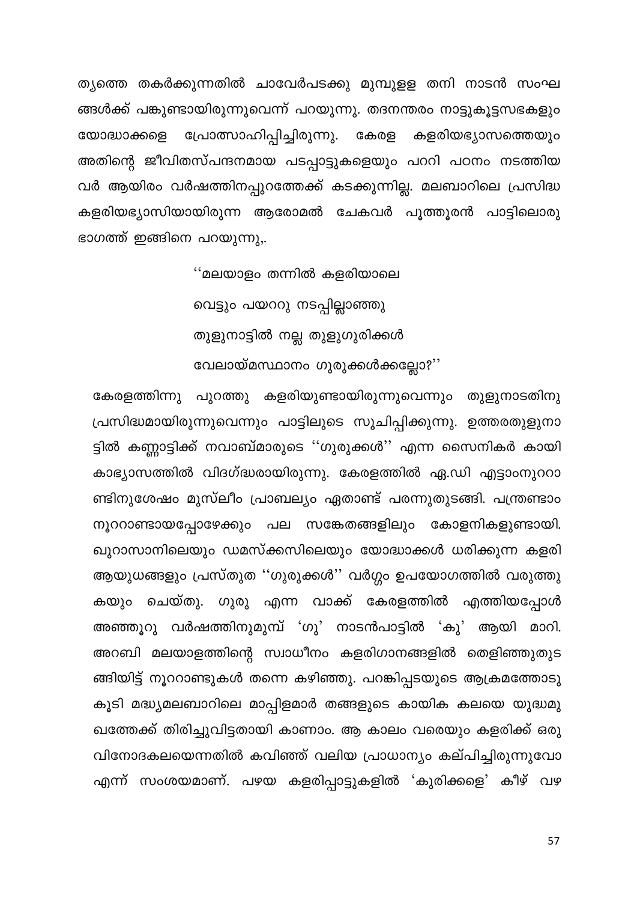ത്യത്തെ തകർക്കുന്നതിൽ ചാവേർപടക്കു മുമ്പുള്ള തനി നാടൻ സംഘങ്ങൾക്ക് പങ്കുണ്ടായിരുന്നുവെന്ന് പറയുന്നു. തദനന്തരം നാട്ടുകൂട്ടസഭകളും യോദ്ധാക്കളെ പ്രോത്സാഹിപ്പിച്ചിരുന്നു. കേരള കളരിയഭ്യാസത്തെയും അതിന്റെ ജീവിതസ്പന്ദനമായ പടപ്പാട്ടുകളെയും പററി പഠനം നടത്തിയവർ ആയിരം വർഷത്തിനപ്പുറത്തേക്ക് കടക്കുന്നില്ല. മലബാറിലെ പ്രസിദ്ധ കളരിയഭ്യാസിയായിരുന്ന ആരോമൽ ചേകവർ പൂത്തൂരൻ പാട്ടിലൊരു ഭാഗത്ത് ഇങ്ങിനെ പറയുന്നു,.

> ''മലയാളം തന്നിൽ കളരിയാലെ
>
> വെട്ടും പയററു നടപ്പില്ലാഞ്ഞു
>
> തുളുനാട്ടിൽ നല്ല തുളുഗുരിക്കൾ
>
> വേലായ്മസ്ഥാനം ഗുരുക്കൾക്കല്ലോ?''

കേരളത്തിന്നു പുറത്തു കളരിയുണ്ടായിരുന്നുവെന്നും തുളുനാടതിനു പ്രസിദ്ധമായിരുന്നുവെന്നും പാട്ടിലൂടെ സൂചിപ്പിക്കുന്നു. ഉത്തരതുളുനാട്ടിൽ കണ്ണാട്ടിക്ക് നവാബ്മാരുടെ ''ഗുരുക്കൾ'' എന്ന സൈനികർ കായികാഭ്യാസത്തിൽ വിദഗ്ദ്ധരായിരുന്നു. കേരളത്തിൽ ഏ.ഡി എട്ടാംനൂററാണ്ടിനുശേഷം മുസ്ലീം പ്രാബല്യം ഏതാണ്ട് പരന്നുതുടങ്ങി. പന്ത്രണ്ടാം നൂററാണ്ടായപ്പോഴേക്കും പല സങ്കേതങ്ങളിലും കോളനികളുണ്ടായി. ഖുറാസാനിലെയും ഡമസ്ക്കസിലെയും യോദ്ധാക്കൾ ധരിക്കുന്ന കളരി ആയുധങ്ങളും പ്രസ്തുത ''ഗുരുക്കൾ'' വർഗ്ഗം ഉപയോഗത്തിൽ വരുത്തുകയും ചെയ്തു. ഗുരു എന്ന വാക്ക് കേരളത്തിൽ എത്തിയപ്പോൾ അഞ്ഞൂറു വർഷത്തിനുമുമ്പ് 'ഗു' നാടൻപാട്ടിൽ 'കു' ആയി മാറി. അറബി മലയാളത്തിന്റെ സ്വാധീനം കളരിഗാനങ്ങളിൽ തെളിഞ്ഞുതുടങ്ങിയിട്ട് നൂററാണ്ടുകൾ തന്നെ കഴിഞ്ഞു. പറങ്കിപ്പടയുടെ ആക്രമത്തോടുകൂടി മദ്ധ്യമലബാറിലെ മാപ്പിളമാർ തങ്ങളുടെ കായിക കലയെ യുദ്ധമുഖത്തേക്ക് തിരിച്ചുവിട്ടതായി കാണാം. ആ കാലം വരെയും കളരിക്ക് ഒരു വിനോദകലയെന്നതിൽ കവിഞ്ഞ് വലിയ പ്രാധാന്യം കല്പിച്ചിരുന്നുവോ എന്ന് സംശയമാണ്. പഴയ കളരിപ്പാട്ടുകളിൽ 'കുരിക്കളെ' കീഴ് വഴ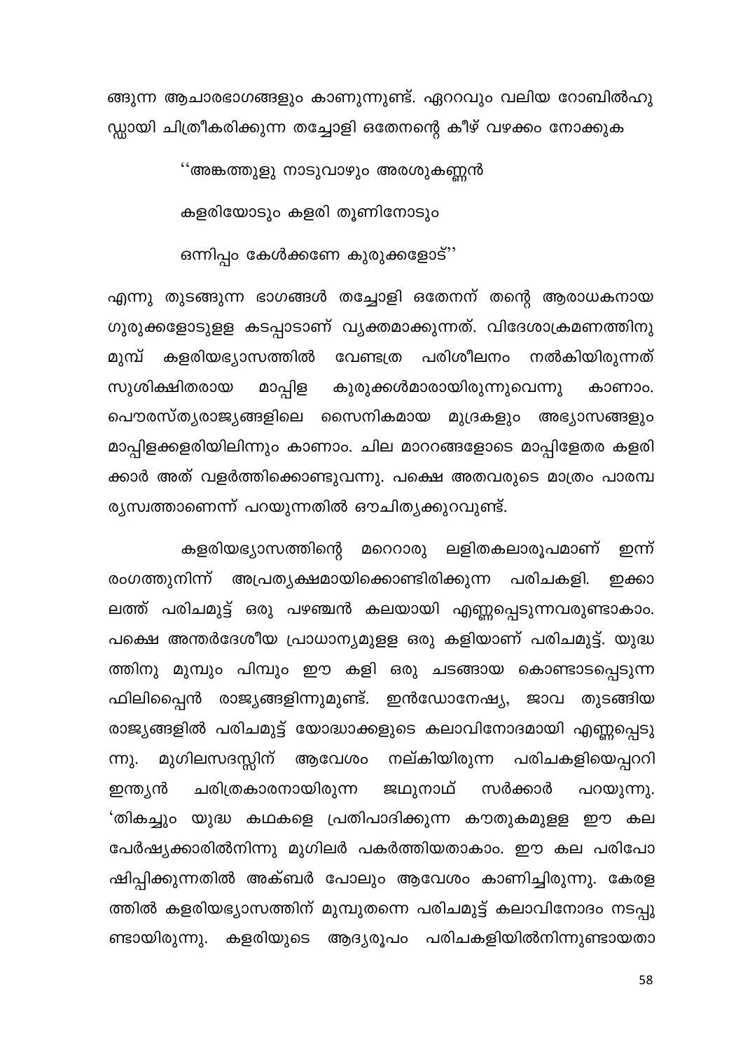ങ്ങുന്ന ആചാരഭാഗങ്ങളും കാണുന്നുണ്ട്. ഏററവും വലിയ റോബിൽഹുഡ്ഡായി ചിത്രീകരിക്കുന്ന തച്ചോളി ഒതേനന്റെ കീഴ് വഴക്കം നോക്കുക

> ''അങ്കത്തുളു നാടുവാഴും അരശുകണ്ണൻ
>
> കളരിയോടും കളരി തൂണിനോടും
>
> ഒന്നിപ്പം കേൾക്കണേ കുരുക്കളോട്''

എന്നു തുടങ്ങുന്ന ഭാഗങ്ങൾ തച്ചോളി ഒതേനന് തന്റെ ആരാധകനായ ഗുരുക്കളോടുള്ള കടപ്പാടാണ് വ്യക്തമാക്കുന്നത്. വിദേശാക്രമണത്തിനു മുമ്പ് കളരിയഭ്യാസത്തിൽ വേണ്ടത്ര പരിശീലനം നൽകിയിരുന്നത് സുശിക്ഷിതരായ മാപ്പിള കുരുക്കൾമാരായിരുന്നുവെന്നു കാണാം. പൌരസ്ത്യരാജ്യങ്ങളിലെ സൈനികമായ മുദ്രകളും അഭ്യാസങ്ങളും മാപ്പിളക്കളരിയിലിന്നും കാണാം. ചില മാററങ്ങളോടെ മാപ്പിളേതര കളരിക്കാർ അത് വളർത്തിക്കൊണ്ടുവന്നു. പക്ഷെ അതവരുടെ മാത്രം പാരമ്പര്യസ്വത്താണെന്ന് പറയുന്നതിൽ ഔചിത്യക്കുറവുണ്ട്.

കളരിയഭ്യാസത്തിന്റെ മറെറാരു ലളിതകലാരൂപമാണ് ഇന്ന് രംഗത്തുനിന്ന് അപ്രത്യക്ഷമായിക്കൊണ്ടിരിക്കുന്ന പരിചകളി. ഇക്കാലത്ത് പരിചമുട്ട് ഒരു പഴഞ്ചൻ കലയായി എണ്ണപ്പെടുന്നവരുണ്ടാകാം. പക്ഷെ അന്തർദേശീയ പ്രാധാന്യമുളള ഒരു കളിയാണ് പരിചമുട്ട്. യുദ്ധത്തിനു മുമ്പും പിമ്പും ഈ കളി ഒരു ചടങ്ങായ കൊണ്ടാടപ്പെടുന്ന ഫിലിപ്പൈൻ രാജ്യങ്ങളിന്നുമുണ്ട്. ഇൻഡോനേഷ്യ, ജാവ തുടങ്ങിയ രാജ്യങ്ങളിൽ പരിചമുട്ട് യോദ്ധാക്കളുടെ കലാവിനോദമായി എണ്ണപ്പെടുന്നു. മുഗിലസദസ്സിന് ആവേശം നല്കിയിരുന്ന പരിചകളിയെപ്പററി ഇന്ത്യൻ ചരിത്രകാരനായിരുന്ന ജഥുനാഥ് സർക്കാർ പറയുന്നു. 'തികച്ചും യുദ്ധ കഥകളെ പ്രതിപാദിക്കുന്ന കൗതുകമുള്ള ഈ കല പേർഷ്യക്കാരിൽനിന്നു മുഗിലർ പകർത്തിയതാകാം. ഈ കല പരിപോഷിപ്പിക്കുന്നതിൽ അക്ബർ പോലും ആവേശം കാണിച്ചിരുന്നു. കേരളത്തിൽ കളരിയഭ്യാസത്തിന് മുമ്പുതന്നെ പരിചമുട്ട് കലാവിനോദം നടപ്പുണ്ടായിരുന്നു. കളരിയുടെ ആദ്യരൂപം പരിചകളിയിൽനിന്നുണ്ടായതാ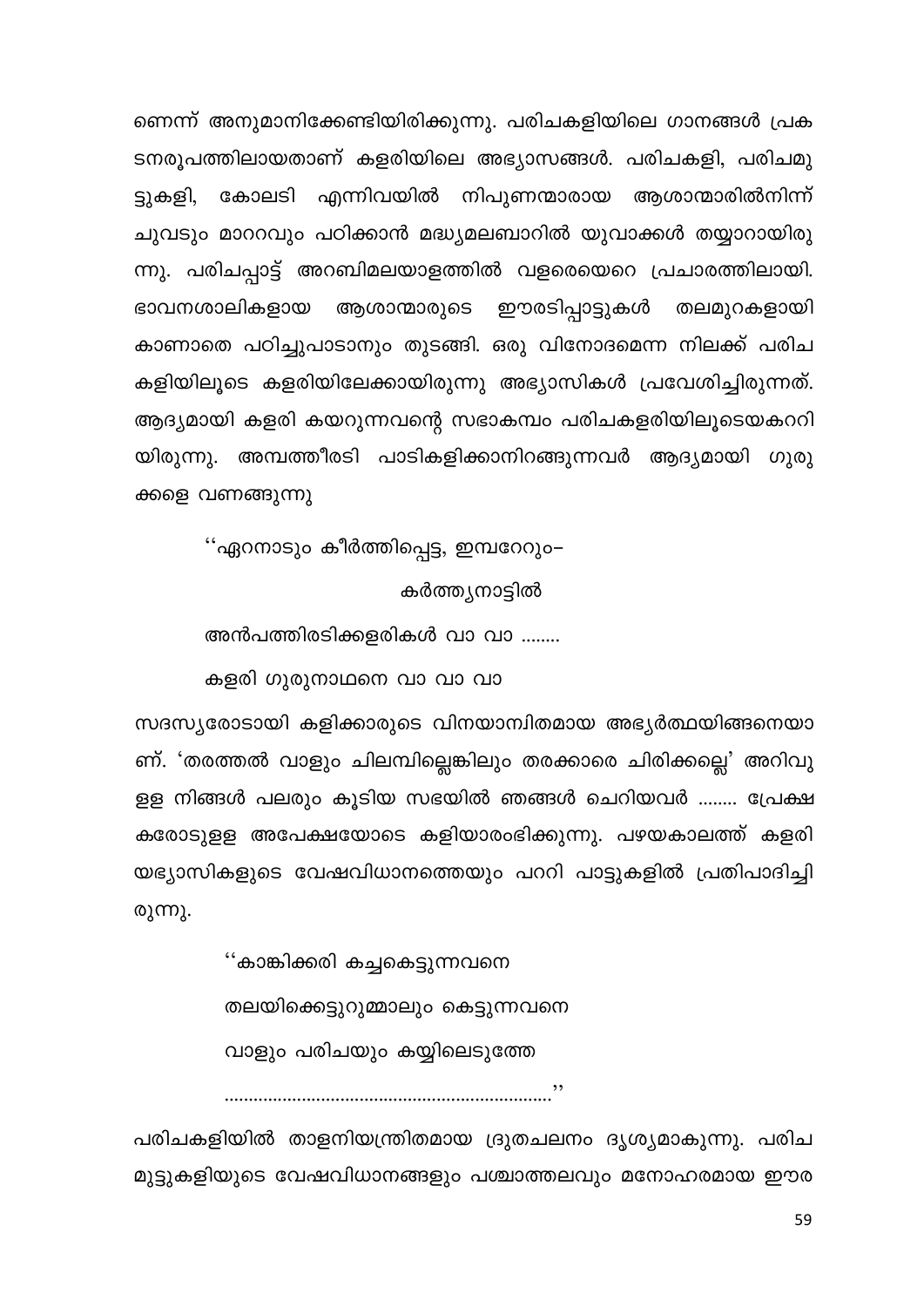ണെന്ന് അനുമാനിക്കേണ്ടിയിരിക്കുന്നു. പരിചകളിയിലെ ഗാനങ്ങൾ പ്രകടനരൂപത്തിലായതാണ് കളരിയിലെ അഭ്യാസങ്ങൾ. പരിചകളി, പരിചമുട്ടുകളി, കോലടി എന്നിവയിൽ നിപുണന്മാരായ ആശാന്മാരിൽനിന്ന് ചുവടും മാററവും പഠിക്കാൻ മദ്ധ്യമലബാറിൽ യുവാക്കൾ തയ്യാറായിരുന്നു. പരിചപ്പാട്ട് അറബിമലയാളത്തിൽ വളരെയെറെ പ്രചാരത്തിലായി. ഭാവനശാലികളായ ആശാന്മാരുടെ ഈരടിപ്പാട്ടുകൾ തലമുറകളായി കാണാതെ പഠിച്ചുപാടാനും തുടങ്ങി. ഒരു വിനോദമെന്ന നിലക്ക് പരിചകളിയിലൂടെ കളരിയിലേക്കായിരുന്നു അഭ്യാസികൾ പ്രവേശിച്ചിരുന്നത്. ആദ്യമായി കളരി കയറുന്നവന്റെ സഭാകമ്പം പരിചകളരിയിലൂടെയകററിയിരുന്നു. അമ്പത്തീരടി പാടികളിക്കാനിറങ്ങുന്നവർ ആദ്യമായി ഗുരുക്കളെ വണങ്ങുന്നു

> ''ഏററനാടും കീർത്തിപ്പെട്ട, ഇമ്പറേറും–
>
> കർത്ത്യനാട്ടിൽ
>
> അൻപത്തിരടിക്കളരികൾ വാ വാ ........
>
> കളരി ഗുരുനാഥനെ വാ വാ വാ

സദസ്യരോടായി കളിക്കാരുടെ വിനയാന്വിതമായ അഭ്യർത്ഥയിങ്ങനെയാണ്. 'തരത്തൽ വാളും ചിലമ്പില്ലെങ്കിലും തരക്കാരെ ചിരിക്കല്ലെ' അറിവുള്ള നിങ്ങൾ പലരും കൂടിയ സഭയിൽ ഞങ്ങൾ ചെറിയവർ ........ പ്രേക്ഷകരോടുള്ള അപേക്ഷയോടെ കളിയാരംഭിക്കുന്നു. പഴയകാലത്ത് കളരിയഭ്യാസികളുടെ വേഷവിധാനത്തെയും പററി പാട്ടുകളിൽ പ്രതിപാദിച്ചിരുന്നു.

> ''കാങ്കിക്കരി കച്ചകെട്ടുന്നവനെ
>
> തലയിക്കെട്ടുറുമ്മാലും കെട്ടുന്നവനെ
>
> വാളും പരിചയും കയ്യിലെടുത്തേ
>
> ....................................................................''

പരിചകളിയിൽ താളനിയന്ത്രിതമായ ദ്രുതചലനം ദൃശ്യമാകുന്നു. പരിചമുട്ടുകളിയുടെ വേഷവിധാനങ്ങളും പശ്ചാത്തലവും മനോഹരമായ ഈര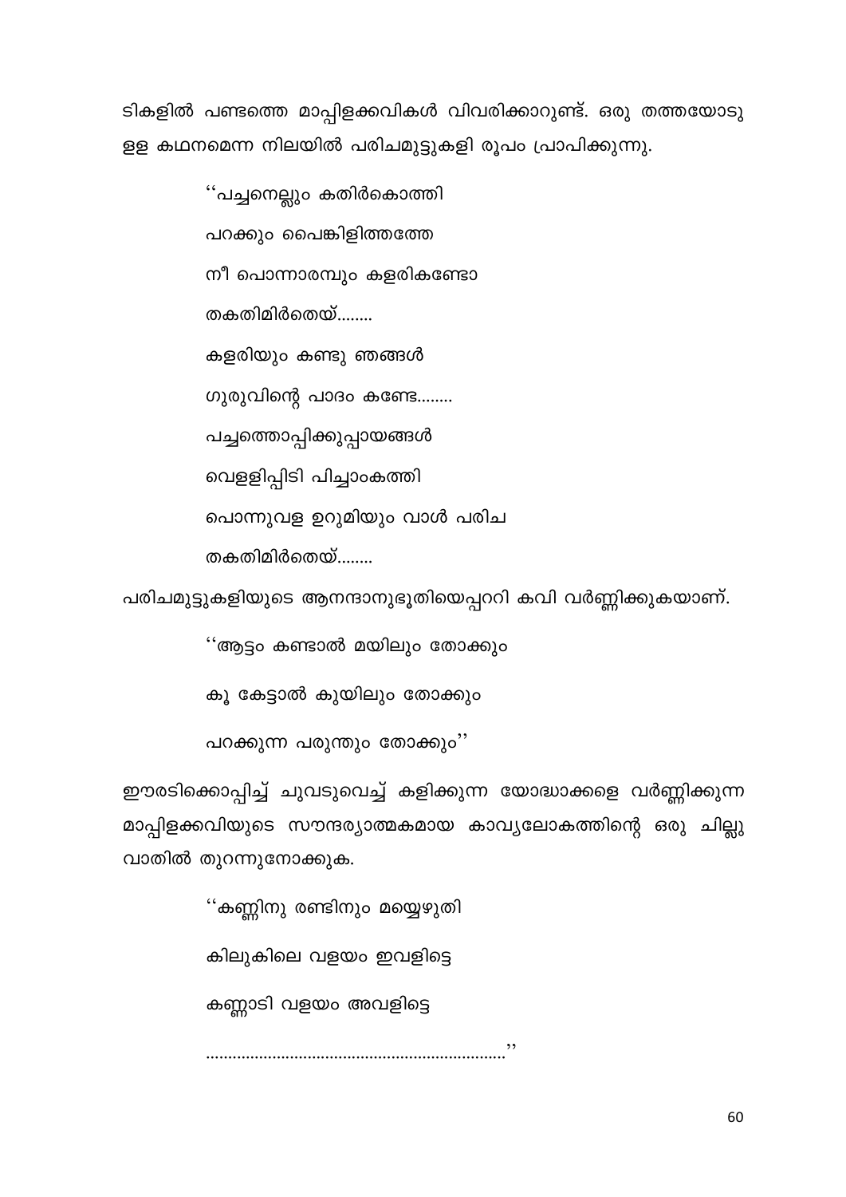ടികളിൽ പണ്ടത്തെ മാപ്പിളക്കവികൾ വിവരിക്കാറുണ്ട്. ഒരു തത്തയോടു ളള കഥനമെന്ന നിലയിൽ പരിചമുട്ടുകളി രൂപം പ്രാപിക്കുന്നു.

> ''പച്ചനെല്ലും കതിർകൊത്തി
>
> പറക്കും പൈങ്കിളിത്തത്തേ
>
> നീ പൊന്നാരമ്പും കളരികണ്ടോ
>
> തകതിമിർതെയ്........
>
> കളരിയും കണ്ടു ഞങ്ങൾ
>
> ഗുരുവിന്റെ പാദം കണ്ടേ........
>
> പച്ചത്തൊപ്പിക്കുപ്പായങ്ങൾ
>
> വെളളിപ്പിടി പിച്ചാംകത്തി
>
> പൊന്നുവള ഉറുമിയും വാൾ പരിച
>
> തകതിമിർതെയ്........

പരിചമുട്ടുകളിയുടെ ആനന്ദാനുഭൂതിയെപ്പററി കവി വർണ്ണിക്കുകയാണ്.

> ''ആട്ടം കണ്ടാൽ മയിലും തോക്കും
>
> കൂ കേട്ടാൽ കുയിലും തോക്കും
>
> പറക്കുന്ന പരുന്തും തോക്കും''

ഈരടിക്കൊപ്പിച്ച് ചുവടുവെച്ച് കളിക്കുന്ന യോദ്ധാക്കളെ വർണ്ണിക്കുന്ന മാപ്പിളക്കവിയുടെ സൗന്ദര്യാത്മകമായ കാവ്യലോകത്തിന്റെ ഒരു ചില്ലു വാതിൽ തുറന്നുനോക്കുക.

> ''കണ്ണിനു രണ്ടിനും മയ്യെഴുതി
>
> കിലുകിലെ വളയം ഇവളിട്ടെ
>
> കണ്ണാടി വളയം അവളിട്ടെ
>
> ....................................................................''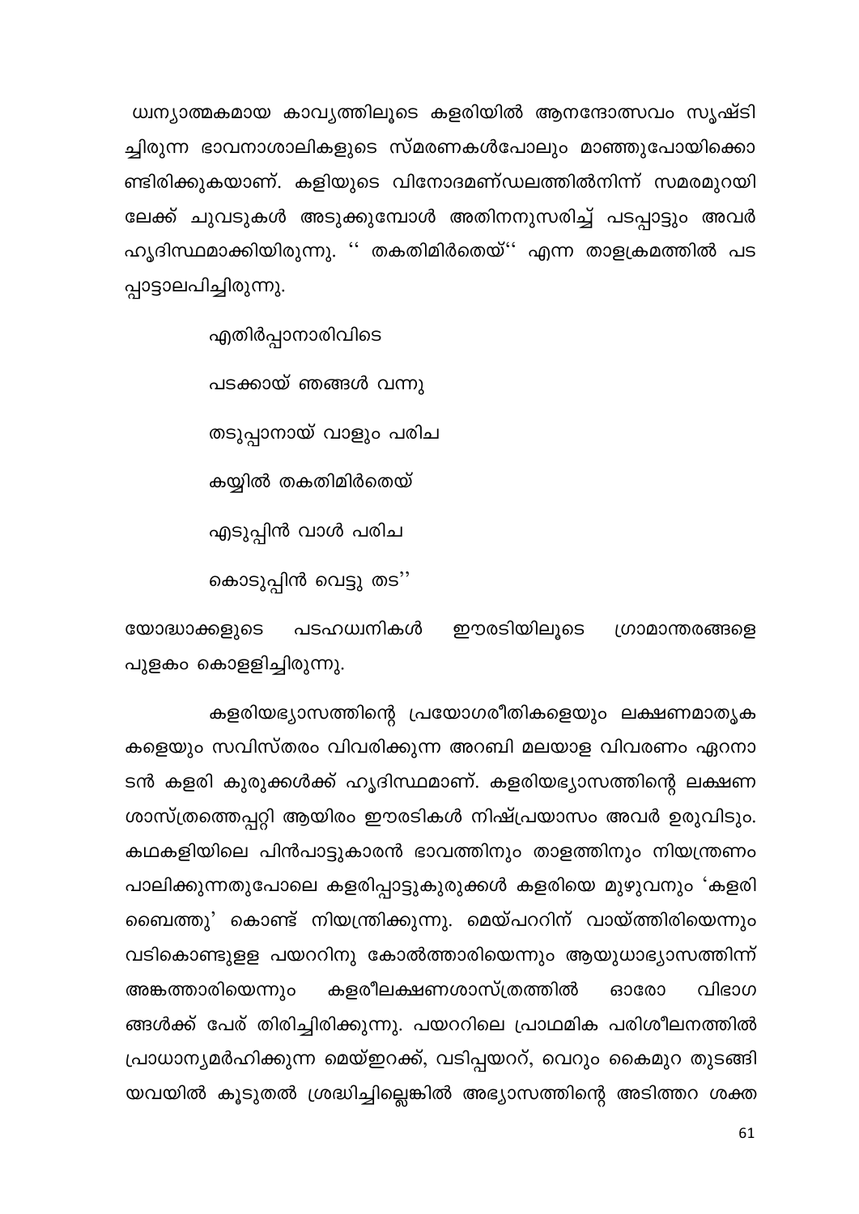ധ്വന്യാത്മകമായ കാവ്യത്തിലൂടെ കളരിയിൽ ആനന്ദോത്സവം സൃഷ്ടിച്ചിരുന്ന ഭാവനാശാലികളുടെ സ്മരണകൾപോലും മാഞ്ഞുപോയിക്കൊണ്ടിരിക്കുകയാണ്. കളിയുടെ വിനോദമണ്ഡലത്തിൽനിന്ന് സമരമുറയിലേക്ക് ചുവടുകൾ അടുക്കുമ്പോൾ അതിനനുസരിച്ച് പടപ്പാട്ടും അവർ ഹൃദിസ്ഥമാക്കിയിരുന്നു. '' തകതിമിർതെയ്'' എന്ന താളക്രമത്തിൽ പടപ്പാട്ടാലപിച്ചിരുന്നു.

> എതിർപ്പാനാരിവിടെ
>
> പടക്കായ് ഞങ്ങൾ വന്നു
>
> തടുപ്പാനായ് വാളും പരിച
>
> കയ്യിൽ തകതിമിർതെയ്
>
> എടുപ്പിൻ വാൾ പരിച
>
> കൊടുപ്പിൻ വെട്ടു തട''

യോദ്ധാക്കളുടെ പടഹധ്വനികൾ ഈരടിയിലൂടെ ഗ്രാമാന്തരങ്ങളെ പുളകം കൊള്ളിച്ചിരുന്നു.

കളരിയഭ്യാസത്തിന്റെ പ്രയോഗരീതികളെയും ലക്ഷണമാതൃകകളെയും സവിസ്തരം വിവരിക്കുന്ന അറബി മലയാള വിവരണം ഏറനാടൻ കളരി കുരുക്കൾക്ക് ഹൃദിസ്ഥമാണ്. കളരിയഭ്യാസത്തിന്റെ ലക്ഷണശാസ്ത്രത്തെപ്പറ്റി ആയിരം ഈരടികൾ നിഷ്പ്രയാസം അവർ ഉരുവിടും. കഥകളിയിലെ പിൻപാട്ടുകാരൻ ഭാവത്തിനും താളത്തിനും നിയന്ത്രണം പാലിക്കുന്നതുപോലെ കളരിപ്പാട്ടുകുരുക്കൾ കളരിയെ മുഴുവനും 'കളരി ബൈത്തു' കൊണ്ട് നിയന്ത്രിക്കുന്നു. മെയ്പററിന് വായ്ത്തിരിയെന്നും വടികൊണ്ടുള്ള പയററിനു കോൽത്താരിയെന്നും ആയുധാഭ്യാസത്തിന് അങ്കത്താരിയെന്നും കളരീലക്ഷണശാസ്ത്രത്തിൽ ഓരോ വിഭാഗങ്ങൾക്ക് പേര് തിരിച്ചിരിക്കുന്നു. പയററിലെ പ്രാഥമിക പരിശീലനത്തിൽ പ്രാധാന്യമർഹിക്കുന്ന മെയ്ഇറക്ക്, വടിപ്പയററ്, വെറും കൈമുറ തുടങ്ങിയവയിൽ കൂടുതൽ ശ്രദ്ധിച്ചില്ലെങ്കിൽ അഭ്യാസത്തിന്റെ അടിത്തറ ശക്ത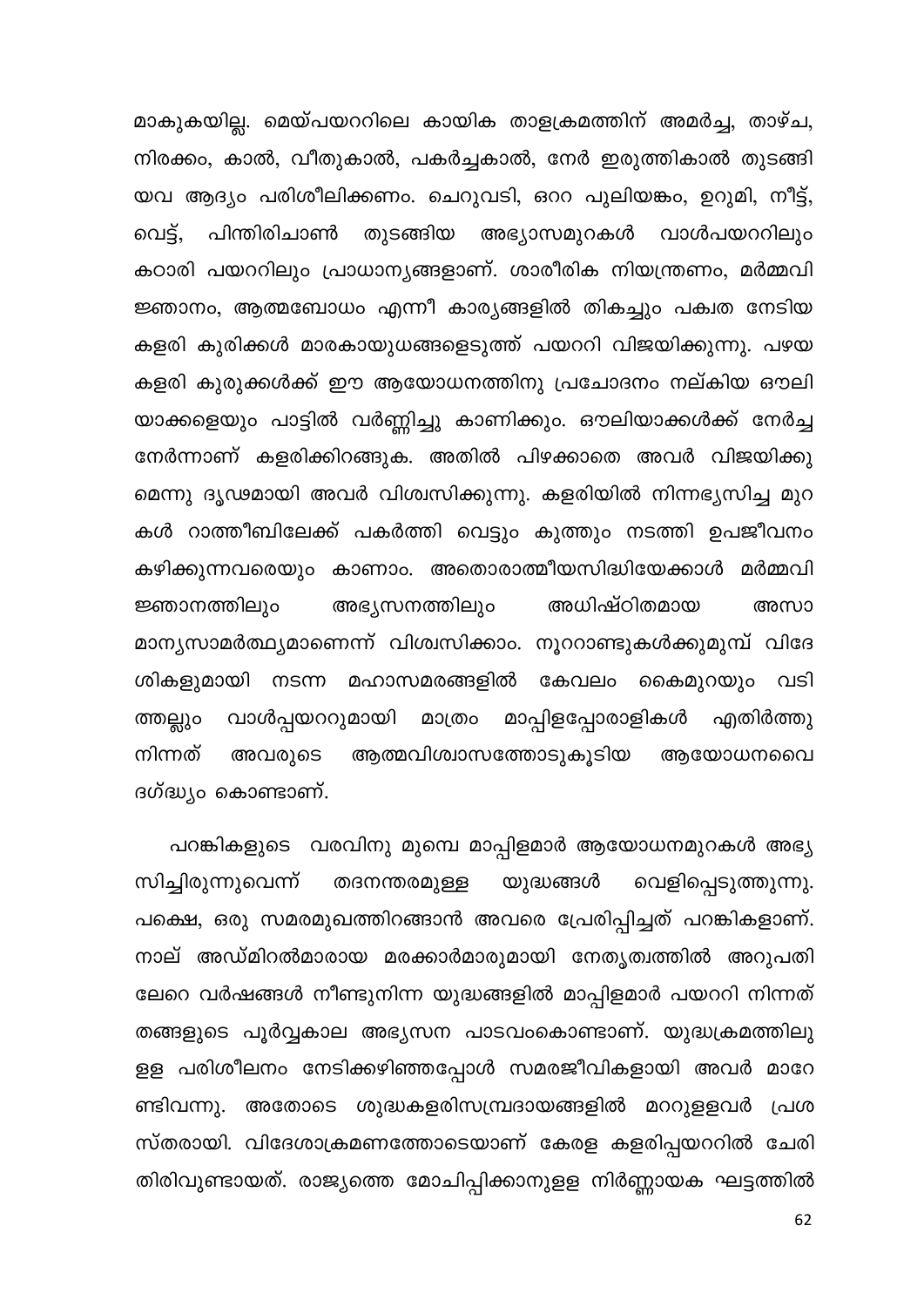മാകുകയില്ല. മെയ്പയററിലെ കായിക താളക്രമത്തിന് അമർച്ച, താഴ്ച, നിരക്കം, കാൽ, വീതുകാൽ, പകർച്ചകാൽ, നേർ ഇരുത്തികാൽ തുടങ്ങിയവ ആദ്യം പരിശീലിക്കണം. ചെറുവടി, ഒററ പുലിയങ്കം, ഉറുമി, നീട്ട്, വെട്ട്, പിന്തിരിചാൺ തുടങ്ങിയ അഭ്യാസമുറകൾ വാൾപയററിലും കഠാരി പയററിലും പ്രാധാന്യങ്ങളാണ്. ശാരീരിക നിയന്ത്രണം, മർമ്മവിജ്ഞാനം, ആത്മബോധം എന്നീ കാര്യങ്ങളിൽ തികച്ചും പക്വത നേടിയ കളരി കുരിക്കൾ മാരകായുധങ്ങളെടുത്ത് പയററി വിജയിക്കുന്നു. പഴയ കളരി കുരുക്കൾക്ക് ഈ ആയോധനത്തിനു പ്രചോദനം നല്കിയ ഔലിയാക്കളെയും പാട്ടിൽ വർണ്ണിച്ചു കാണിക്കും. ഔലിയാക്കൾക്ക് നേർച്ച നേർന്നാണ് കളരിക്കിറങ്ങുക. അതിൽ പിഴക്കാതെ അവർ വിജയിക്കുമെന്നു ദൃഢമായി അവർ വിശ്വസിക്കുന്നു. കളരിയിൽ നിന്നഭ്യസിച്ച മുറകൾ റാത്തീബിലേക്ക് പകർത്തി വെട്ടും കുത്തും നടത്തി ഉപജീവനം കഴിക്കുന്നവരെയും കാണാം. അതൊരാത്മീയസിദ്ധിയേക്കാൾ മർമ്മവിജ്ഞാനത്തിലും അഭ്യസനത്തിലും അധിഷ്ഠിതമായ അസാമാന്യസാമർത്ഥ്യമാണെന്ന് വിശ്വസിക്കാം. നൂററാണ്ടുകൾക്കുമുമ്പ് വിദേശികളുമായി നടന്ന മഹാസമരങ്ങളിൽ കേവലം കൈമുറയും വടിത്തല്ലും വാൾപ്പയററുമായി മാത്രം മാപ്പിളപ്പോരാളികൾ എതിർത്തു നിന്നത് അവരുടെ ആത്മവിശ്വാസത്തോടുകൂടിയ ആയോധനവൈദഗ്ദ്ധ്യം കൊണ്ടാണ്.

പറങ്കികളുടെ വരവിനു മുമ്പെ മാപ്പിളമാർ ആയോധനമുറകൾ അഭ്യസിച്ചിരുന്നുവെന്ന് തദനന്തരമുള്ള യുദ്ധങ്ങൾ വെളിപ്പെടുത്തുന്നു. പക്ഷെ, ഒരു സമരമുഖത്തിറങ്ങാൻ അവരെ പ്രേരിപ്പിച്ചത് പറങ്കികളാണ്. നാല് അഡ്മിറൽമാരായ മരക്കാർമാരുമായി നേതൃത്വത്തിൽ അറുപതിലേറെ വർഷങ്ങൾ നീണ്ടുനിന്ന യുദ്ധങ്ങളിൽ മാപ്പിളമാർ പയററി നിന്നത് തങ്ങളുടെ പൂർവ്വകാല അഭ്യസന പാടവംകൊണ്ടാണ്. യുദ്ധക്രമത്തിലുള്ള പരിശീലനം നേടിക്കഴിഞ്ഞപ്പോൾ സമരജീവികളായി അവർ മാറേണ്ടിവന്നു. അതോടെ ശുദ്ധകളരിസമ്പ്രദായങ്ങളിൽ മററുള്ളവർ പ്രശസ്തരായി. വിദേശാക്രമണത്തോടെയാണ് കേരള കളരിപ്പയററിൽ ചേരിതിരിവുണ്ടായത്. രാജ്യത്തെ മോചിപ്പിക്കാനുള്ള നിർണ്ണായക ഘട്ടത്തിൽ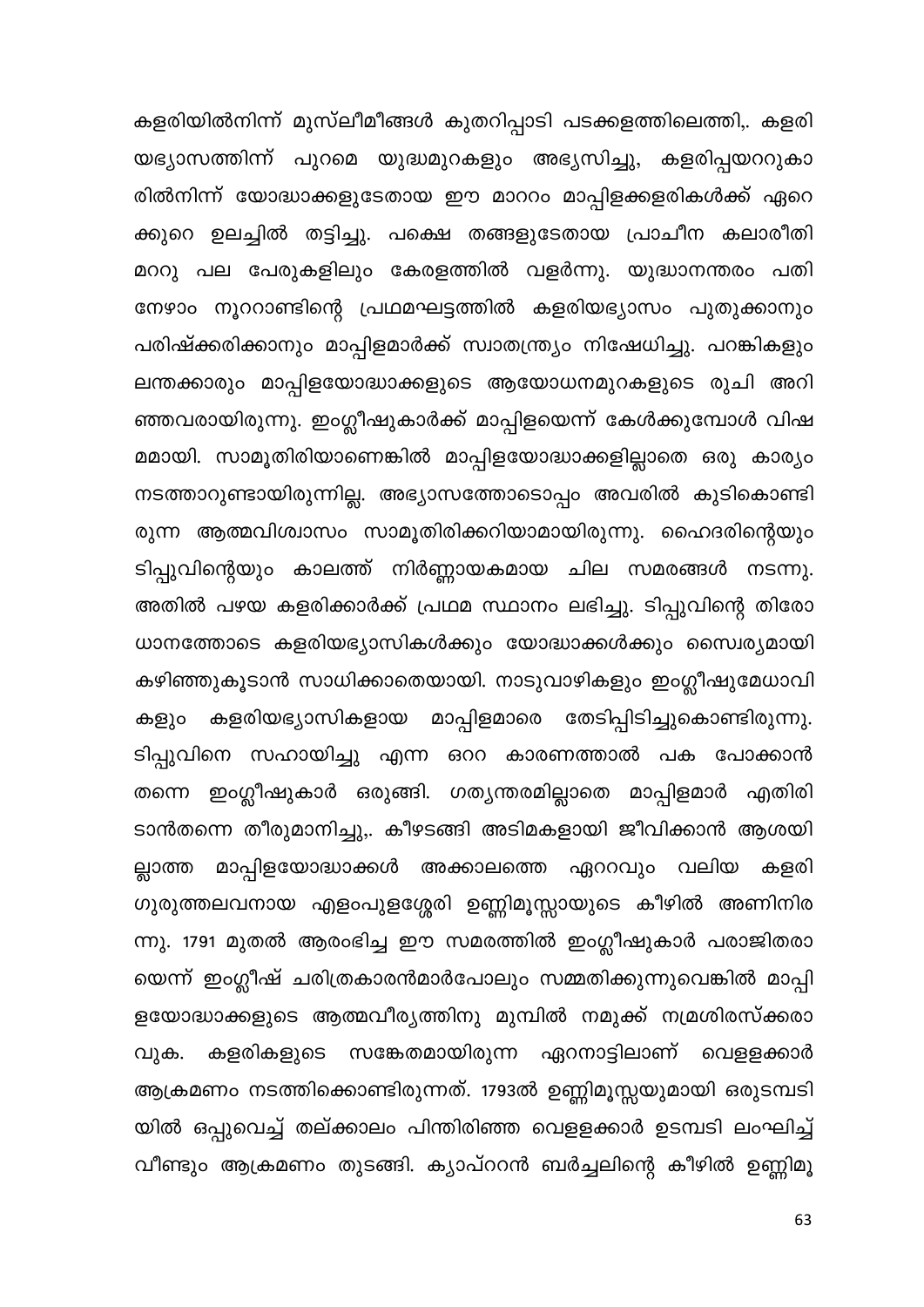കളരിയിൽനിന്ന് മുസ്ലീമീങ്ങൾ കുതറിപ്പാടി പടക്കളത്തിലെത്തി,. കളരിയഭ്യാസത്തിന്ന് പുറമെ യുദ്ധമുറകളും അഭ്യസിച്ചു, കളരിപ്പയററുകാരിൽനിന്ന് യോദ്ധാക്കളുടേതായ ഈ മാററം മാപ്പിളക്കളരികൾക്ക് ഏറെക്കുറെ ഉലച്ചിൽ തട്ടിച്ചു. പക്ഷെ തങ്ങളുടേതായ പ്രാചീന കലാരീതി മററു പല പേരുകളിലും കേരളത്തിൽ വളർന്നു. യുദ്ധാനന്തരം പതിനേഴാം നൂററാണ്ടിന്റെ പ്രഥമഘട്ടത്തിൽ കളരിയഭ്യാസം പുതുക്കാനും പരിഷ്ക്കരിക്കാനും മാപ്പിളമാർക്ക് സ്വാതന്ത്ര്യം നിഷേധിച്ചു. പറങ്കികളും ലന്തക്കാരും മാപ്പിളയോദ്ധാക്കളുടെ ആയോധനമുറകളുടെ രുചി അറിഞ്ഞവരായിരുന്നു. ഇംഗ്ലീഷുകാർക്ക് മാപ്പിളയെന്ന് കേൾക്കുമ്പോൾ വിഷമമായി. സാമൂതിരിയാണെങ്കിൽ മാപ്പിളയോദ്ധാക്കളില്ലാതെ ഒരു കാര്യം നടത്താറുണ്ടായിരുന്നില്ല. അഭ്യാസത്തോടൊപ്പം അവരിൽ കുടികൊണ്ടിരുന്ന ആത്മവിശ്വാസം സാമൂതിരിക്കറിയാമായിരുന്നു. ഹൈദരിന്റെയും ടിപ്പുവിന്റെയും കാലത്ത് നിർണ്ണായകമായ ചില സമരങ്ങൾ നടന്നു. അതിൽ പഴയ കളരിക്കാർക്ക് പ്രഥമ സ്ഥാനം ലഭിച്ചു. ടിപ്പുവിന്റെ തിരോധാനത്തോടെ കളരിയഭ്യാസികൾക്കും യോദ്ധാക്കൾക്കും സ്വൈര്യമായി കഴിഞ്ഞുകൂടാൻ സാധിക്കാതെയായി. നാടുവാഴികളും ഇംഗ്ലീഷുമേധാവികളും കളരിയഭ്യാസികളായ മാപ്പിളമാരെ തേടിപ്പിടിച്ചുകൊണ്ടിരുന്നു. ടിപ്പുവിനെ സഹായിച്ചു എന്ന ഒററ കാരണത്താൽ പക പോക്കാൻ തന്നെ ഇംഗ്ലീഷുകാർ ഒരുങ്ങി. ഗത്യന്തരമില്ലാതെ മാപ്പിളമാർ എതിരിടാൻതന്നെ തീരുമാനിച്ചു,. കീഴടങ്ങി അടിമകളായി ജീവിക്കാൻ ആശയില്ലാത്ത മാപ്പിളയോദ്ധാക്കൾ അക്കാലത്തെ ഏററവും വലിയ കളരിഗുരുത്തലവനായ എളംപുളശ്ശേരി ഉണ്ണിമൂസ്സായുടെ കീഴിൽ അണിനിരന്നു. 1791 മുതൽ ആരംഭിച്ച ഈ സമരത്തിൽ ഇംഗ്ലീഷുകാർ പരാജിതരായെന്ന് ഇംഗ്ലീഷ് ചരിത്രകാരൻമാർപോലും സമ്മതിക്കുന്നുവെങ്കിൽ മാപ്പിളയോദ്ധാക്കളുടെ ആത്മവീര്യത്തിനു മുമ്പിൽ നമുക്ക് നമ്രശിരസ്ക്കരാവുക. കളരികളുടെ സങ്കേതമായിരുന്ന ഏറനാട്ടിലാണ് വെള്ളക്കാർ ആക്രമണം നടത്തിക്കൊണ്ടിരുന്നത്. 1793ൽ ഉണ്ണിമൂസ്സയുമായി ഒരുടമ്പടിയിൽ ഒപ്പുവെച്ച് തല്ക്കാലം പിന്തിരിഞ്ഞ വെള്ളക്കാർ ഉടമ്പടി ലംഘിച്ച് വീണ്ടും ആക്രമണം തുടങ്ങി. ക്യാപ്ററൻ ബർച്ചലിന്റെ കീഴിൽ ഉണ്ണിമൂ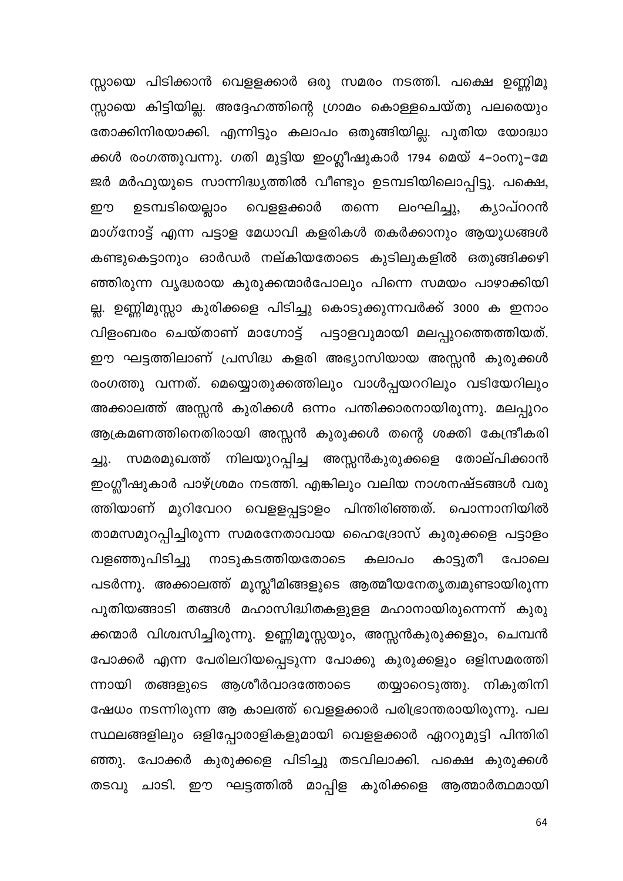സ്സായെ പിടിക്കാൻ വെള്ളക്കാർ ഒരു സമരം നടത്തി. പക്ഷെ ഉണ്ണിമൂസ്സായെ കിട്ടിയില്ല. അദ്ദേഹത്തിന്റെ ഗ്രാമം കൊള്ളചെയ്തു പലരെയും തോക്കിനിരയാക്കി. എന്നിട്ടും കലാപം ഒതുങ്ങിയില്ല. പുതിയ യോദ്ധാക്കൾ രംഗത്തുവന്നു. ഗതി മുട്ടിയ ഇംഗ്ലീഷുകാർ 1794 മെയ് 4–ാംനു–മേജർ മർഫുയുടെ സാന്നിദ്ധ്യത്തിൽ വീണ്ടും ഉടമ്പടിയിലൊപ്പിട്ടു. പക്ഷെ, ഈ ഉടമ്പടിയെല്ലാം വെള്ളക്കാർ തന്നെ ലംഘിച്ചു, ക്യാപ്ററൻ മാഗ്നോട്ട് എന്ന പട്ടാള മേധാവി കളരികൾ തകർക്കാനും ആയുധങ്ങൾ കണ്ടുകെട്ടാനും ഓർഡർ നല്കിയതോടെ കുടിലുകളിൽ ഒതുങ്ങിക്കഴിഞ്ഞിരുന്ന വൃദ്ധരായ കുരുക്കന്മാർപോലും പിന്നെ സമയം പാഴാക്കിയില്ല. ഉണ്ണിമൂസ്സാ കുരിക്കളെ പിടിച്ചു കൊടുക്കുന്നവർക്ക് 3000 ക ഇനാം വിളംബരം ചെയ്താണ് മാഗോട്ട് പട്ടാളവുമായി മലപ്പുറത്തെത്തിയത്. ഈ ഘട്ടത്തിലാണ് പ്രസിദ്ധ കളരി അഭ്യാസിയായ അസ്സൻ കുരുക്കൾ രംഗത്തു വന്നത്. മെയ്യൊതുക്കത്തിലും വാൾപ്പയററിലും വടിയേറിലും അക്കാലത്ത് അസ്സൻ കുരിക്കൾ ഒന്നം പന്തിക്കാരനായിരുന്നു. മലപ്പുറം ആക്രമണത്തിനെതിരായി അസ്സൻ കുരുക്കൾ തന്റെ ശക്തി കേന്ദ്രീകരിച്ചു. സമരമുഖത്ത് നിലയുറപ്പിച്ച അസ്സൻകുരുക്കളെ തോല്പിക്കാൻ ഇംഗ്ലീഷുകാർ പാഴ്ശ്രമം നടത്തി. എങ്കിലും വലിയ നാശനഷ്ടങ്ങൾ വരുത്തിയാണ് മുറിവേററ വെള്ളപ്പട്ടാളം പിന്തിരിഞ്ഞത്. പൊന്നാനിയിൽ താമസമുറപ്പിച്ചിരുന്ന സമരനേതാവായ ഹൈദ്രോസ് കുരുക്കളെ പട്ടാളം വളഞ്ഞുപിടിച്ചു നാടുകടത്തിയതോടെ കലാപം കാട്ടുതീ പോലെ പടർന്നു. അക്കാലത്ത് മുസ്ലീമിങ്ങളുടെ ആത്മീയനേതൃത്വമുണ്ടായിരുന്ന പുതിയങ്ങാടി തങ്ങൾ മഹാസിദ്ധിതകളുള്ള മഹാനായിരുന്നെന്ന് കുരുക്കന്മാർ വിശ്വസിച്ചിരുന്നു. ഉണ്ണിമൂസ്സയും, അസ്സൻകുരുക്കളും, ചെമ്പൻ പോക്കർ എന്ന പേരിലറിയപ്പെടുന്ന പോക്കു കുരുക്കളും ഒളിസമരത്തിന്നായി തങ്ങളുടെ ആശീർവാദത്തോടെ തയ്യാറെടുത്തു. നികുതിനിഷേധം നടന്നിരുന്ന ആ കാലത്ത് വെള്ളക്കാർ പരിഭ്രാന്തരായിരുന്നു. പല സ്ഥലങ്ങളിലും ഒളിപ്പോരാളികളുമായി വെള്ളക്കാർ ഏററുമുട്ടി പിന്തിരിഞ്ഞു. പോക്കർ കുരുക്കളെ പിടിച്ചു തടവിലാക്കി. പക്ഷെ കുരുക്കൾ തടവു ചാടി. ഈ ഘട്ടത്തിൽ മാപ്പിള കുരിക്കളെ ആത്മാർത്ഥമായി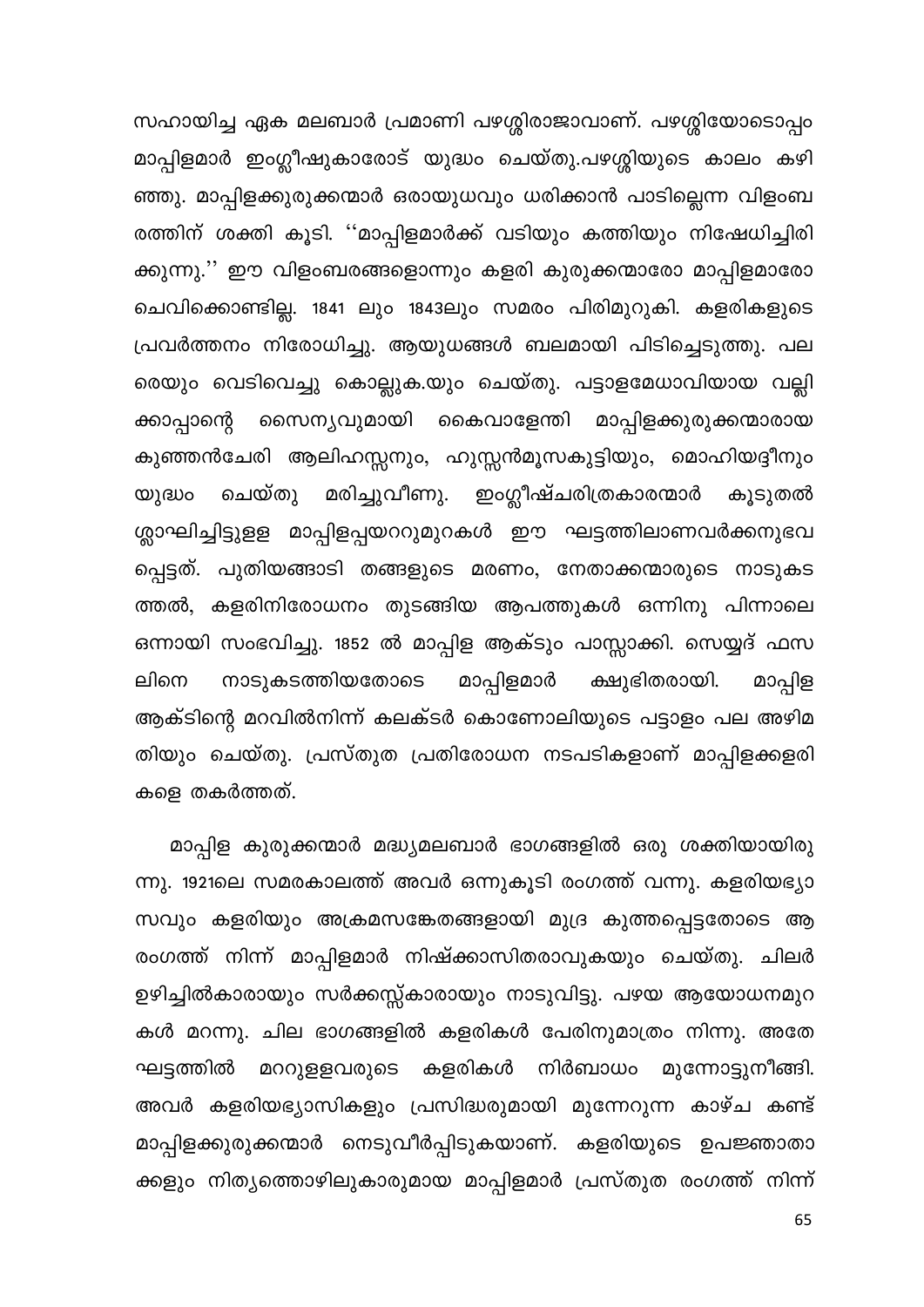സഹായിച്ച ഏക മലബാർ പ്രമാണി പഴശ്ശിരാജാവാണ്. പഴശ്ശിയോടൊപ്പം മാപ്പിളമാർ ഇംഗ്ലീഷുകാരോട് യുദ്ധം ചെയ്തു.പഴശ്ശിയുടെ കാലം കഴിഞ്ഞു. മാപ്പിളക്കുരുക്കന്മാർ ഒരായുധവും ധരിക്കാൻ പാടില്ലെന്ന വിളംബരത്തിന് ശക്തി കൂടി. ''മാപ്പിളമാർക്ക് വടിയും കത്തിയും നിഷേധിച്ചിരിക്കുന്നു.'' ഈ വിളംബരങ്ങളൊന്നും കളരി കുരുക്കന്മാരോ മാപ്പിളമാരോ ചെവിക്കൊണ്ടില്ല. 1841 ലും 1843ലും സമരം പിരിമുറുകി. കളരികളുടെ പ്രവർത്തനം നിരോധിച്ചു. ആയുധങ്ങൾ ബലമായി പിടിച്ചെടുത്തു. പലരെയും വെടിവെച്ചു കൊല്ലുക.യും ചെയ്തു. പട്ടാളമേധാവിയായ വല്ലിക്കാപ്പാന്റെ സൈന്യവുമായി കൈവാളേന്തി മാപ്പിളക്കുരുക്കന്മാരായ കുഞ്ഞൻചേരി ആലിഹസ്സനും, ഹുസ്സൻമൂസകുട്ടിയും, മൊഹിയദ്ദീനും യുദ്ധം ചെയ്തു മരിച്ചുവീണു. ഇംഗ്ലീഷ്ചരിത്രകാരന്മാർ കൂടുതൽ ശ്ലാഘിച്ചിട്ടുള്ള മാപ്പിളപ്പയററുമുറകൾ ഈ ഘട്ടത്തിലാണവർക്കനുഭവപ്പെട്ടത്. പുതിയങ്ങാടി തങ്ങളുടെ മരണം, നേതാക്കന്മാരുടെ നാടുകടത്തൽ, കളരിനിരോധനം തുടങ്ങിയ ആപത്തുകൾ ഒന്നിനു പിന്നാലെ ഒന്നായി സംഭവിച്ചു. 1852 ൽ മാപ്പിള ആക്ടും പാസ്സാക്കി. സെയ്യദ് ഫസലിനെ നാടുകടത്തിയതോടെ മാപ്പിളമാർ ക്ഷുഭിതരായി. മാപ്പിള ആക്ടിന്റെ മറവിൽനിന്ന് കലക്ടർ കൊണോലിയുടെ പട്ടാളം പല അഴിമതിയും ചെയ്തു. പ്രസ്തുത പ്രതിരോധന നടപടികളാണ് മാപ്പിളക്കളരികളെ തകർത്തത്.

മാപ്പിള കുരുക്കന്മാർ മദ്ധ്യമലബാർ ഭാഗങ്ങളിൽ ഒരു ശക്തിയായിരുന്നു. 1921ലെ സമരകാലത്ത് അവർ ഒന്നുകൂടി രംഗത്ത് വന്നു. കളരിയഭ്യാസവും കളരിയും അക്രമസങ്കേതങ്ങളായി മുദ്ര കുത്തപ്പെട്ടതോടെ ആ രംഗത്ത് നിന്ന് മാപ്പിളമാർ നിഷ്ക്കാസിതരാവുകയും ചെയ്തു. ചിലർ ഉഴിച്ചിൽകാരായും സർക്കസ്സ്കാരായും നാടുവിട്ടു. പഴയ ആയോധനമുറകൾ മറന്നു. ചില ഭാഗങ്ങളിൽ കളരികൾ പേരിനുമാത്രം നിന്നു. അതേ ഘട്ടത്തിൽ മററുള്ളവരുടെ കളരികൾ നിർബാധം മുന്നോട്ടുനീങ്ങി. അവർ കളരിയഭ്യാസികളും പ്രസിദ്ധരുമായി മുന്നേറുന്ന കാഴ്ച കണ്ട് മാപ്പിളക്കുരുക്കന്മാർ നെടുവീർപ്പിടുകയാണ്. കളരിയുടെ ഉപജ്ഞാതാക്കളും നിത്യത്തൊഴിലുകാരുമായ മാപ്പിളമാർ പ്രസ്തുത രംഗത്ത് നിന്ന്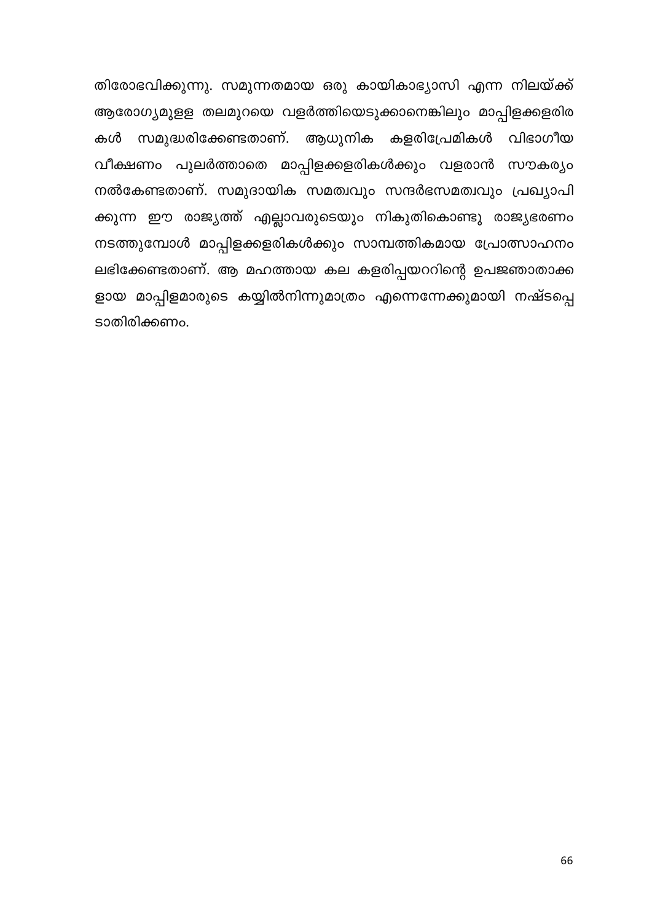തിരോഭവിക്കുന്നു. സമുന്നതമായ ഒരു കായികാഭ്യാസി എന്ന നിലയ്ക്ക് ആരോഗ്യമുള്ള തലമുറയെ വളർത്തിയെടുക്കാനെങ്കിലും മാപ്പിളക്കളരികൾ സമുദ്ധരിക്കേണ്ടതാണ്. ആധുനിക കളരിപ്രേമികൾ വിഭാഗീയ വീക്ഷണം പുലർത്താതെ മാപ്പിളക്കളരികൾക്കും വളരാൻ സൗകര്യം നൽകേണ്ടതാണ്. സമുദായിക സമത്വവും സന്ദർഭസമത്വവും പ്രഖ്യാപിക്കുന്ന ഈ രാജ്യത്ത് എല്ലാവരുടെയും നികുതികൊണ്ടു രാജ്യഭരണം നടത്തുമ്പോൾ മാപ്പിളക്കളരികൾക്കും സാമ്പത്തികമായ പ്രോത്സാഹനം ലഭിക്കേണ്ടതാണ്. ആ മഹത്തായ കല കളരിപ്പയററിന്റെ ഉപജ്ഞാതാക്കളായ മാപ്പിളമാരുടെ കയ്യിൽനിന്നുമാത്രം എന്നെന്നേക്കുമായി നഷ്ടപ്പെടാതിരിക്കണം.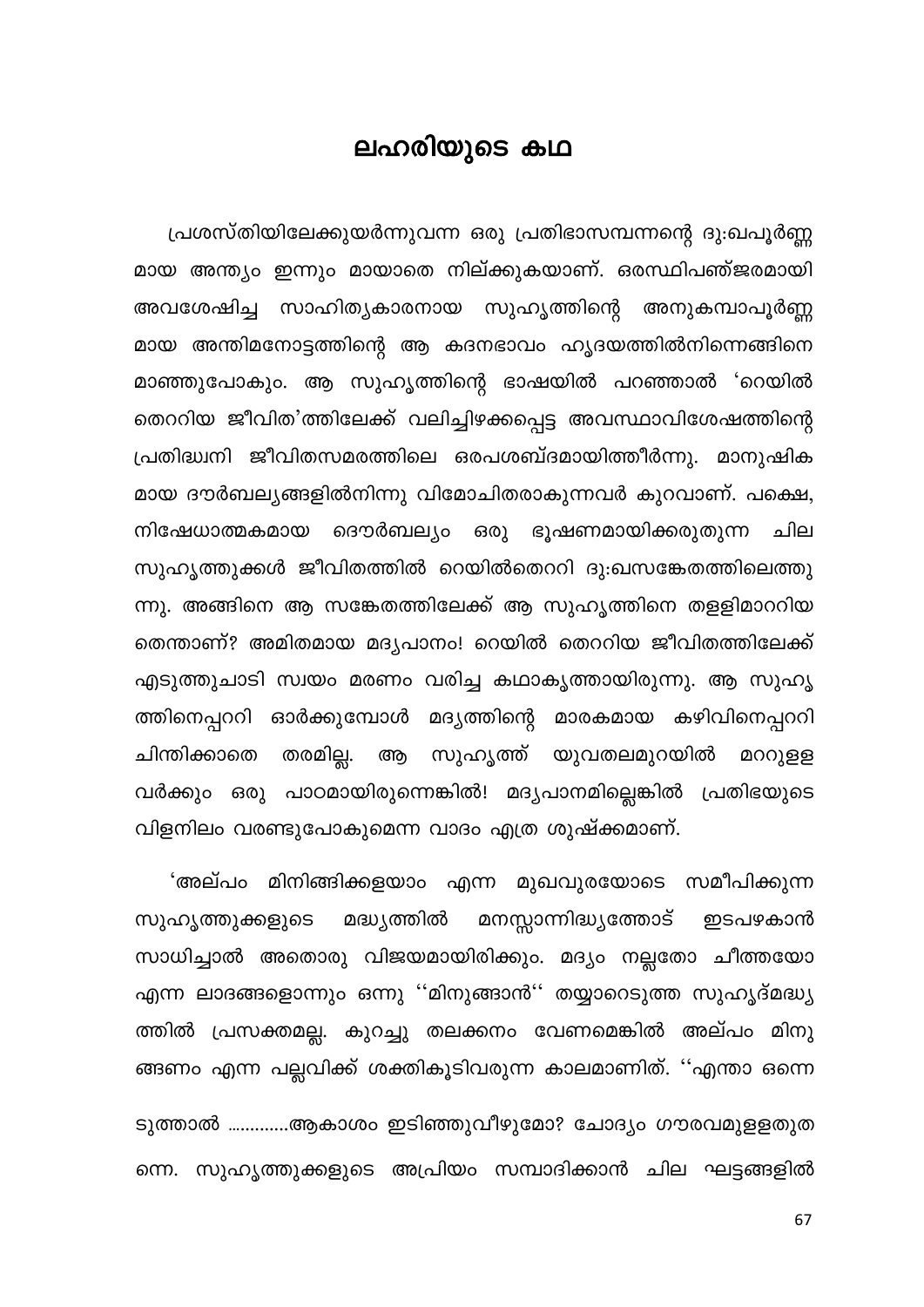# ലഹരിയുടെ കഥ

പ്രശസ്തിയിലേക്കുയർന്നുവന്ന ഒരു പ്രതിഭാസമ്പന്നന്റെ ദു:ഖപൂർണ്ണമായ അന്ത്യം ഇന്നും മായാതെ നില്ക്കുകയാണ്. ഒരസ്ഥിപഞ്ജരമായി അവശേഷിച്ച സാഹിത്യകാരനായ സുഹൃത്തിന്റെ അനുകമ്പാപൂർണ്ണമായ അന്തിമനോട്ടത്തിന്റെ ആ കദനഭാവം ഹൃദയത്തിൽനിന്നെങ്ങിനെ മാഞ്ഞുപോകും. ആ സുഹൃത്തിന്റെ ഭാഷയിൽ പറഞ്ഞാൽ 'റെയിൽ തെററിയ ജീവിത'ത്തിലേക്ക് വലിച്ചിഴക്കപ്പെട്ട അവസ്ഥാവിശേഷത്തിന്റെ പ്രതിദ്ധ്വനി ജീവിതസമരത്തിലെ ഒരപശബ്ദമായിത്തീർന്നു. മാനുഷികമായ ദൗർബല്യങ്ങളിൽനിന്നു വിമോചിതരാകുന്നവർ കുറവാണ്. പക്ഷെ, നിഷേധാത്മകമായ ദൌർബല്യം ഒരു ഭൂഷണമായിക്കരുതുന്ന ചില സുഹൃത്തുക്കൾ ജീവിതത്തിൽ റെയിൽതെററി ദു:ഖസങ്കേതത്തിലെത്തുന്നു. അങ്ങിനെ ആ സങ്കേതത്തിലേക്ക് ആ സുഹൃത്തിനെ തള്ളിമാററിയതെന്താണ്? അമിതമായ മദ്യപാനം! റെയിൽ തെററിയ ജീവിതത്തിലേക്ക് എടുത്തുചാടി സ്വയം മരണം വരിച്ച കഥാകൃത്തായിരുന്നു. ആ സുഹൃത്തിനെപ്പററി ഓർക്കുമ്പോൾ മദ്യത്തിന്റെ മാരകമായ കഴിവിനെപ്പററി ചിന്തിക്കാതെ തരമില്ല. ആ സുഹൃത്ത് യുവതലമുറയിൽ മററുള്ളവർക്കും ഒരു പാഠമായിരുന്നെങ്കിൽ! മദ്യപാനമില്ലെങ്കിൽ പ്രതിഭയുടെ വിളനിലം വരണ്ടുപോകുമെന്ന വാദം എത്ര ശുഷ്ക്കമാണ്.

'അല്പം മിനിങ്ങിക്കളയാം എന്ന മുഖവുരയോടെ സമീപിക്കുന്ന സുഹൃത്തുക്കളുടെ മദ്ധ്യത്തിൽ മനസ്സാന്നിദ്ധ്യത്തോട് ഇടപഴകാൻ സാധിച്ചാൽ അതൊരു വിജയമായിരിക്കും. മദ്യം നല്ലതോ ചീത്തയോ എന്ന ലാദങ്ങളൊന്നും ഒന്നു ''മിനുങ്ങാൻ'' തയ്യാറെടുത്ത സുഹൃദ്മദ്ധ്യത്തിൽ പ്രസക്തമല്ല. കുറച്ചു തലക്കനം വേണമെങ്കിൽ അല്പം മിനുങ്ങണം എന്ന പല്ലവിക്ക് ശക്തികൂടിവരുന്ന കാലമാണിത്. ''എന്താ ഒന്നെടുത്താൽ ............ആകാശം ഇടിഞ്ഞുവീഴുമോ? ചോദ്യം ഗൗരവമുള്ളതുതന്നെ. സുഹൃത്തുക്കളുടെ അപ്രിയം സമ്പാദിക്കാൻ ചില ഘട്ടങ്ങളിൽ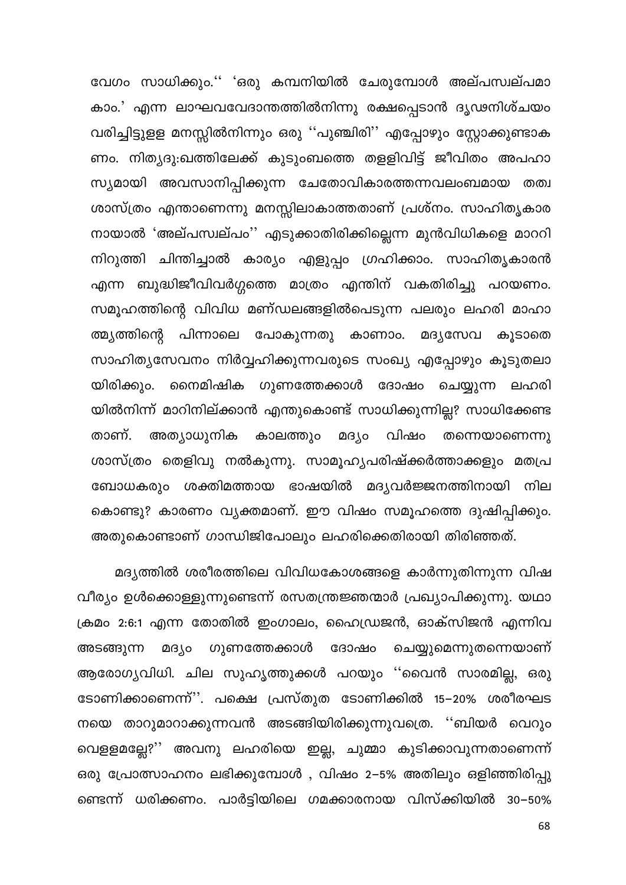വേഗം സാധിക്കും.'' 'ഒരു കമ്പനിയിൽ ചേരുമ്പോൾ അല്പസ്വല്പമാകാം.' എന്ന ലാഘവവേദാന്തത്തിൽനിന്നു രക്ഷപ്പെടാൻ ദൃഢനിശ്ചയം വരിച്ചിട്ടുളള മനസ്സിൽനിന്നും ഒരു ''പുഞ്ചിരി'' എപ്പോഴും സ്റ്റോക്കുണ്ടാകണം. നിത്യദു:ഖത്തിലേക്ക് കുടുംബത്തെ തളളിവിട്ട് ജീവിതം അപഹാസ്യമായി അവസാനിപ്പിക്കുന്ന ചേതോവികാരത്തന്നവലംബമായ തത്വശാസ്ത്രം എന്താണെന്നു മനസ്സിലാകാത്തതാണ് പ്രശ്നം. സാഹിത്യകാരനായാൽ 'അല്പസ്വല്പം'' എടുക്കാതിരിക്കില്ലെന്ന മുൻവിധികളെ മാററി നിറുത്തി ചിന്തിച്ചാൽ കാര്യം എളുപ്പം ഗ്രഹിക്കാം. സാഹിത്യകാരൻ എന്ന ബുദ്ധിജീവിവർഗ്ഗത്തെ മാത്രം എന്തിന് വകതിരിച്ചു പറയണം. സമൂഹത്തിന്റെ വിവിധ മണ്ഡലങ്ങളിൽപെടുന്ന പലരും ലഹരി മാഹാത്മ്യത്തിന്റെ പിന്നാലെ പോകുന്നതു കാണാം. മദ്യസേവ കൂടാതെ സാഹിത്യസേവനം നിർവ്വഹിക്കുന്നവരുടെ സംഖ്യ എപ്പോഴും കൂടുതലായിരിക്കും. നൈമിഷിക ഗുണത്തേക്കാൾ ദോഷം ചെയ്യുന്ന ലഹരിയിൽനിന്ന് മാറിനില്ക്കാൻ എന്തുകൊണ്ട് സാധിക്കുന്നില്ല? സാധിക്കേണ്ടതാണ്. അത്യാധുനിക കാലത്തും മദ്യം വിഷം തന്നെയാണെന്നു ശാസ്ത്രം തെളിവു നൽകുന്നു. സാമൂഹ്യപരിഷ്ക്കർത്താക്കളും മതപ്രബോധകരും ശക്തിമത്തായ ഭാഷയിൽ മദ്യവർജ്ജനത്തിനായി നിലകൊണ്ടു? കാരണം വ്യക്തമാണ്. ഈ വിഷം സമൂഹത്തെ ദുഷിപ്പിക്കും. അതുകൊണ്ടാണ് ഗാന്ധിജിപോലും ലഹരിക്കെതിരായി തിരിഞ്ഞത്.

മദ്യത്തിൽ ശരീരത്തിലെ വിവിധകോശങ്ങളെ കാർന്നുതിന്നുന്ന വിഷവീര്യം ഉൾക്കൊള്ളുന്നുണ്ടെന്ന് രസതന്ത്രജ്ഞന്മാർ പ്രഖ്യാപിക്കുന്നു. യഥാക്രമം 2:6:1 എന്ന തോതിൽ ഇംഗാലം, ഹൈഡ്രജൻ, ഓക്സിജൻ എന്നിവ അടങ്ങുന്ന മദ്യം ഗുണത്തേക്കാൾ ദോഷം ചെയ്യുമെന്നുതന്നെയാണ് ആരോഗ്യവിധി. ചില സുഹൃത്തുക്കൾ പറയും ''വൈൻ സാരമില്ല, ഒരു ടോണിക്കാണെന്ന്''. പക്ഷെ പ്രസ്തുത ടോണിക്കിൽ 15–20% ശരീരഘടനയെ താറുമാറാക്കുന്നവൻ അടങ്ങിയിരിക്കുന്നുവത്രെ. ''ബിയർ വെറും വെള്ളമല്ലേ?'' അവനു ലഹരിയെ ഇല്ല, ചുമ്മാ കുടിക്കാവുന്നതാണെന്ന് ഒരു പ്രോത്സാഹനം ലഭിക്കുമ്പോൾ , വിഷം 2–5% അതിലും ഒളിഞ്ഞിരിപ്പുണ്ടെന്ന് ധരിക്കണം. പാർട്ടിയിലെ ഗമക്കാരനായ വിസ്ക്കിയിൽ 30–50%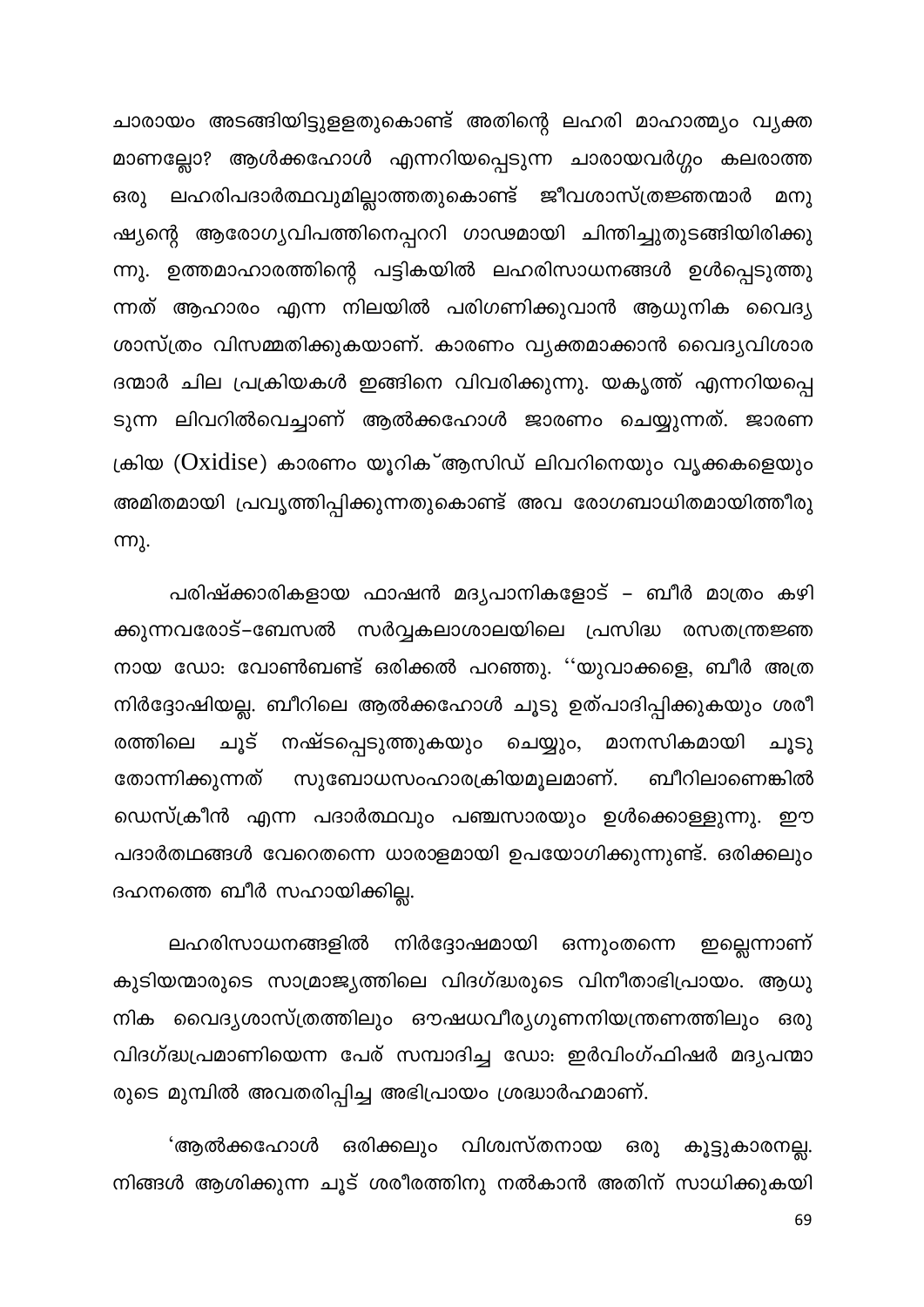ചാരായം അടങ്ങിയിട്ടുള്ളതുകൊണ്ട് അതിന്റെ ലഹരി മാഹാത്മ്യം വ്യക്ത മാണല്ലോ? ആൽക്കഹോൾ എന്നറിയപ്പെടുന്ന ചാരായവർഗ്ഗം കലരാത്ത ഒരു ലഹരിപദാർത്ഥവുമില്ലാത്തതുകൊണ്ട് ജീവശാസ്ത്രജ്ഞന്മാർ മനുഷ്യന്റെ ആരോഗ്യവിപത്തിനെപ്പററി ഗാഢമായി ചിന്തിച്ചുതുടങ്ങിയിരിക്കുന്നു. ഉത്തമാഹാരത്തിന്റെ പട്ടികയിൽ ലഹരിസാധനങ്ങൾ ഉൾപ്പെടുത്തുന്നത് ആഹാരം എന്ന നിലയിൽ പരിഗണിക്കുവാൻ ആധുനിക വൈദ്യശാസ്ത്രം വിസമ്മതിക്കുകയാണ്. കാരണം വ്യക്തമാക്കാൻ വൈദ്യവിശാരദന്മാർ ചില പ്രക്രിയകൾ ഇങ്ങിനെ വിവരിക്കുന്നു. യകൃത്ത് എന്നറിയപ്പെടുന്ന ലിവറിൽവെച്ചാണ് ആൽക്കഹോൾ ജാരണം ചെയ്യുന്നത്. ജാരണക്രിയ (Oxidise) കാരണം യൂറിക് ആസിഡ് ലിവറിനെയും വൃക്കകളെയും അമിതമായി പ്രവൃത്തിപ്പിക്കുന്നതുകൊണ്ട് അവ രോഗബാധിതമായിത്തീരുന്നു.

പരിഷ്ക്കാരികളായ ഫാഷൻ മദ്യപാനികളോട് – ബീർ മാത്രം കഴിക്കുന്നവരോട്–ബേസൽ സർവ്വകലാശാലയിലെ പ്രസിദ്ധ രസതന്ത്രജ്ഞനായ ഡോ: വോൺബണ്ട് ഒരിക്കൽ പറഞ്ഞു. ''യുവാക്കളെ, ബീർ അത്ര നിർദ്ദോഷിയല്ല. ബീറിലെ ആൽക്കഹോൾ ചൂടു ഉത്പാദിപ്പിക്കുകയും ശരീരത്തിലെ ചൂട് നഷ്ടപ്പെടുത്തുകയും ചെയ്യും, മാനസികമായി ചൂടു തോന്നിക്കുന്നത് സുബോധസംഹാരക്രിയമൂലമാണ്. ബീറിലാണെങ്കിൽ ഡെസ്ക്രീൻ എന്ന പദാർത്ഥവും പഞ്ചസാരയും ഉൾക്കൊള്ളുന്നു. ഈ പദാർതഥങ്ങൾ വേറെതന്നെ ധാരാളമായി ഉപയോഗിക്കുന്നുണ്ട്. ഒരിക്കലും ദഹനത്തെ ബീർ സഹായിക്കില്ല.

ലഹരിസാധനങ്ങളിൽ നിർദ്ദോഷമായി ഒന്നുംതന്നെ ഇല്ലെന്നാണ് കുടിയന്മാരുടെ സാമ്രാജ്യത്തിലെ വിദഗ്ദ്ധരുടെ വിനീതാഭിപ്രായം. ആധുനിക വൈദ്യശാസ്ത്രത്തിലും ഔഷധവീര്യഗുണനിയന്ത്രണത്തിലും ഒരു വിദഗ്ദ്ധപ്രമാണിയെന്ന പേര് സമ്പാദിച്ച ഡോ: ഇർവിംഗ്ഫിഷർ മദ്യപന്മാരുടെ മുമ്പിൽ അവതരിപ്പിച്ച അഭിപ്രായം ശ്രദ്ധാർഹമാണ്.

'ആൽക്കഹോൾ ഒരിക്കലും വിശ്വസ്തനായ ഒരു കൂട്ടുകാരനല്ല. നിങ്ങൾ ആശിക്കുന്ന ചൂട് ശരീരത്തിനു നൽകാൻ അതിന് സാധിക്കുകയി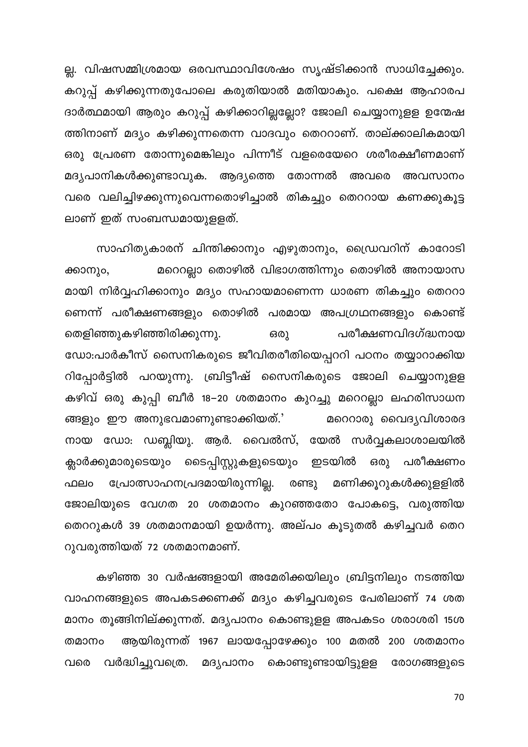ല്ല. വിഷസമ്മിശ്രമായ ഒരവസ്ഥാവിശേഷം സൃഷ്ടിക്കാൻ സാധിച്ചേക്കും. കറുപ്പ് കഴിക്കുന്നതുപോലെ കരുതിയാൽ മതിയാകും. പക്ഷെ ആഹാരപദാർത്ഥമായി ആരും കറുപ്പ് കഴിക്കാറില്ലല്ലോ? ജോലി ചെയ്യാനുളള ഉന്മേഷത്തിനാണ് മദ്യം കഴിക്കുന്നതെന്ന വാദവും തെററാണ്. താല്ക്കാലികമായി ഒരു പ്രേരണ തോന്നുമെങ്കിലും പിന്നീട് വളരെയേറെ ശരീരക്ഷീണമാണ് മദ്യപാനികൾക്കുണ്ടാവുക. ആദ്യത്തെ തോന്നൽ അവരെ അവസാനം വരെ വലിച്ചിഴക്കുന്നുവെന്നതൊഴിച്ചാൽ തികച്ചും തെററായ കണക്കുകൂട്ടലാണ് ഇത് സംബന്ധമായുളളത്.

സാഹിത്യകാരന് ചിന്തിക്കാനും എഴുതാനും, ഡ്രൈവറിന് കാറോടിക്കാനും, മറെറല്ലാ തൊഴിൽ വിഭാഗത്തിന്നും തൊഴിൽ അനായാസമായി നിർവ്വഹിക്കാനും മദ്യം സഹായമാണെന്ന ധാരണ തികച്ചും തെററാണെന്ന് പരീക്ഷണങ്ങളും തൊഴിൽ പരമായ അപഗ്രഥനങ്ങളും കൊണ്ട് തെളിഞ്ഞുകഴിഞ്ഞിരിക്കുന്നു. ഒരു പരീക്ഷണവിദഗ്ദ്ധനായ ഡോ:പാർകീസ് സൈനികരുടെ ജീവിതരീതിയെപ്പററി പഠനം തയ്യാറാക്കിയ റിപ്പോർട്ടിൽ പറയുന്നു. ബ്രിട്ടീഷ് സൈനികരുടെ ജോലി ചെയ്യാനുളള കഴിവ് ഒരു കുപ്പി ബീർ 18–20 ശതമാനം കുറച്ചു മറെറല്ലാ ലഹരിസാധനങ്ങളും ഈ അനുഭവമാണുണ്ടാക്കിയത്.' മറെറാരു വൈദ്യവിശാരദനായ ഡോ: ഡബ്ലിയു. ആർ. വൈൽസ്, യേൽ സർവ്വകലാശാലയിൽ ക്ലാർക്കുമാരുടെയും ടൈപ്പിസ്റ്റുകളുടെയും ഇടയിൽ ഒരു പരീക്ഷണം ഫലം പ്രോത്സാഹനപ്രദമായിരുന്നില്ല. രണ്ടു മണിക്കൂറുകൾക്കുളളിൽ ജോലിയുടെ വേഗത 20 ശതമാനം കുറഞ്ഞതോ പോകട്ടെ, വരുത്തിയ തെററുകൾ 39 ശതമാനമായി ഉയർന്നു. അല്പം കൂടുതൽ കഴിച്ചവർ തെററുവരുത്തിയത് 72 ശതമാനമാണ്.

കഴിഞ്ഞ 30 വർഷങ്ങളായി അമേരിക്കയിലും ബ്രിട്ടനിലും നടത്തിയ വാഹനങ്ങളുടെ അപകടക്കണക്ക് മദ്യം കഴിച്ചവരുടെ പേരിലാണ് 74 ശതമാനം തൂങ്ങിനില്ക്കുന്നത്. മദ്യപാനം കൊണ്ടുളള അപകടം ശരാശരി 15ശതമാനം ആയിരുന്നത് 1967 ലായപ്പോഴേക്കും 100 മുതൽ 200 ശതമാനം വരെ വർദ്ധിച്ചുവത്രെ. മദ്യപാനം കൊണ്ടുണ്ടായിട്ടുളള രോഗങ്ങളുടെ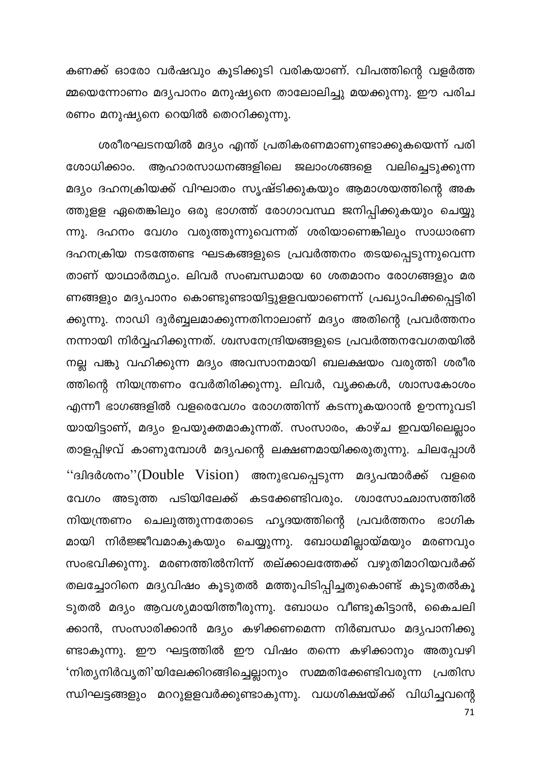കണക്ക് ഓരോ വർഷവും കൂടിക്കൂടി വരികയാണ്. വിപത്തിന്റെ വളർത്ത മ്മയെന്നോണം മദ്യപാനം മനുഷ്യനെ താലോലിച്ചു മയക്കുന്നു. ഈ പരിച രണം മനുഷ്യനെ റെയിൽ തെററിക്കുന്നു.

ശരീരഘടനയിൽ മദ്യം എന്ത് പ്രതികരണമാണുണ്ടാക്കുകയെന്ന് പരി ശോധിക്കാം. ആഹാരസാധനങ്ങളിലെ ജലാംശങ്ങളെ വലിച്ചെടുക്കുന്ന മദ്യം ദഹനക്രിയക്ക് വിഘാതം സൃഷ്ടിക്കുകയും ആമാശയത്തിന്റെ അക ത്തുളള ഏതെങ്കിലും ഒരു ഭാഗത്ത് രോഗാവസ്ഥ ജനിപ്പിക്കുകയും ചെയ്യു ന്നു. ദഹനം വേഗം വരുത്തുന്നുവെന്നത് ശരിയാണെങ്കിലും സാധാരണ ദഹനക്രിയ നടത്തേണ്ട ഘടകങ്ങളുടെ പ്രവർത്തനം തടയപ്പെടുന്നുവെന്ന താണ് യാഥാർത്ഥ്യം. ലിവർ സംബന്ധമായ 60 ശതമാനം രോഗങ്ങളും മര ണങ്ങളും മദ്യപാനം കൊണ്ടുണ്ടായിട്ടുളളവയാണെന്ന് പ്രഖ്യാപിക്കപ്പെട്ടിരി ക്കുന്നു. നാഡി ദുർബ്ബലമാക്കുന്നതിനാലാണ് മദ്യം അതിന്റെ പ്രവർത്തനം നന്നായി നിർവ്വഹിക്കുന്നത്. ശ്വസനേന്ദ്രിയങ്ങളുടെ പ്രവർത്തനവേഗതയിൽ നല്ല പങ്കു വഹിക്കുന്ന മദ്യം അവസാനമായി ബലക്ഷയം വരുത്തി ശരീര ത്തിന്റെ നിയന്ത്രണം വേർതിരിക്കുന്നു. ലിവർ, വൃക്കകൾ, ശ്വാസകോശം എന്നീ ഭാഗങ്ങളിൽ വളരെവേഗം രോഗത്തിന്ന് കടന്നുകയറാൻ ഊന്നുവടി യായിട്ടാണ്, മദ്യം ഉപയുക്തമാകുന്നത്. സംസാരം, കാഴ്ച ഇവയിലെല്ലാം താളപ്പിഴവ് കാണുമ്പോൾ മദ്യപന്റെ ലക്ഷണമായിക്കരുതുന്നു. ചിലപ്പോൾ ''ദ്വിദർശനം''(Double Vision) അനുഭവപ്പെടുന്ന മദ്യപന്മാർക്ക് വളരെ വേഗം അടുത്ത പടിയിലേക്ക് കടക്കേണ്ടിവരും. ശ്വാസോച്ഛ്വാസത്തിൽ നിയന്ത്രണം ചെലുത്തുന്നതോടെ ഹൃദയത്തിന്റെ പ്രവർത്തനം ഭാഗിക മായി നിർജ്ജീവമാകുകയും ചെയ്യുന്നു. ബോധമില്ലായ്മയും മരണവും സംഭവിക്കുന്നു. മരണത്തിൽനിന്ന് തല്ക്കാലത്തേക്ക് വഴുതിമാറിയവർക്ക് തലച്ചോറിനെ മദ്യവിഷം കൂടുതൽ മത്തുപിടിപ്പിച്ചതുകൊണ്ട് കൂടുതൽകൂ ടുതൽ മദ്യം ആവശ്യമായിത്തീരുന്നു. ബോധം വീണ്ടുകിട്ടാൻ, കൈചലി ക്കാൻ, സംസാരിക്കാൻ മദ്യം കഴിക്കണമെന്ന നിർബന്ധം മദ്യപാനിക്കു ണ്ടാകുന്നു. ഈ ഘട്ടത്തിൽ ഈ വിഷം തന്നെ കഴിക്കാനും അതുവഴി 'നിത്യനിർവൃതി'യിലേക്കിറങ്ങിച്ചെല്ലാനും സമ്മതിക്കേണ്ടിവരുന്ന പ്രതിസ ന്ധിഘട്ടങ്ങളും മററുളളവർക്കുണ്ടാകുന്നു. വധശിക്ഷയ്ക്ക് വിധിച്ചവന്റെ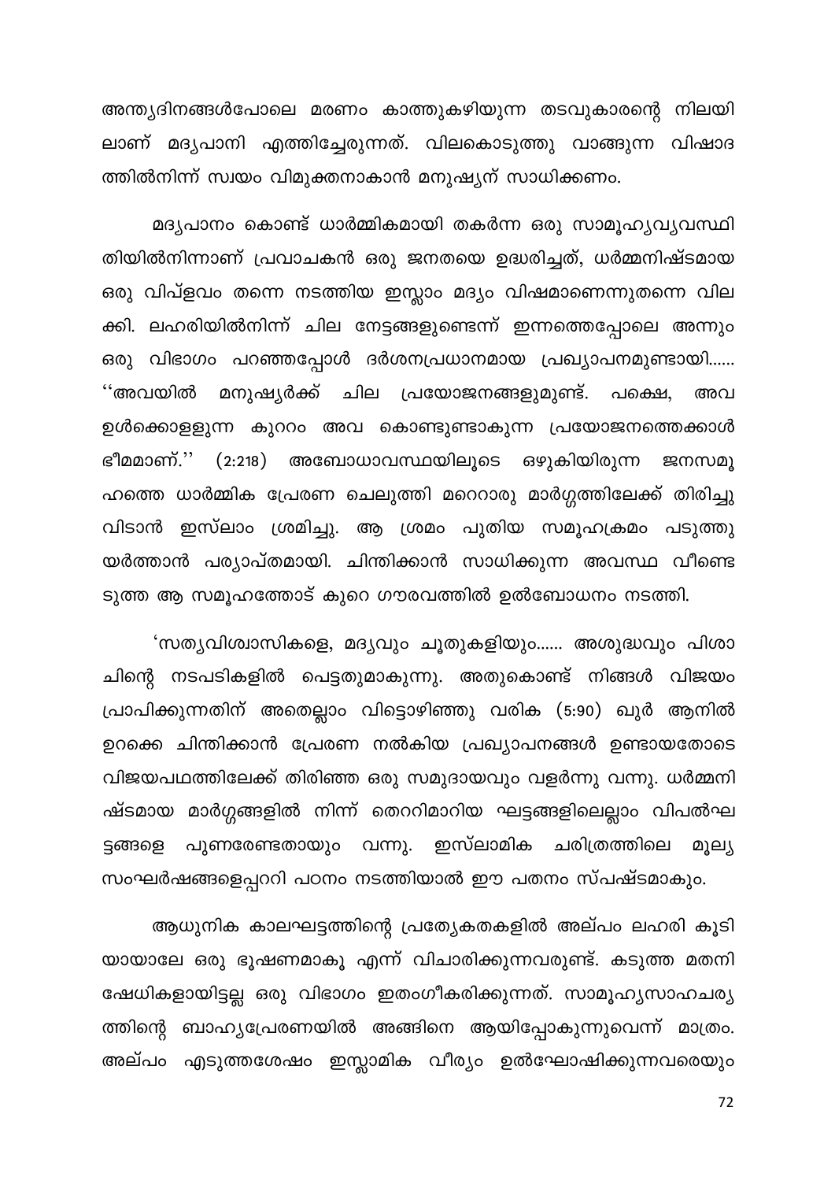അന്ത്യദിനങ്ങൾപോലെ മരണം കാത്തുകഴിയുന്ന തടവുകാരന്റെ നിലയിലാണ് മദ്യപാനി എത്തിച്ചേരുന്നത്. വിലകൊടുത്തു വാങ്ങുന്ന വിഷാദത്തിൽനിന്ന് സ്വയം വിമുക്തനാകാൻ മനുഷ്യന് സാധിക്കണം.

മദ്യപാനം കൊണ്ട് ധാർമ്മികമായി തകർന്ന ഒരു സാമൂഹ്യവ്യവസ്ഥിതിയിൽനിന്നാണ് പ്രവാചകൻ ഒരു ജനതയെ ഉദ്ധരിച്ചത്, ധർമ്മനിഷ്ടമായ ഒരു വിപ്ളവം തന്നെ നടത്തിയ ഇസ്ലാം മദ്യം വിഷമാണെന്നുതന്നെ വിലക്കി. ലഹരിയിൽനിന്ന് ചില നേട്ടങ്ങളുണ്ടെന്ന് ഇന്നത്തെപ്പോലെ അന്നും ഒരു വിഭാഗം പറഞ്ഞപ്പോൾ ദർശനപ്രധാനമായ പ്രഖ്യാപനമുണ്ടായി...... ''അവയിൽ മനുഷ്യർക്ക് ചില പ്രയോജനങ്ങളുമുണ്ട്. പക്ഷെ, അവ ഉൾക്കൊളളുന്ന കുററം അവ കൊണ്ടുണ്ടാകുന്ന പ്രയോജനത്തെക്കാൾ ഭീമമാണ്.'' (2:218) അബോധാവസ്ഥയിലൂടെ ഒഴുകിയിരുന്ന ജനസമൂഹത്തെ ധാർമ്മിക പ്രേരണ ചെലുത്തി മറെറാരു മാർഗ്ഗത്തിലേക്ക് തിരിച്ചുവിടാൻ ഇസ്ലാം ശ്രമിച്ചു. ആ ശ്രമം പുതിയ സമൂഹക്രമം പടുത്തുയർത്താൻ പര്യാപ്തമായി. ചിന്തിക്കാൻ സാധിക്കുന്ന അവസ്ഥ വീണ്ടെടുത്ത ആ സമൂഹത്തോട് കുറെ ഗൗരവത്തിൽ ഉൽബോധനം നടത്തി.

'സത്യവിശ്വാസികളെ, മദ്യവും ചൂതുകളിയും...... അശുദ്ധവും പിശാചിന്റെ നടപടികളിൽ പെട്ടതുമാകുന്നു. അതുകൊണ്ട് നിങ്ങൾ വിജയം പ്രാപിക്കുന്നതിന് അതെല്ലാം വിട്ടൊഴിഞ്ഞു വരിക (5:90) ഖുർ ആനിൽ ഉറക്കെ ചിന്തിക്കാൻ പ്രേരണ നൽകിയ പ്രഖ്യാപനങ്ങൾ ഉണ്ടായതോടെ വിജയപഥത്തിലേക്ക് തിരിഞ്ഞ ഒരു സമുദായവും വളർന്നു വന്നു. ധർമ്മനിഷ്ടമായ മാർഗ്ഗങ്ങളിൽ നിന്ന് തെററിമാറിയ ഘട്ടങ്ങളിലെല്ലാം വിപൽഘട്ടങ്ങളെ പുണരേണ്ടതായും വന്നു. ഇസ്ലാമിക ചരിത്രത്തിലെ മൂല്യസംഘർഷങ്ങളെപ്പററി പഠനം നടത്തിയാൽ ഈ പതനം സ്പഷ്ടമാകും.

ആധുനിക കാലഘട്ടത്തിന്റെ പ്രത്യേകതകളിൽ അല്പം ലഹരി കൂടിയായാലേ ഒരു ഭൂഷണമാകൂ എന്ന് വിചാരിക്കുന്നവരുണ്ട്. കടുത്ത മതനിഷേധികളായിട്ടല്ല ഒരു വിഭാഗം ഇതംഗീകരിക്കുന്നത്. സാമൂഹ്യസാഹചര്യത്തിന്റെ ബാഹ്യപ്രേരണയിൽ അങ്ങിനെ ആയിപ്പോകുന്നുവെന്ന് മാത്രം. അല്പം എടുത്തശേഷം ഇസ്ലാമിക വീര്യം ഉൽഘോഷിക്കുന്നവരെയും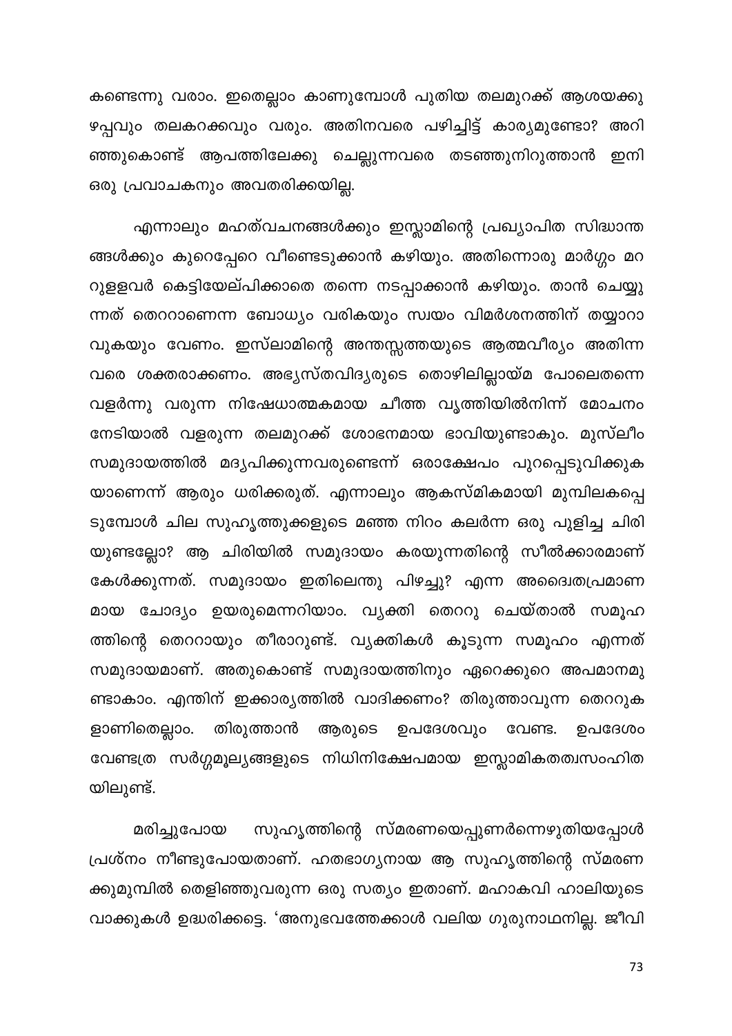കണ്ടെന്നു വരാം. ഇതെല്ലാം കാണുമ്പോൾ പുതിയ തലമുറക്ക് ആശയക്കുഴപ്പവും തലകറക്കവും വരും. അതിനവരെ പഴിച്ചിട്ട് കാര്യമുണ്ടോ? അറിഞ്ഞുകൊണ്ട് ആപത്തിലേക്കു ചെല്ലുന്നവരെ തടഞ്ഞുനിറുത്താൻ ഇനി ഒരു പ്രവാചകനും അവതരിക്കയില്ല.

എന്നാലും മഹത്വചനങ്ങൾക്കും ഇസ്ലാമിന്റെ പ്രഖ്യാപിത സിദ്ധാന്തങ്ങൾക്കും കുറെപ്പേറെ വീണ്ടെടുക്കാൻ കഴിയും. അതിന്നൊരു മാർഗ്ഗം മററുള്ളവർ കെട്ടിയേല്പിക്കാതെ തന്നെ നടപ്പാക്കാൻ കഴിയും. താൻ ചെയ്യുന്നത് തെററാണെന്ന ബോധ്യം വരികയും സ്വയം വിമർശനത്തിന് തയ്യാറാവുകയും വേണം. ഇസ്ലാമിന്റെ അന്തസ്സത്തയുടെ ആത്മവീര്യം അതിന്നവരെ ശക്തരാക്കണം. അഭ്യസ്തവിദ്യരുടെ തൊഴിലില്ലായ്മ പോലെതന്നെ വളർന്നു വരുന്ന നിഷേധാത്മകമായ ചീത്ത വൃത്തിയിൽനിന്ന് മോചനം നേടിയാൽ വളരുന്ന തലമുറക്ക് ശോഭനമായ ഭാവിയുണ്ടാകും. മുസ്ലീം സമുദായത്തിൽ മദ്യപിക്കുന്നവരുണ്ടെന്ന് ഒരാക്ഷേപം പുറപ്പെടുവിക്കുകയാണെന്ന് ആരും ധരിക്കരുത്. എന്നാലും ആകസ്മികമായി മുമ്പിലകപ്പെടുമ്പോൾ ചില സുഹൃത്തുക്കളുടെ മഞ്ഞ നിറം കലർന്ന ഒരു പുളിച്ച ചിരിയുണ്ടല്ലോ? ആ ചിരിയിൽ സമുദായം കരയുന്നതിന്റെ സീൽക്കാരമാണ് കേൾക്കുന്നത്. സമുദായം ഇതിലെന്തു പിഴച്ചു? എന്ന അദ്വൈതപ്രമാണമായ ചോദ്യം ഉയരുമെന്നറിയാം. വ്യക്തി തെററു ചെയ്താൽ സമൂഹത്തിന്റെ തെററായും തീരാറുണ്ട്. വ്യക്തികൾ കൂടുന്ന സമൂഹം എന്നത് സമുദായമാണ്. അതുകൊണ്ട് സമുദായത്തിനും ഏറെക്കുറെ അപമാനമുണ്ടാകാം. എന്തിന് ഇക്കാര്യത്തിൽ വാദിക്കണം? തിരുത്താവുന്ന തെററുകളാണിതെല്ലാം. തിരുത്താൻ ആരുടെ ഉപദേശവും വേണ്ട. ഉപദേശം വേണ്ടത്ര സർഗ്ഗമൂല്യങ്ങളുടെ നിധിനിക്ഷേപമായ ഇസ്ലാമികതത്വസംഹിതയിലുണ്ട്.

മരിച്ചുപോയ സുഹൃത്തിന്റെ സ്മരണയെപ്പുണർന്നെഴുതിയപ്പോൾ പ്രശ്നം നീണ്ടുപോയതാണ്. ഹതഭാഗ്യനായ ആ സുഹൃത്തിന്റെ സ്മരണക്കുമുമ്പിൽ തെളിഞ്ഞുവരുന്ന ഒരു സത്യം ഇതാണ്. മഹാകവി ഹാലിയുടെ വാക്കുകൾ ഉദ്ധരിക്കട്ടെ. 'അനുഭവത്തേക്കാൾ വലിയ ഗുരുനാഥനില്ല. ജീവി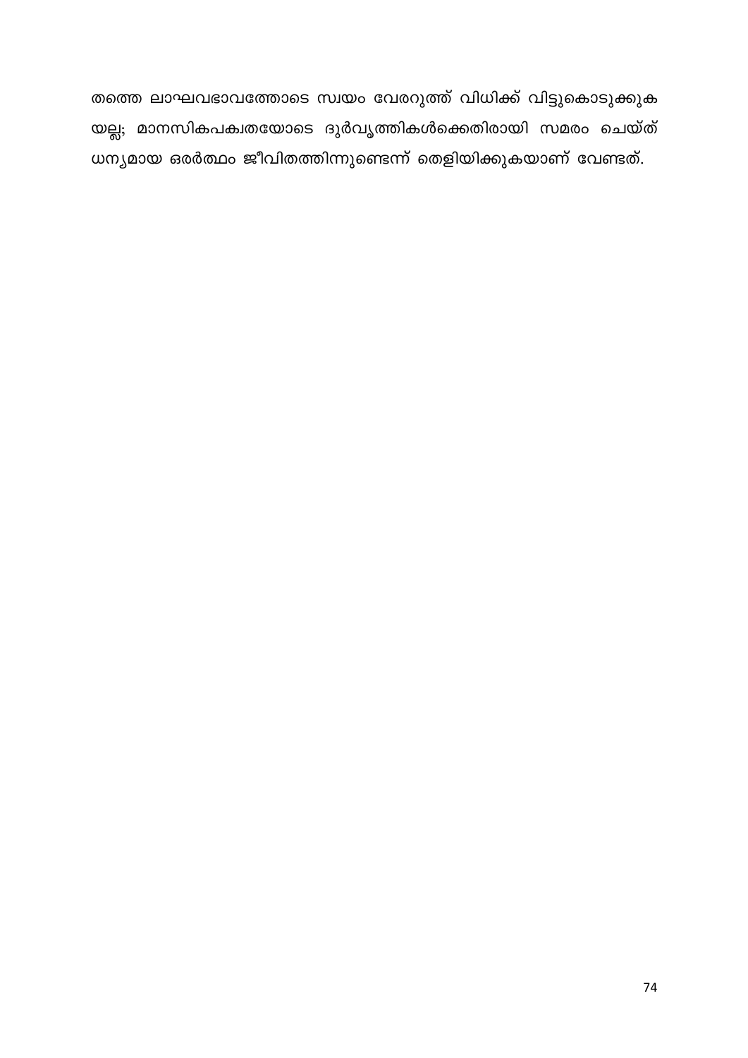തത്തെ ലാഘവഭാവത്തോടെ സ്വയം വേരറുത്ത് വിധിക്ക് വിട്ടുകൊടുക്കുക യല്ല; മാനസികപക്വതയോടെ ദുർവൃത്തികൾക്കെതിരായി സമരം ചെയ്ത് ധന്യമായ ഒരർത്ഥം ജീവിതത്തിന്നുണ്ടെന്ന് തെളിയിക്കുകയാണ് വേണ്ടത്.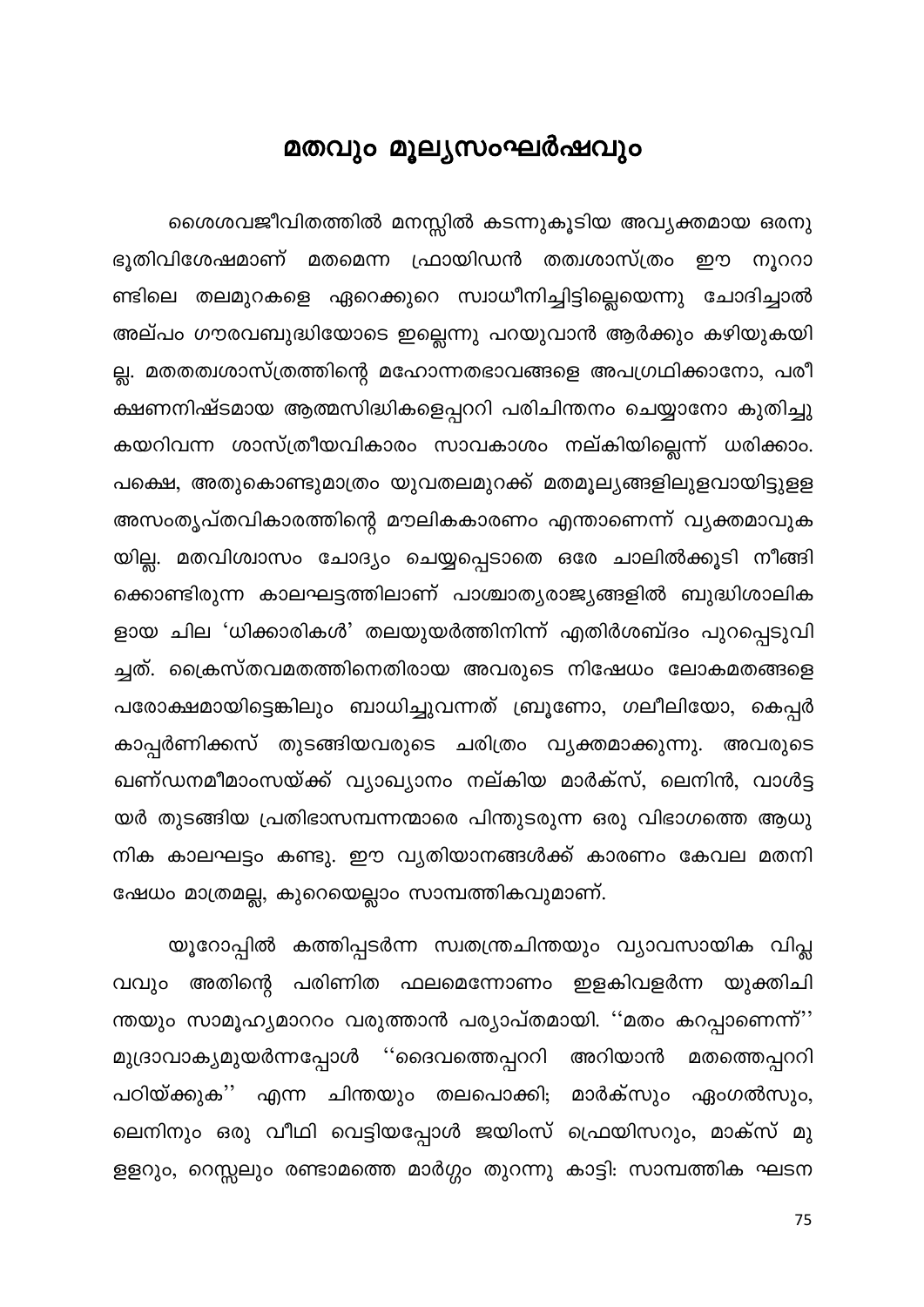# മതവും മൂല്യസംഘർഷവും

ശൈശവജീവിതത്തിൽ മനസ്സിൽ കടന്നുകൂടിയ അവ്യക്തമായ ഒരനുഭൂതിവിശേഷമാണ് മതമെന്ന ഫ്രോയിഡൻ തത്വശാസ്ത്രം ഈ നൂററാണ്ടിലെ തലമുറകളെ ഏറെക്കുറെ സ്വാധീനിച്ചിട്ടില്ലെയെന്നു ചോദിച്ചാൽ അല്പം ഗൗരവബുദ്ധിയോടെ ഇല്ലെന്നു പറയുവാൻ ആർക്കും കഴിയുകയില്ല. മതതത്വശാസ്ത്രത്തിന്റെ മഹോന്നതഭാവങ്ങളെ അപഗ്രഥിക്കാനോ, പരീക്ഷണനിഷ്ടമായ ആത്മസിദ്ധികളെപ്പററി പരിചിന്തനം ചെയ്യാനോ കുതിച്ചുകയറിവന്ന ശാസ്ത്രീയവികാരം സാവകാശം നല്കിയില്ലെന്ന് ധരിക്കാം. പക്ഷെ, അതുകൊണ്ടുമാത്രം യുവതലമുറക്ക് മതമൂല്യങ്ങളിലുളവായിട്ടുള്ള അസംതൃപ്തവികാരത്തിന്റെ മൗലികകാരണം എന്താണെന്ന് വ്യക്തമാവുകയില്ല. മതവിശ്വാസം ചോദ്യം ചെയ്യപ്പെടാതെ ഒരേ ചാലിൽക്കൂടി നീങ്ങിക്കൊണ്ടിരുന്ന കാലഘട്ടത്തിലാണ് പാശ്ചാത്യരാജ്യങ്ങളിൽ ബുദ്ധിശാലികളായ ചില 'ധിക്കാരികൾ' തലയുയർത്തിനിന്ന് എതിർശബ്ദം പുറപ്പെടുവിച്ചത്. ക്രൈസ്തവമതത്തിനെതിരായ അവരുടെ നിഷേധം ലോകമതങ്ങളെ പരോക്ഷമായിട്ടെങ്കിലും ബാധിച്ചുവന്നത് ബ്രൂണോ, ഗലീലിയോ, കെപ്പർ കാപ്പർണിക്കസ് തുടങ്ങിയവരുടെ ചരിത്രം വ്യക്തമാക്കുന്നു. അവരുടെ ഖണ്ഡനമീമാംസയ്ക്ക് വ്യാഖ്യാനം നല്കിയ മാർക്സ്, ലെനിൻ, വാൾട്ടയർ തുടങ്ങിയ പ്രതിഭാസമ്പന്നന്മാരെ പിന്തുടരുന്ന ഒരു വിഭാഗത്തെ ആധുനിക കാലഘട്ടം കണ്ടു. ഈ വ്യതിയാനങ്ങൾക്ക് കാരണം കേവല മതനിഷേധം മാത്രമല്ല, കുറെയെല്ലാം സാമ്പത്തികവുമാണ്.

യൂറോപ്പിൽ കത്തിപ്പടർന്ന സ്വതന്ത്രചിന്തയും വ്യാവസായിക വിപ്ലവവും അതിന്റെ പരിണിത ഫലമെന്നോണം ഇളകിവളർന്ന യുക്തിചിന്തയും സാമൂഹ്യമാററം വരുത്താൻ പര്യാപ്തമായി. ''മതം കറപ്പാണെന്ന്'' മുദ്രാവാക്യമുയർന്നപ്പോൾ ''ദൈവത്തെപ്പററി അറിയാൻ മതത്തെപ്പററി പഠിയ്ക്കുക'' എന്ന ചിന്തയും തലപൊക്കി; മാർക്സും ഏംഗൽസും, ലെനിനും ഒരു വീഥി വെട്ടിയപ്പോൾ ജയിംസ് ഫ്രെയിസറും, മാക്സ് മുളളറും, റെസ്സലും രണ്ടാമത്തെ മാർഗ്ഗം തുറന്നു കാട്ടി: സാമ്പത്തിക ഘടന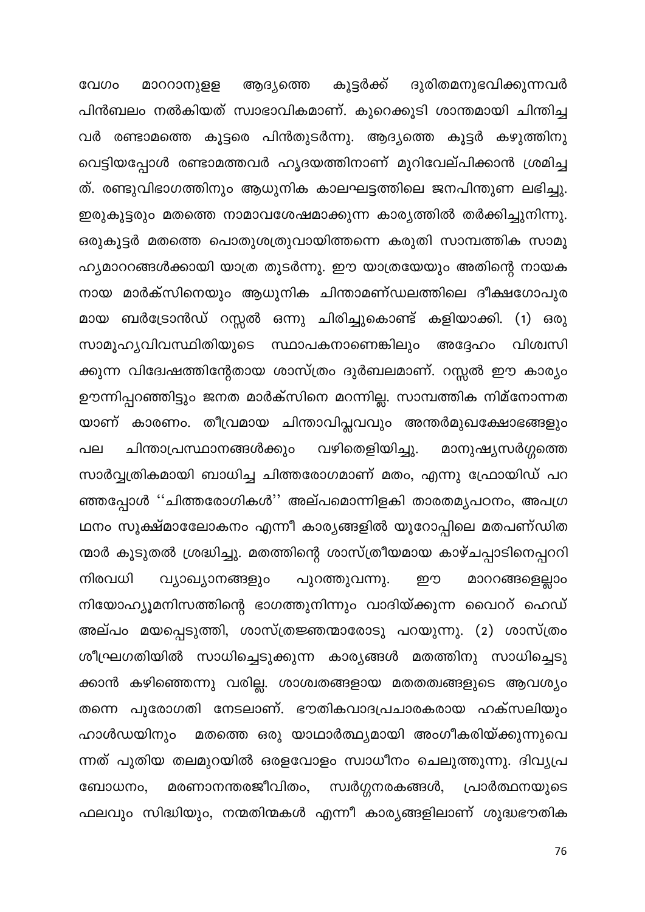വേഗം മാററാനുള്ള ആദ്യത്തെ കൂട്ടർക്ക് ദുരിതമനുഭവിക്കുന്നവർ പിൻബലം നൽകിയത് സ്വാഭാവികമാണ്. കുറെക്കൂടി ശാന്തമായി ചിന്തിച്ച വർ രണ്ടാമത്തെ കൂട്ടരെ പിൻതുടർന്നു. ആദ്യത്തെ കൂട്ടർ കഴുത്തിനു വെട്ടിയപ്പോൾ രണ്ടാമത്തവർ ഹൃദയത്തിനാണ് മുറിവേല്പിക്കാൻ ശ്രമിച്ച ത്. രണ്ടുവിഭാഗത്തിനും ആധുനിക കാലഘട്ടത്തിലെ ജനപിന്തുണ ലഭിച്ചു. ഇരുകൂട്ടരും മതത്തെ നാമാവശേഷമാക്കുന്ന കാര്യത്തിൽ തർക്കിച്ചുനിന്നു. ഒരുകൂട്ടർ മതത്തെ പൊതുശത്രുവായിത്തന്നെ കരുതി സാമ്പത്തിക സാമൂ ഹ്യമാററങ്ങൾക്കായി യാത്ര തുടർന്നു. ഈ യാത്രയേയും അതിന്റെ നായക നായ മാർക്സിനെയും ആധുനിക ചിന്താമണ്ഡലത്തിലെ ദീക്ഷഗോപുര മായ ബർട്രോൺഡ് റസ്സൽ ഒന്നു ചിരിച്ചുകൊണ്ട് കളിയാക്കി. (1) ഒരു സാമൂഹ്യവിവസ്ഥിതിയുടെ സ്ഥാപകനാണെങ്കിലും അദ്ദേഹം വിശ്വസി ക്കുന്ന വിദ്വേഷത്തിന്റേതായ ശാസ്ത്രം ദുർബലമാണ്. റസ്സൽ ഈ കാര്യം ഊന്നിപ്പറഞ്ഞിട്ടും ജനത മാർക്സിനെ മറന്നില്ല. സാമ്പത്തിക നിമ്നോന്നത യാണ് കാരണം. തീവ്രമായ ചിന്താവിപ്ലവവും അന്തർമുഖക്ഷോഭങ്ങളും പല ചിന്താപ്രസ്ഥാനങ്ങൾക്കും വഴിതെളിയിച്ചു. മാനുഷ്യസർഗ്ഗത്തെ സാർവ്വത്രികമായി ബാധിച്ച ചിത്തരോഗമാണ് മതം, എന്നു ഫ്രോയിഡ് പറ ഞ്ഞപ്പോൾ ''ചിത്തരോഗികൾ'' അല്പമൊന്നിളകി താരതമ്യപഠനം, അപഗ്ര ഥനം സൂക്ഷ്മാലോകനം എന്നീ കാര്യങ്ങളിൽ യൂറോപ്പിലെ മതപണ്ഡിത ന്മാർ കൂടുതൽ ശ്രദ്ധിച്ചു. മതത്തിന്റെ ശാസ്ത്രീയമായ കാഴ്ചപ്പാടിനെപ്പററി നിരവധി വ്യാഖ്യാനങ്ങളും പുറത്തുവന്നു. ഈ മാററങ്ങളെല്ലാം നിയോഹ്യൂമനിസത്തിന്റെ ഭാഗത്തുനിന്നും വാദിയ്ക്കുന്ന വൈററ് ഹെഡ് അല്പം മയപ്പെടുത്തി, ശാസ്ത്രജ്ഞന്മാരോടു പറയുന്നു. (2) ശാസ്ത്രം ശീഘ്രഗതിയിൽ സാധിച്ചെടുക്കുന്ന കാര്യങ്ങൾ മതത്തിനു സാധിച്ചെടു ക്കാൻ കഴിഞ്ഞെന്നു വരില്ല. ശാശ്വതങ്ങളായ മതതത്വങ്ങളുടെ ആവശ്യം തന്നെ പുരോഗതി നേടലാണ്. ഭൗതികവാദപ്രചാരകരായ ഹക്സലിയും ഹാൾഡയിനും മതത്തെ ഒരു യാഥാർത്ഥ്യമായി അംഗീകരിയ്ക്കുന്നുവെ ന്നത് പുതിയ തലമുറയിൽ ഒരളവോളം സ്വാധീനം ചെലുത്തുന്നു. ദിവ്യപ്ര ബോധനം, മരണാനന്തരജീവിതം, സ്വർഗ്ഗനരകങ്ങൾ, പ്രാർത്ഥനയുടെ ഫലവും സിദ്ധിയും, നന്മതിന്മകൾ എന്നീ കാര്യങ്ങളിലാണ് ശുദ്ധഭൗതിക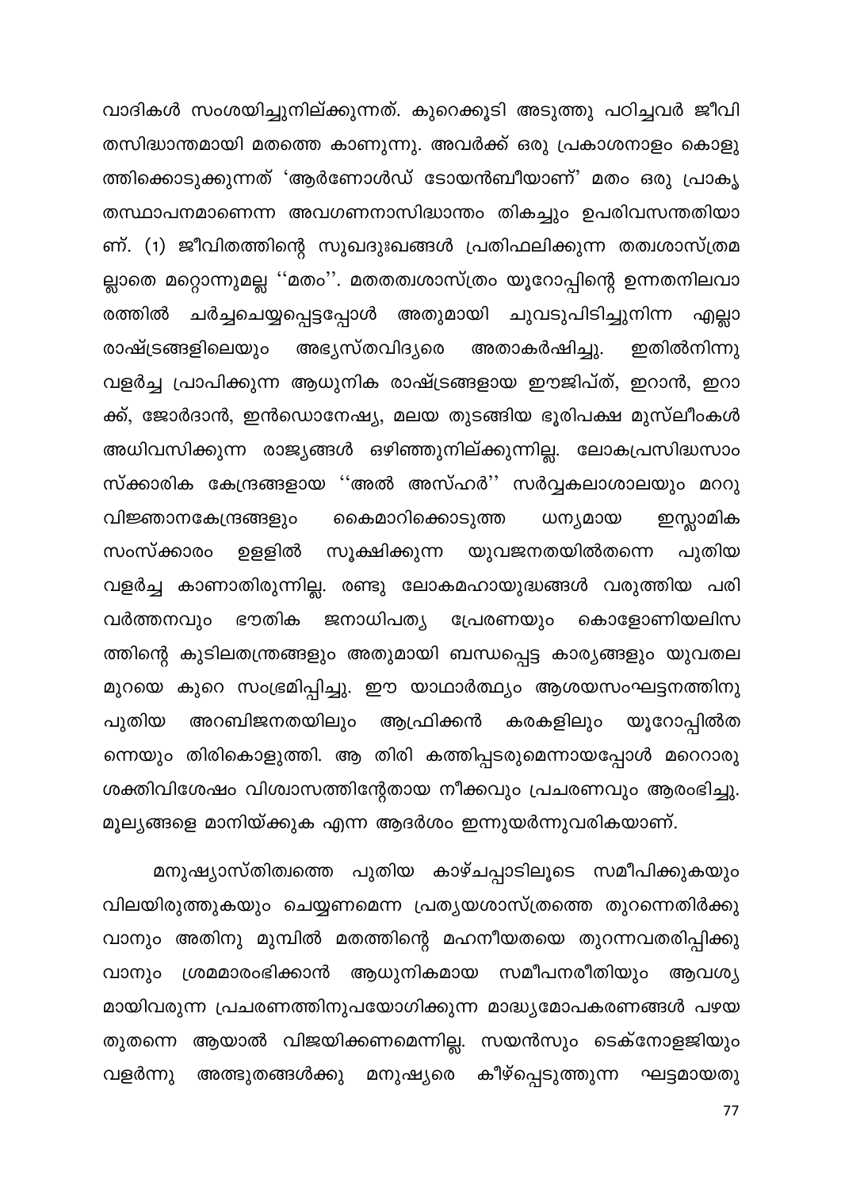വാദികൾ സംശയിച്ചുനില്ക്കുന്നത്. കുറെക്കൂടി അടുത്തു പഠിച്ചവർ ജീവിതസിദ്ധാന്തമായി മതത്തെ കാണുന്നു. അവർക്ക് ഒരു പ്രകാശനാളം കൊളുത്തിക്കൊടുക്കുന്നത് 'ആർണോൾഡ് ടോയൻബീയാണ്' മതം ഒരു പ്രാകൃതസ്ഥാപനമാണെന്ന അവഗണനാസിദ്ധാന്തം തികച്ചും ഉപരിവസന്തതിയാണ്. (1) ജീവിതത്തിന്റെ സുഖദുഃഖങ്ങൾ പ്രതിഫലിക്കുന്ന തത്വശാസ്ത്രമല്ലാതെ മറ്റൊന്നുമല്ല ''മതം''. മതതത്വശാസ്ത്രം യൂറോപ്പിന്റെ ഉന്നതനിലവാരത്തിൽ ചർച്ചചെയ്യപ്പെട്ടപ്പോൾ അതുമായി ചുവടുപിടിച്ചുനിന്ന എല്ലാ രാഷ്ട്രങ്ങളിലെയും അഭ്യസ്തവിദ്യരെ അതാകർഷിച്ചു. ഇതിൽനിന്നു വളർച്ച പ്രാപിക്കുന്ന ആധുനിക രാഷ്ട്രങ്ങളായ ഈജിപ്ത്, ഇറാൻ, ഇറാക്ക്, ജോർദാൻ, ഇൻഡൊനേഷ്യ, മലയ തുടങ്ങിയ ഭൂരിപക്ഷ മുസ്ലീംകൾ അധിവസിക്കുന്ന രാജ്യങ്ങൾ ഒഴിഞ്ഞുനില്ക്കുന്നില്ല. ലോകപ്രസിദ്ധസാംസ്ക്കാരിക കേന്ദ്രങ്ങളായ ''അൽ അസ്ഹർ'' സർവ്വകലാശാലയും മററു വിജ്ഞാനകേന്ദ്രങ്ങളും കൈമാറിക്കൊടുത്ത ധന്യമായ ഇസ്ലാമിക സംസ്ക്കാരം ഉളളിൽ സൂക്ഷിക്കുന്ന യുവജനതയിൽതന്നെ പുതിയ വളർച്ച കാണാതിരുന്നില്ല. രണ്ടു ലോകമഹായുദ്ധങ്ങൾ വരുത്തിയ പരിവർത്തനവും ഭൗതിക ജനാധിപത്യ പ്രേരണയും കൊളോണിയലിസത്തിന്റെ കുടിലതന്ത്രങ്ങളും അതുമായി ബന്ധപ്പെട്ട കാര്യങ്ങളും യുവതലമുറയെ കുറെ സംഭ്രമിപ്പിച്ചു. ഈ യാഥാർത്ഥ്യം ആശയസംഘട്ടനത്തിനു പുതിയ അറബിജനതയിലും ആഫ്രിക്കൻ കരകളിലും യൂറോപ്പിൽതന്നെയും തിരികൊളുത്തി. ആ തിരി കത്തിപ്പടരുമെന്നായപ്പോൾ മറെറാരു ശക്തിവിശേഷം വിശ്വാസത്തിന്റേതായ നീക്കവും പ്രചരണവും ആരംഭിച്ചു. മൂല്യങ്ങളെ മാനിയ്ക്കുക എന്ന ആദർശം ഇന്നുയർന്നുവരികയാണ്.

മനുഷ്യാസ്തിത്വത്തെ പുതിയ കാഴ്ചപ്പാടിലൂടെ സമീപിക്കുകയും വിലയിരുത്തുകയും ചെയ്യണമെന്ന പ്രത്യയശാസ്ത്രത്തെ തുറന്നെതിർക്കുവാനും അതിനു മുമ്പിൽ മതത്തിന്റെ മഹനീയതയെ തുറന്നവതരിപ്പിക്കുവാനും ശ്രമമാരംഭിക്കാൻ ആധുനികമായ സമീപനരീതിയും ആവശ്യമായിവരുന്ന പ്രചരണത്തിനുപയോഗിക്കുന്ന മാദ്ധ്യമോപകരണങ്ങൾ പഴയതുതന്നെ ആയാൽ വിജയിക്കണമെന്നില്ല. സയൻസും ടെക്നോളജിയും വളർന്നു അത്ഭുതങ്ങൾക്കു മനുഷ്യരെ കീഴ്പ്പെടുത്തുന്ന ഘട്ടമായതു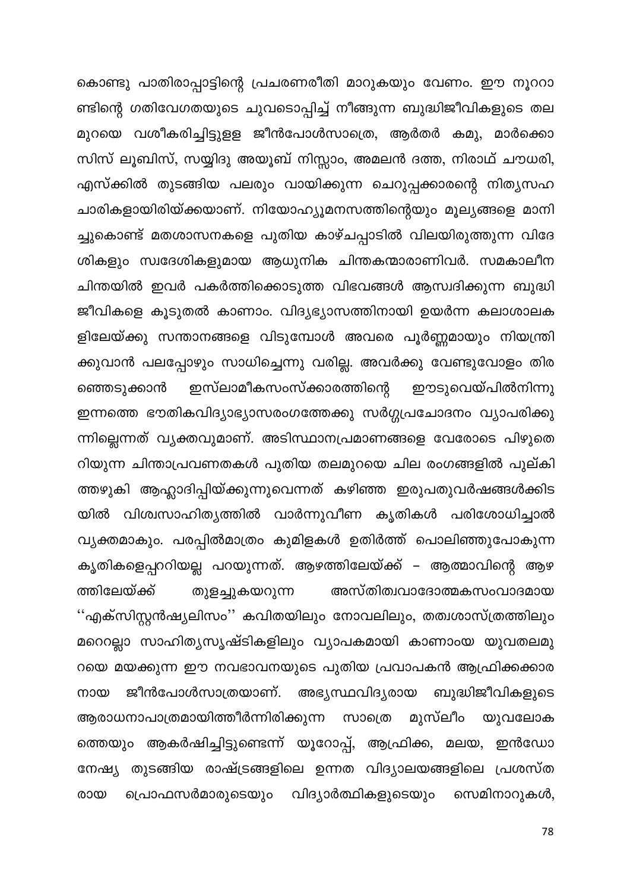കൊണ്ടു പാതിരാപ്പാട്ടിന്റെ പ്രചരണരീതി മാറുകയും വേണം. ഈ നൂററാണ്ടിന്റെ ഗതിവേഗതയുടെ ചുവടൊപ്പിച്ച് നീങ്ങുന്ന ബുദ്ധിജീവികളുടെ തലമുറയെ വശീകരിച്ചിട്ടുള്ള ജീൻപോൾസാത്രെ, ആർതർ കമു, മാർക്കൊസിസ് ലൂബിസ്, സയ്യിദു അയൂബ് നിസ്സാം, അമലൻ ദത്ത, നിരാഥ് ചൗധരി, എസ്ക്കിൽ തുടങ്ങിയ പലരും വായിക്കുന്ന ചെറുപ്പക്കാരന്റെ നിത്യസഹചാരികളായിരിയ്ക്കയാണ്. നിയോഹ്യൂമനസത്തിന്റെയും മൂല്യങ്ങളെ മാനിച്ചുകൊണ്ട് മതശാസനകളെ പുതിയ കാഴ്ചപ്പാടിൽ വിലയിരുത്തുന്ന വിദേശികളും സ്വദേശികളുമായ ആധുനിക ചിന്തകന്മാരാണിവർ. സമകാലീന ചിന്തയിൽ ഇവർ പകർത്തിക്കൊടുത്ത വിഭവങ്ങൾ ആസ്വദിക്കുന്ന ബുദ്ധിജീവികളെ കൂടുതൽ കാണാം. വിദ്യഭ്യാസത്തിനായി ഉയർന്ന കലാശാലകളിലേയ്ക്കു സന്താനങ്ങളെ വിടുമ്പോൾ അവരെ പൂർണ്ണമായും നിയന്ത്രിക്കുവാൻ പലപ്പോഴും സാധിച്ചെന്നു വരില്ല. അവർക്കു വേണ്ടുവോളം തിരഞ്ഞെടുക്കാൻ ഇസ്ലാമീകസംസ്ക്കാരത്തിന്റെ ഈടുവെയ്പിൽനിന്നു ഇന്നത്തെ ഭൗതികവിദ്യാഭ്യാസരംഗത്തേക്കു സർഗ്ഗപ്രചോദനം വ്യാപരിക്കുന്നില്ലെന്നത് വ്യക്തവുമാണ്. അടിസ്ഥാനപ്രമാണങ്ങളെ വേരോടെ പിഴുതെറിയുന്ന ചിന്താപ്രവണതകൾ പുതിയ തലമുറയെ ചില രംഗങ്ങളിൽ പുല്കിത്തഴുകി ആഹ്ലാദിപ്പിയ്ക്കുന്നുവെന്നത് കഴിഞ്ഞ ഇരുപതുവർഷങ്ങൾക്കിടയിൽ വിശ്വസാഹിത്യത്തിൽ വാർന്നുവീണ കൃതികൾ പരിശോധിച്ചാൽ വ്യക്തമാകും. പരപ്പിൽമാത്രം കുമിളകൾ ഉതിർത്ത് പൊലിഞ്ഞുപോകുന്ന കൃതികളെപ്പററിയല്ല പറയുന്നത്. ആഴത്തിലേയ്ക്ക് – ആത്മാവിന്റെ ആഴത്തിലേയ്ക്ക് തുളച്ചുകയറുന്ന അസ്തിത്വവാദോത്മകസംവാദമായ ''എക്സിസ്റ്റൻഷ്യലിസം'' കവിതയിലും നോവലിലും, തത്വശാസ്ത്രത്തിലും മറെറല്ലാ സാഹിത്യസൃഷ്ടികളിലും വ്യാപകമായി കാണാംയ യുവതലമുറയെ മയക്കുന്ന ഈ നവഭാവനയുടെ പുതിയ പ്രവാപകൻ ആഫ്രിക്കക്കാരനായ ജീൻപോൾസാത്രയാണ്. അഭ്യസ്ഥവിദ്യരായ ബുദ്ധിജീവികളുടെ ആരാധനാപാത്രമായിത്തീർന്നിരിക്കുന്ന സാത്രെ മുസ്ലീം യുവലോകത്തെയും ആകർഷിച്ചിട്ടുണ്ടെന്ന് യൂറോപ്പ്, ആഫ്രിക്ക, മലയ, ഇൻഡോനേഷ്യ തുടങ്ങിയ രാഷ്ട്രങ്ങളിലെ ഉന്നത വിദ്യാലയങ്ങളിലെ പ്രശസ്തരായ പ്രൊഫസർമാരുടെയും വിദ്യാർത്ഥികളുടെയും സെമിനാറുകൾ,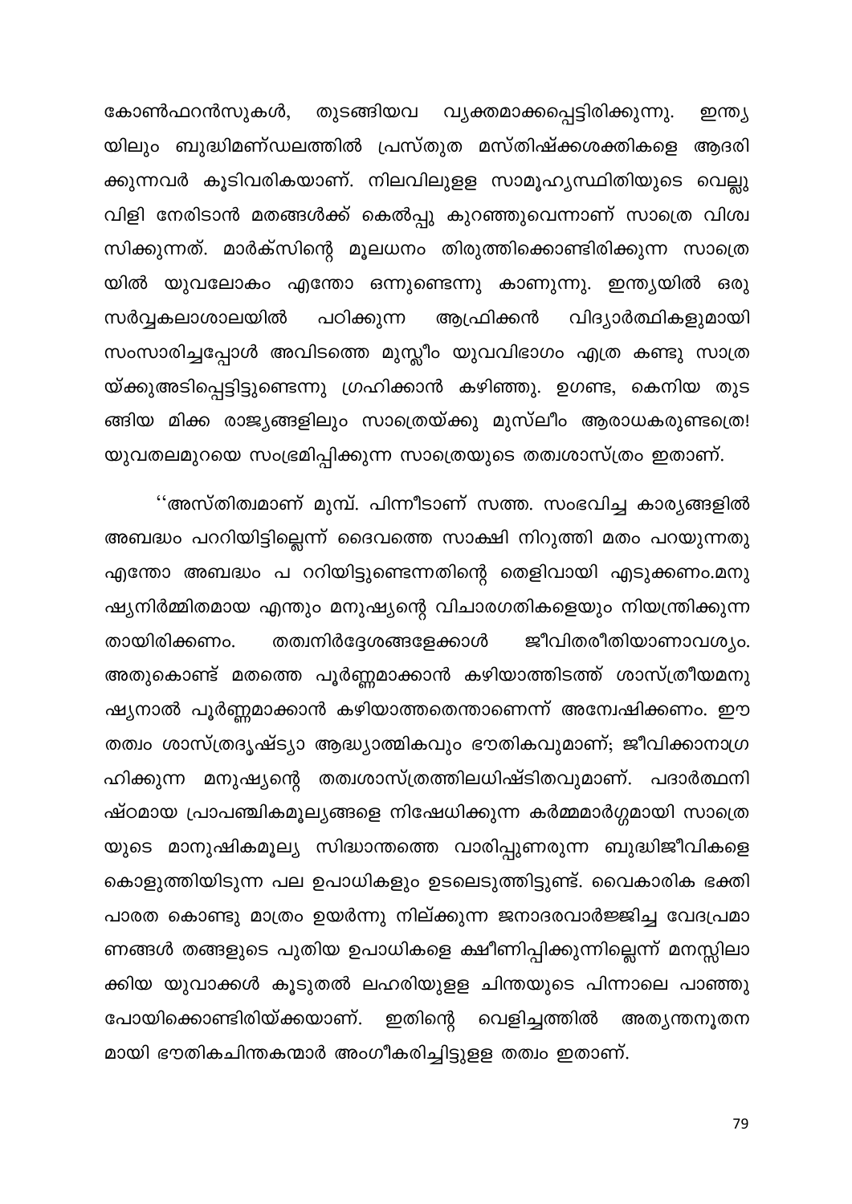കോൺഫറൻസുകൾ, തുടങ്ങിയവ വ്യക്തമാക്കപ്പെട്ടിരിക്കുന്നു. ഇന്ത്യയിലും ബുദ്ധിമണ്ഡലത്തിൽ പ്രസ്തുത മസ്തിഷ്ക്കശക്തികളെ ആദരിക്കുന്നവർ കൂടിവരികയാണ്. നിലവിലുള്ള സാമൂഹ്യസ്ഥിതിയുടെ വെല്ലുവിളി നേരിടാൻ മതങ്ങൾക്ക് കെൽപ്പു കുറഞ്ഞുവെന്നാണ് സാത്രെ വിശ്വസിക്കുന്നത്. മാർക്സിന്റെ മൂലധനം തിരുത്തിക്കൊണ്ടിരിക്കുന്ന സാത്രെയിൽ യുവലോകം എന്തോ ഒന്നുണ്ടെന്നു കാണുന്നു. ഇന്ത്യയിൽ ഒരു സർവ്വകലാശാലയിൽ പഠിക്കുന്ന ആഫ്രിക്കൻ വിദ്യാർത്ഥികളുമായി സംസാരിച്ചപ്പോൾ അവിടത്തെ മുസ്ലീം യുവവിഭാഗം എത്ര കണ്ടു സാത്രയ്ക്കുഅടിപ്പെട്ടിട്ടുണ്ടെന്നു ഗ്രഹിക്കാൻ കഴിഞ്ഞു. ഉഗണ്ട, കെനിയ തുടങ്ങിയ മിക്ക രാജ്യങ്ങളിലും സാത്രെയ്ക്കു മുസ്ലീം ആരാധകരുണ്ടത്രെ! യുവതലമുറയെ സംഭ്രമിപ്പിക്കുന്ന സാത്രെയുടെ തത്വശാസ്ത്രം ഇതാണ്.

''അസ്തിത്വമാണ് മുമ്പ്. പിന്നീടാണ് സത്ത. സംഭവിച്ച കാര്യങ്ങളിൽ അബദ്ധം പററിയിട്ടില്ലെന്ന് ദൈവത്തെ സാക്ഷി നിറുത്തി മതം പറയുന്നതു എന്തോ അബദ്ധം പ ററിയിട്ടുണ്ടെന്നതിന്റെ തെളിവായി എടുക്കണം.മനുഷ്യനിർമ്മിതമായ എന്തും മനുഷ്യന്റെ വിചാരഗതികളെയും നിയന്ത്രിക്കുന്നതായിരിക്കണം. തത്വനിർദ്ദേശങ്ങളേക്കാൾ ജീവിതരീതിയാണാവശ്യം. അതുകൊണ്ട് മതത്തെ പൂർണ്ണമാക്കാൻ കഴിയാത്തിടത്ത് ശാസ്ത്രീയമനുഷ്യനാൽ പൂർണ്ണമാക്കാൻ കഴിയാത്തതെന്താണെന്ന് അന്വേഷിക്കണം. ഈ തത്വം ശാസ്ത്രദൃഷ്ട്യാ ആദ്ധ്യാത്മികവും ഭൗതികവുമാണ്; ജീവിക്കാനാഗ്രഹിക്കുന്ന മനുഷ്യന്റെ തത്വശാസ്ത്രത്തിലധിഷ്ടിതവുമാണ്. പദാർത്ഥനിഷ്ഠമായ പ്രാപഞ്ചികമൂല്യങ്ങളെ നിഷേധിക്കുന്ന കർമ്മമാർഗ്ഗമായി സാത്രെയുടെ മാനുഷികമൂല്യ സിദ്ധാന്തത്തെ വാരിപ്പുണരുന്ന ബുദ്ധിജീവികളെ കൊളുത്തിയിടുന്ന പല ഉപാധികളും ഉടലെടുത്തിട്ടുണ്ട്. വൈകാരിക ഭക്തി പാരത കൊണ്ടു മാത്രം ഉയർന്നു നില്ക്കുന്ന ജനാദരവാർജ്ജിച്ച വേദപ്രമാണങ്ങൾ തങ്ങളുടെ പുതിയ ഉപാധികളെ ക്ഷീണിപ്പിക്കുന്നില്ലെന്ന് മനസ്സിലാക്കിയ യുവാക്കൾ കൂടുതൽ ലഹരിയുള്ള ചിന്തയുടെ പിന്നാലെ പാഞ്ഞുപോയിക്കൊണ്ടിരിയ്ക്കയാണ്. ഇതിന്റെ വെളിച്ചത്തിൽ അത്യന്തനൂതനമായി ഭൗതികചിന്തകന്മാർ അംഗീകരിച്ചിട്ടുള്ള തത്വം ഇതാണ്.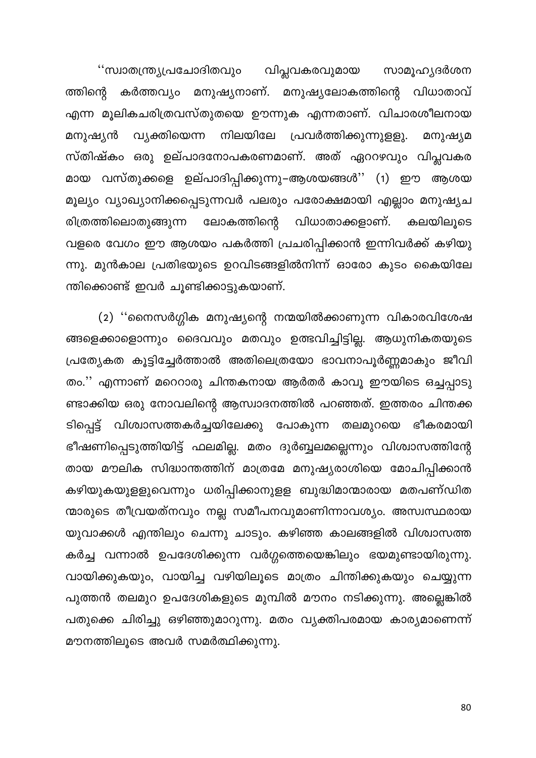''സ്വാതന്ത്ര്യപ്രചോദിതവും വിപ്ലവകരവുമായ സാമൂഹ്യദർശനത്തിന്റെ കർത്തവ്യം മനുഷ്യനാണ്. മനുഷ്യലോകത്തിന്റെ വിധാതാവ് എന്ന മൂലികചരിത്രവസ്തുതയെ ഊന്നുക എന്നതാണ്. വിചാരശീലനായ മനുഷ്യൻ വ്യക്തിയെന്ന നിലയിലേ പ്രവർത്തിക്കുന്നുള്ളു. മനുഷ്യമസ്തിഷ്കം ഒരു ഉല്പാദനോപകരണമാണ്. അത് ഏററവും വിപ്ലവകരമായ വസ്തുക്കളെ ഉല്പാദിപ്പിക്കുന്നു–ആശയങ്ങൾ'' (1) ഈ ആശയമൂല്യം വ്യാഖ്യാനിക്കപ്പെടുന്നവർ പലരും പരോക്ഷമായി എല്ലാം മനുഷ്യചരിത്രത്തിലൊതുങ്ങുന്ന ലോകത്തിന്റെ വിധാതാക്കളാണ്. കലയിലൂടെ വളരെ വേഗം ഈ ആശയം പകർത്തി പ്രചരിപ്പിക്കാൻ ഇന്നിവർക്ക് കഴിയുന്നു. മുൻകാല പ്രതിഭയുടെ ഉറവിടങ്ങളിൽനിന്ന് ഓരോ കുടം കൈയിലേന്തിക്കൊണ്ട് ഇവർ ചൂണ്ടിക്കാട്ടുകയാണ്.

(2) ''നൈസർഗ്ഗിക മനുഷ്യന്റെ നന്മയിൽക്കാണുന്ന വികാരവിശേഷങ്ങളെക്കാളൊന്നും ദൈവവും മതവും ഉത്ഭവിച്ചിട്ടില്ല. ആധുനികതയുടെ പ്രത്യേകത കൂട്ടിച്ചേർത്താൽ അതിലെത്രയോ ഭാവനാപൂർണ്ണമാകും ജീവിതം.'' എന്നാണ് മറെറാരു ചിന്തകനായ ആർതർ കാവൂ ഈയിടെ ഒച്ചപ്പാടുണ്ടാക്കിയ ഒരു നോവലിന്റെ ആസ്വാദനത്തിൽ പറഞ്ഞത്. ഇത്തരം ചിന്തക്കടിപ്പെട്ട് വിശ്വാസത്തകർച്ചയിലേക്കു പോകുന്ന തലമുറയെ ഭീകരമായി ഭീഷണിപ്പെടുത്തിയിട്ട് ഫലമില്ല. മതം ദുർബ്ബലമല്ലെന്നും വിശ്വാസത്തിന്റേതായ മൗലിക സിദ്ധാന്തത്തിന് മാത്രമേ മനുഷ്യരാശിയെ മോചിപ്പിക്കാൻ കഴിയുകയുള്ളുവെന്നും ധരിപ്പിക്കാനുള്ള ബുദ്ധിമാന്മാരായ മതപണ്ഡിതന്മാരുടെ തീവ്രയത്നവും നല്ല സമീപനവുമാണിന്നാവശ്യം. അസ്വസ്ഥരായ യുവാക്കൾ എന്തിലും ചെന്നു ചാടും. കഴിഞ്ഞ കാലങ്ങളിൽ വിശ്വാസത്തകർച്ച വന്നാൽ ഉപദേശിക്കുന്ന വർഗ്ഗത്തെയെങ്കിലും ഭയമുണ്ടായിരുന്നു. വായിക്കുകയും, വായിച്ച വഴിയിലൂടെ മാത്രം ചിന്തിക്കുകയും ചെയ്യുന്ന പുത്തൻ തലമുറ ഉപദേശികളുടെ മുമ്പിൽ മൗനം നടിക്കുന്നു. അല്ലെങ്കിൽ പതുക്കെ ചിരിച്ചു ഒഴിഞ്ഞുമാറുന്നു. മതം വ്യക്തിപരമായ കാര്യമാണെന്ന് മൗനത്തിലൂടെ അവർ സമർത്ഥിക്കുന്നു.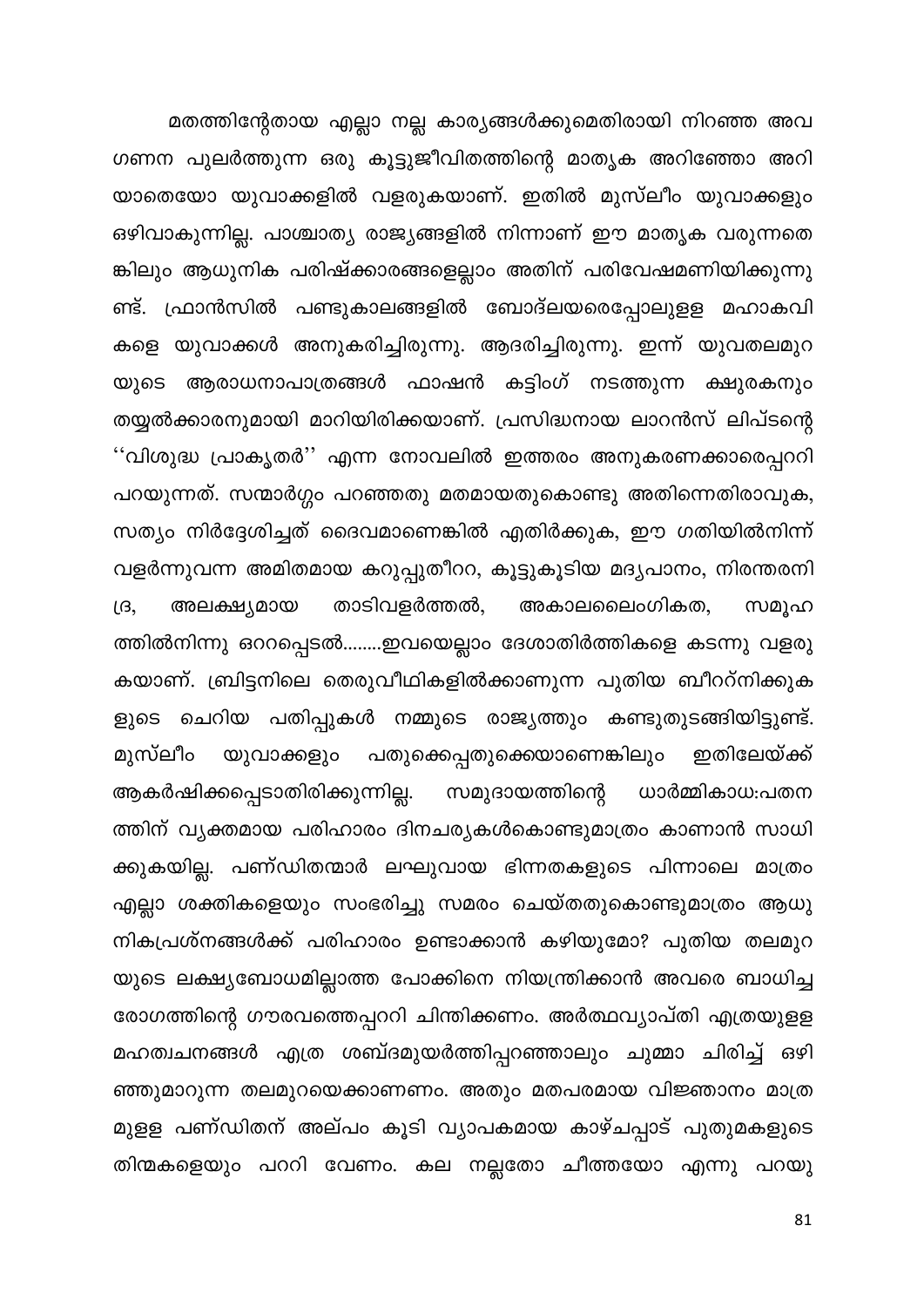മതത്തിന്റേതായ എല്ലാ നല്ല കാര്യങ്ങൾക്കുമെതിരായി നിറഞ്ഞ അവഗണന പുലർത്തുന്ന ഒരു കൂട്ടുജീവിതത്തിന്റെ മാതൃക അറിഞ്ഞോ അറിയാതെയോ യുവാക്കളിൽ വളരുകയാണ്. ഇതിൽ മുസ്‌ലീം യുവാക്കളും ഒഴിവാകുന്നില്ല. പാശ്ചാത്യ രാജ്യങ്ങളിൽ നിന്നാണ് ഈ മാതൃക വരുന്നതെങ്കിലും ആധുനിക പരിഷ്ക്കാരങ്ങളെല്ലാം അതിന് പരിവേഷമണിയിക്കുന്നുണ്ട്. ഫ്രാൻസിൽ പണ്ടുകാലങ്ങളിൽ ബോദ്‌ലയരെപ്പോലുള്ള മഹാകവികളെ യുവാക്കൾ അനുകരിച്ചിരുന്നു. ആദരിച്ചിരുന്നു. ഇന്ന് യുവതലമുറയുടെ ആരാധനാപാത്രങ്ങൾ ഫാഷൻ കട്ടിംഗ് നടത്തുന്ന ക്ഷുരകനും തയ്യൽക്കാരനുമായി മാറിയിരിക്കയാണ്. പ്രസിദ്ധനായ ലാറൻസ് ലിപ്‌ടന്റെ ''വിശുദ്ധ പ്രാകൃതർ'' എന്ന നോവലിൽ ഇത്തരം അനുകരണക്കാരെപ്പററി പറയുന്നത്. സന്മാർഗ്ഗം പറഞ്ഞതു മതമായതുകൊണ്ടു അതിന്നെതിരാവുക, സത്യം നിർദ്ദേശിച്ചത് ദൈവമാണെങ്കിൽ എതിർക്കുക, ഈ ഗതിയിൽനിന്ന് വളർന്നുവന്ന അമിതമായ കറുപ്പുതീററ, കൂട്ടുകൂടിയ മദ്യപാനം, നിരന്തരനിദ്ര, അലക്ഷ്യമായ താടിവളർത്തൽ, അകാലലൈംഗികത, സമൂഹത്തിൽനിന്നു ഒററപ്പെടൽ........ഇവയെല്ലാം ദേശാതിർത്തികളെ കടന്നു വളരുകയാണ്. ബ്രിട്ടനിലെ തെരുവീഥികളിൽക്കാണുന്ന പുതിയ ബീററ്നിക്കുകളുടെ ചെറിയ പതിപ്പുകൾ നമ്മുടെ രാജ്യത്തും കണ്ടുതുടങ്ങിയിട്ടുണ്ട്. മുസ്‌ലീം യുവാക്കളും പതുക്കെപ്പതുക്കെയാണെങ്കിലും ഇതിലേയ്ക്ക് ആകർഷിക്കപ്പെടാതിരിക്കുന്നില്ല. സമുദായത്തിന്റെ ധാർമ്മികാധഃപതനത്തിന് വ്യക്തമായ പരിഹാരം ദിനചര്യകൾകൊണ്ടുമാത്രം കാണാൻ സാധിക്കുകയില്ല. പണ്ഡിതന്മാർ ലഘുവായ ഭിന്നതകളുടെ പിന്നാലെ മാത്രം എല്ലാ ശക്തികളെയും സംഭരിച്ചു സമരം ചെയ്തതുകൊണ്ടുമാത്രം ആധുനികപ്രശ്നങ്ങൾക്ക് പരിഹാരം ഉണ്ടാക്കാൻ കഴിയുമോ? പുതിയ തലമുറയുടെ ലക്ഷ്യബോധമില്ലാത്ത പോക്കിനെ നിയന്ത്രിക്കാൻ അവരെ ബാധിച്ച രോഗത്തിന്റെ ഗൗരവത്തെപ്പററി ചിന്തിക്കണം. അർത്ഥവ്യാപ്തി എത്രയുള്ള മഹത്വചനങ്ങൾ എത്ര ശബ്ദമുയർത്തിപ്പറഞ്ഞാലും ചുമ്മാ ചിരിച്ച് ഒഴിഞ്ഞുമാറുന്ന തലമുറയെക്കാണണം. അതും മതപരമായ വിജ്ഞാനം മാത്രമുള്ള പണ്ഡിതന് അല്പം കൂടി വ്യാപകമായ കാഴ്ചപ്പാട് പുതുമകളുടെ തിന്മകളെയും പററി വേണം. കല നല്ലതോ ചീത്തയോ എന്നു പറയു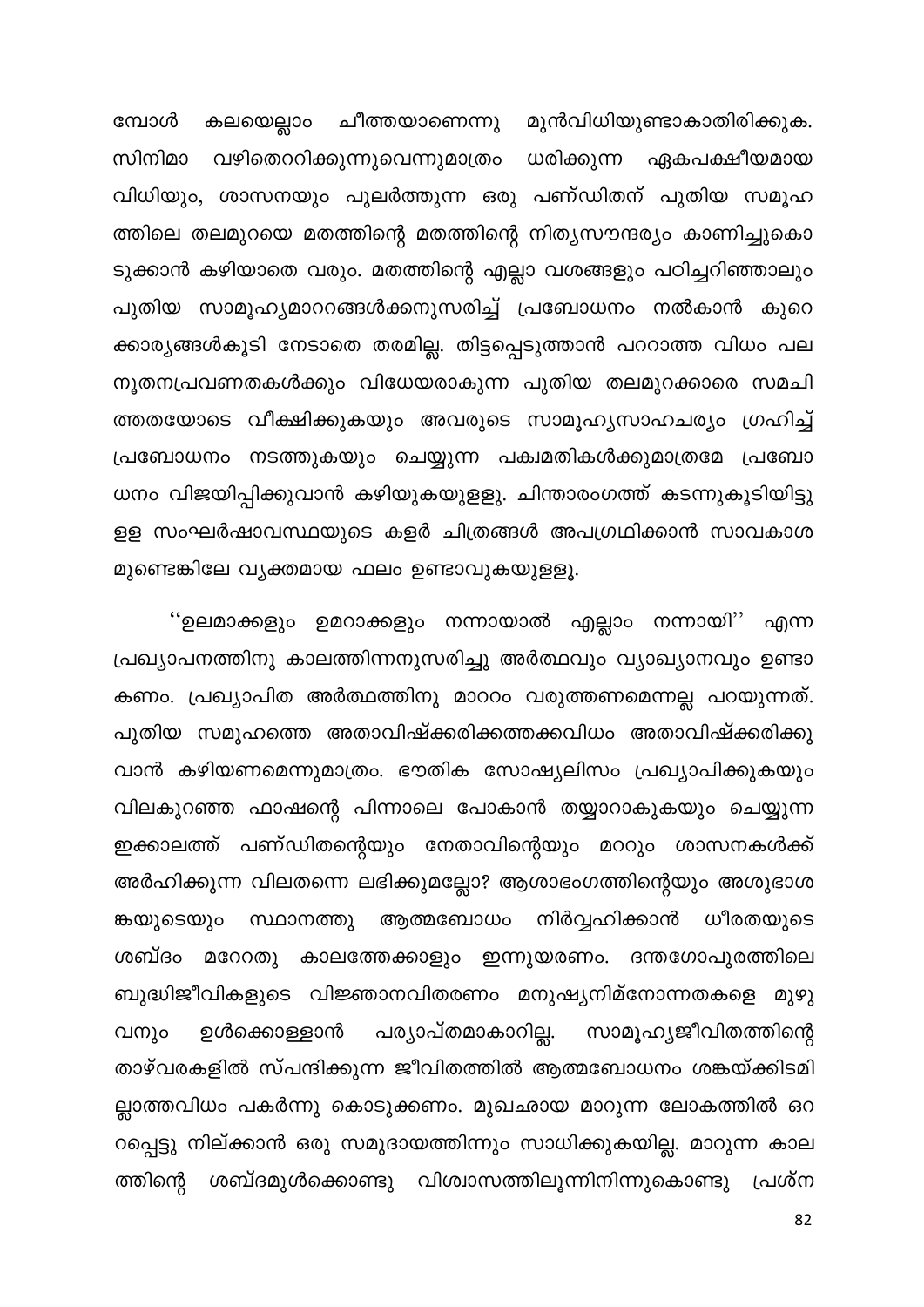മ്പോൾ കലയെല്ലാം ചീത്തയാണെന്നു മുൻവിധിയുണ്ടാകാതിരിക്കുക. സിനിമാ വഴിതെററിക്കുന്നുവെന്നുമാത്രം ധരിക്കുന്ന ഏകപക്ഷീയമായ വിധിയും, ശാസനയും പുലർത്തുന്ന ഒരു പണ്ഡിതന് പുതിയ സമൂഹ ത്തിലെ തലമുറയെ മതത്തിന്റെ മതത്തിന്റെ നിത്യസൗന്ദര്യം കാണിച്ചുകൊ ടുക്കാൻ കഴിയാതെ വരും. മതത്തിന്റെ എല്ലാ വശങ്ങളും പഠിച്ചറിഞ്ഞാലും പുതിയ സാമൂഹ്യമാററങ്ങൾക്കനുസരിച്ച് പ്രബോധനം നൽകാൻ കുറെ ക്കാര്യങ്ങൾകൂടി നേടാതെ തരമില്ല. തിട്ടപ്പെടുത്താൻ പററാത്ത വിധം പല നൂതനപ്രവണതകൾക്കും വിധേയരാകുന്ന പുതിയ തലമുറക്കാരെ സമചി ത്തതയോടെ വീക്ഷിക്കുകയും അവരുടെ സാമൂഹ്യസാഹചര്യം ഗ്രഹിച്ച് പ്രബോധനം നടത്തുകയും ചെയ്യുന്ന പക്വമതികൾക്കുമാത്രമേ പ്രബോ ധനം വിജയിപ്പിക്കുവാൻ കഴിയുകയുള്ളു. ചിന്താരംഗത്ത് കടന്നുകൂടിയിട്ടു ള്ള സംഘർഷാവസ്ഥയുടെ കളർ ചിത്രങ്ങൾ അപഗ്രഥിക്കാൻ സാവകാശ മുണ്ടെങ്കിലേ വ്യക്തമായ ഫലം ഉണ്ടാവുകയുള്ളൂ.

''ഉലമാക്കളും ഉമറാക്കളും നന്നായാൽ എല്ലാം നന്നായി'' എന്ന പ്രഖ്യാപനത്തിനു കാലത്തിന്നനുസരിച്ചു അർത്ഥവും വ്യാഖ്യാനവും ഉണ്ടാ കണം. പ്രഖ്യാപിത അർത്ഥത്തിനു മാററം വരുത്തണമെന്നല്ല പറയുന്നത്. പുതിയ സമൂഹത്തെ അതാവിഷ്ക്കരിക്കത്തക്കവിധം അതാവിഷ്ക്കരിക്കു വാൻ കഴിയണമെന്നുമാത്രം. ഭൗതിക സോഷ്യലിസം പ്രഖ്യാപിക്കുകയും വിലകുറഞ്ഞ ഫാഷന്റെ പിന്നാലെ പോകാൻ തയ്യാറാകുകയും ചെയ്യുന്ന ഇക്കാലത്ത് പണ്ഡിതന്റെയും നേതാവിന്റെയും മററും ശാസനകൾക്ക് അർഹിക്കുന്ന വിലതന്നെ ലഭിക്കുമല്ലോ? ആശാഭംഗത്തിന്റെയും അശുഭാശ ങ്കയുടെയും സ്ഥാനത്തു ആത്മബോധം നിർവ്വഹിക്കാൻ ധീരതയുടെ ശബ്ദം മറേറതു കാലത്തേക്കാളും ഇന്നുയരണം. ദന്തഗോപുരത്തിലെ ബുദ്ധിജീവികളുടെ വിജ്ഞാനവിതരണം മനുഷ്യനിമ്നോന്നതകളെ മുഴു വനും ഉൾക്കൊള്ളാൻ പര്യാപ്തമാകാറില്ല. സാമൂഹ്യജീവിതത്തിന്റെ താഴ്‌വരകളിൽ സ്പന്ദിക്കുന്ന ജീവിതത്തിൽ ആത്മബോധനം ശങ്കയ്ക്കിടമി ല്ലാത്തവിധം പകർന്നു കൊടുക്കണം. മുഖഛായ മാറുന്ന ലോകത്തിൽ ഒറ റപ്പെട്ടു നില്ക്കാൻ ഒരു സമുദായത്തിന്നും സാധിക്കുകയില്ല. മാറുന്ന കാല ത്തിന്റെ ശബ്ദമുൾക്കൊണ്ടു വിശ്വാസത്തിലൂന്നിനിന്നുകൊണ്ടു പ്രശ്ന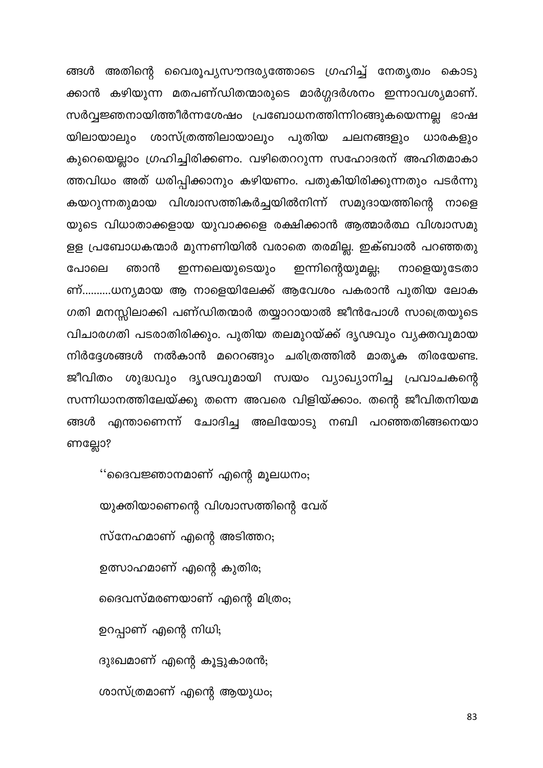ങ്ങൾ അതിന്റെ വൈരൂപ്യസൗന്ദര്യത്തോടെ ഗ്രഹിച്ച് നേതൃത്വം കൊടുക്കാൻ കഴിയുന്ന മതപണ്ഡിതന്മാരുടെ മാർഗ്ഗദർശനം ഇന്നാവശ്യമാണ്. സർവ്വജ്ഞനായിത്തീർന്നശേഷം പ്രബോധനത്തിന്നിറങ്ങുകയെന്നല്ല ഭാഷയിലായാലും ശാസ്ത്രത്തിലായാലും പുതിയ ചലനങ്ങളും ധാരകളും കുറെയെല്ലാം ഗ്രഹിച്ചിരിക്കണം. വഴിതെററുന്ന സഹോദരന് അഹിതമാകാത്തവിധം അത് ധരിപ്പിക്കാനും കഴിയണം. പതുകിയിരിക്കുന്നതും പടർന്നു കയറുന്നതുമായ വിശ്വാസത്തികർച്ചയിൽനിന്ന് സമുദായത്തിന്റെ നാളെയുടെ വിധാതാക്കളായ യുവാക്കളെ രക്ഷിക്കാൻ ആത്മാർത്ഥ വിശ്വാസമുള്ള പ്രബോധകന്മാർ മുന്നണിയിൽ വരാതെ തരമില്ല. ഇക്ബാൽ പറഞ്ഞതുപോലെ ഞാൻ ഇന്നലെയുടെയും ഇന്നിന്റെയുമല്ല; നാളെയുടേതാണ്..........ധന്യമായ ആ നാളെയിലേക്ക് ആവേശം പകരാൻ പുതിയ ലോകഗതി മനസ്സിലാക്കി പണ്ഡിതന്മാർ തയ്യാറായാൽ ജീൻപോൾ സാത്രെയുടെ വിചാരഗതി പടരാതിരിക്കും. പുതിയ തലമുറയ്ക്ക് ദൃഢവും വ്യക്തവുമായ നിർദ്ദേശങ്ങൾ നൽകാൻ മറെറങ്ങും ചരിത്രത്തിൽ മാതൃക തിരയേണ്ട. ജീവിതം ശുദ്ധവും ദൃഢവുമായി സ്വയം വ്യാഖ്യാനിച്ച പ്രവാചകന്റെ സന്നിധാനത്തിലേയ്ക്കു തന്നെ അവരെ വിളിയ്ക്കാം. തന്റെ ജീവിതനിയമങ്ങൾ എന്താണെന്ന് ചോദിച്ച അലിയോടു നബി പറഞ്ഞതിങ്ങനെയാണല്ലോ?

''ദൈവജ്ഞാനമാണ് എന്റെ മൂലധനം;

യുക്തിയാണെന്റെ വിശ്വാസത്തിന്റെ വേര്

സ്നേഹമാണ് എന്റെ അടിത്തറ;

ഉത്സാഹമാണ് എന്റെ കുതിര;

ദൈവസ്മരണയാണ് എന്റെ മിത്രം;

ഉറപ്പാണ് എന്റെ നിധി;

ദുഃഖമാണ് എന്റെ കൂട്ടുകാരൻ;

ശാസ്ത്രമാണ് എന്റെ ആയുധം;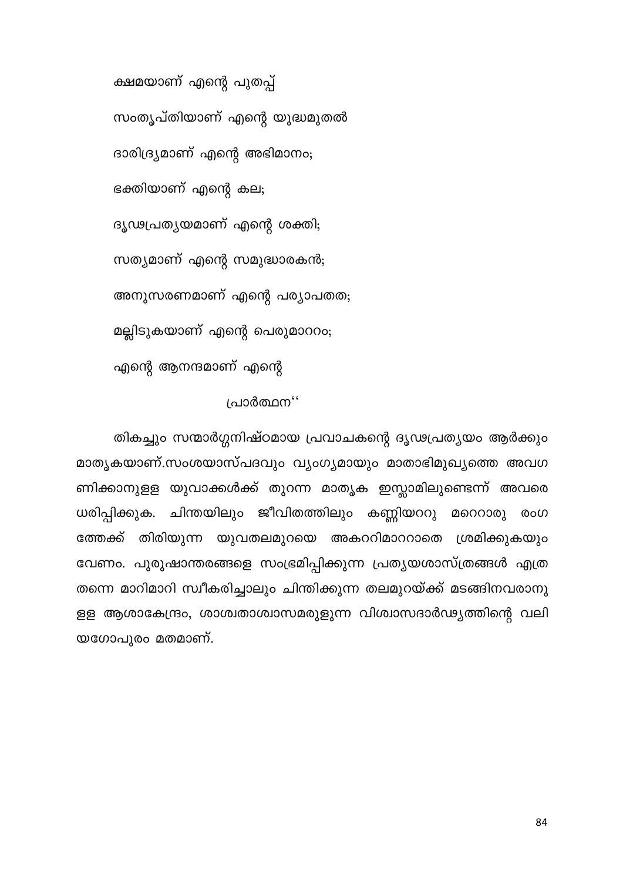ക്ഷമയാണ് എന്റെ പുതപ്പ്

സംതൃപ്തിയാണ് എന്റെ യുദ്ധമുതൽ

ദാരിദ്ര്യമാണ് എന്റെ അഭിമാനം;

ഭക്തിയാണ് എന്റെ കല;

ദൃഢപ്രത്യയമാണ് എന്റെ ശക്തി;

സത്യമാണ് എന്റെ സമുദ്ധാരകൻ;

അനുസരണമാണ് എന്റെ പര്യാപതത;

മല്ലിടുകയാണ് എന്റെ പെരുമാററം;

എന്റെ ആനന്ദമാണ് എന്റെ

പ്രാർത്ഥന''

തികച്ചും സന്മാർഗ്ഗനിഷ്ഠമായ പ്രവാചകന്റെ ദൃഢപ്രത്യയം ആർക്കും മാതൃകയാണ്.സംശയാസ്പദവും വ്യംഗ്യമായും മാതാഭിമുഖ്യത്തെ അവഗണിക്കാനുള്ള യുവാക്കൾക്ക് തുറന്ന മാതൃക ഇസ്ലാമിലുണ്ടെന്ന് അവരെ ധരിപ്പിക്കുക. ചിന്തയിലും ജീവിതത്തിലും കണ്ണിയററു മറെറാരു രംഗത്തേക്ക് തിരിയുന്ന യുവതലമുറയെ അകററിമാററാതെ ശ്രമിക്കുകയും വേണം. പുരുഷാന്തരങ്ങളെ സംഭ്രമിപ്പിക്കുന്ന പ്രത്യയശാസ്ത്രങ്ങൾ എത്ര തന്നെ മാറിമാറി സ്വീകരിച്ചാലും ചിന്തിക്കുന്ന തലമുറയ്ക്ക് മടങ്ങിനവരാനുള്ള ആശാകേന്ദ്രം, ശാശ്വതാശ്വാസമരുളുന്ന വിശ്വാസദാർഢ്യത്തിന്റെ വലിയഗോപുരം മതമാണ്.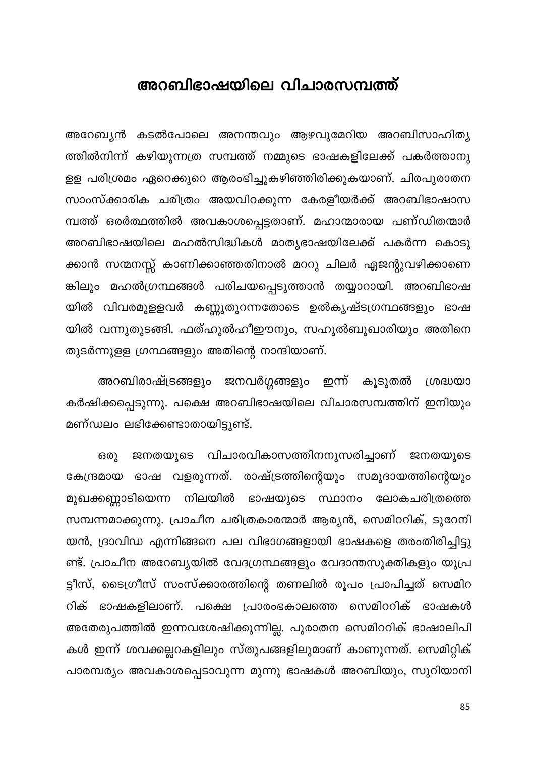# അറബിഭാഷയിലെ വിചാരസമ്പത്ത്

അറേബ്യൻ കടൽപോലെ അനന്തവും ആഴവുമേറിയ അറബിസാഹിത്യത്തിൽനിന്ന് കഴിയുന്നത്ര സമ്പത്ത് നമ്മുടെ ഭാഷകളിലേക്ക് പകർത്താനുള്ള പരിശ്രമം ഏറെക്കുറെ ആരംഭിച്ചുകഴിഞ്ഞിരിക്കുകയാണ്. ചിരപുരാതന സാംസ്ക്കാരിക ചരിത്രം അയവിറക്കുന്ന കേരളീയർക്ക് അറബിഭാഷാസമ്പത്ത് ഒരർത്ഥത്തിൽ അവകാശപ്പെട്ടതാണ്. മഹാന്മാരായ പണ്ഡിതന്മാർ അറബിഭാഷയിലെ മഹൽസിദ്ധികൾ മാതൃഭാഷയിലേക്ക് പകർന്ന കൊടുക്കാൻ സന്മനസ്സ് കാണിക്കാഞ്ഞതിനാൽ മററു ചിലർ ഏജന്റുവഴിക്കാണെങ്കിലും മഹൽഗ്രന്ഥങ്ങൾ പരിചയപ്പെടുത്താൻ തയ്യാറായി. അറബിഭാഷയിൽ വിവരമുളളവർ കണ്ണുതുറന്നതോടെ ഉൽകൃഷ്ടഗ്രന്ഥങ്ങളും ഭാഷയിൽ വന്നുതുടങ്ങി. ഫത്ഹുൽഹീഈനും, സഹുൽബുഖാരിയും അതിനെ തുടർന്നുളള ഗ്രന്ഥങ്ങളും അതിന്റെ നാന്ദിയാണ്.

അറബിരാഷ്ട്രങ്ങളും ജനവർഗ്ഗങ്ങളും ഇന്ന് കൂടുതൽ ശ്രദ്ധയാകർഷിക്കപ്പെടുന്നു. പക്ഷെ അറബിഭാഷയിലെ വിചാരസമ്പത്തിന് ഇനിയും മണ്ഡലം ലഭിക്കേണ്ടാതായിട്ടുണ്ട്.

ഒരു ജനതയുടെ വിചാരവികാസത്തിനനുസരിച്ചാണ് ജനതയുടെ കേന്ദ്രമായ ഭാഷ വളരുന്നത്. രാഷ്ട്രത്തിന്റെയും സമുദായത്തിന്റെയും മുഖക്കണ്ണാടിയെന്ന നിലയിൽ ഭാഷയുടെ സ്ഥാനം ലോകചരിത്രത്തെ സമ്പന്നമാക്കുന്നു. പ്രാചീന ചരിത്രകാരന്മാർ ആര്യൻ, സെമിററിക്, ടുറേനിയൻ, ദ്രാവിഡ എന്നിങ്ങനെ പല വിഭാഗങ്ങളായി ഭാഷകളെ തരംതിരിച്ചിട്ടുണ്ട്. പ്രാചീന അറേബ്യയിൽ വേദഗ്രന്ഥങ്ങളും വേദാന്തസൂക്തികളും യുപ്രട്ടീസ്, ടൈഗ്രീസ് സംസ്ക്കാരത്തിന്റെ തണലിൽ രൂപം പ്രാപിച്ചത് സെമിററിക് ഭാഷകളിലാണ്. പക്ഷെ പ്രാരംഭകാലത്തെ സെമിററിക് ഭാഷകൾ അതേരൂപത്തിൽ ഇന്നവശേഷിക്കുന്നില്ല. പുരാതന സെമിററിക് ഭാഷാലിപികൾ ഇന്ന് ശവക്കല്ലറകളിലും സ്തൂപങ്ങളിലുമാണ് കാണുന്നത്. സെമിറ്റിക് പാരമ്പര്യം അവകാശപ്പെടാവുന്ന മൂന്നു ഭാഷകൾ അറബിയും, സുറിയാനി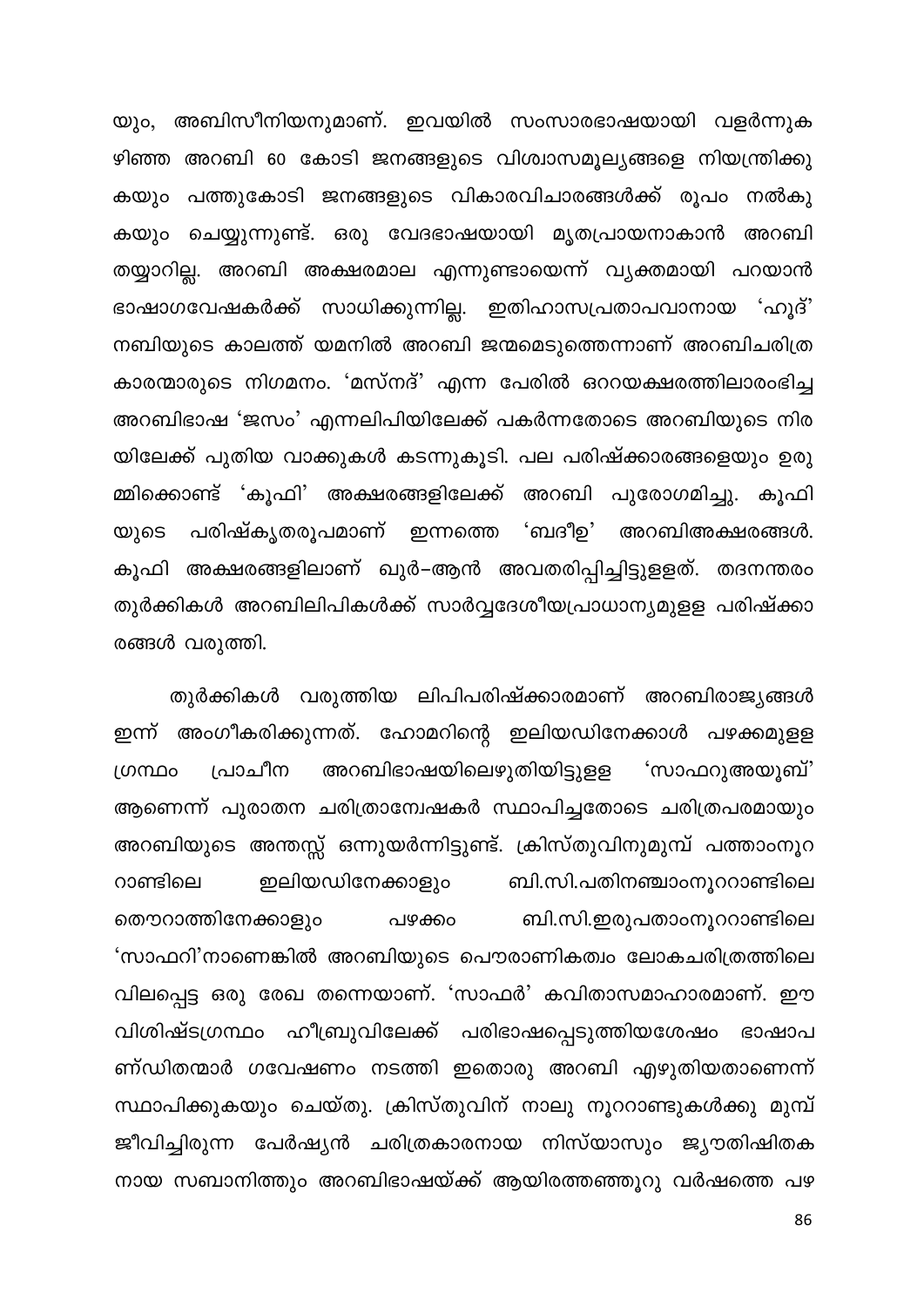യും, അബിസീനിയനുമാണ്. ഇവയിൽ സംസാരഭാഷയായി വളർന്നുകഴിഞ്ഞ അറബി 60 കോടി ജനങ്ങളുടെ വിശ്വാസമൂല്യങ്ങളെ നിയന്ത്രിക്കുകയും പത്തുകോടി ജനങ്ങളുടെ വികാരവിചാരങ്ങൾക്ക് രൂപം നൽകുകയും ചെയ്യുന്നുണ്ട്. ഒരു വേദഭാഷയായി മൃതപ്രായനാകാൻ അറബി തയ്യാറില്ല. അറബി അക്ഷരമാല എന്നുണ്ടായെന്ന് വ്യക്തമായി പറയാൻ ഭാഷാഗവേഷകർക്ക് സാധിക്കുന്നില്ല. ഇതിഹാസപ്രതാപവാനായ 'ഹൂദ്' നബിയുടെ കാലത്ത് യമനിൽ അറബി ജന്മമെടുത്തെന്നാണ് അറബിചരിത്രകാരന്മാരുടെ നിഗമനം. 'മസ്നദ്' എന്ന പേരിൽ ഒററയക്ഷരത്തിലാരംഭിച്ച അറബിഭാഷ 'ജസം' എന്നലിപിയിലേക്ക് പകർന്നതോടെ അറബിയുടെ നിരയിലേക്ക് പുതിയ വാക്കുകൾ കടന്നുകൂടി. പല പരിഷ്ക്കാരങ്ങളെയും ഉരുമ്മിക്കൊണ്ട് 'കൂഫി' അക്ഷരങ്ങളിലേക്ക് അറബി പുരോഗമിച്ചു. കൂഫിയുടെ പരിഷ്കൃതരൂപമാണ് ഇന്നത്തെ 'ബദീഉ' അറബിഅക്ഷരങ്ങൾ. കൂഫി അക്ഷരങ്ങളിലാണ് ഖുർ–ആൻ അവതരിപ്പിച്ചിട്ടുള്ളത്. തദനന്തരം തുർക്കികൾ അറബിലിപികൾക്ക് സാർവ്വദേശീയപ്രാധാന്യമുള്ള പരിഷ്ക്കാരങ്ങൾ വരുത്തി.

തുർക്കികൾ വരുത്തിയ ലിപിപരിഷ്ക്കാരമാണ് അറബിരാജ്യങ്ങൾ ഇന്ന് അംഗീകരിക്കുന്നത്. ഹോമറിന്റെ ഇലിയഡിനേക്കാൾ പഴക്കമുള്ള ഗ്രന്ഥം പ്രാചീന അറബിഭാഷയിലെഴുതിയിട്ടുള്ള 'സാഫറുഅയൂബ്' ആണെന്ന് പുരാതന ചരിത്രാന്വേഷകർ സ്ഥാപിച്ചതോടെ ചരിത്രപരമായും അറബിയുടെ അന്തസ്സ് ഒന്നുയർന്നിട്ടുണ്ട്. ക്രിസ്തുവിനുമുമ്പ് പത്താംനൂററാണ്ടിലെ ഇലിയഡിനേക്കാളും ബി.സി.പതിനഞ്ചാംനൂററാണ്ടിലെ തൌറാത്തിനേക്കാളും പഴക്കം ബി.സി.ഇരുപതാംനൂററാണ്ടിലെ 'സാഫറി'നാണെങ്കിൽ അറബിയുടെ പൌരാണികത്വം ലോകചരിത്രത്തിലെ വിലപ്പെട്ട ഒരു രേഖ തന്നെയാണ്. 'സാഫർ' കവിതാസമാഹാരമാണ്. ഈ വിശിഷ്ടഗ്രന്ഥം ഹീബ്രുവിലേക്ക് പരിഭാഷപ്പെടുത്തിയശേഷം ഭാഷാപണ്ഡിതന്മാർ ഗവേഷണം നടത്തി ഇതൊരു അറബി എഴുതിയതാണെന്ന് സ്ഥാപിക്കുകയും ചെയ്തു. ക്രിസ്തുവിന് നാലു നൂററാണ്ടുകൾക്കു മുമ്പ് ജീവിച്ചിരുന്ന പേർഷ്യൻ ചരിത്രകാരനായ നിസ്യാസും ജ്യൗതിഷിതകനായ സബാനിത്തും അറബിഭാഷയ്ക്ക് ആയിരത്തഞ്ഞൂറു വർഷത്തെ പഴ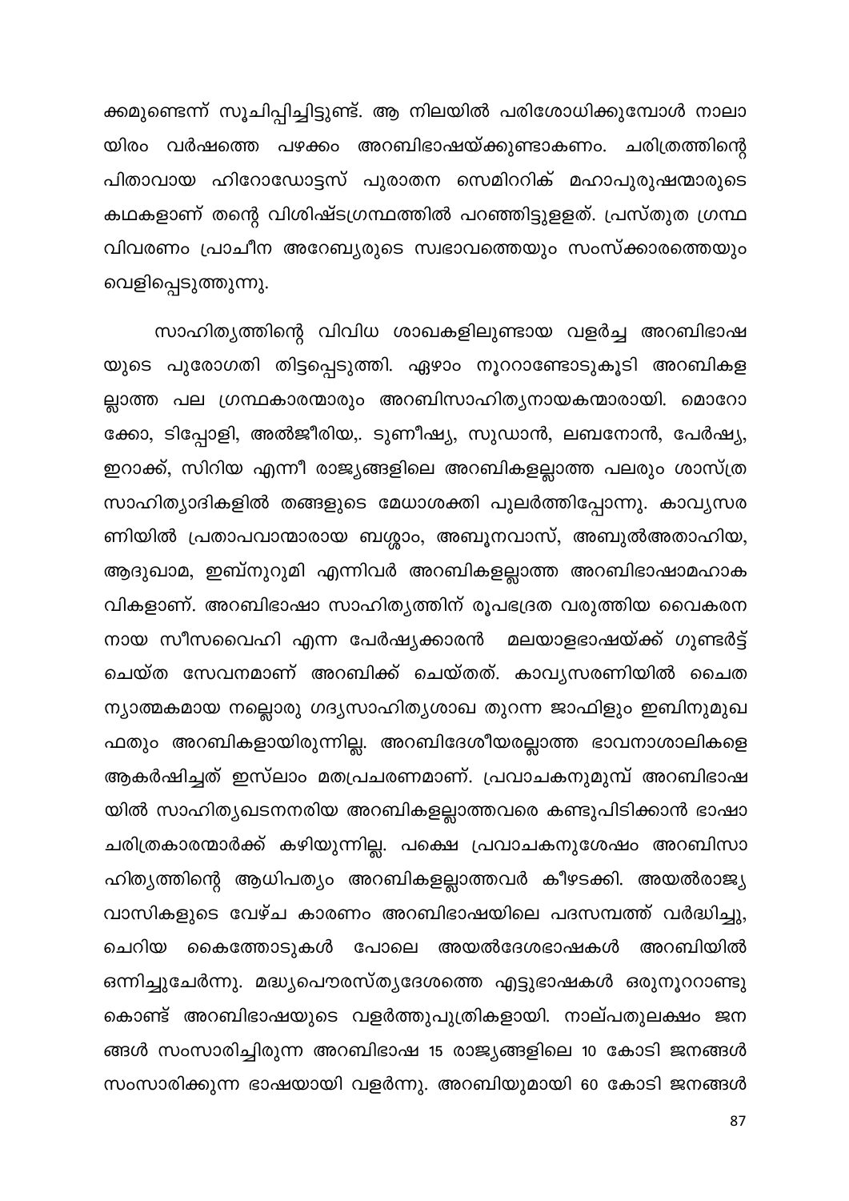ക്കമുണ്ടെന്ന് സൂചിപ്പിച്ചിട്ടുണ്ട്. ആ നിലയിൽ പരിശോധിക്കുമ്പോൾ നാലായിരം വർഷത്തെ പഴക്കം അറബിഭാഷയ്ക്കുണ്ടാകണം. ചരിത്രത്തിന്റെ പിതാവായ ഹിറോഡോട്ടസ് പുരാതന സെമിററിക് മഹാപുരുഷന്മാരുടെ കഥകളാണ് തന്റെ വിശിഷ്ടഗ്രന്ഥത്തിൽ പറഞ്ഞിട്ടുള്ളത്. പ്രസ്തുത ഗ്രന്ഥവിവരണം പ്രാചീന അറേബ്യരുടെ സ്വഭാവത്തെയും സംസ്ക്കാരത്തെയും വെളിപ്പെടുത്തുന്നു.

സാഹിത്യത്തിന്റെ വിവിധ ശാഖകളിലുണ്ടായ വളർച്ച അറബിഭാഷയുടെ പുരോഗതി തിട്ടപ്പെടുത്തി. ഏഴാം നൂററാണ്ടോടുകൂടി അറബികളല്ലാത്ത പല ഗ്രന്ഥകാരന്മാരും അറബിസാഹിത്യനായകന്മാരായി. മൊറോക്കോ, ടിപ്പോളി, അൽജീരിയ,. ടുണീഷ്യ, സുഡാൻ, ലബനോൻ, പേർഷ്യ, ഇറാക്ക്, സിറിയ എന്നീ രാജ്യങ്ങളിലെ അറബികളല്ലാത്ത പലരും ശാസ്ത്രസാഹിത്യാദികളിൽ തങ്ങളുടെ മേധാശക്തി പുലർത്തിപ്പോന്നു. കാവ്യസരണിയിൽ പ്രതാപവാന്മാരായ ബശ്ശാം, അബൂനവാസ്, അബുൽഅതാഹിയ, ആദുഖാമ, ഇബ്നുറുമി എന്നിവർ അറബികളല്ലാത്ത അറബിഭാഷാമഹാകവികളാണ്. അറബിഭാഷാ സാഹിത്യത്തിന് രൂപഭദ്രത വരുത്തിയ വൈകരനായ സീസവൈഹി എന്ന പേർഷ്യക്കാരൻ മലയാളഭാഷയ്ക്ക് ഗുണ്ടർട്ട് ചെയ്ത സേവനമാണ് അറബിക്ക് ചെയ്തത്. കാവ്യസരണിയിൽ ചൈതന്യാത്മകമായ നല്ലൊരു ഗദ്യസാഹിത്യശാഖ തുറന്ന ജാഫിളും ഇബിനുമുഖഫതും അറബികളായിരുന്നില്ല. അറബിദേശീയരല്ലാത്ത ഭാവനാശാലികളെ ആകർഷിച്ചത് ഇസ്ലാം മതപ്രചരണമാണ്. പ്രവാചകനുമുമ്പ് അറബിഭാഷയിൽ സാഹിത്യഖടനനരിയ അറബികളല്ലാത്തവരെ കണ്ടുപിടിക്കാൻ ഭാഷാചരിത്രകാരന്മാർക്ക് കഴിയുന്നില്ല. പക്ഷെ പ്രവാചകനുശേഷം അറബിസാഹിത്യത്തിന്റെ ആധിപത്യം അറബികളല്ലാത്തവർ കീഴടക്കി. അയൽരാജ്യവാസികളുടെ വേഴ്ച കാരണം അറബിഭാഷയിലെ പദസമ്പത്ത് വർദ്ധിച്ചു, ചെറിയ കൈത്തോടുകൾ പോലെ അയൽദേശഭാഷകൾ അറബിയിൽ ഒന്നിച്ചുചേർന്നു. മദ്ധ്യപൌരസ്ത്യദേശത്തെ എട്ടുഭാഷകൾ ഒരുനൂററാണ്ടുകൊണ്ട് അറബിഭാഷയുടെ വളർത്തുപുത്രികളായി. നാല്പതുലക്ഷം ജനങ്ങൾ സംസാരിച്ചിരുന്ന അറബിഭാഷ 15 രാജ്യങ്ങളിലെ 10 കോടി ജനങ്ങൾ സംസാരിക്കുന്ന ഭാഷയായി വളർന്നു. അറബിയുമായി 60 കോടി ജനങ്ങൾ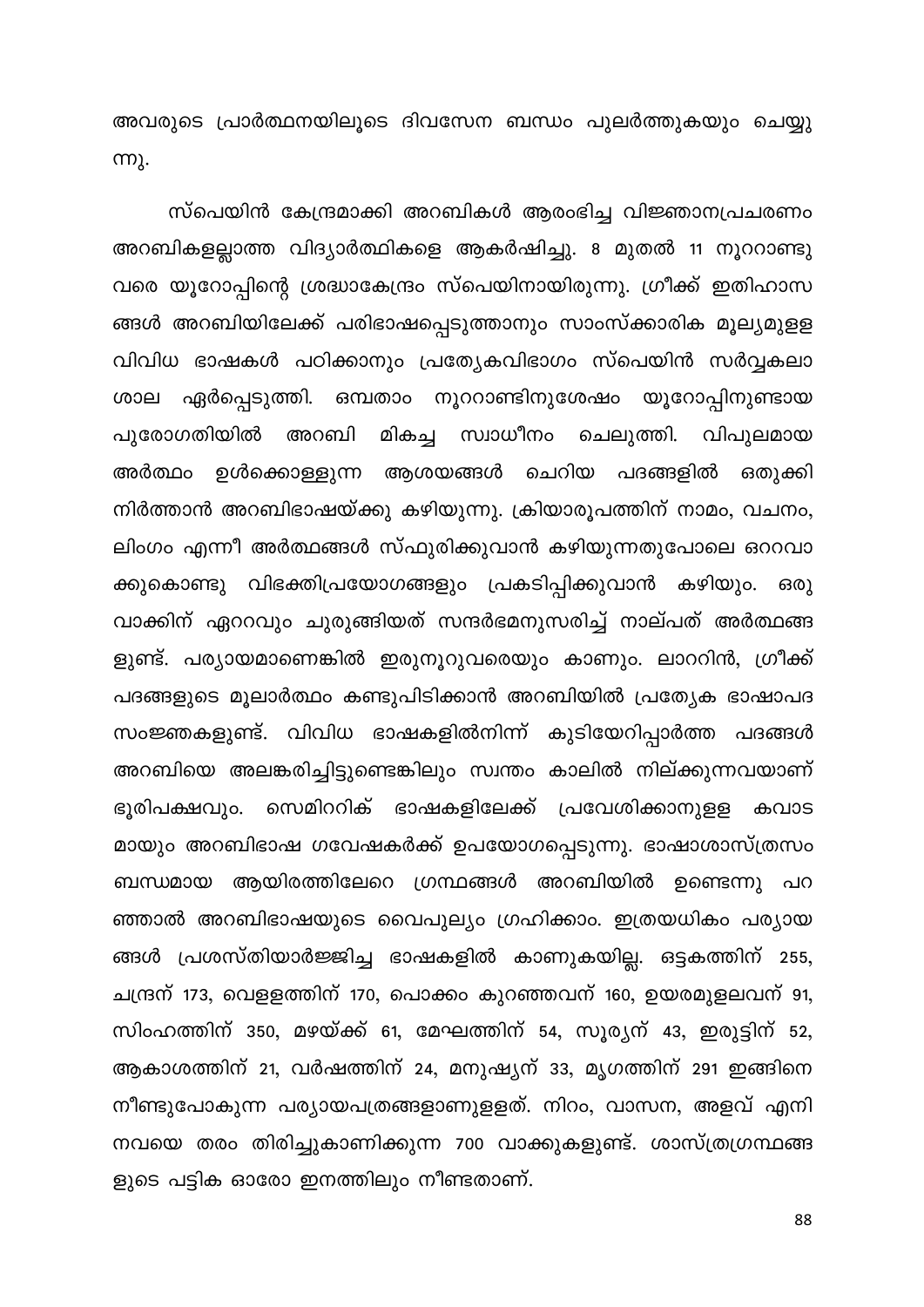അവരുടെ പ്രാർത്ഥനയിലൂടെ ദിവസേന ബന്ധം പുലർത്തുകയും ചെയ്യുന്നു.

സ്പെയിൻ കേന്ദ്രമാക്കി അറബികൾ ആരംഭിച്ച വിജ്ഞാനപ്രചരണം അറബികളല്ലാത്ത വിദ്യാർത്ഥികളെ ആകർഷിച്ചു. 8 മുതൽ 11 നൂററാണ്ടു വരെ യൂറോപ്പിന്റെ ശ്രദ്ധാകേന്ദ്രം സ്പെയിനായിരുന്നു. ഗ്രീക്ക് ഇതിഹാസങ്ങൾ അറബിയിലേക്ക് പരിഭാഷപ്പെടുത്താനും സാംസ്ക്കാരിക മൂല്യമുള്ള വിവിധ ഭാഷകൾ പഠിക്കാനും പ്രത്യേകവിഭാഗം സ്പെയിൻ സർവ്വകലാശാല ഏർപ്പെടുത്തി. ഒമ്പതാം നൂററാണ്ടിനുശേഷം യൂറോപ്പിനുണ്ടായ പുരോഗതിയിൽ അറബി മികച്ച സ്വാധീനം ചെലുത്തി. വിപുലമായ അർത്ഥം ഉൾക്കൊള്ളുന്ന ആശയങ്ങൾ ചെറിയ പദങ്ങളിൽ ഒതുക്കി നിർത്താൻ അറബിഭാഷയ്ക്കു കഴിയുന്നു. ക്രിയാരൂപത്തിന് നാമം, വചനം, ലിംഗം എന്നീ അർത്ഥങ്ങൾ സ്ഫുരിക്കുവാൻ കഴിയുന്നതുപോലെ ഒററവാക്കുകൊണ്ടു വിഭക്തിപ്രയോഗങ്ങളും പ്രകടിപ്പിക്കുവാൻ കഴിയും. ഒരു വാക്കിന് ഏററവും ചുരുങ്ങിയത് സന്ദർഭമനുസരിച്ച് നാല്പത് അർത്ഥങ്ങളുണ്ട്. പര്യായമാണെങ്കിൽ ഇരുനൂറുവരെയും കാണും. ലാററിൻ, ഗ്രീക്ക് പദങ്ങളുടെ മൂലാർത്ഥം കണ്ടുപിടിക്കാൻ അറബിയിൽ പ്രത്യേക ഭാഷാപദ സംജ്ഞകളുണ്ട്. വിവിധ ഭാഷകളിൽനിന്ന് കുടിയേറിപ്പാർത്ത പദങ്ങൾ അറബിയെ അലങ്കരിച്ചിട്ടുണ്ടെങ്കിലും സ്വന്തം കാലിൽ നില്ക്കുന്നവയാണ് ഭൂരിപക്ഷവും. സെമിററിക് ഭാഷകളിലേക്ക് പ്രവേശിക്കാനുള്ള കവാടമായും അറബിഭാഷ ഗവേഷകർക്ക് ഉപയോഗപ്പെടുന്നു. ഭാഷാശാസ്ത്രസംബന്ധമായ ആയിരത്തിലേറെ ഗ്രന്ഥങ്ങൾ അറബിയിൽ ഉണ്ടെന്നു പറഞ്ഞാൽ അറബിഭാഷയുടെ വൈപുല്യം ഗ്രഹിക്കാം. ഇത്രയധികം പര്യായങ്ങൾ പ്രശസ്തിയാർജ്ജിച്ച ഭാഷകളിൽ കാണുകയില്ല. ഒട്ടകത്തിന് 255, ചന്ദ്രന് 173, വെള്ളത്തിന് 170, പൊക്കം കുറഞ്ഞവന് 160, ഉയരമുള്ളവന് 91, സിംഹത്തിന് 350, മഴയ്ക്ക് 61, മേഘത്തിന് 54, സൂര്യന് 43, ഇരുട്ടിന് 52, ആകാശത്തിന് 21, വർഷത്തിന് 24, മനുഷ്യന് 33, മൃഗത്തിന് 291 ഇങ്ങിനെ നീണ്ടുപോകുന്ന പര്യായപത്രങ്ങളാണുള്ളത്. നിറം, വാസന, അളവ് എനിനവയെ തരം തിരിച്ചുകാണിക്കുന്ന 700 വാക്കുകളുണ്ട്. ശാസ്ത്രഗ്രന്ഥങ്ങളുടെ പട്ടിക ഓരോ ഇനത്തിലും നീണ്ടതാണ്.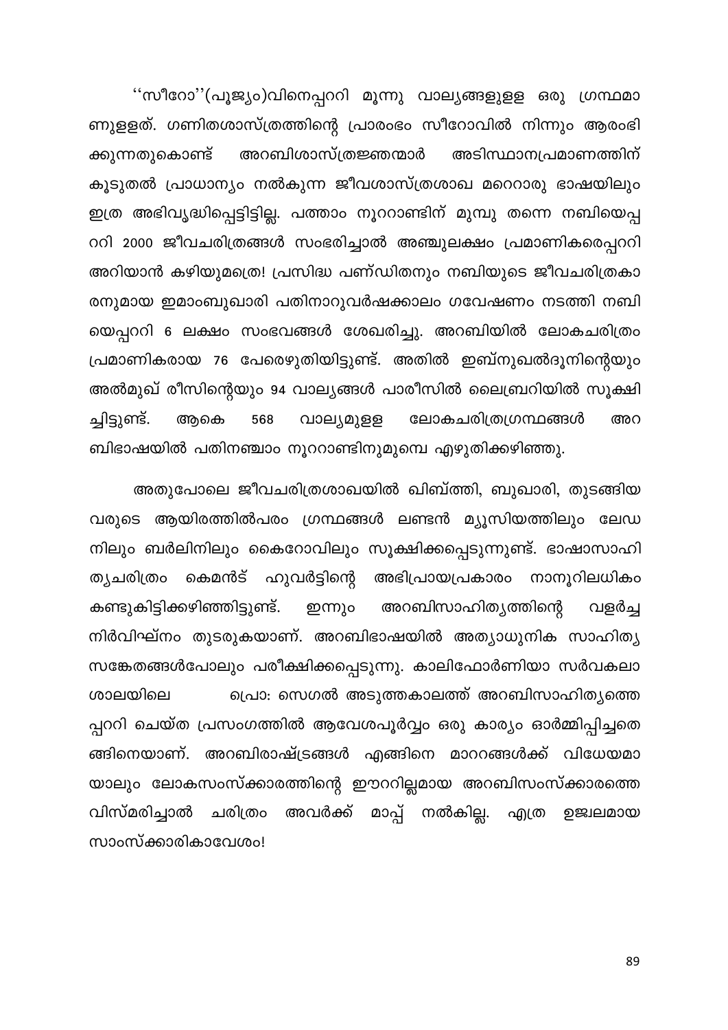''സീറോ''(പൂജ്യം)വിനെപ്പററി മൂന്നു വാല്യങ്ങളുളള ഒരു ഗ്രന്ഥമാണുളളത്. ഗണിതശാസ്ത്രത്തിന്റെ പ്രാരംഭം സീറോവിൽ നിന്നും ആരംഭിക്കുന്നതുകൊണ്ട് അറബിശാസ്ത്രജ്ഞന്മാർ അടിസ്ഥാനപ്രമാണത്തിന് കൂടുതൽ പ്രാധാന്യം നൽകുന്ന ജീവശാസ്ത്രശാഖ മറെറാരു ഭാഷയിലും ഇത്ര അഭിവൃദ്ധിപ്പെട്ടിട്ടില്ല. പത്താം നൂററാണ്ടിന് മുമ്പു തന്നെ നബിയെപ്പററി 2000 ജീവചരിത്രങ്ങൾ സംഭരിച്ചാൽ അഞ്ചുലക്ഷം പ്രമാണികരെപ്പററി അറിയാൻ കഴിയുമത്രെ! പ്രസിദ്ധ പണ്ഡിതനും നബിയുടെ ജീവചരിത്രകാരനുമായ ഇമാംബുഖാരി പതിനാറുവർഷക്കാലം ഗവേഷണം നടത്തി നബിയെപ്പററി 6 ലക്ഷം സംഭവങ്ങൾ ശേഖരിച്ചു. അറബിയിൽ ലോകചരിത്രം പ്രമാണികരായ 76 പേരെഴുതിയിട്ടുണ്ട്. അതിൽ ഇബ്നുഖൽദൂനിന്റെയും അൽമുഖ് രീസിന്റെയും 94 വാല്യങ്ങൾ പാരീസിൽ ലൈബ്രറിയിൽ സൂക്ഷിച്ചിട്ടുണ്ട്. ആകെ 568 വാല്യമുളള ലോകചരിത്രഗ്രന്ഥങ്ങൾ അറബിഭാഷയിൽ പതിനഞ്ചാം നൂററാണ്ടിനുമുമ്പെ എഴുതിക്കഴിഞ്ഞു.

അതുപോലെ ജീവചരിത്രശാഖയിൽ ഖിബ്ത്തി, ബുഖാരി, തുടങ്ങിയവരുടെ ആയിരത്തിൽപരം ഗ്രന്ഥങ്ങൾ ലണ്ടൻ മ്യൂസിയത്തിലും ലേഡനിലും ബർലിനിലും കൈറോവിലും സൂക്ഷിക്കപ്പെടുന്നുണ്ട്. ഭാഷാസാഹിത്യചരിത്രം കെമൻട് ഹുവർട്ടിന്റെ അഭിപ്രായപ്രകാരം നാനൂറിലധികം കണ്ടുകിട്ടിക്കഴിഞ്ഞിട്ടുണ്ട്. ഇന്നും അറബിസാഹിത്യത്തിന്റെ വളർച്ച നിർവിഘ്നം തുടരുകയാണ്. അറബിഭാഷയിൽ അത്യാധുനിക സാഹിത്യ സങ്കേതങ്ങൾപോലും പരീക്ഷിക്കപ്പെടുന്നു. കാലിഫോർണിയാ സർവകലാശാലയിലെ പ്രൊ: സെഗൽ അടുത്തകാലത്ത് അറബിസാഹിത്യത്തെപ്പററി ചെയ്ത പ്രസംഗത്തിൽ ആവേശപൂർവ്വം ഒരു കാര്യം ഓർമ്മിപ്പിച്ചതെങ്ങിനെയാണ്. അറബിരാഷ്ട്രങ്ങൾ എങ്ങിനെ മാററങ്ങൾക്ക് വിധേയമായാലും ലോകസംസ്ക്കാരത്തിന്റെ ഈററില്ലമായ അറബിസംസ്ക്കാരത്തെ വിസ്മരിച്ചാൽ ചരിത്രം അവർക്ക് മാപ്പ് നൽകില്ല. എത്ര ഉജ്വലമായ സാംസ്ക്കാരികാവേശം!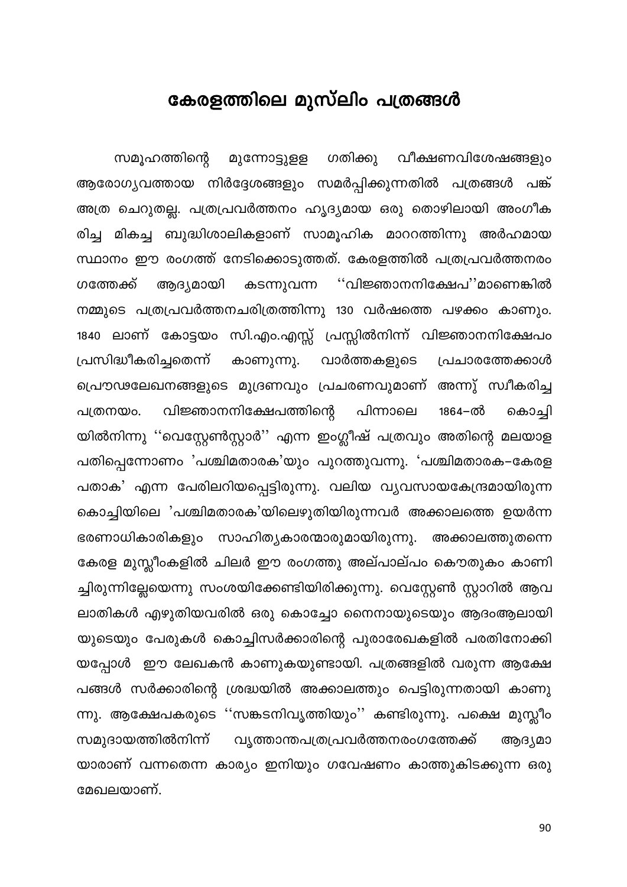# കേരളത്തിലെ മുസ്‌ലിം പത്രങ്ങൾ

സമൂഹത്തിന്റെ മുന്നോട്ടുള്ള ഗതിക്കു വീക്ഷണവിശേഷങ്ങളും ആരോഗ്യവത്തായ നിർദ്ദേശങ്ങളും സമർപ്പിക്കുന്നതിൽ പത്രങ്ങൾ പങ്ക് അത്ര ചെറുതല്ല. പത്രപ്രവർത്തനം ഹൃദ്യമായ ഒരു തൊഴിലായി അംഗീകരിച്ച മികച്ച ബുദ്ധിശാലികളാണ് സാമൂഹിക മാററത്തിന്നു അർഹമായ സ്ഥാനം ഈ രംഗത്ത് നേടിക്കൊടുത്തത്. കേരളത്തിൽ പത്രപ്രവർത്തനരംഗത്തേക്ക് ആദ്യമായി കടന്നുവന്ന ''വിജ്ഞാനനിക്ഷേപ''മാണെങ്കിൽ നമ്മുടെ പത്രപ്രവർത്തനചരിത്രത്തിന്നു 130 വർഷത്തെ പഴക്കം കാണും. 1840 ലാണ് കോട്ടയം സി.എം.എസ്സ് പ്രസ്സിൽനിന്ന് വിജ്ഞാനനിക്ഷേപം പ്രസിദ്ധീകരിച്ചതെന്ന് കാണുന്നു. വാർത്തകളുടെ പ്രചാരത്തേക്കാൾ പ്രൌഢലേഖനങ്ങളുടെ മുദ്രണവും പ്രചരണവുമാണ് അന്നു് സ്വീകരിച്ച പത്രനയം. വിജ്ഞാനനിക്ഷേപത്തിന്റെ പിന്നാലെ 1864–ൽ കൊച്ചിയിൽനിന്നു ''വെസ്റ്റേൺസ്റ്റാർ'' എന്ന ഇംഗ്ലീഷ് പത്രവും അതിന്റെ മലയാള പതിപ്പെന്നോണം 'പശ്ചിമതാരക'യും പുറത്തുവന്നു. 'പശ്ചിമതാരക–കേരള പതാക' എന്ന പേരിലറിയപ്പെട്ടിരുന്നു. വലിയ വ്യവസായകേന്ദ്രമായിരുന്ന കൊച്ചിയിലെ 'പശ്ചിമതാരക'യിലെഴുതിയിരുന്നവർ അക്കാലത്തെ ഉയർന്ന ഭരണാധികാരികളും സാഹിത്യകാരന്മാരുമായിരുന്നു. അക്കാലത്തുതന്നെ കേരള മുസ്ലീംകളിൽ ചിലർ ഈ രംഗത്തു അല്പാല്പം കൌതുകം കാണിച്ചിരുന്നില്ലേയെന്നു സംശയിക്കേണ്ടിയിരിക്കുന്നു. വെസ്റ്റേൺ സ്റ്റാറിൽ ആവലാതികൾ എഴുതിയവരിൽ ഒരു കൊച്ചോ നൈനായുടെയും ആദംആലായിയുടെയും പേരുകൾ കൊച്ചിസർക്കാരിന്റെ പുരാരേഖകളിൽ പരതിനോക്കിയപ്പോൾ ഈ ലേഖകൻ കാണുകയുണ്ടായി. പത്രങ്ങളിൽ വരുന്ന ആക്ഷേപങ്ങൾ സർക്കാരിന്റെ ശ്രദ്ധയിൽ അക്കാലത്തും പെട്ടിരുന്നതായി കാണുന്നു. ആക്ഷേപകരുടെ ''സങ്കടനിവൃത്തിയും'' കണ്ടിരുന്നു. പക്ഷെ മുസ്ലീം സമുദായത്തിൽനിന്ന് വൃത്താന്തപത്രപ്രവർത്തനരംഗത്തേക്ക് ആദ്യമായാരാണ് വന്നതെന്ന കാര്യം ഇനിയും ഗവേഷണം കാത്തുകിടക്കുന്ന ഒരു മേഖലയാണ്.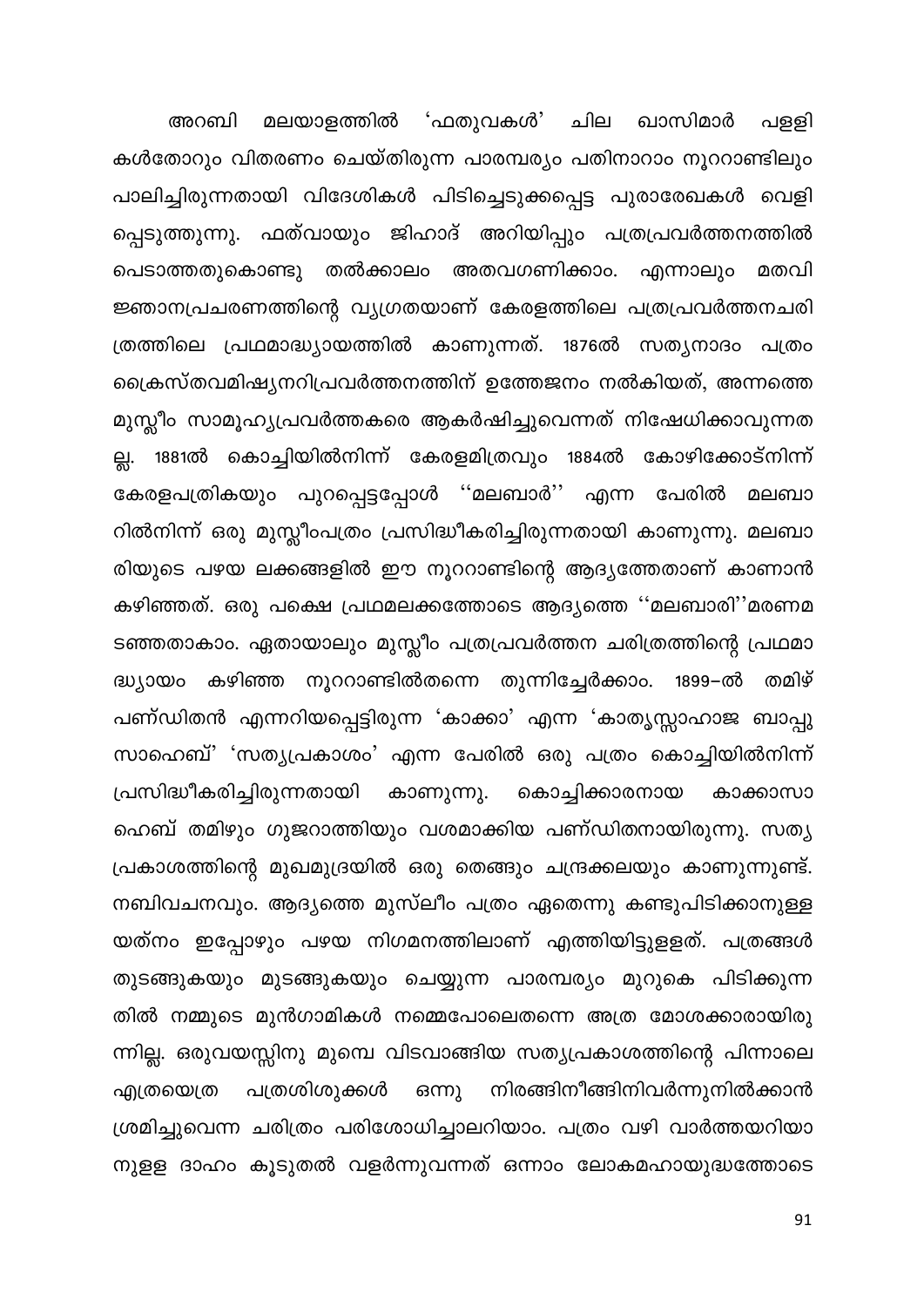അറബി മലയാളത്തിൽ 'ഫതുവകൾ' ചില ഖാസിമാർ പള്ളികൾതോറും വിതരണം ചെയ്തിരുന്ന പാരമ്പര്യം പതിനാറാം നൂററാണ്ടിലും പാലിച്ചിരുന്നതായി വിദേശികൾ പിടിച്ചെടുക്കപ്പെട്ട പുരാരേഖകൾ വെളിപ്പെടുത്തുന്നു. ഫത്വായും ജിഹാദ് അറിയിപ്പും പത്രപ്രവർത്തനത്തിൽ പെടാത്തതുകൊണ്ടു തൽക്കാലം അതവഗണിക്കാം. എന്നാലും മതവിജ്ഞാനപ്രചരണത്തിന്റെ വ്യഗ്രതയാണ് കേരളത്തിലെ പത്രപ്രവർത്തനചരിത്രത്തിലെ പ്രഥമാദ്ധ്യായത്തിൽ കാണുന്നത്. 1876ൽ സത്യനാദം പത്രം ക്രൈസ്തവമിഷ്യനറിപ്രവർത്തനത്തിന് ഉത്തേജനം നൽകിയത്, അന്നത്തെ മുസ്ലീം സാമൂഹ്യപ്രവർത്തകരെ ആകർഷിച്ചുവെന്നത് നിഷേധിക്കാവുന്നതല്ല. 1881ൽ കൊച്ചിയിൽനിന്ന് കേരളമിത്രവും 1884ൽ കോഴിക്കോട്നിന്ന് കേരളപത്രികയും പുറപ്പെട്ടപ്പോൾ ''മലബാർ'' എന്ന പേരിൽ മലബാറിൽനിന്ന് ഒരു മുസ്ലീംപത്രം പ്രസിദ്ധീകരിച്ചിരുന്നതായി കാണുന്നു. മലബാരിയുടെ പഴയ ലക്കങ്ങളിൽ ഈ നൂററാണ്ടിന്റെ ആദ്യത്തേതാണ് കാണാൻ കഴിഞ്ഞത്. ഒരു പക്ഷെ പ്രഥമലക്കത്തോടെ ആദ്യത്തെ ''മലബാരി''മരണമടഞ്ഞതാകാം. ഏതായാലും മുസ്ലീം പത്രപ്രവർത്തന ചരിത്രത്തിന്റെ പ്രഥമാദ്ധ്യായം കഴിഞ്ഞ നൂററാണ്ടിൽതന്നെ തുന്നിച്ചേർക്കാം. 1899–ൽ തമിഴ് പണ്ഡിതൻ എന്നറിയപ്പെട്ടിരുന്ന 'കാക്കാ' എന്ന 'കാതൃസ്സാഹാജ ബാപ്പു സാഹെബ്' 'സത്യപ്രകാശം' എന്ന പേരിൽ ഒരു പത്രം കൊച്ചിയിൽനിന്ന് പ്രസിദ്ധീകരിച്ചിരുന്നതായി കാണുന്നു. കൊച്ചിക്കാരനായ കാക്കാസാഹെബ് തമിഴും ഗുജറാത്തിയും വശമാക്കിയ പണ്ഡിതനായിരുന്നു. സത്യപ്രകാശത്തിന്റെ മുഖമുദ്രയിൽ ഒരു തെങ്ങും ചന്ദ്രക്കലയും കാണുന്നുണ്ട്. നബിവചനവും. ആദ്യത്തെ മുസ്ലീം പത്രം ഏതെന്നു കണ്ടുപിടിക്കാനുള്ള യത്നം ഇപ്പോഴും പഴയ നിഗമനത്തിലാണ് എത്തിയിട്ടുള്ളത്. പത്രങ്ങൾ തുടങ്ങുകയും മുടങ്ങുകയും ചെയ്യുന്ന പാരമ്പര്യം മുറുകെ പിടിക്കുന്നതിൽ നമ്മുടെ മുൻഗാമികൾ നമ്മെപോലെതന്നെ അത്ര മോശക്കാരായിരുന്നില്ല. ഒരുവയസ്സിനു മുമ്പെ വിടവാങ്ങിയ സത്യപ്രകാശത്തിന്റെ പിന്നാലെ എത്രയെത്ര പത്രശിശുക്കൾ ഒന്നു നിരങ്ങിനീങ്ങിനിവർന്നുനിൽക്കാൻ ശ്രമിച്ചുവെന്ന ചരിത്രം പരിശോധിച്ചാലറിയാം. പത്രം വഴി വാർത്തയറിയാനുള്ള ദാഹം കൂടുതൽ വളർന്നുവന്നത് ഒന്നാം ലോകമഹായുദ്ധത്തോടെ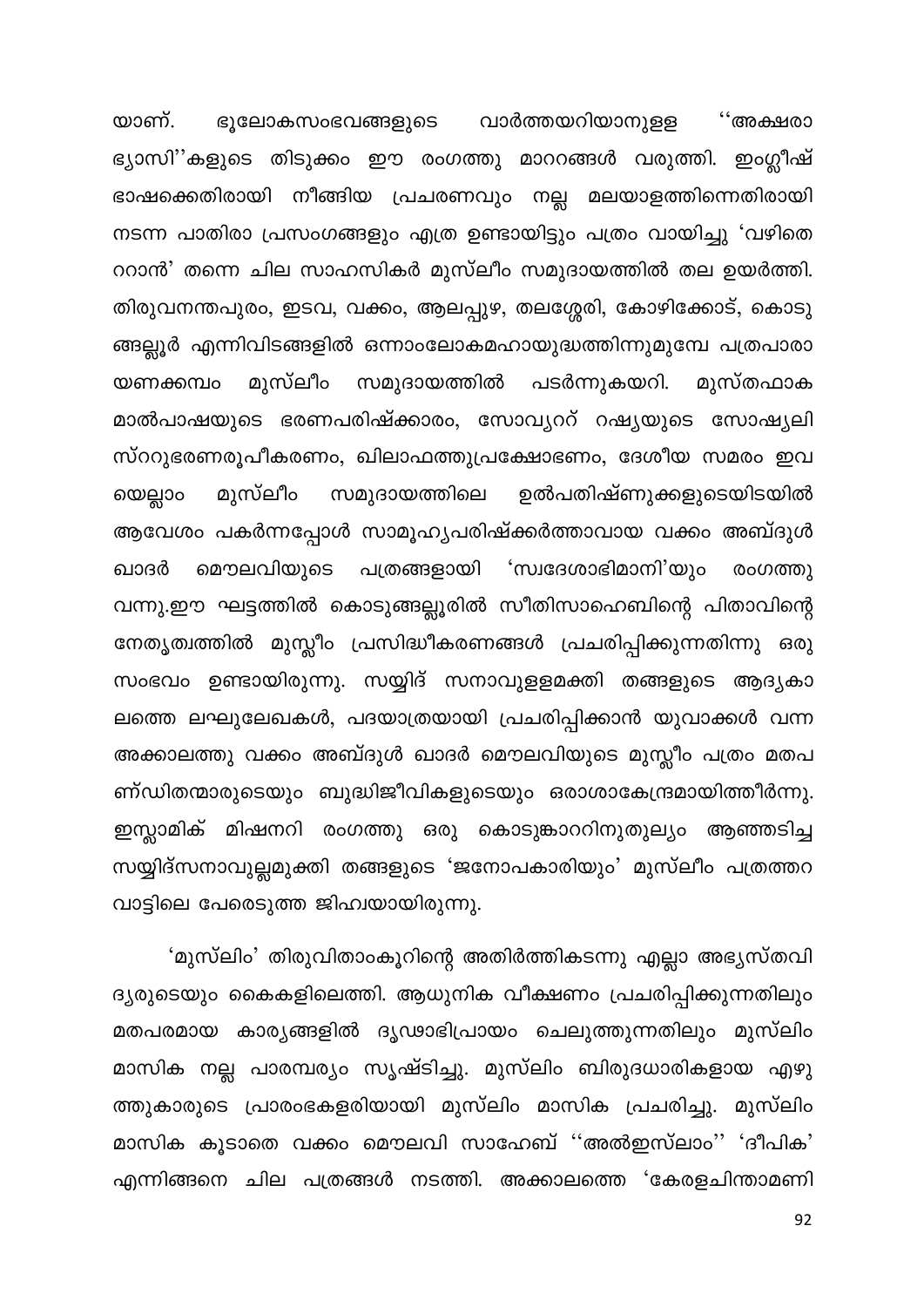യാണ്. ഭൂലോകസംഭവങ്ങളുടെ വാർത്തയറിയാനുള്ള ''അക്ഷരാഭ്യാസി''കളുടെ തിടുക്കം ഈ രംഗത്തു മാററങ്ങൾ വരുത്തി. ഇംഗ്ലീഷ് ഭാഷക്കെതിരായി നീങ്ങിയ പ്രചരണവും നല്ല മലയാളത്തിന്നെതിരായി നടന്ന പാതിരാ പ്രസംഗങ്ങളും എത്ര ഉണ്ടായിട്ടും പത്രം വായിച്ചു 'വഴിതെററാൻ' തന്നെ ചില സാഹസികർ മുസ്‌ലീം സമുദായത്തിൽ തല ഉയർത്തി. തിരുവനന്തപുരം, ഇടവ, വക്കം, ആലപ്പുഴ, തലശ്ശേരി, കോഴിക്കോട്, കൊടുങ്ങല്ലൂർ എന്നിവിടങ്ങളിൽ ഒന്നാംലോകമഹായുദ്ധത്തിന്നുമുമ്പേ പത്രപാരായണക്കമ്പം മുസ്‌ലീം സമുദായത്തിൽ പടർന്നുകയറി. മുസ്തഫാകമാൽപാഷയുടെ ഭരണപരിഷ്ക്കാരം, സോവ്യററ് റഷ്യയുടെ സോഷ്യലിസ്ററുഭരണരൂപീകരണം, ഖിലാഫത്തുപ്രക്ഷോഭണം, ദേശീയ സമരം ഇവയെല്ലാം മുസ്‌ലീം സമുദായത്തിലെ ഉൽപതിഷ്ണുക്കളുടെയിടയിൽ ആവേശം പകർന്നപ്പോൾ സാമൂഹ്യപരിഷ്ക്കർത്താവായ വക്കം അബ്ദുൾ ഖാദർ മൌലവിയുടെ പത്രങ്ങളായി 'സ്വദേശാഭിമാനി'യും രംഗത്തു വന്നു.ഈ ഘട്ടത്തിൽ കൊടുങ്ങല്ലൂരിൽ സീതിസാഹെബിന്റെ പിതാവിന്റെ നേതൃത്വത്തിൽ മുസ്ലീം പ്രസിദ്ധീകരണങ്ങൾ പ്രചരിപ്പിക്കുന്നതിന്നു ഒരു സംഭവം ഉണ്ടായിരുന്നു. സയ്യിദ് സനാവുള്ളമക്തി തങ്ങളുടെ ആദ്യകാലത്തെ ലഘുലേഖകൾ, പദയാത്രയായി പ്രചരിപ്പിക്കാൻ യുവാക്കൾ വന്ന അക്കാലത്തു വക്കം അബ്ദുൾ ഖാദർ മൌലവിയുടെ മുസ്ലീം പത്രം മതപണ്ഡിതന്മാരുടെയും ബുദ്ധിജീവികളുടെയും ഒരാശാകേന്ദ്രമായിത്തീർന്നു. ഇസ്ലാമിക് മിഷനറി രംഗത്തു ഒരു കൊടുങ്കാററിനുതുല്യം ആഞ്ഞടിച്ച സയ്യിദ്സനാവുല്ലമുക്തി തങ്ങളുടെ 'ജനോപകാരിയും' മുസ്‌ലീം പത്രത്തറവാട്ടിലെ പേരെടുത്ത ജിഹ്വയായിരുന്നു.

'മുസ്ലിം' തിരുവിതാംകൂറിന്റെ അതിർത്തികടന്നു എല്ലാ അഭ്യസ്തവിദ്യരുടെയും കൈകളിലെത്തി. ആധുനിക വീക്ഷണം പ്രചരിപ്പിക്കുന്നതിലും മതപരമായ കാര്യങ്ങളിൽ ദൃഢാഭിപ്രായം ചെലുത്തുന്നതിലും മുസ്ലിം മാസിക നല്ല പാരമ്പര്യം സൃഷ്ടിച്ചു. മുസ്ലിം ബിരുദധാരികളായ എഴുത്തുകാരുടെ പ്രാരംഭകളരിയായി മുസ്ലിം മാസിക പ്രചരിച്ചു. മുസ്ലിം മാസിക കൂടാതെ വക്കം മൌലവി സാഹേബ് ''അൽഇസ്ലാം'' 'ദീപിക' എന്നിങ്ങനെ ചില പത്രങ്ങൾ നടത്തി. അക്കാലത്തെ 'കേരളചിന്താമണി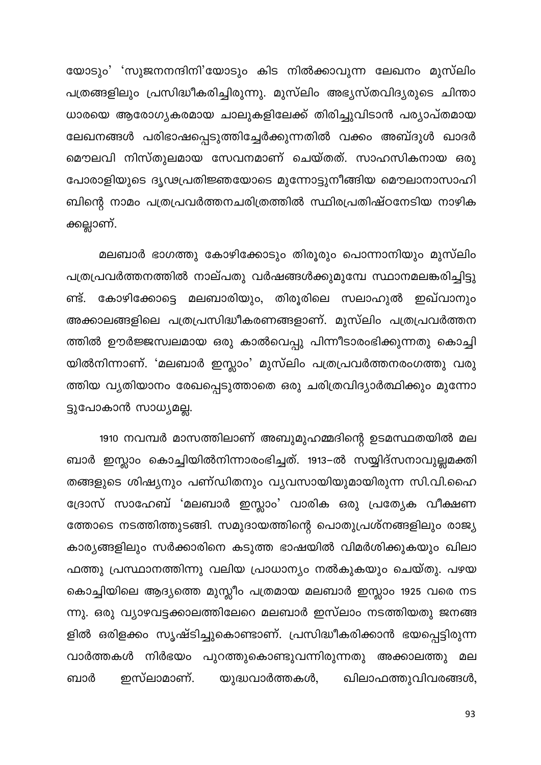യോടും' 'സുജനനന്ദിനി'യോടും കിട നിൽക്കാവുന്ന ലേഖനം മുസ്‌ലിം പത്രങ്ങളിലും പ്രസിദ്ധീകരിച്ചിരുന്നു. മുസ്‌ലിം അഭ്യസ്തവിദ്യരുടെ ചിന്താ ധാരയെ ആരോഗ്യകരമായ ചാലുകളിലേക്ക് തിരിച്ചുവിടാൻ പര്യാപ്തമായ ലേഖനങ്ങൾ പരിഭാഷപ്പെടുത്തിച്ചേർക്കുന്നതിൽ വക്കം അബ്ദുൾ ഖാദർ മൌലവി നിസ്തുലമായ സേവനമാണ് ചെയ്തത്. സാഹസികനായ ഒരു പോരാളിയുടെ ദൃഢപ്രതിജ്ഞയോടെ മുന്നോട്ടുനീങ്ങിയ മൌലാനാസാഹി ബിന്റെ നാമം പത്രപ്രവർത്തനചരിത്രത്തിൽ സ്ഥിരപ്രതിഷ്ഠനേടിയ നാഴിക ക്കല്ലാണ്.

മലബാർ ഭാഗത്തു കോഴിക്കോടും തിരൂരും പൊന്നാനിയും മുസ്‌ലിം പത്രപ്രവർത്തനത്തിൽ നാല്പതു വർഷങ്ങൾക്കുമുമ്പേ സ്ഥാനമലങ്കരിച്ചിട്ടു ണ്ട്. കോഴിക്കോട്ടെ മലബാരിയും, തിരൂരിലെ സലാഹുൽ ഇഖ്‌വാനും അക്കാലങ്ങളിലെ പത്രപ്രസിദ്ധീകരണങ്ങളാണ്. മുസ്‌ലിം പത്രപ്രവർത്തന ത്തിൽ ഊർജ്ജസ്വലമായ ഒരു കാൽവെപ്പു പിന്നീടാരംഭിക്കുന്നതു കൊച്ചി യിൽനിന്നാണ്. 'മലബാർ ഇസ്ലാം' മുസ്‌ലിം പത്രപ്രവർത്തനരംഗത്തു വരു ത്തിയ വ്യതിയാനം രേഖപ്പെടുത്താതെ ഒരു ചരിത്രവിദ്യാർത്ഥിക്കും മുന്നോ ട്ടുപോകാൻ സാധ്യമല്ല.

1910 നവമ്പർ മാസത്തിലാണ് അബുമുഹമ്മദിന്റെ ഉടമസ്ഥതയിൽ മല ബാർ ഇസ്ലാം കൊച്ചിയിൽനിന്നാരംഭിച്ചത്. 1913–ൽ സയ്യിദ്സനാവുല്ലമക്തി തങ്ങളുടെ ശിഷ്യനും പണ്ഡിതനും വ്യവസായിയുമായിരുന്ന സി.വി.ഹൈ ദ്രോസ് സാഹേബ് 'മലബാർ ഇസ്ലാം' വാരിക ഒരു പ്രത്യേക വീക്ഷണ ത്തോടെ നടത്തിത്തുടങ്ങി. സമുദായത്തിന്റെ പൊതുപ്രശ്നങ്ങളിലും രാജ്യ കാര്യങ്ങളിലും സർക്കാരിനെ കടുത്ത ഭാഷയിൽ വിമർശിക്കുകയും ഖിലാ ഫത്തു പ്രസ്ഥാനത്തിന്നു വലിയ പ്രാധാന്യം നൽകുകയും ചെയ്തു. പഴയ കൊച്ചിയിലെ ആദ്യത്തെ മുസ്ലീം പത്രമായ മലബാർ ഇസ്ലാം 1925 വരെ നട ന്നു. ഒരു വ്യാഴവട്ടക്കാലത്തിലേറെ മലബാർ ഇസ്‌ലാം നടത്തിയതു ജനങ്ങ ളിൽ ഒരിളക്കം സൃഷ്ടിച്ചുകൊണ്ടാണ്. പ്രസിദ്ധീകരിക്കാൻ ഭയപ്പെട്ടിരുന്ന വാർത്തകൾ നിർഭയം പുറത്തുകൊണ്ടുവന്നിരുന്നതു അക്കാലത്തു മല ബാർ ഇസ്‌ലാമാണ്. യുദ്ധവാർത്തകൾ, ഖിലാഫത്തുവിവരങ്ങൾ,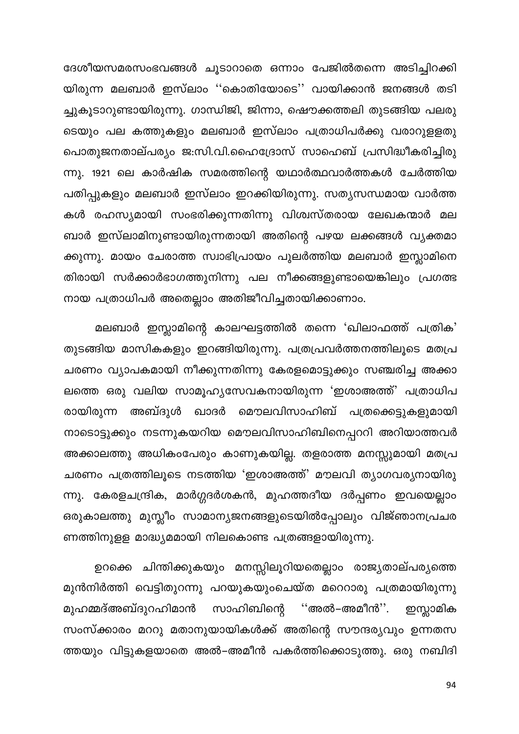ദേശീയസമരസംഭവങ്ങൾ ചൂടാറാതെ ഒന്നാം പേജിൽതന്നെ അടിച്ചിറക്കിയിരുന്ന മലബാർ ഇസ്‌ലാം ''കൊതിയോടെ'' വായിക്കാൻ ജനങ്ങൾ തടിച്ചുകൂടാറുണ്ടായിരുന്നു. ഗാന്ധിജി, ജിന്നാ, ഷൌക്കത്തലി തുടങ്ങിയ പലരുടെയും പല കത്തുകളും മലബാർ ഇസ്‌ലാം പത്രാധിപർക്കു വരാറുള്ളതു പൊതുജനതാല്പര്യം ജ:സി.വി.ഹൈദ്രോസ് സാഹെബ് പ്രസിദ്ധീകരിച്ചിരുന്നു. 1921 ലെ കാർഷിക സമരത്തിന്റെ യഥാർത്ഥവാർത്തകൾ ചേർത്തിയ പതിപ്പുകളും മലബാർ ഇസ്‌ലാം ഇറക്കിയിരുന്നു. സത്യസന്ധമായ വാർത്തകൾ രഹസ്യമായി സംഭരിക്കുന്നതിന്നു വിശ്വസ്തരായ ലേഖകന്മാർ മലബാർ ഇസ്‌ലാമിനുണ്ടായിരുന്നതായി അതിന്റെ പഴയ ലക്കങ്ങൾ വ്യക്തമാക്കുന്നു. മായം ചേരാത്ത സ്വാഭിപ്രായം പുലർത്തിയ മലബാർ ഇസ്ലാമിനെതിരായി സർക്കാർഭാഗത്തുനിന്നു പല നീക്കങ്ങളുണ്ടായെങ്കിലും പ്രഗത്ഭനായ പത്രാധിപർ അതെല്ലാം അതിജീവിച്ചതായിക്കാണാം.

മലബാർ ഇസ്ലാമിന്റെ കാലഘട്ടത്തിൽ തന്നെ 'ഖിലാഫത്ത് പത്രിക' തുടങ്ങിയ മാസികകളും ഇറങ്ങിയിരുന്നു. പത്രപ്രവർത്തനത്തിലൂടെ മതപ്രചരണം വ്യാപകമായി നീക്കുന്നതിന്നു കേരളമൊട്ടുക്കും സഞ്ചരിച്ച അക്കാലത്തെ ഒരു വലിയ സാമൂഹ്യസേവകനായിരുന്ന 'ഇശാഅത്ത്' പത്രാധിപരായിരുന്ന അബ്ദുൾ ഖാദർ മൌലവിസാഹിബ് പത്രക്കെട്ടുകളുമായി നാടൊട്ടുക്കും നടന്നുകയറിയ മൌലവിസാഹിബിനെപ്പററി അറിയാത്തവർ അക്കാലത്തു അധികംപേരും കാണുകയില്ല. തളരാത്ത മനസ്സുമായി മതപ്രചരണം പത്രത്തിലൂടെ നടത്തിയ 'ഇശാഅത്ത്' മൗലവി ത്യാഗവര്യനായിരുന്നു. കേരളചന്ദ്രിക, മാർഗ്ഗദർശകൻ, മുഹത്തദീയ ദർപ്പണം ഇവയെല്ലാം ഒരുകാലത്തു മുസ്ലീം സാമാന്യജനങ്ങളുടെയിൽപ്പോലും വിജ്ഞാനപ്രചരണത്തിനുള്ള മാദ്ധ്യമമായി നിലകൊണ്ട പത്രങ്ങളായിരുന്നു.

ഉറക്കെ ചിന്തിക്കുകയും മനസ്സിലൂറിയതെല്ലാം രാജ്യതാല്പര്യത്തെ മുൻനിർത്തി വെട്ടിതുറന്നു പറയുകയുംചെയ്ത മറെറാരു പത്രമായിരുന്നു മുഹമ്മദ്അബ്ദുറഹിമാൻ സാഹിബിന്റെ ''അൽ–അമീൻ''. ഇസ്ലാമിക സംസ്ക്കാരം മററു മതാനുയായികൾക്ക് അതിന്റെ സൗന്ദര്യവും ഉന്നതസത്തയും വിട്ടുകളയാതെ അൽ–അമീൻ പകർത്തിക്കൊടുത്തു. ഒരു നബിദി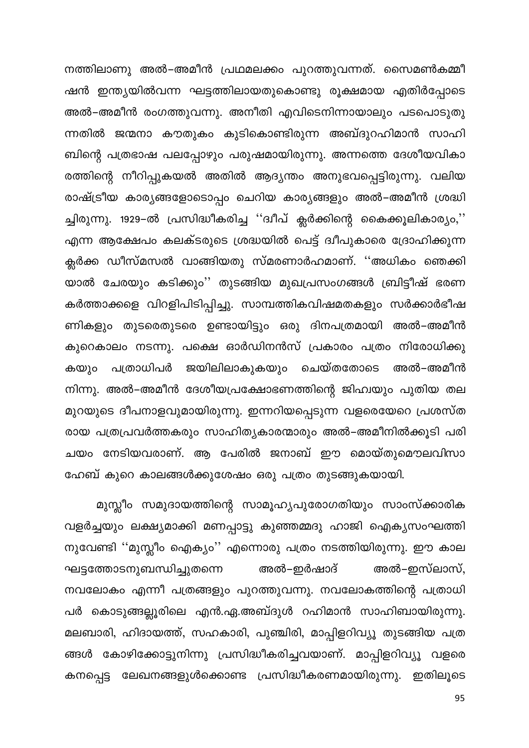നത്തിലാണു അൽ–അമീൻ പ്രഥമലക്കം പുറത്തുവന്നത്. സൈമൺകമ്മീഷൻ ഇന്ത്യയിൽവന്ന ഘട്ടത്തിലായതുകൊണ്ടു രൂക്ഷമായ എതിർപ്പോടെ അൽ–അമീൻ രംഗത്തുവന്നു. അനീതി എവിടെനിന്നായാലും പടപൊരുതുന്നതിൽ ജന്മനാ കൗതുകം കുടികൊണ്ടിരുന്ന അബ്ദുറഹിമാൻ സാഹിബിന്റെ പത്രഭാഷ പലപ്പോഴും പരുഷമായിരുന്നു. അന്നത്തെ ദേശീയവികാരത്തിന്റെ നീറിപ്പുകയൽ അതിൽ ആദ്യന്തം അനുഭവപ്പെട്ടിരുന്നു. വലിയ രാഷ്ട്രീയ കാര്യങ്ങളോടൊപ്പം ചെറിയ കാര്യങ്ങളും അൽ–അമീൻ ശ്രദ്ധിച്ചിരുന്നു. 1929–ൽ പ്രസിദ്ധീകരിച്ച ''ദ്വീപ് ക്ലർക്കിന്റെ കൈക്കൂലികാര്യം,'' എന്ന ആക്ഷേപം കലക്ടരുടെ ശ്രദ്ധയിൽ പെട്ട് ദ്വീപുകാരെ ദ്രോഹിക്കുന്ന ക്ലർക്ക ഡിസ്മസൽ വാങ്ങിയതു സ്മരണാർഹമാണ്. ''അധികം ഞെക്കിയാൽ ചേരയും കടിക്കും'' തുടങ്ങിയ മുഖപ്രസംഗങ്ങൾ ബ്രിട്ടീഷ് ഭരണകർത്താക്കളെ വിറളിപിടിപ്പിച്ചു. സാമ്പത്തികവിഷമതകളും സർക്കാർഭീഷണികളും തുടരെതുടരെ ഉണ്ടായിട്ടും ഒരു ദിനപത്രമായി അൽ–അമീൻ കുറെകാലം നടന്നു. പക്ഷെ ഓർഡിനൻസ് പ്രകാരം പത്രം നിരോധിക്കുകയും പത്രാധിപർ ജയിലിലാകുകയും ചെയ്തതോടെ അൽ–അമീൻ നിന്നു. അൽ–അമീൻ ദേശീയപ്രക്ഷോഭണത്തിന്റെ ജിഹ്വയും പുതിയ തലമുറയുടെ ദീപനാളവുമായിരുന്നു. ഇന്നറിയപ്പെടുന്ന വളരെയേറെ പ്രശസ്തരായ പത്രപ്രവർത്തകരും സാഹിത്യകാരന്മാരും അൽ–അമീനിൽക്കൂടി പരിചയം നേടിയവരാണ്. ആ പേരിൽ ജനാബ് ഈ മൊയ്തുമൌലവിസാഹേബ് കുറെ കാലങ്ങൾക്കുശേഷം ഒരു പത്രം തുടങ്ങുകയായി.

മുസ്ലീം സമുദായത്തിന്റെ സാമൂഹ്യപുരോഗതിയും സാംസ്ക്കാരിക വളർച്ചയും ലക്ഷ്യമാക്കി മണപ്പാട്ടു കുഞ്ഞമ്മദു ഹാജി ഐക്യസംഘത്തിനുവേണ്ടി ''മുസ്ലീം ഐക്യം'' എന്നൊരു പത്രം നടത്തിയിരുന്നു. ഈ കാലഘട്ടത്തോടനുബന്ധിച്ചുതന്നെ അൽ–ഇർഷാദ് അൽ–ഇസ്ലാസ്, നവലോകം എന്നീ പത്രങ്ങളും പുറത്തുവന്നു. നവലോകത്തിന്റെ പത്രാധിപർ കൊടുങ്ങല്ലൂരിലെ എൻ.ഏ.അബ്ദുൾ റഹിമാൻ സാഹിബായിരുന്നു. മലബാരി, ഹിദായത്ത്, സഹകാരി, പുഞ്ചിരി, മാപ്പിളറിവ്യൂ തുടങ്ങിയ പത്രങ്ങൾ കോഴിക്കോട്ടുനിന്നു പ്രസിദ്ധീകരിച്ചവയാണ്. മാപ്പിളറിവ്യൂ വളരെ കനപ്പെട്ട ലേഖനങ്ങളുൾക്കൊണ്ട പ്രസിദ്ധീകരണമായിരുന്നു. ഇതിലൂടെ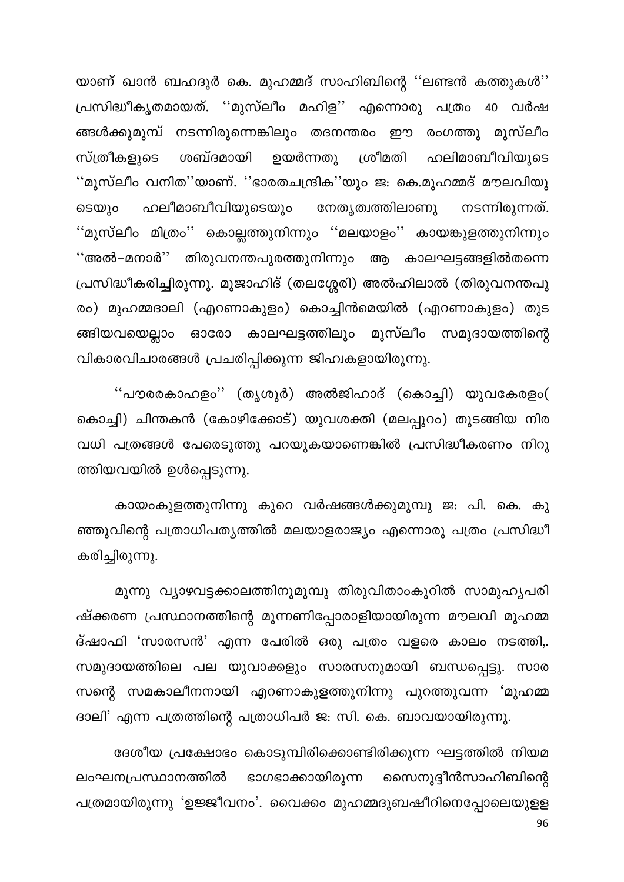യാണ് ഖാൻ ബഹദൂർ കെ. മുഹമ്മദ് സാഹിബിന്റെ ''ലണ്ടൻ കത്തുകൾ'' പ്രസിദ്ധീകൃതമായത്. ''മുസ്ലീം മഹിള'' എന്നൊരു പത്രം 40 വർഷങ്ങൾക്കുമുമ്പ് നടന്നിരുന്നെങ്കിലും തദനന്തരം ഈ രംഗത്തു മുസ്ലീം സ്ത്രീകളുടെ ശബ്ദമായി ഉയർന്നതു ശ്രീമതി ഹലിമാബീവിയുടെ ''മുസ്ലീം വനിത''യാണ്. ''ഭാരതചന്ദ്രിക''യും ജ: കെ.മുഹമ്മദ് മൗലവിയുടെയും ഹലീമാബീവിയുടെയും നേതൃത്വത്തിലാണു നടന്നിരുന്നത്. ''മുസ്ലീം മിത്രം'' കൊല്ലത്തുനിന്നും ''മലയാളം'' കായങ്കുളത്തുനിന്നും ''അൽ–മനാർ'' തിരുവനന്തപുരത്തുനിന്നും ആ കാലഘട്ടങ്ങളിൽതന്നെ പ്രസിദ്ധീകരിച്ചിരുന്നു. മുജാഹിദ് (തലശ്ശേരി) അൽഹിലാൽ (തിരുവനന്തപുരം) മുഹമ്മദാലി (എറണാകുളം) കൊച്ചിൻമെയിൽ (എറണാകുളം) തുടങ്ങിയവയെല്ലാം ഓരോ കാലഘട്ടത്തിലും മുസ്ലീം സമുദായത്തിന്റെ വികാരവിചാരങ്ങൾ പ്രചരിപ്പിക്കുന്ന ജിഹ്വകളായിരുന്നു.

''പൗരരകാഹളം'' (തൃശൂർ) അൽജിഹാദ് (കൊച്ചി) യുവകേരളം( കൊച്ചി) ചിന്തകൻ (കോഴിക്കോട്) യുവശക്തി (മലപ്പുറം) തുടങ്ങിയ നിരവധി പത്രങ്ങൾ പേരെടുത്തു പറയുകയാണെങ്കിൽ പ്രസിദ്ധീകരണം നിറുത്തിയവയിൽ ഉൾപ്പെടുന്നു.

കായംകുളത്തുനിന്നു കുറെ വർഷങ്ങൾക്കുമുമ്പു ജ: പി. കെ. കുഞ്ഞുവിന്റെ പത്രാധിപത്യത്തിൽ മലയാളരാജ്യം എന്നൊരു പത്രം പ്രസിദ്ധീകരിച്ചിരുന്നു.

മൂന്നു വ്യാഴവട്ടക്കാലത്തിനുമുമ്പു തിരുവിതാംകൂറിൽ സാമൂഹ്യപരിഷ്ക്കരണ പ്രസ്ഥാനത്തിന്റെ മുന്നണിപ്പോരാളിയായിരുന്ന മൗലവി മുഹമ്മദ്ഷാഫി 'സാരസൻ' എന്ന പേരിൽ ഒരു പത്രം വളരെ കാലം നടത്തി,. സമുദായത്തിലെ പല യുവാക്കളും സാരസനുമായി ബന്ധപ്പെട്ടു. സാരസന്റെ സമകാലീനനായി എറണാകുളത്തുനിന്നു പുറത്തുവന്ന 'മുഹമ്മദാലി' എന്ന പത്രത്തിന്റെ പത്രാധിപർ ജ: സി. കെ. ബാവയായിരുന്നു.

ദേശീയ പ്രക്ഷോഭം കൊടുമ്പിരിക്കൊണ്ടിരിക്കുന്ന ഘട്ടത്തിൽ നിയമലംഘനപ്രസ്ഥാനത്തിൽ ഭാഗഭാക്കായിരുന്ന സൈനുദ്ദീൻസാഹിബിന്റെ പത്രമായിരുന്നു 'ഉജ്ജീവനം'. വൈക്കം മുഹമ്മദുബഷീറിനെപ്പോലെയുള്ള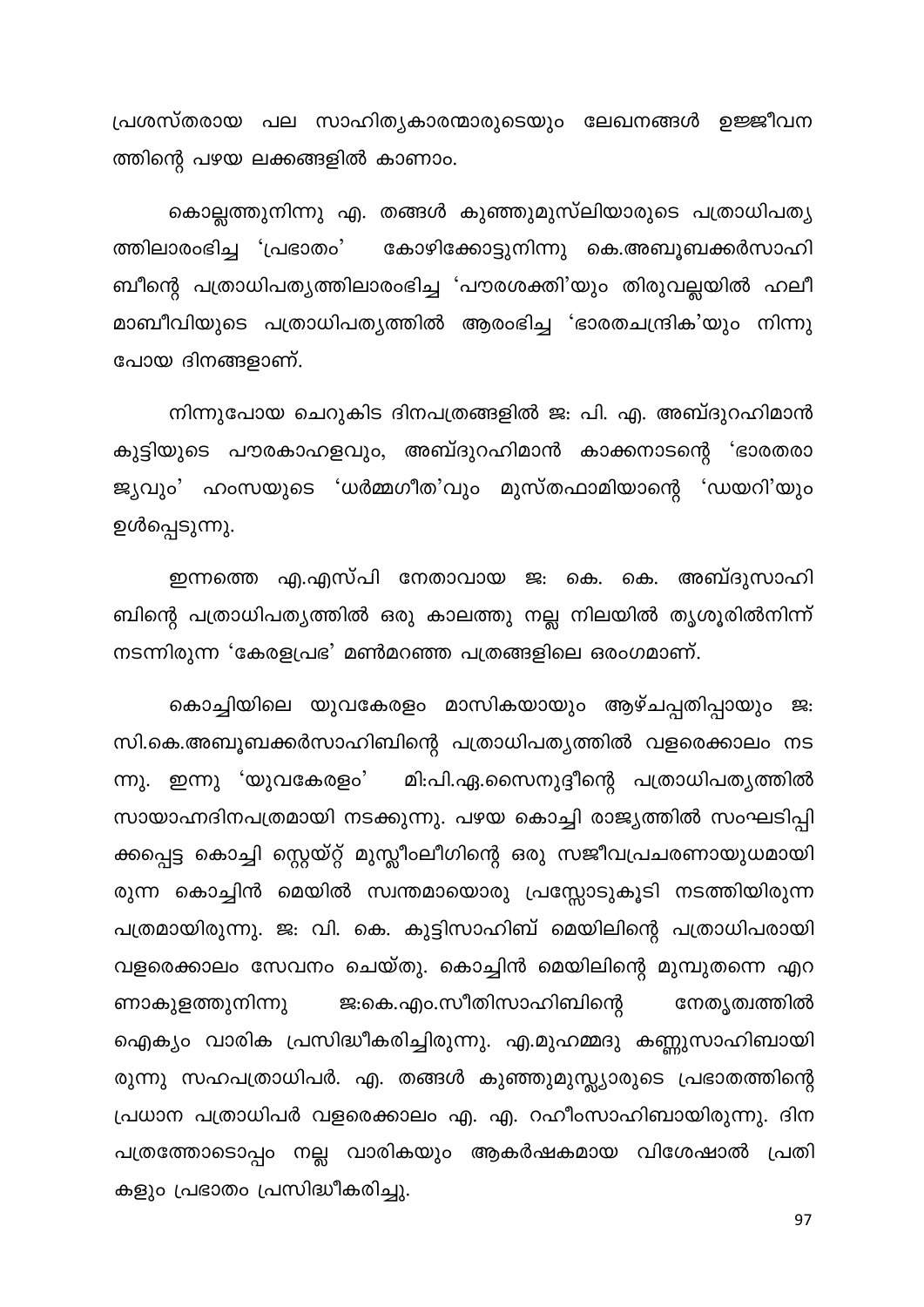പ്രശസ്തരായ പല സാഹിത്യകാരന്മാരുടെയും ലേഖനങ്ങൾ ഉജ്ജീവനത്തിന്റെ പഴയ ലക്കങ്ങളിൽ കാണാം.

കൊല്ലത്തുനിന്നു എ. തങ്ങൾ കുഞ്ഞുമുസ്‌ലിയാരുടെ പത്രാധിപത്യത്തിലാരംഭിച്ച 'പ്രഭാതം' കോഴിക്കോട്ടുനിന്നു കെ.അബൂബക്കർസാഹിബീന്റെ പത്രാധിപത്യത്തിലാരംഭിച്ച 'പൗരശക്തി'യും തിരുവല്ലയിൽ ഹലീമാബീവിയുടെ പത്രാധിപത്യത്തിൽ ആരംഭിച്ച 'ഭാരതചന്ദ്രിക'യും നിന്നുപോയ ദിനങ്ങളാണ്.

നിന്നുപോയ ചെറുകിട ദിനപത്രങ്ങളിൽ ജ: പി. എ. അബ്ദുറഹിമാൻ കുട്ടിയുടെ പൗരകാഹളവും, അബ്ദുറഹിമാൻ കാക്കനാടന്റെ 'ഭാരതരാജ്യവും' ഹംസയുടെ 'ധർമ്മഗീത'വും മുസ്തഫാമിയാന്റെ 'ഡയറി'യും ഉൾപ്പെടുന്നു.

ഇന്നത്തെ എ.എസ്പി നേതാവായ ജ: കെ. കെ. അബ്ദുസാഹിബിന്റെ പത്രാധിപത്യത്തിൽ ഒരു കാലത്തു നല്ല നിലയിൽ തൃശൂരിൽനിന്ന് നടന്നിരുന്ന 'കേരളപ്രഭ' മൺമറഞ്ഞ പത്രങ്ങളിലെ ഒരംഗമാണ്.

കൊച്ചിയിലെ യുവകേരളം മാസികയായും ആഴ്ചപ്പതിപ്പായും ജ: സി.കെ.അബൂബക്കർസാഹിബിന്റെ പത്രാധിപത്യത്തിൽ വളരെക്കാലം നടന്നു. ഇന്നു 'യുവകേരളം' മി:പി.എ.സൈനുദ്ദീന്റെ പത്രാധിപത്യത്തിൽ സായാഹ്നദിനപത്രമായി നടക്കുന്നു. പഴയ കൊച്ചി രാജ്യത്തിൽ സംഘടിപ്പിക്കപ്പെട്ട കൊച്ചി സ്റ്റെയ്റ്റ് മുസ്ലീംലീഗിന്റെ ഒരു സജീവപ്രചരണായുധമായിരുന്ന കൊച്ചിൻ മെയിൽ സ്വന്തമായൊരു പ്രസ്സോടുകൂടി നടത്തിയിരുന്ന പത്രമായിരുന്നു. ജ: വി. കെ. കുട്ടിസാഹിബ് മെയിലിന്റെ പത്രാധിപരായി വളരെക്കാലം സേവനം ചെയ്തു. കൊച്ചിൻ മെയിലിന്റെ മുമ്പുതന്നെ എറണാകുളത്തുനിന്നു ജ:കെ.എം.സീതിസാഹിബിന്റെ നേതൃത്വത്തിൽ ഐക്യം വാരിക പ്രസിദ്ധീകരിച്ചിരുന്നു. എ.മുഹമ്മദു കണ്ണുസാഹിബായിരുന്നു സഹപത്രാധിപർ. എ. തങ്ങൾ കുഞ്ഞുമുസ്ല്യാരുടെ പ്രഭാതത്തിന്റെ പ്രധാന പത്രാധിപർ വളരെക്കാലം എ. എ. റഹീംസാഹിബായിരുന്നു. ദിനപത്രത്തോടൊപ്പം നല്ല വാരികയും ആകർഷകമായ വിശേഷാൽ പ്രതികളും പ്രഭാതം പ്രസിദ്ധീകരിച്ചു.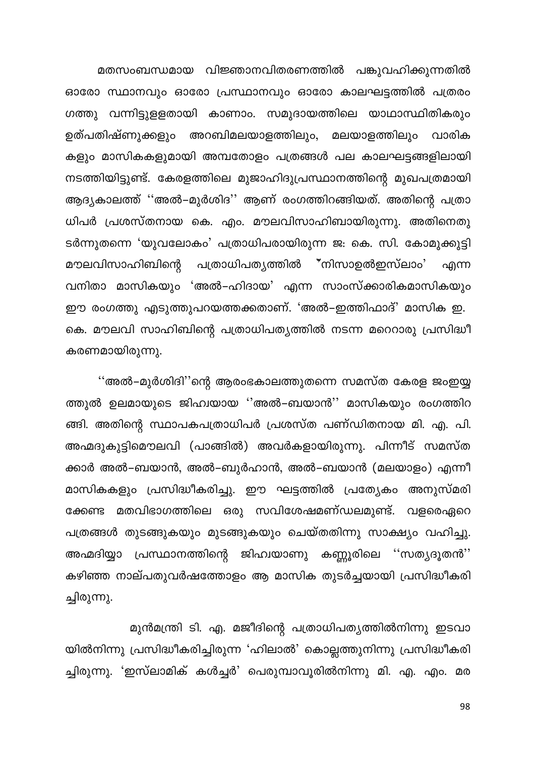മതസംബന്ധമായ വിജ്ഞാനവിതരണത്തിൽ പങ്കുവഹിക്കുന്നതിൽ ഓരോ സ്ഥാനവും ഓരോ പ്രസ്ഥാനവും ഓരോ കാലഘട്ടത്തിൽ പത്രരംഗത്തു വന്നിട്ടുളളതായി കാണാം. സമുദായത്തിലെ യാഥാസ്ഥിതികരും ഉത്പതിഷ്ണുക്കളും അറബിമലയാളത്തിലും, മലയാളത്തിലും വാരികകളും മാസികകളുമായി അമ്പതോളം പത്രങ്ങൾ പല കാലഘട്ടങ്ങളിലായി നടത്തിയിട്ടുണ്ട്. കേരളത്തിലെ മുജാഹിദുപ്രസ്ഥാനത്തിന്റെ മുഖപത്രമായി ആദ്യകാലത്ത് ''അൽ–മുർശിദ'' ആണ് രംഗത്തിറങ്ങിയത്. അതിന്റെ പത്രാധിപർ പ്രശസ്തനായ കെ. എം. മൗലവിസാഹിബായിരുന്നു. അതിനെതുടർന്നുതന്നെ 'യുവലോകം' പത്രാധിപരായിരുന്ന ജ: കെ. സി. കോമുക്കുട്ടി മൗലവിസാഹിബിന്റെ പത്രാധിപത്യത്തിൽ 'നിസാഉൽഇസ്‌ലാം' എന്ന വനിതാ മാസികയും 'അൽ–ഹിദായ' എന്ന സാംസ്ക്കാരികമാസികയും ഈ രംഗത്തു എടുത്തുപറയത്തക്കതാണ്. 'അൽ–ഇത്തിഫാദ്' മാസിക ഇ. കെ. മൗലവി സാഹിബിന്റെ പത്രാധിപത്യത്തിൽ നടന്ന മറ്റൊരു പ്രസിദ്ധീകരണമായിരുന്നു.

''അൽ–മുർശിദി''ന്റെ ആരംഭകാലത്തുതന്നെ സമസ്ത കേരള ജംഇയ്യത്തുൽ ഉലമായുടെ ജിഹ്വയായ ''അൽ–ബയാൻ'' മാസികയും രംഗത്തിറങ്ങി. അതിന്റെ സ്ഥാപകപത്രാധിപർ പ്രശസ്ത പണ്ഡിതനായ മി. എ. പി. അഹ്മദുകുട്ടിമൌലവി (പാങ്ങിൽ) അവർകളായിരുന്നു. പിന്നീട് സമസ്തക്കാർ അൽ–ബയാൻ, അൽ–ബുർഹാൻ, അൽ–ബയാൻ (മലയാളം) എന്നീ മാസികകളും പ്രസിദ്ധീകരിച്ചു. ഈ ഘട്ടത്തിൽ പ്രത്യേകം അനുസ്മരിക്കേണ്ട മതവിഭാഗത്തിലെ ഒരു സവിശേഷമണ്ഡലമുണ്ട്. വളരെഏറെ പത്രങ്ങൾ തുടങ്ങുകയും മുടങ്ങുകയും ചെയ്തതിന്നു സാക്ഷ്യം വഹിച്ചു. അഹ്മദിയ്യാ പ്രസ്ഥാനത്തിന്റെ ജിഹ്വയാണു കണ്ണൂരിലെ ''സത്യദൂതൻ'' കഴിഞ്ഞ നാല്പതുവർഷത്തോളം ആ മാസിക തുടർച്ചയായി പ്രസിദ്ധീകരിച്ചിരുന്നു.

മുൻമന്ത്രി ടി. എ. മജീദിന്റെ പത്രാധിപത്യത്തിൽനിന്നു ഇടവായിൽനിന്നു പ്രസിദ്ധീകരിച്ചിരുന്ന 'ഹിലാൽ' കൊല്ലത്തുനിന്നു പ്രസിദ്ധീകരിച്ചിരുന്നു. 'ഇസ്‌ലാമിക് കൾച്ചർ' പെരുമ്പാവൂരിൽനിന്നു മി. എ. എം. മര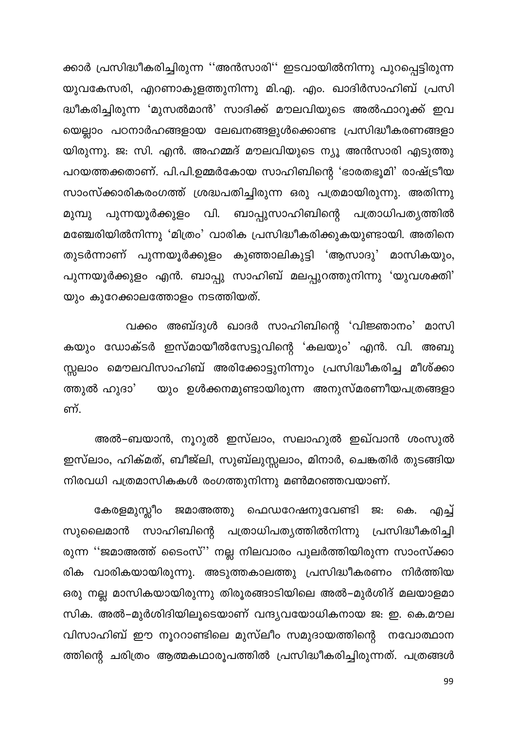ക്കാർ പ്രസിദ്ധീകരിച്ചിരുന്ന ''അൻസാരി'' ഇടവായിൽനിന്നു പുറപ്പെട്ടിരുന്ന യുവകേസരി, എറണാകുളത്തുനിന്നു മി.എ. എം. ഖാദിർസാഹിബ് പ്രസിദ്ധീകരിച്ചിരുന്ന 'മുസൽമാൻ' സാദിക്ക് മൗലവിയുടെ അൽഫാറൂക്ക് ഇവയെല്ലാം പഠനാർഹങ്ങളായ ലേഖനങ്ങളുൾക്കൊണ്ട പ്രസിദ്ധീകരണങ്ങളായിരുന്നു. ജ: സി. എൻ. അഹമ്മദ് മൗലവിയുടെ ന്യൂ അൻസാരി എടുത്തു പറയത്തക്കതാണ്. പി.പി.ഉമ്മർകോയ സാഹിബിന്റെ 'ഭാരതഭൂമി' രാഷ്ട്രീയ സാംസ്ക്കാരികരംഗത്ത് ശ്രദ്ധപതിച്ചിരുന്ന ഒരു പത്രമായിരുന്നു. അതിന്നു മുമ്പു പുന്നയൂർക്കുളം വി. ബാപ്പുസാഹിബിന്റെ പത്രാധിപത്യത്തിൽ മഞ്ചേരിയിൽനിന്നു 'മിത്രം' വാരിക പ്രസിദ്ധീകരിക്കുകയുണ്ടായി. അതിനെ തുടർന്നാണ് പുന്നയൂർക്കുളം കുഞ്ഞാലികുട്ടി 'ആസാദു' മാസികയും, പുന്നയൂർക്കുളം എൻ. ബാപ്പു സാഹിബ് മലപ്പുറത്തുനിന്നു 'യുവശക്തി' യും കുറേക്കാലത്തോളം നടത്തിയത്.

വക്കം അബ്ദുൾ ഖാദർ സാഹിബിന്റെ 'വിജ്ഞാനം' മാസികയും ഡോക്ടർ ഇസ്മായീൽസേട്ടുവിന്റെ 'കലയും' എൻ. വി. അബുസ്സലാം മൌലവിസാഹിബ് അരിക്കോട്ടുനിന്നും പ്രസിദ്ധീകരിച്ച മീശ്ക്കാത്തുൽ ഹുദാ' യും ഉൾക്കനമുണ്ടായിരുന്ന അനുസ്മരണീയപത്രങ്ങളാണ്.

അൽ–ബയാൻ, നൂറുൽ ഇസ്ലാം, സലാഹുൽ ഇഖ്വാൻ ശംസുൽ ഇസ്ലാം, ഹിക്മത്, ബീജ്ലി, സുബ്ലുസ്സലാം, മിനാർ, ചെങ്കതിർ തുടങ്ങിയ നിരവധി പത്രമാസികകൾ രംഗത്തുനിന്നു മൺമറഞ്ഞവയാണ്.

കേരളമുസ്ലീം ജമാഅത്തു ഫെഡറേഷനുവേണ്ടി ജ: കെ. എച്ച് സുലൈമാൻ സാഹിബിന്റെ പത്രാധിപത്യത്തിൽനിന്നു പ്രസിദ്ധീകരിച്ചിരുന്ന ''ജമാഅത്ത് ടൈംസ്'' നല്ല നിലവാരം പുലർത്തിയിരുന്ന സാംസ്ക്കാരിക വാരികയായിരുന്നു. അടുത്തകാലത്തു പ്രസിദ്ധീകരണം നിർത്തിയ ഒരു നല്ല മാസികയായിരുന്നു തിരൂരങ്ങാടിയിലെ അൽ–മുർശിദ് മലയാളമാസിക. അൽ–മുർശിദിയിലൂടെയാണ് വന്ദ്യവയോധികനായ ജ: ഇ. കെ.മൗലവിസാഹിബ് ഈ നൂററാണ്ടിലെ മുസ്ലീം സമുദായത്തിന്റെ നവോത്ഥാനത്തിന്റെ ചരിത്രം ആത്മകഥാരൂപത്തിൽ പ്രസിദ്ധീകരിച്ചിരുന്നത്. പത്രങ്ങൾ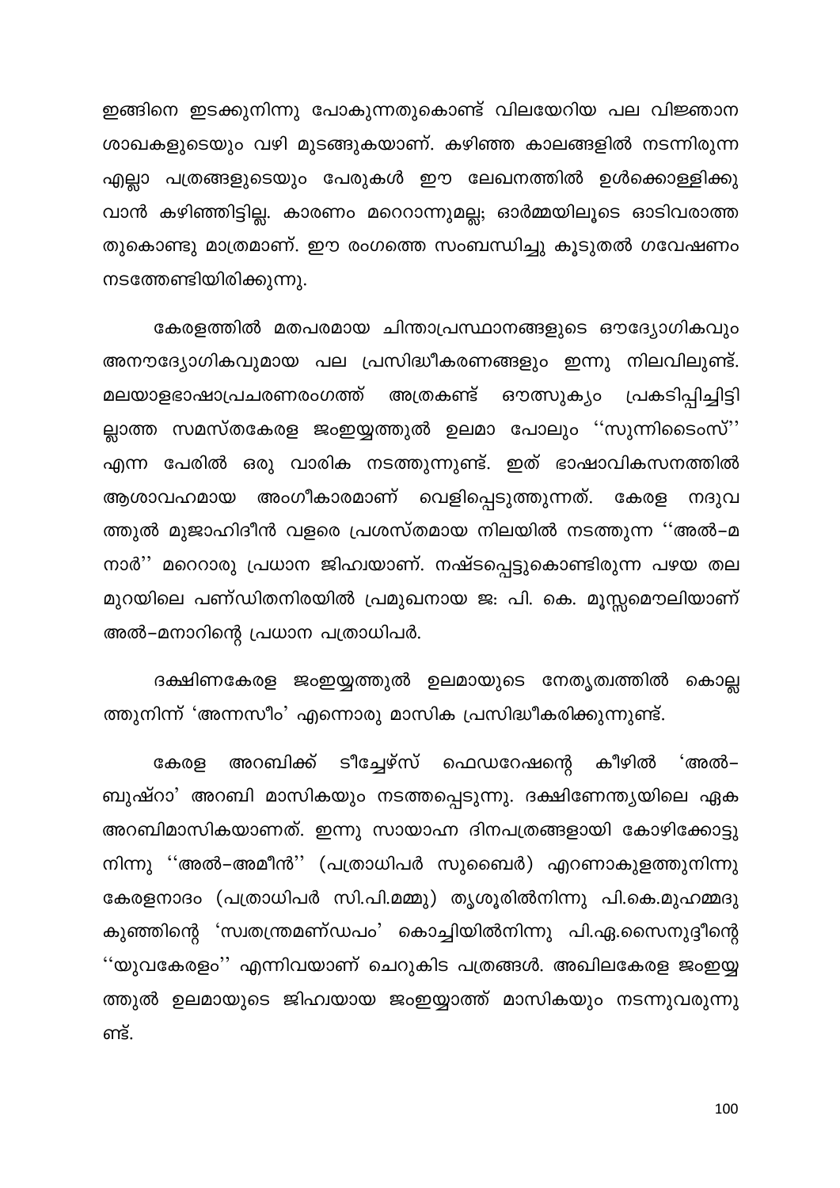ഇങ്ങിനെ ഇടക്കുനിന്നു പോകുന്നതുകൊണ്ട് വിലയേറിയ പല വിജ്ഞാന ശാഖകളുടെയും വഴി മുടങ്ങുകയാണ്. കഴിഞ്ഞ കാലങ്ങളിൽ നടന്നിരുന്ന എല്ലാ പത്രങ്ങളുടെയും പേരുകൾ ഈ ലേഖനത്തിൽ ഉൾക്കൊള്ളിക്കുവാൻ കഴിഞ്ഞിട്ടില്ല. കാരണം മറ്റൊന്നുമല്ല; ഓർമ്മയിലൂടെ ഓടിവരാത്തതുകൊണ്ടു മാത്രമാണ്. ഈ രംഗത്തെ സംബന്ധിച്ചു കൂടുതൽ ഗവേഷണം നടത്തേണ്ടിയിരിക്കുന്നു.

കേരളത്തിൽ മതപരമായ ചിന്താപ്രസ്ഥാനങ്ങളുടെ ഔദ്യോഗികവും അനൗദ്യോഗികവുമായ പല പ്രസിദ്ധീകരണങ്ങളും ഇന്നു നിലവിലുണ്ട്. മലയാളഭാഷാപ്രചരണരംഗത്ത് അത്രകണ്ട് ഔത്സുക്യം പ്രകടിപ്പിച്ചിട്ടില്ലാത്ത സമസ്തകേരള ജംഇയ്യത്തുൽ ഉലമാ പോലും ''സുന്നിടൈംസ്'' എന്ന പേരിൽ ഒരു വാരിക നടത്തുന്നുണ്ട്. ഇത് ഭാഷാവികസനത്തിൽ ആശാവഹമായ അംഗീകാരമാണ് വെളിപ്പെടുത്തുന്നത്. കേരള നദുവത്തുൽ മുജാഹിദീൻ വളരെ പ്രശസ്തമായ നിലയിൽ നടത്തുന്ന ''അൽ–മനാർ'' മറ്റൊരു പ്രധാന ജിഹ്വയാണ്. നഷ്ടപ്പെട്ടുകൊണ്ടിരുന്ന പഴയ തലമുറയിലെ പണ്ഡിതനിരയിൽ പ്രമുഖനായ ജ: പി. കെ. മൂസ്സമൌലിയാണ് അൽ–മനാറിന്റെ പ്രധാന പത്രാധിപർ.

ദക്ഷിണകേരള ജംഇയ്യത്തുൽ ഉലമായുടെ നേതൃത്വത്തിൽ കൊല്ലത്തുനിന്ന് 'അന്നസീം' എന്നൊരു മാസിക പ്രസിദ്ധീകരിക്കുന്നുണ്ട്.

കേരള അറബിക്ക് ടീച്ചേഴ്സ് ഫെഡറേഷന്റെ കീഴിൽ 'അൽ–ബുഷ്റാ' അറബി മാസികയും നടത്തപ്പെടുന്നു. ദക്ഷിണേന്ത്യയിലെ ഏക അറബിമാസികയാണത്. ഇന്നു സായാഹ്ന ദിനപത്രങ്ങളായി കോഴിക്കോട്ടുനിന്നു ''അൽ–അമീൻ'' (പത്രാധിപർ സുബൈർ) എറണാകുളത്തുനിന്നു കേരളനാദം (പത്രാധിപർ സി.പി.മമ്മു) തൃശൂരിൽനിന്നു പി.കെ.മുഹമ്മദു കുഞ്ഞിന്റെ 'സ്വതന്ത്രമണ്ഡപം' കൊച്ചിയിൽനിന്നു പി.ഏ.സൈനുദ്ദീന്റെ ''യുവകേരളം'' എന്നിവയാണ് ചെറുകിട പത്രങ്ങൾ. അഖിലകേരള ജംഇയ്യത്തുൽ ഉലമായുടെ ജിഹ്വയായ ജംഇയ്യാത്ത് മാസികയും നടന്നുവരുന്നുണ്ട്.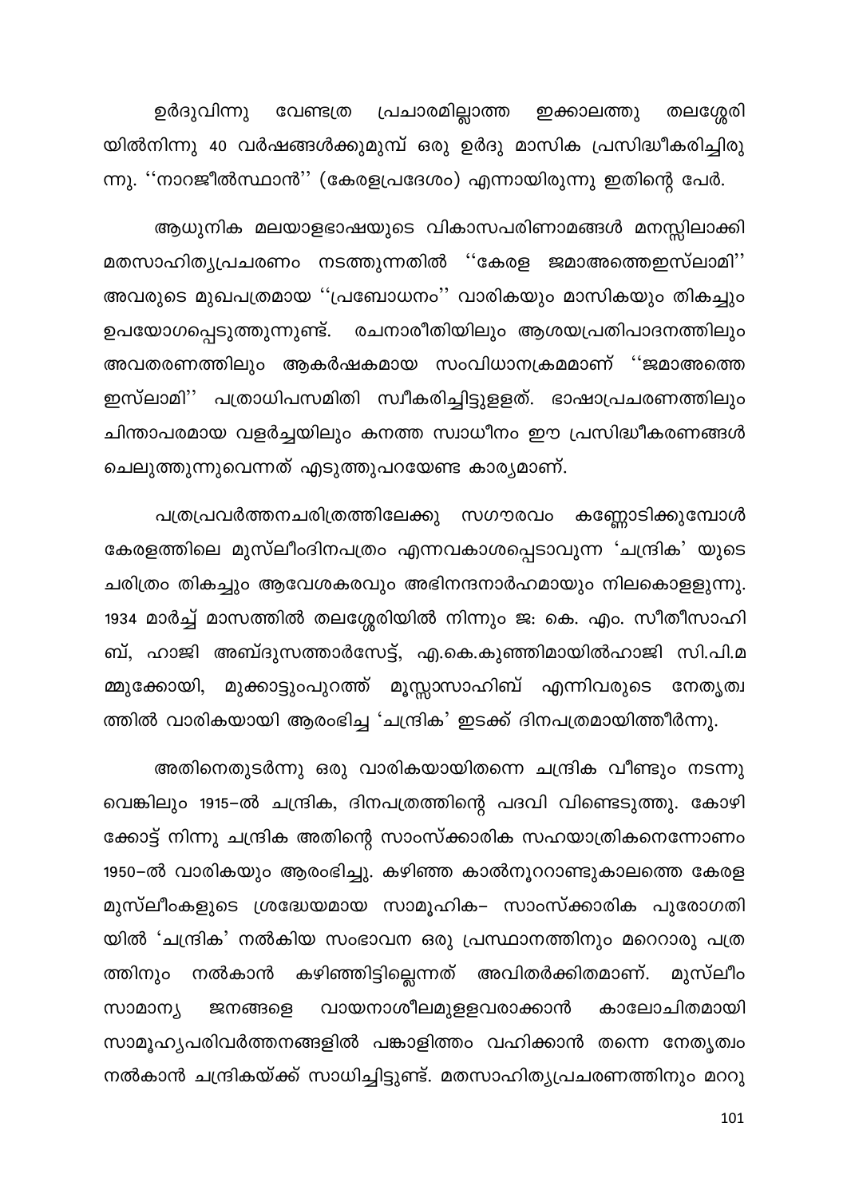ഉർദുവിന്നു വേണ്ടത്ര പ്രചാരമില്ലാത്ത ഇക്കാലത്തു തലശ്ശേരി യിൽനിന്നു 40 വർഷങ്ങൾക്കുമുമ്പ് ഒരു ഉർദു മാസിക പ്രസിദ്ധീകരിച്ചിരുന്നു. ''നാറജീൽസ്ഥാൻ'' (കേരളപ്രദേശം) എന്നായിരുന്നു ഇതിന്റെ പേർ.

ആധുനിക മലയാളഭാഷയുടെ വികാസപരിണാമങ്ങൾ മനസ്സിലാക്കി മതസാഹിത്യപ്രചരണം നടത്തുന്നതിൽ ''കേരള ജമാഅത്തെഇസ്ലാമി'' അവരുടെ മുഖപത്രമായ ''പ്രബോധനം'' വാരികയും മാസികയും തികച്ചും ഉപയോഗപ്പെടുത്തുന്നുണ്ട്. രചനാരീതിയിലും ആശയപ്രതിപാദനത്തിലും അവതരണത്തിലും ആകർഷകമായ സംവിധാനക്രമമാണ് ''ജമാഅത്തെ ഇസ്ലാമി'' പത്രാധിപസമിതി സ്വീകരിച്ചിട്ടുള്ളത്. ഭാഷാപ്രചരണത്തിലും ചിന്താപരമായ വളർച്ചയിലും കനത്ത സ്വാധീനം ഈ പ്രസിദ്ധീകരണങ്ങൾ ചെലുത്തുന്നുവെന്നത് എടുത്തുപറയേണ്ട കാര്യമാണ്.

പത്രപ്രവർത്തനചരിത്രത്തിലേക്കു സഗൗരവം കണ്ണോടിക്കുമ്പോൾ കേരളത്തിലെ മുസ്ലീംദിനപത്രം എന്നവകാശപ്പെടാവുന്ന 'ചന്ദ്രിക' യുടെ ചരിത്രം തികച്ചും ആവേശകരവും അഭിനന്ദനാർഹമായും നിലകൊള്ളുന്നു. 1934 മാർച്ച് മാസത്തിൽ തലശ്ശേരിയിൽ നിന്നും ജ: കെ. എം. സീതീസാഹിബ്, ഹാജി അബ്ദുസത്താർസേട്ട്, എ.കെ.കുഞ്ഞിമായിൽഹാജി സി.പി.മമ്മുക്കോയി, മുക്കാട്ടുംപുറത്ത് മൂസ്സാസാഹിബ് എന്നിവരുടെ നേതൃത്വത്തിൽ വാരികയായി ആരംഭിച്ച 'ചന്ദ്രിക' ഇടക്ക് ദിനപത്രമായിത്തീർന്നു.

അതിനെതുടർന്നു ഒരു വാരികയായിതന്നെ ചന്ദ്രിക വീണ്ടും നടന്നുവെങ്കിലും 1915–ൽ ചന്ദ്രിക, ദിനപത്രത്തിന്റെ പദവി വിണ്ടെടുത്തു. കോഴിക്കോട്ട് നിന്നു ചന്ദ്രിക അതിന്റെ സാംസ്ക്കാരിക സഹയാത്രികനെന്നോണം 1950–ൽ വാരികയും ആരംഭിച്ചു. കഴിഞ്ഞ കാൽനൂററാണ്ടുകാലത്തെ കേരള മുസ്ലീംകളുടെ ശ്രദ്ധേയമായ സാമൂഹിക– സാംസ്ക്കാരിക പുരോഗതിയിൽ 'ചന്ദ്രിക' നൽകിയ സംഭാവന ഒരു പ്രസ്ഥാനത്തിനും മറെറാരു പത്രത്തിനും നൽകാൻ കഴിഞ്ഞിട്ടില്ലെന്നത് അവിതർക്കിതമാണ്. മുസ്ലീം സാമാന്യ ജനങ്ങളെ വായനാശീലമുള്ളവരാക്കാൻ കാലോചിതമായി സാമൂഹ്യപരിവർത്തനങ്ങളിൽ പങ്കാളിത്തം വഹിക്കാൻ തന്നെ നേതൃത്വം നൽകാൻ ചന്ദ്രികയ്ക്ക് സാധിച്ചിട്ടുണ്ട്. മതസാഹിത്യപ്രചരണത്തിനും മററു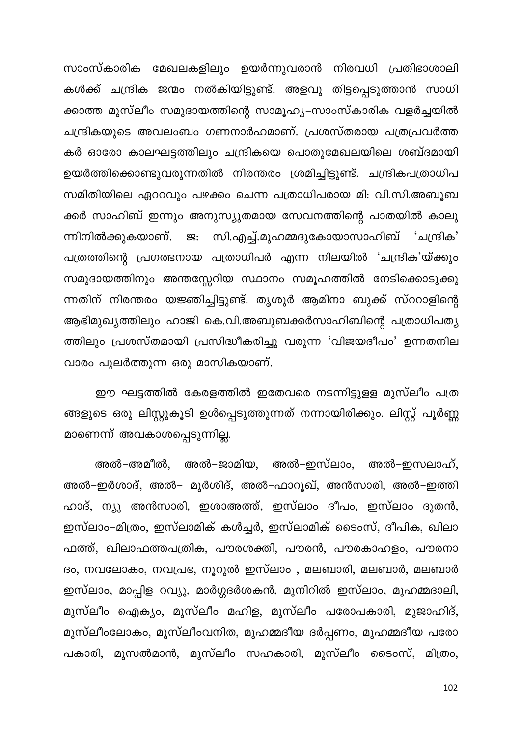സാംസ്കാരിക മേഖലകളിലും ഉയർന്നുവരാൻ നിരവധി പ്രതിഭാശാലികൾക്ക് ചന്ദ്രിക ജന്മം നൽകിയിട്ടുണ്ട്. അളവു തിട്ടപ്പെടുത്താൻ സാധിക്കാത്ത മുസ്ലീം സമുദായത്തിന്റെ സാമൂഹ്യ-സാംസ്കാരിക വളർച്ചയിൽ ചന്ദ്രികയുടെ അവലംബം ഗണനാർഹമാണ്. പ്രശസ്തരായ പത്രപ്രവർത്തകർ ഓരോ കാലഘട്ടത്തിലും ചന്ദ്രികയെ പൊതുമേഖലയിലെ ശബ്ദമായി ഉയർത്തിക്കൊണ്ടുവരുന്നതിൽ നിരന്തരം ശ്രമിച്ചിട്ടുണ്ട്. ചന്ദ്രികപത്രാധിപസമിതിയിലെ ഏററവും പഴക്കം ചെന്ന പത്രാധിപരായ മി: വി.സി.അബൂബക്കർ സാഹിബ് ഇന്നും അനുസ്യൂതമായ സേവനത്തിന്റെ പാതയിൽ കാലൂന്നിനിൽക്കുകയാണ്. ജ: സി.എച്ച്.മുഹമ്മദുകോയാസാഹിബ് 'ചന്ദ്രിക' പത്രത്തിന്റെ പ്രഗത്ഭനായ പത്രാധിപർ എന്ന നിലയിൽ 'ചന്ദ്രിക'യ്ക്കും സമുദായത്തിനും അന്തസ്സേറിയ സ്ഥാനം സമൂഹത്തിൽ നേടിക്കൊടുക്കുന്നതിന് നിരന്തരം യജ്ഞിച്ചിട്ടുണ്ട്. തൃശൂർ ആമിനാ ബുക്ക് സ്ററാളിന്റെ ആഭിമുഖ്യത്തിലും ഹാജി കെ.വി.അബൂബക്കർസാഹിബിന്റെ പത്രാധിപത്യത്തിലും പ്രശസ്തമായി പ്രസിദ്ധീകരിച്ചു വരുന്ന 'വിജയദീപം' ഉന്നതനിലവാരം പുലർത്തുന്ന ഒരു മാസികയാണ്.

ഈ ഘട്ടത്തിൽ കേരളത്തിൽ ഇതേവരെ നടന്നിട്ടുള്ള മുസ്ലീം പത്രങ്ങളുടെ ഒരു ലിസ്റ്റുകൂടി ഉൾപ്പെടുത്തുന്നത് നന്നായിരിക്കും. ലിസ്റ്റ് പൂർണ്ണമാണെന്ന് അവകാശപ്പെടുന്നില്ല.

അൽ-അമീൽ, അൽ-ജാമിയ, അൽ-ഇസ്ലാം, അൽ-ഇസലാഹ്, അൽ-ഇർശാദ്, അൽ- മുർശിദ്, അൽ-ഫാറൂഖ്, അൻസാരി, അൽ-ഇത്തിഹാദ്, ന്യൂ അൻസാരി, ഇശാഅത്ത്, ഇസ്ലാം ദീപം, ഇസ്ലാം ദൂതൻ, ഇസ്ലാം-മിത്രം, ഇസ്ലാമിക് കൾച്ചർ, ഇസ്ലാമിക് ടൈംസ്, ദീപിക, ഖിലാഫത്ത്, ഖിലാഫത്തപത്രിക, പൗരശക്തി, പൗരൻ, പൗരകാഹളം, പൗരനാദം, നവലോകം, നവപ്രഭ, നൂറുൽ ഇസ്ലാം , മലബാരി, മലബാർ, മലബാർ ഇസ്ലാം, മാപ്പിള റവ്യു, മാർഗ്ഗദർശകൻ, മുനിറിൽ ഇസ്ലാം, മുഹമ്മദാലി, മുസ്ലീം ഐക്യം, മുസ്ലീം മഹിള, മുസ്ലീം പരോപകാരി, മുജാഹിദ്, മുസ്ലീംലോകം, മുസ്ലീംവനിത, മുഹമ്മദീയ ദർപ്പണം, മുഹമ്മദീയ പരോപകാരി, മുസൽമാൻ, മുസ്ലീം സഹകാരി, മുസ്ലീം ടൈംസ്, മിത്രം,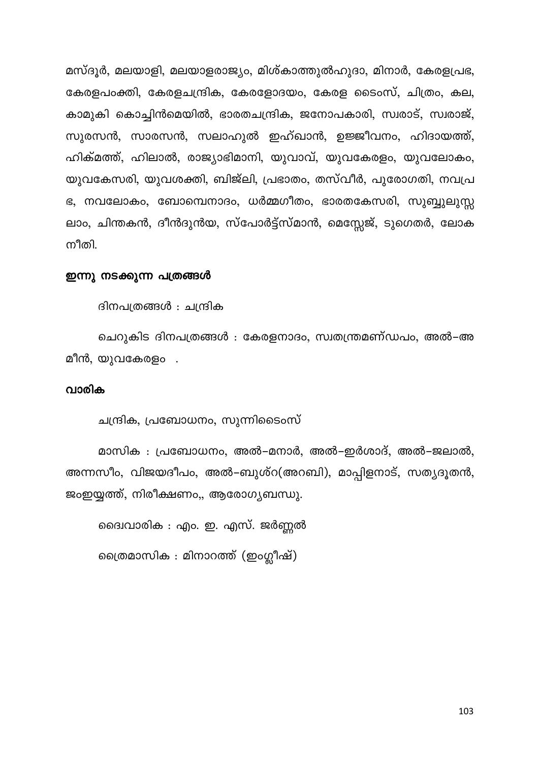മസ്ദൂർ, മലയാളി, മലയാളരാജ്യം, മിശ്കാത്തുൽഹുദാ, മിനാർ, കേരളപ്രഭ, കേരളപംക്തി, കേരളചന്ദ്രിക, കേരളോദയം, കേരള ടൈംസ്, ചിത്രം, കല, കാമുകി കൊച്ചിൻമെയിൽ, ഭാരതചന്ദ്രിക, ജനോപകാരി, സ്വരാട്, സ്വരാജ്, സുരസൻ, സാരസൻ, സലാഹുൽ ഇഹ്ഖാൻ, ഉജ്ജീവനം, ഹിദായത്ത്, ഹിക്മത്ത്, ഹിലാൽ, രാജ്യാഭിമാനി, യുവാവ്, യുവകേരളം, യുവലോകം, യുവകേസരി, യുവശക്തി, ബിജ്‌ലി, പ്രഭാതം, തസ്‌വീർ, പുരോഗതി, നവപ്രഭ, നവലോകം, ബോമ്പെനാദം, ധർമ്മഗീതം, ഭാരതകേസരി, സുബ്ബുലുസ്സലാം, ചിന്തകൻ, ദീൻദുൻയ, സ്പോർട്ട്സ്മാൻ, മെസ്സേജ്, ടുഗെതർ, ലോകനീതി.

### ഇന്നു നടക്കുന്ന പത്രങ്ങൾ

ദിനപത്രങ്ങൾ : ചന്ദ്രിക

ചെറുകിട ദിനപത്രങ്ങൾ : കേരളനാദം, സ്വതന്ത്രമണ്ഡപം, അൽ–അമീൻ, യുവകേരളം .

### വാരിക

ചന്ദ്രിക, പ്രബോധനം, സുന്നിടൈംസ്

മാസിക : പ്രബോധനം, അൽ–മനാർ, അൽ–ഇർശാദ്, അൽ–ജലാൽ, അന്നസീം, വിജയദീപം, അൽ–ബുശ്റ(അറബി), മാപ്പിളനാട്, സത്യദൂതൻ, ജംഇയ്യത്ത്, നിരീക്ഷണം,, ആരോഗ്യബന്ധു.

ദ്വൈവാരിക : എം. ഇ. എസ്. ജർണ്ണൽ

ത്രൈമാസിക : മിനാറത്ത് (ഇംഗ്ലീഷ്)